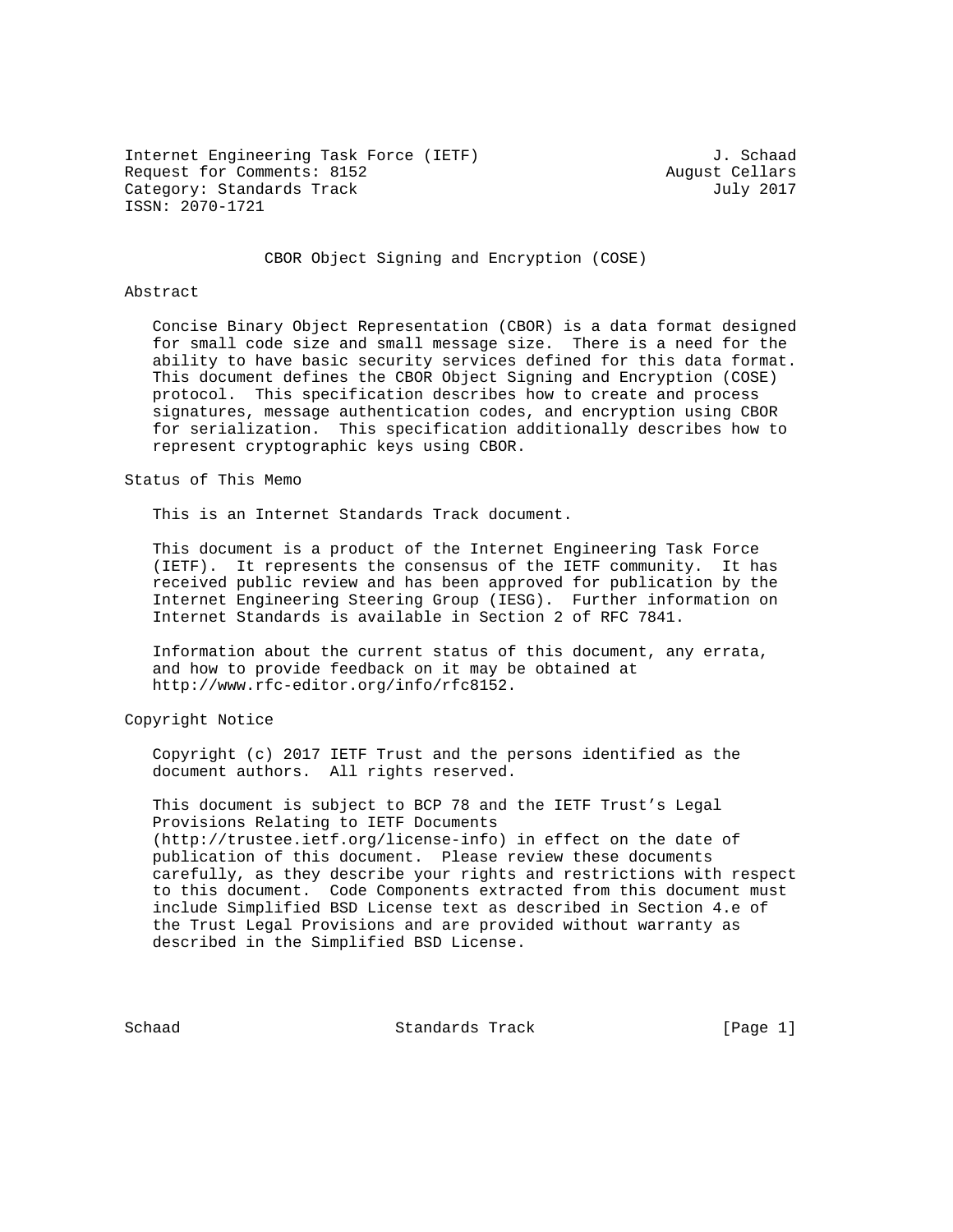Internet Engineering Task Force (IETF) J. Schaad
Request for Comments: 8152 August Cellars
Category: Standards Track July 2017
ISSN: 2070-1721

# CBOR Object Signing and Encryption (COSE)

## Abstract

Concise Binary Object Representation (CBOR) is a data format designed for small code size and small message size. There is a need for the ability to have basic security services defined for this data format. This document defines the CBOR Object Signing and Encryption (COSE) protocol. This specification describes how to create and process signatures, message authentication codes, and encryption using CBOR for serialization. This specification additionally describes how to represent cryptographic keys using CBOR.

## Status of This Memo

This is an Internet Standards Track document.

This document is a product of the Internet Engineering Task Force (IETF). It represents the consensus of the IETF community. It has received public review and has been approved for publication by the Internet Engineering Steering Group (IESG). Further information on Internet Standards is available in Section 2 of RFC 7841.

Information about the current status of this document, any errata, and how to provide feedback on it may be obtained at http://www.rfc-editor.org/info/rfc8152.

## Copyright Notice

Copyright (c) 2017 IETF Trust and the persons identified as the document authors. All rights reserved.

This document is subject to BCP 78 and the IETF Trust's Legal Provisions Relating to IETF Documents (http://trustee.ietf.org/license-info) in effect on the date of publication of this document. Please review these documents carefully, as they describe your rights and restrictions with respect to this document. Code Components extracted from this document must include Simplified BSD License text as described in Section 4.e of the Trust Legal Provisions and are provided without warranty as described in the Simplified BSD License.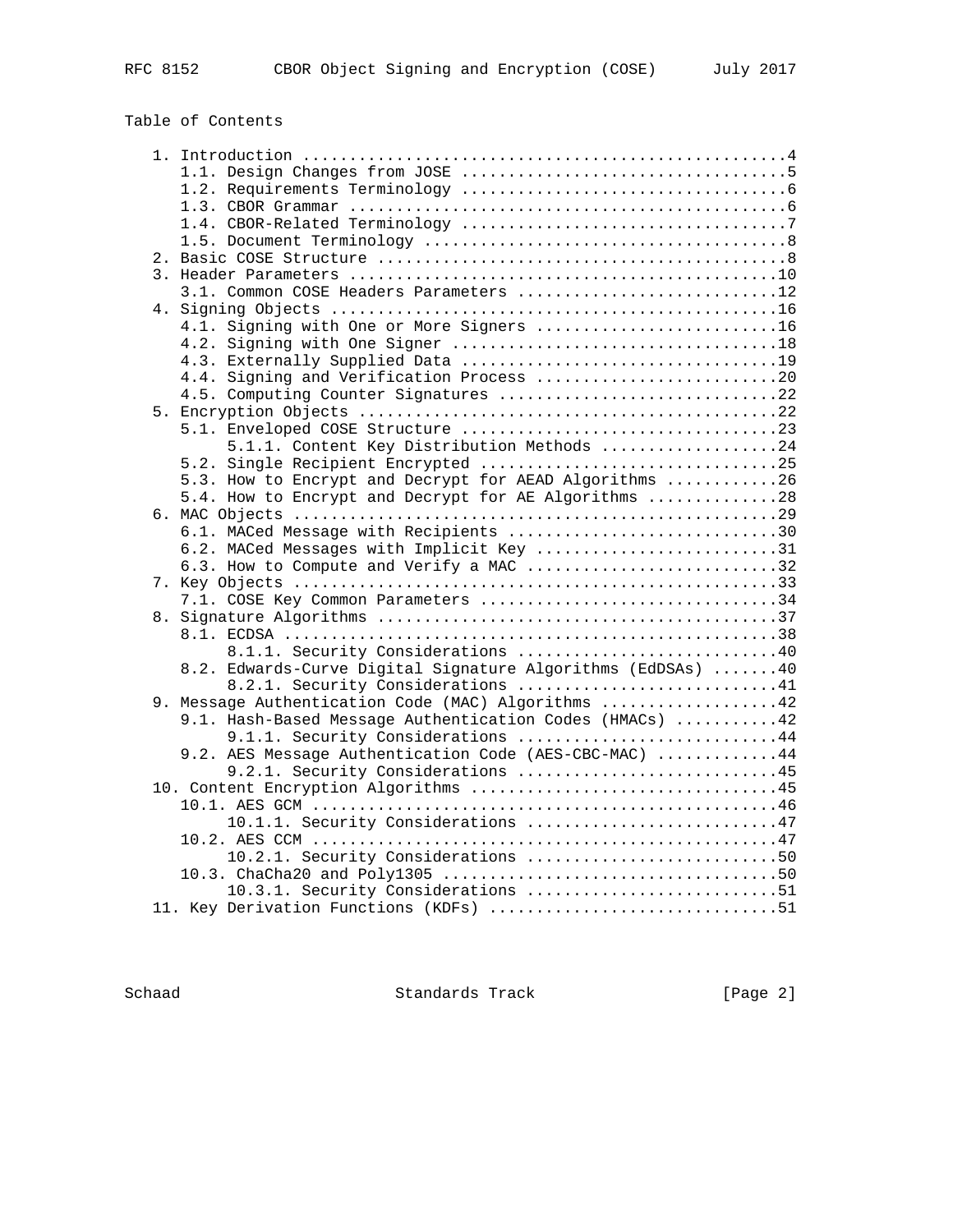Table of Contents

```
   1. Introduction ....................................................4
      1.1. Design Changes from JOSE ...................................5
      1.2. Requirements Terminology ...................................6
      1.3. CBOR Grammar ...............................................6
      1.4. CBOR-Related Terminology ...................................7
      1.5. Document Terminology .......................................8
   2. Basic COSE Structure ............................................8
   3. Header Parameters ..............................................10
      3.1. Common COSE Headers Parameters ............................12
   4. Signing Objects ................................................16
      4.1. Signing with One or More Signers ..........................16
      4.2. Signing with One Signer ...................................18
      4.3. Externally Supplied Data ..................................19
      4.4. Signing and Verification Process ..........................20
      4.5. Computing Counter Signatures ..............................22
   5. Encryption Objects .............................................22
      5.1. Enveloped COSE Structure ..................................23
           5.1.1. Content Key Distribution Methods ...................24
      5.2. Single Recipient Encrypted ................................25
      5.3. How to Encrypt and Decrypt for AEAD Algorithms ............26
      5.4. How to Encrypt and Decrypt for AE Algorithms ..............28
   6. MAC Objects ....................................................29
      6.1. MACed Message with Recipients .............................30
      6.2. MACed Messages with Implicit Key ..........................31
      6.3. How to Compute and Verify a MAC ...........................32
   7. Key Objects ....................................................33
      7.1. COSE Key Common Parameters ................................34
   8. Signature Algorithms ...........................................37
      8.1. ECDSA .....................................................38
           8.1.1. Security Considerations ............................40
      8.2. Edwards-Curve Digital Signature Algorithms (EdDSAs) .......40
           8.2.1. Security Considerations ............................41
   9. Message Authentication Code (MAC) Algorithms ...................42
      9.1. Hash-Based Message Authentication Codes (HMACs) ...........42
           9.1.1. Security Considerations ............................44
      9.2. AES Message Authentication Code (AES-CBC-MAC) .............44
           9.2.1. Security Considerations ............................45
   10. Content Encryption Algorithms .................................45
      10.1. AES GCM ..................................................46
           10.1.1. Security Considerations ...........................47
      10.2. AES CCM ..................................................47
           10.2.1. Security Considerations ...........................50
      10.3. ChaCha20 and Poly1305 ....................................50
           10.3.1. Security Considerations ...........................51
   11. Key Derivation Functions (KDFs) ...............................51
```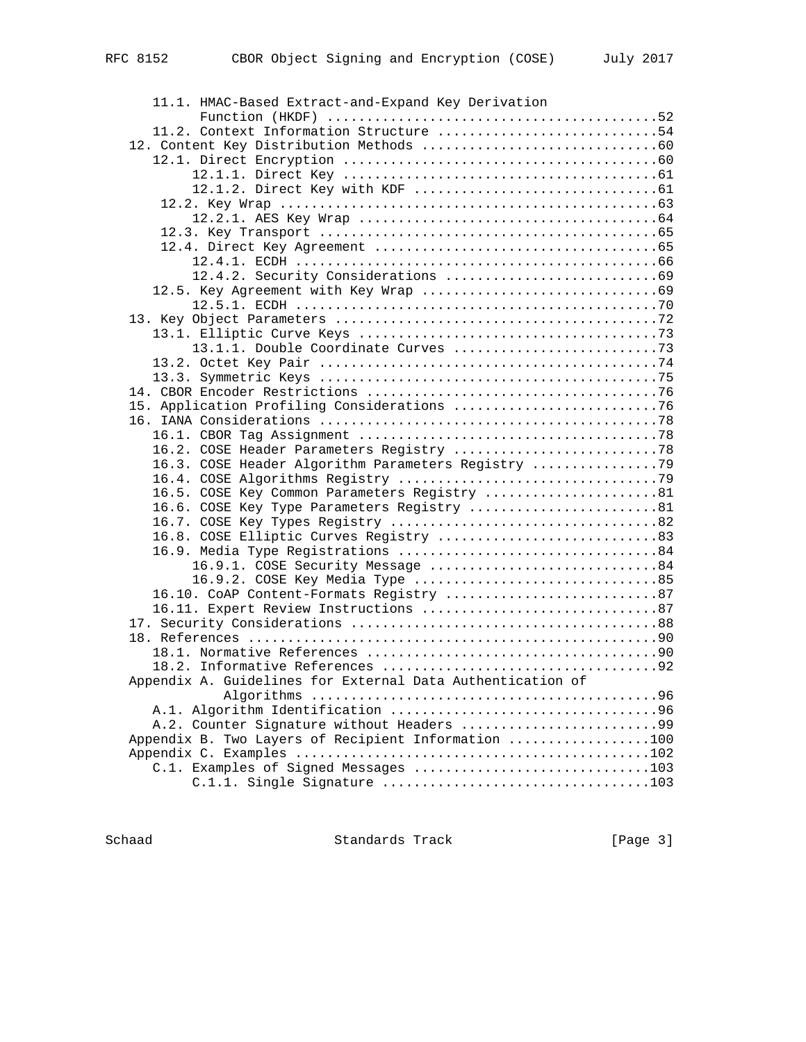```
      11.1. HMAC-Based Extract-and-Expand Key Derivation
            Function (HKDF) ..........................................52
      11.2. Context Information Structure ............................54
   12. Content Key Distribution Methods ..............................60
      12.1. Direct Encryption ........................................60
           12.1.1. Direct Key ........................................61
           12.1.2. Direct Key with KDF ...............................61
       12.2. Key Wrap ................................................63
           12.2.1. AES Key Wrap ......................................64
       12.3. Key Transport ...........................................65
       12.4. Direct Key Agreement ....................................65
           12.4.1. ECDH ..............................................66
           12.4.2. Security Considerations ...........................69
      12.5. Key Agreement with Key Wrap ..............................69
           12.5.1. ECDH ..............................................70
   13. Key Object Parameters .........................................72
      13.1. Elliptic Curve Keys ......................................73
           13.1.1. Double Coordinate Curves ..........................73
      13.2. Octet Key Pair ...........................................74
      13.3. Symmetric Keys ...........................................75
   14. CBOR Encoder Restrictions .....................................76
   15. Application Profiling Considerations ..........................76
   16. IANA Considerations ...........................................78
      16.1. CBOR Tag Assignment ......................................78
      16.2. COSE Header Parameters Registry ..........................78
      16.3. COSE Header Algorithm Parameters Registry ................79
      16.4. COSE Algorithms Registry .................................79
      16.5. COSE Key Common Parameters Registry ......................81
      16.6. COSE Key Type Parameters Registry ........................81
      16.7. COSE Key Types Registry ..................................82
      16.8. COSE Elliptic Curves Registry ............................83
      16.9. Media Type Registrations .................................84
           16.9.1. COSE Security Message .............................84
           16.9.2. COSE Key Media Type ...............................85
      16.10. CoAP Content-Formats Registry ...........................87
      16.11. Expert Review Instructions ..............................87
   17. Security Considerations .......................................88
   18. References ....................................................90
      18.1. Normative References .....................................90
      18.2. Informative References ...................................92
   Appendix A. Guidelines for External Data Authentication of
               Algorithms ............................................96
      A.1. Algorithm Identification ..................................96
      A.2. Counter Signature without Headers .........................99
   Appendix B. Two Layers of Recipient Information ..................100
   Appendix C. Examples .............................................102
      C.1. Examples of Signed Messages ..............................103
           C.1.1. Single Signature ..................................103
```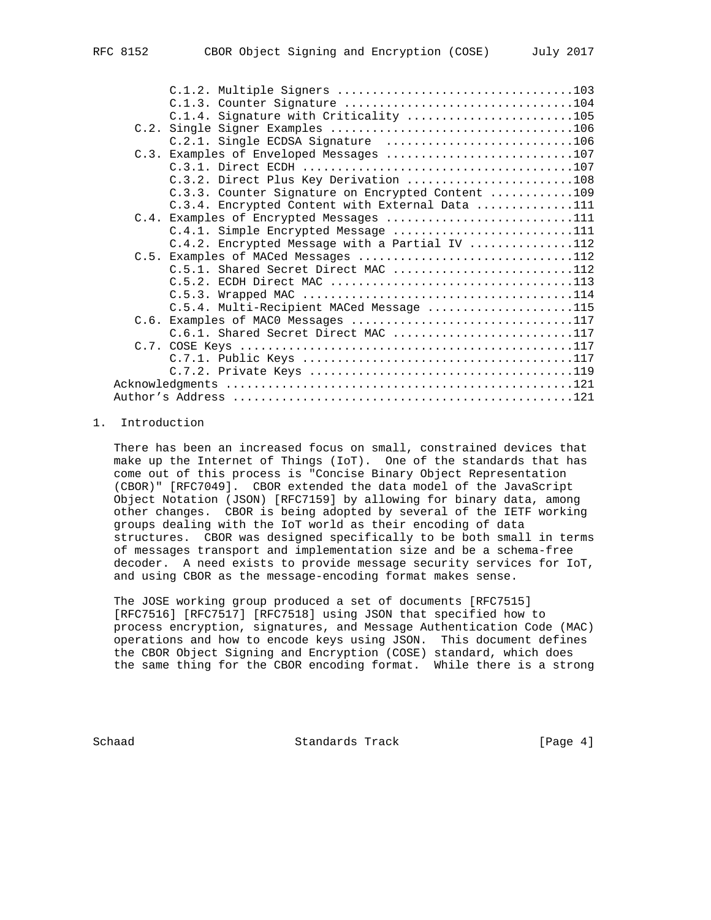C.1.2. Multiple Signers .................................103
C.1.3. Counter Signature ................................104
C.1.4. Signature with Criticality .......................105
C.2. Single Signer Examples ..................................106
C.2.1. Single ECDSA Signature ..........................106
C.3. Examples of Enveloped Messages ..........................107
C.3.1. Direct ECDH ......................................107
C.3.2. Direct Plus Key Derivation .......................108
C.3.3. Counter Signature on Encrypted Content ...........109
C.3.4. Encrypted Content with External Data .............111
C.4. Examples of Encrypted Messages ..........................111
C.4.1. Simple Encrypted Message .........................111
C.4.2. Encrypted Message with a Partial IV ..............112
C.5. Examples of MACed Messages ..............................112
C.5.1. Shared Secret Direct MAC .........................112
C.5.2. ECDH Direct MAC ..................................113
C.5.3. Wrapped MAC ......................................114
C.5.4. Multi-Recipient MACed Message ....................115
C.6. Examples of MAC0 Messages ...............................117
C.6.1. Shared Secret Direct MAC .........................117
C.7. COSE Keys ...............................................117
C.7.1. Public Keys ......................................117
C.7.2. Private Keys .....................................119
Acknowledgments ................................................121
Author's Address ...............................................121

# 1. Introduction

There has been an increased focus on small, constrained devices that make up the Internet of Things (IoT). One of the standards that has come out of this process is "Concise Binary Object Representation (CBOR)" [RFC7049]. CBOR extended the data model of the JavaScript Object Notation (JSON) [RFC7159] by allowing for binary data, among other changes. CBOR is being adopted by several of the IETF working groups dealing with the IoT world as their encoding of data structures. CBOR was designed specifically to be both small in terms of messages transport and implementation size and be a schema-free decoder. A need exists to provide message security services for IoT, and using CBOR as the message-encoding format makes sense.

The JOSE working group produced a set of documents [RFC7515] [RFC7516] [RFC7517] [RFC7518] using JSON that specified how to process encryption, signatures, and Message Authentication Code (MAC) operations and how to encode keys using JSON. This document defines the CBOR Object Signing and Encryption (COSE) standard, which does the same thing for the CBOR encoding format. While there is a strong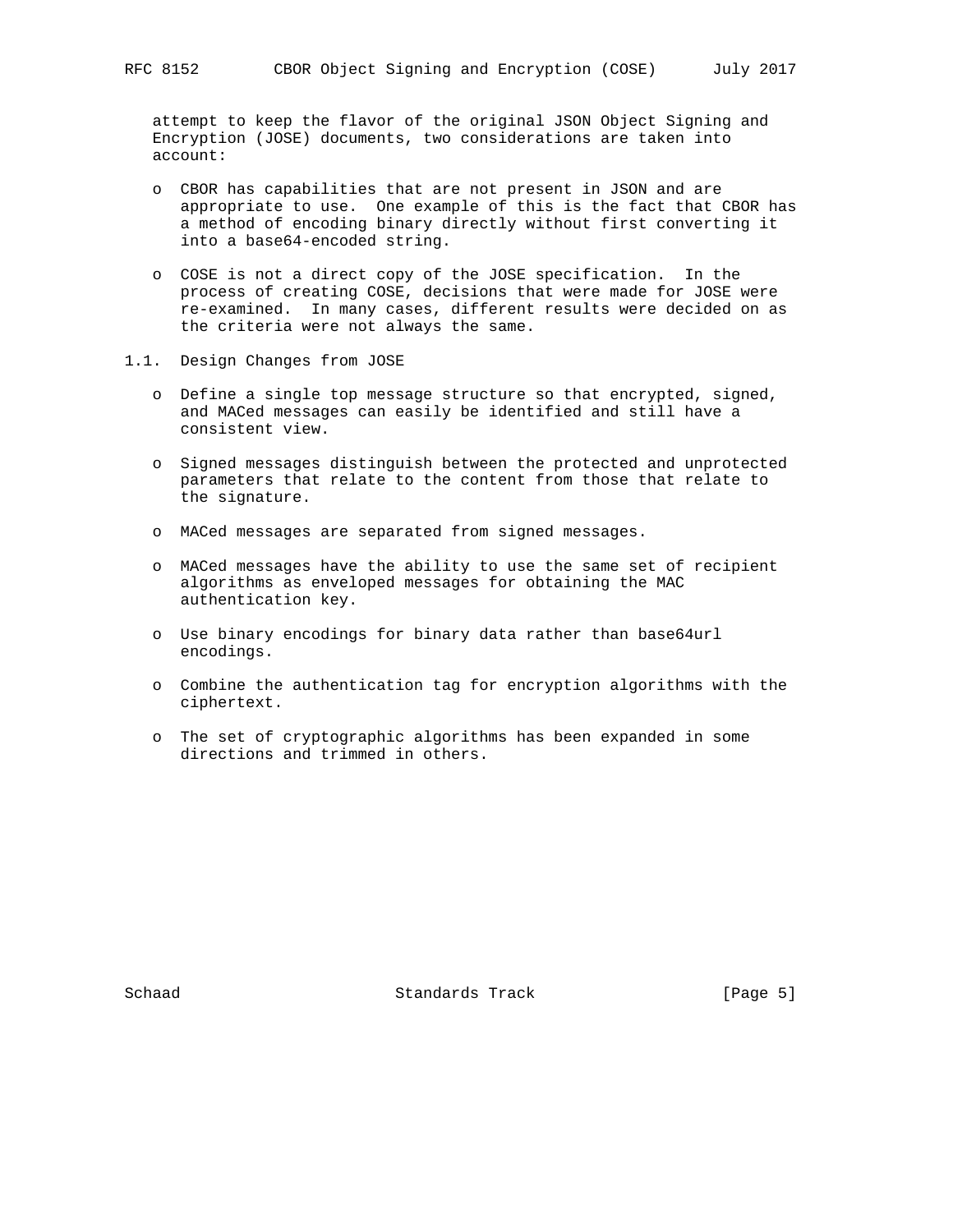attempt to keep the flavor of the original JSON Object Signing and Encryption (JOSE) documents, two considerations are taken into account:

- CBOR has capabilities that are not present in JSON and are appropriate to use. One example of this is the fact that CBOR has a method of encoding binary directly without first converting it into a base64-encoded string.
- COSE is not a direct copy of the JOSE specification. In the process of creating COSE, decisions that were made for JOSE were re-examined. In many cases, different results were decided on as the criteria were not always the same.

## 1.1. Design Changes from JOSE

- Define a single top message structure so that encrypted, signed, and MACed messages can easily be identified and still have a consistent view.
- Signed messages distinguish between the protected and unprotected parameters that relate to the content from those that relate to the signature.
- MACed messages are separated from signed messages.
- MACed messages have the ability to use the same set of recipient algorithms as enveloped messages for obtaining the MAC authentication key.
- Use binary encodings for binary data rather than base64url encodings.
- Combine the authentication tag for encryption algorithms with the ciphertext.
- The set of cryptographic algorithms has been expanded in some directions and trimmed in others.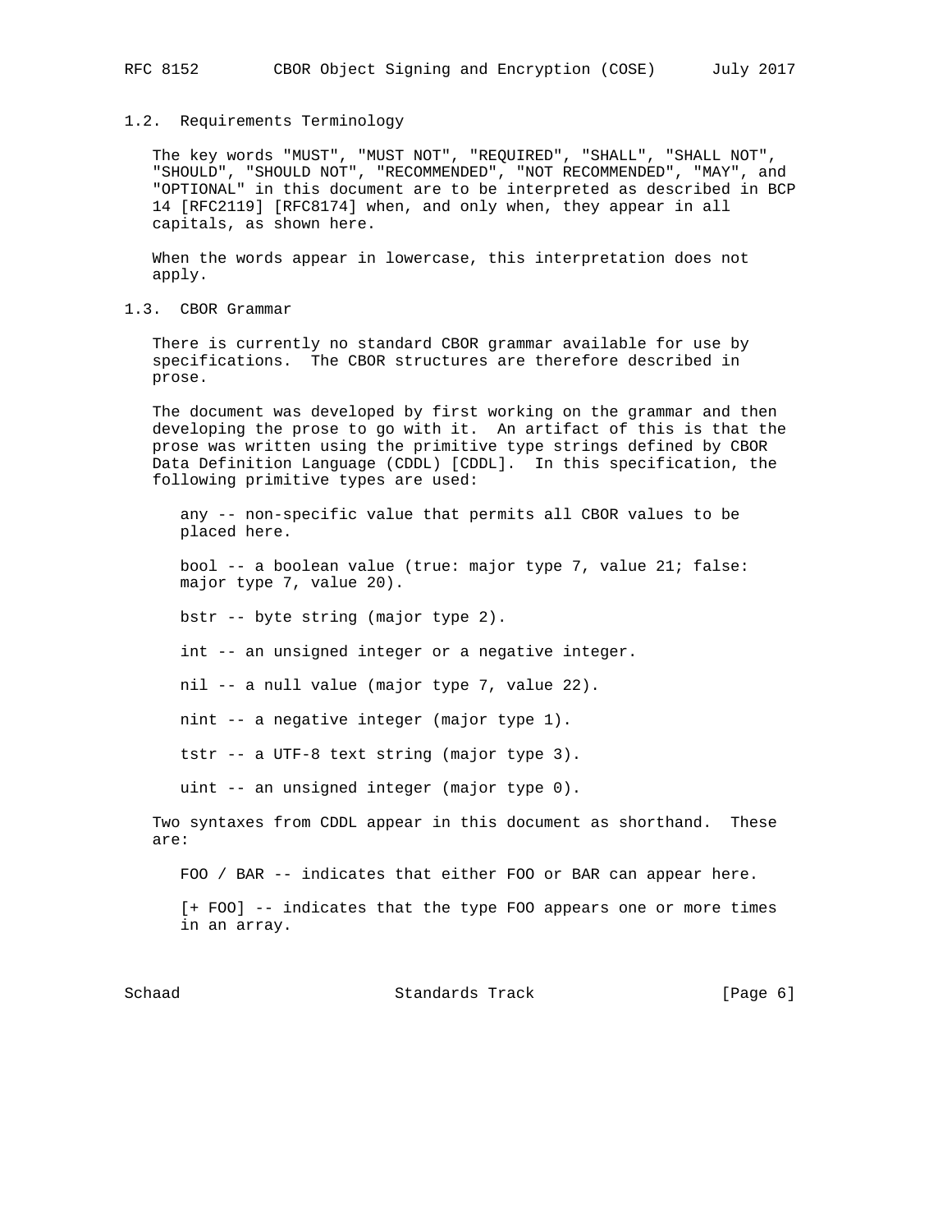### 1.2. Requirements Terminology

The key words "MUST", "MUST NOT", "REQUIRED", "SHALL", "SHALL NOT", "SHOULD", "SHOULD NOT", "RECOMMENDED", "NOT RECOMMENDED", "MAY", and "OPTIONAL" in this document are to be interpreted as described in BCP 14 [RFC2119] [RFC8174] when, and only when, they appear in all capitals, as shown here.

When the words appear in lowercase, this interpretation does not apply.

### 1.3. CBOR Grammar

There is currently no standard CBOR grammar available for use by specifications. The CBOR structures are therefore described in prose.

The document was developed by first working on the grammar and then developing the prose to go with it. An artifact of this is that the prose was written using the primitive type strings defined by CBOR Data Definition Language (CDDL) [CDDL]. In this specification, the following primitive types are used:

any -- non-specific value that permits all CBOR values to be placed here.

bool -- a boolean value (true: major type 7, value 21; false: major type 7, value 20).

bstr -- byte string (major type 2).

int -- an unsigned integer or a negative integer.

nil -- a null value (major type 7, value 22).

nint -- a negative integer (major type 1).

tstr -- a UTF-8 text string (major type 3).

uint -- an unsigned integer (major type 0).

Two syntaxes from CDDL appear in this document as shorthand. These are:

FOO / BAR -- indicates that either FOO or BAR can appear here.

[+ FOO] -- indicates that the type FOO appears one or more times in an array.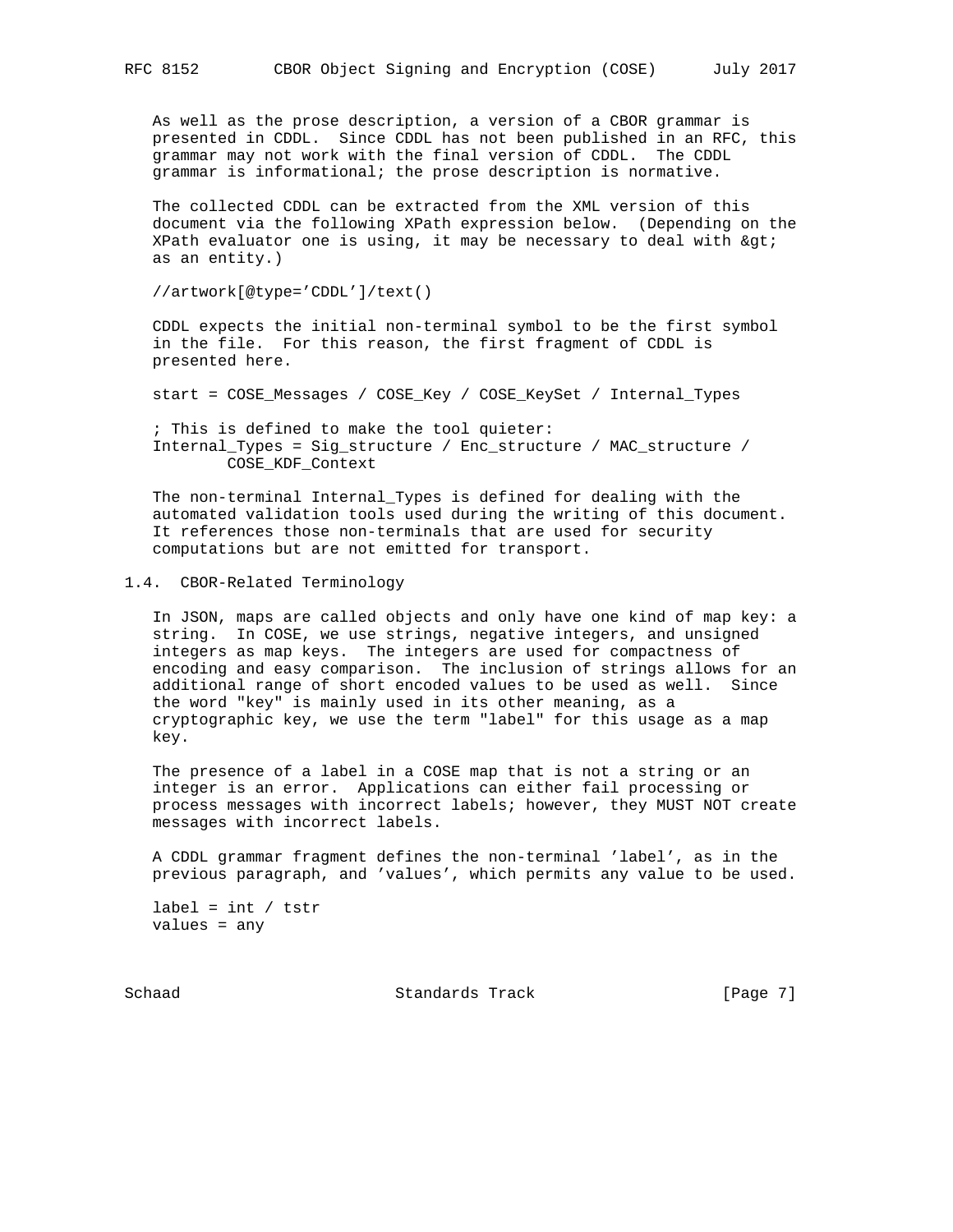As well as the prose description, a version of a CBOR grammar is presented in CDDL. Since CDDL has not been published in an RFC, this grammar may not work with the final version of CDDL. The CDDL grammar is informational; the prose description is normative.

The collected CDDL can be extracted from the XML version of this document via the following XPath expression below. (Depending on the XPath evaluator one is using, it may be necessary to deal with &gt; as an entity.)

```
//artwork[@type='CDDL']/text()
```

CDDL expects the initial non-terminal symbol to be the first symbol in the file. For this reason, the first fragment of CDDL is presented here.

```
start = COSE_Messages / COSE_Key / COSE_KeySet / Internal_Types

; This is defined to make the tool quieter:
Internal_Types = Sig_structure / Enc_structure / MAC_structure /
        COSE_KDF_Context
```

The non-terminal Internal_Types is defined for dealing with the automated validation tools used during the writing of this document. It references those non-terminals that are used for security computations but are not emitted for transport.

## 1.4. CBOR-Related Terminology

In JSON, maps are called objects and only have one kind of map key: a string. In COSE, we use strings, negative integers, and unsigned integers as map keys. The integers are used for compactness of encoding and easy comparison. The inclusion of strings allows for an additional range of short encoded values to be used as well. Since the word "key" is mainly used in its other meaning, as a cryptographic key, we use the term "label" for this usage as a map key.

The presence of a label in a COSE map that is not a string or an integer is an error. Applications can either fail processing or process messages with incorrect labels; however, they MUST NOT create messages with incorrect labels.

A CDDL grammar fragment defines the non-terminal 'label', as in the previous paragraph, and 'values', which permits any value to be used.

```
label = int / tstr
values = any
```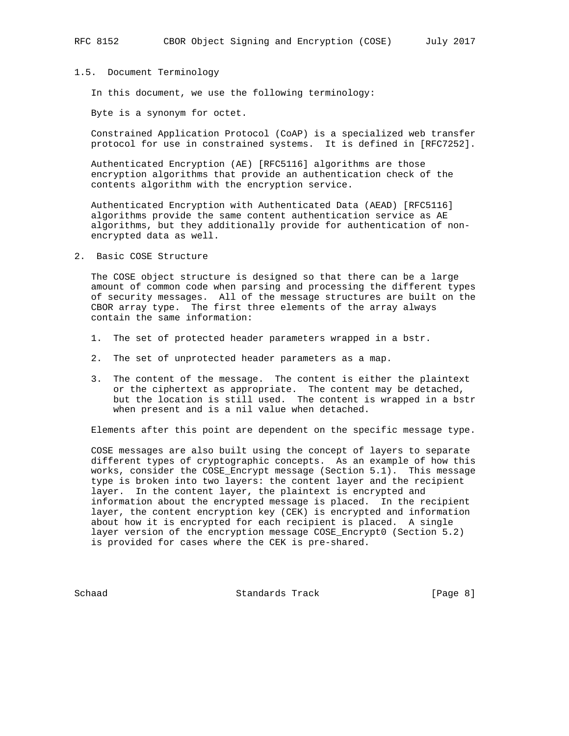### 1.5. Document Terminology

In this document, we use the following terminology:

Byte is a synonym for octet.

Constrained Application Protocol (CoAP) is a specialized web transfer protocol for use in constrained systems. It is defined in [RFC7252].

Authenticated Encryption (AE) [RFC5116] algorithms are those encryption algorithms that provide an authentication check of the contents algorithm with the encryption service.

Authenticated Encryption with Authenticated Data (AEAD) [RFC5116] algorithms provide the same content authentication service as AE algorithms, but they additionally provide for authentication of non-encrypted data as well.

## 2. Basic COSE Structure

The COSE object structure is designed so that there can be a large amount of common code when parsing and processing the different types of security messages. All of the message structures are built on the CBOR array type. The first three elements of the array always contain the same information:

1. The set of protected header parameters wrapped in a bstr.

2. The set of unprotected header parameters as a map.

3. The content of the message. The content is either the plaintext or the ciphertext as appropriate. The content may be detached, but the location is still used. The content is wrapped in a bstr when present and is a nil value when detached.

Elements after this point are dependent on the specific message type.

COSE messages are also built using the concept of layers to separate different types of cryptographic concepts. As an example of how this works, consider the COSE_Encrypt message (Section 5.1). This message type is broken into two layers: the content layer and the recipient layer. In the content layer, the plaintext is encrypted and information about the encrypted message is placed. In the recipient layer, the content encryption key (CEK) is encrypted and information about how it is encrypted for each recipient is placed. A single layer version of the encryption message COSE_Encrypt0 (Section 5.2) is provided for cases where the CEK is pre-shared.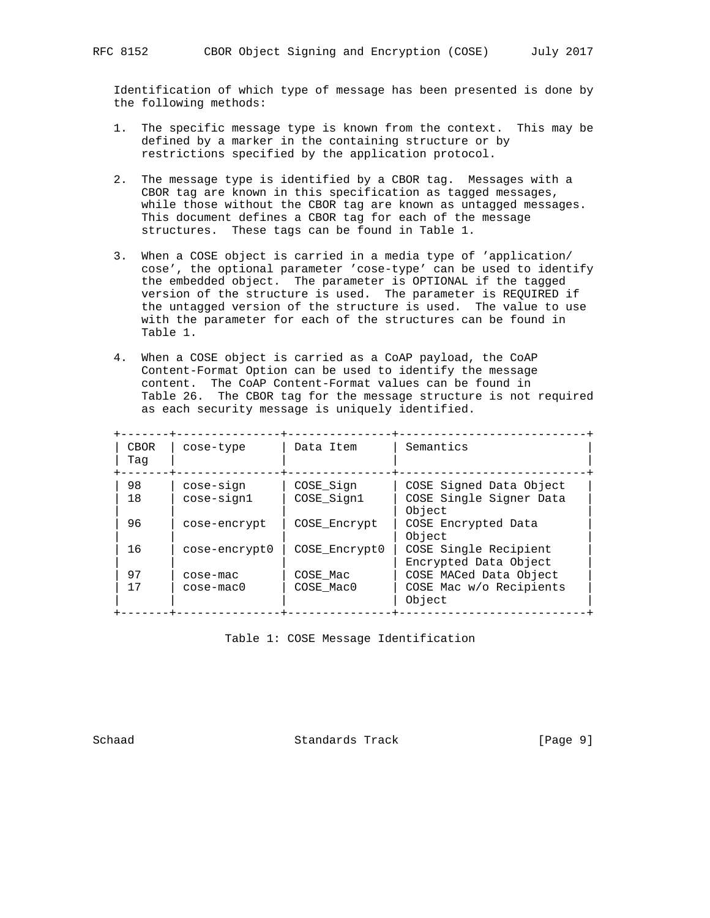Identification of which type of message has been presented is done by the following methods:

1. The specific message type is known from the context. This may be defined by a marker in the containing structure or by restrictions specified by the application protocol.

2. The message type is identified by a CBOR tag. Messages with a CBOR tag are known in this specification as tagged messages, while those without the CBOR tag are known as untagged messages. This document defines a CBOR tag for each of the message structures. These tags can be found in Table 1.

3. When a COSE object is carried in a media type of 'application/cose', the optional parameter 'cose-type' can be used to identify the embedded object. The parameter is OPTIONAL if the tagged version of the structure is used. The parameter is REQUIRED if the untagged version of the structure is used. The value to use with the parameter for each of the structures can be found in Table 1.

4. When a COSE object is carried as a CoAP payload, the CoAP Content-Format Option can be used to identify the message content. The CoAP Content-Format values can be found in Table 26. The CBOR tag for the message structure is not required as each security message is uniquely identified.

| CBOR Tag | cose-type | Data Item | Semantics |
|---|---|---|---|
| 98 | cose-sign | COSE_Sign | COSE Signed Data Object |
| 18 | cose-sign1 | COSE_Sign1 | COSE Single Signer Data Object |
| 96 | cose-encrypt | COSE_Encrypt | COSE Encrypted Data Object |
| 16 | cose-encrypt0 | COSE_Encrypt0 | COSE Single Recipient Encrypted Data Object |
| 97 | cose-mac | COSE_Mac | COSE MACed Data Object |
| 17 | cose-mac0 | COSE_Mac0 | COSE Mac w/o Recipients Object |

Table 1: COSE Message Identification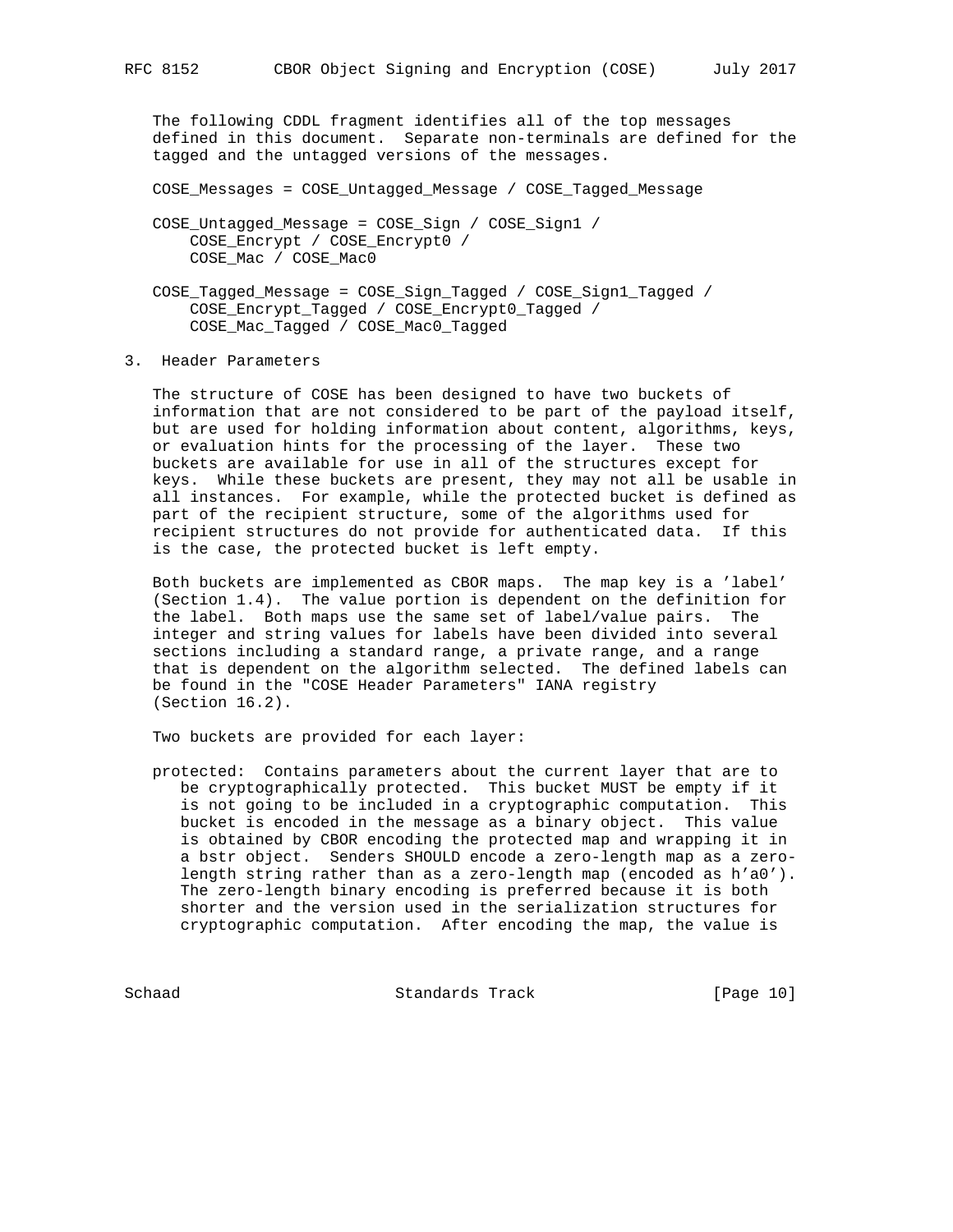The following CDDL fragment identifies all of the top messages defined in this document. Separate non-terminals are defined for the tagged and the untagged versions of the messages.

```
COSE_Messages = COSE_Untagged_Message / COSE_Tagged_Message

COSE_Untagged_Message = COSE_Sign / COSE_Sign1 /
    COSE_Encrypt / COSE_Encrypt0 /
    COSE_Mac / COSE_Mac0

COSE_Tagged_Message = COSE_Sign_Tagged / COSE_Sign1_Tagged /
    COSE_Encrypt_Tagged / COSE_Encrypt0_Tagged /
    COSE_Mac_Tagged / COSE_Mac0_Tagged
```

## 3. Header Parameters

The structure of COSE has been designed to have two buckets of information that are not considered to be part of the payload itself, but are used for holding information about content, algorithms, keys, or evaluation hints for the processing of the layer. These two buckets are available for use in all of the structures except for keys. While these buckets are present, they may not all be usable in all instances. For example, while the protected bucket is defined as part of the recipient structure, some of the algorithms used for recipient structures do not provide for authenticated data. If this is the case, the protected bucket is left empty.

Both buckets are implemented as CBOR maps. The map key is a 'label' (Section 1.4). The value portion is dependent on the definition for the label. Both maps use the same set of label/value pairs. The integer and string values for labels have been divided into several sections including a standard range, a private range, and a range that is dependent on the algorithm selected. The defined labels can be found in the "COSE Header Parameters" IANA registry (Section 16.2).

Two buckets are provided for each layer:

protected: Contains parameters about the current layer that are to be cryptographically protected. This bucket MUST be empty if it is not going to be included in a cryptographic computation. This bucket is encoded in the message as a binary object. This value is obtained by CBOR encoding the protected map and wrapping it in a bstr object. Senders SHOULD encode a zero-length map as a zero-length string rather than as a zero-length map (encoded as h'a0'). The zero-length binary encoding is preferred because it is both shorter and the version used in the serialization structures for cryptographic computation. After encoding the map, the value is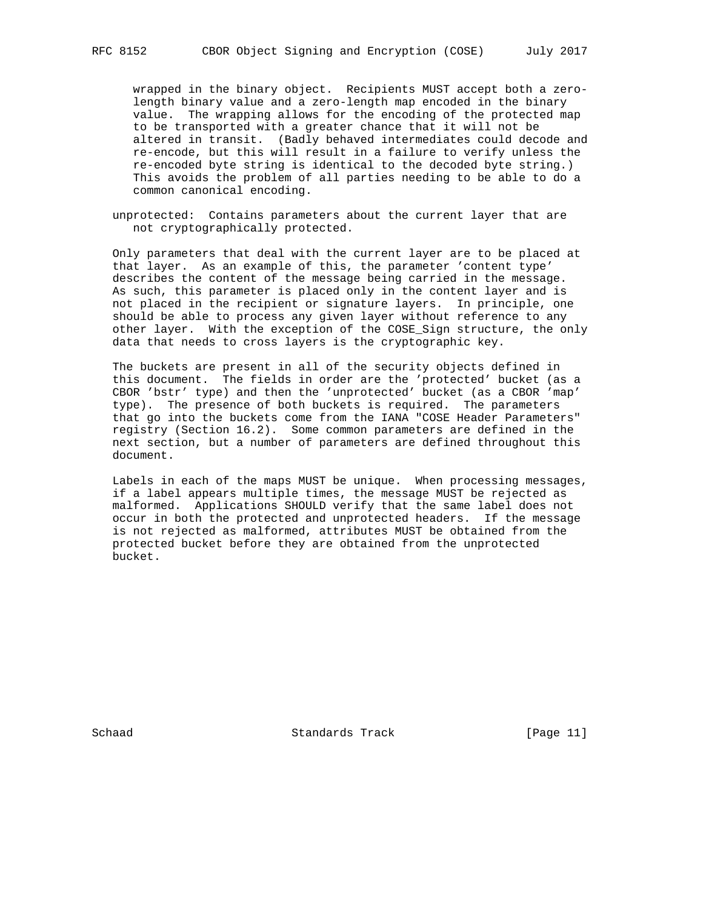wrapped in the binary object. Recipients MUST accept both a zero-length binary value and a zero-length map encoded in the binary value. The wrapping allows for the encoding of the protected map to be transported with a greater chance that it will not be altered in transit. (Badly behaved intermediates could decode and re-encode, but this will result in a failure to verify unless the re-encoded byte string is identical to the decoded byte string.) This avoids the problem of all parties needing to be able to do a common canonical encoding.

unprotected: Contains parameters about the current layer that are not cryptographically protected.

Only parameters that deal with the current layer are to be placed at that layer. As an example of this, the parameter 'content type' describes the content of the message being carried in the message. As such, this parameter is placed only in the content layer and is not placed in the recipient or signature layers. In principle, one should be able to process any given layer without reference to any other layer. With the exception of the COSE_Sign structure, the only data that needs to cross layers is the cryptographic key.

The buckets are present in all of the security objects defined in this document. The fields in order are the 'protected' bucket (as a CBOR 'bstr' type) and then the 'unprotected' bucket (as a CBOR 'map' type). The presence of both buckets is required. The parameters that go into the buckets come from the IANA "COSE Header Parameters" registry (Section 16.2). Some common parameters are defined in the next section, but a number of parameters are defined throughout this document.

Labels in each of the maps MUST be unique. When processing messages, if a label appears multiple times, the message MUST be rejected as malformed. Applications SHOULD verify that the same label does not occur in both the protected and unprotected headers. If the message is not rejected as malformed, attributes MUST be obtained from the protected bucket before they are obtained from the unprotected bucket.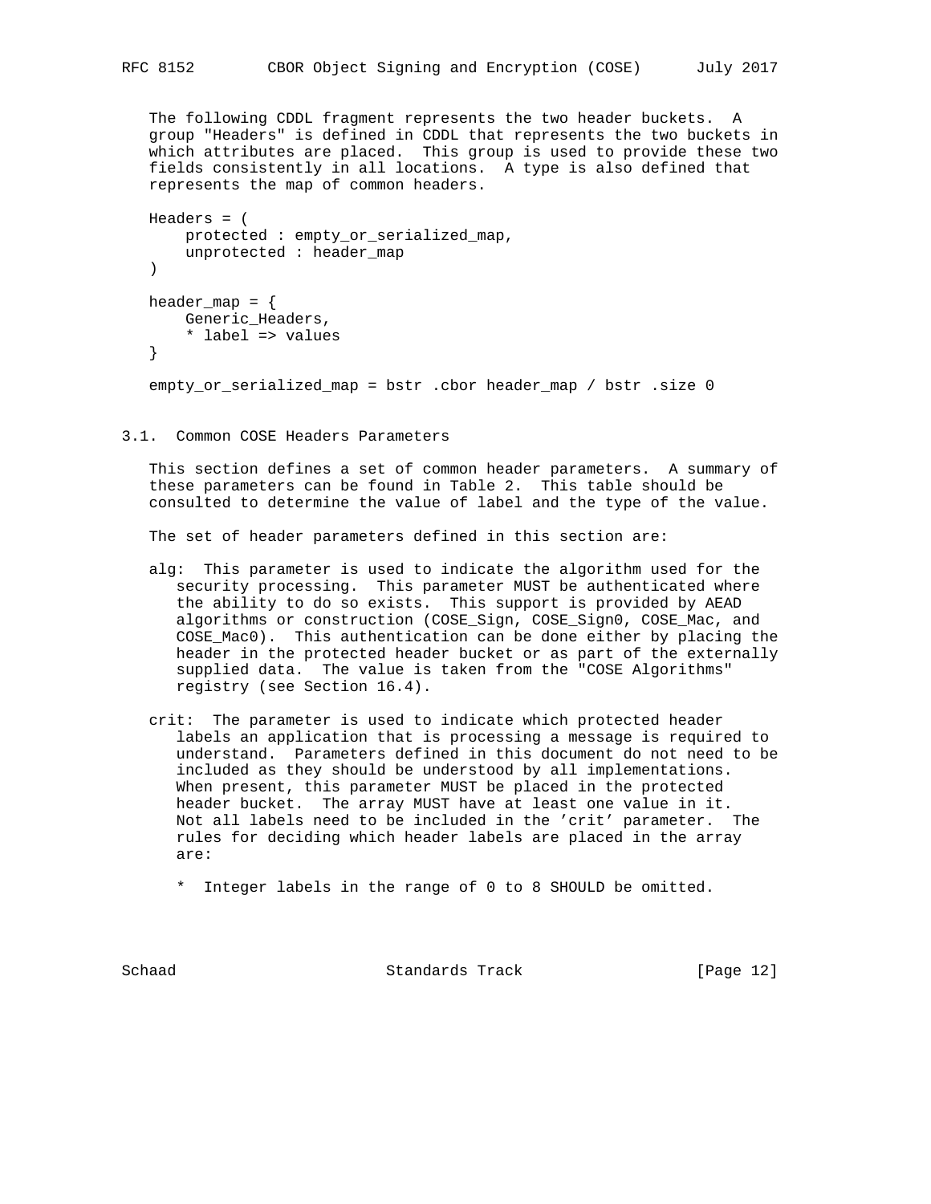The following CDDL fragment represents the two header buckets. A group "Headers" is defined in CDDL that represents the two buckets in which attributes are placed. This group is used to provide these two fields consistently in all locations. A type is also defined that represents the map of common headers.

```
Headers = (
    protected : empty_or_serialized_map,
    unprotected : header_map
)

header_map = {
    Generic_Headers,
    * label => values
}

empty_or_serialized_map = bstr .cbor header_map / bstr .size 0
```

### 3.1. Common COSE Headers Parameters

This section defines a set of common header parameters. A summary of these parameters can be found in Table 2. This table should be consulted to determine the value of label and the type of the value.

The set of header parameters defined in this section are:

alg: This parameter is used to indicate the algorithm used for the security processing. This parameter MUST be authenticated where the ability to do so exists. This support is provided by AEAD algorithms or construction (COSE_Sign, COSE_Sign0, COSE_Mac, and COSE_Mac0). This authentication can be done either by placing the header in the protected header bucket or as part of the externally supplied data. The value is taken from the "COSE Algorithms" registry (see Section 16.4).

crit: The parameter is used to indicate which protected header labels an application that is processing a message is required to understand. Parameters defined in this document do not need to be included as they should be understood by all implementations. When present, this parameter MUST be placed in the protected header bucket. The array MUST have at least one value in it. Not all labels need to be included in the 'crit' parameter. The rules for deciding which header labels are placed in the array are:

- Integer labels in the range of 0 to 8 SHOULD be omitted.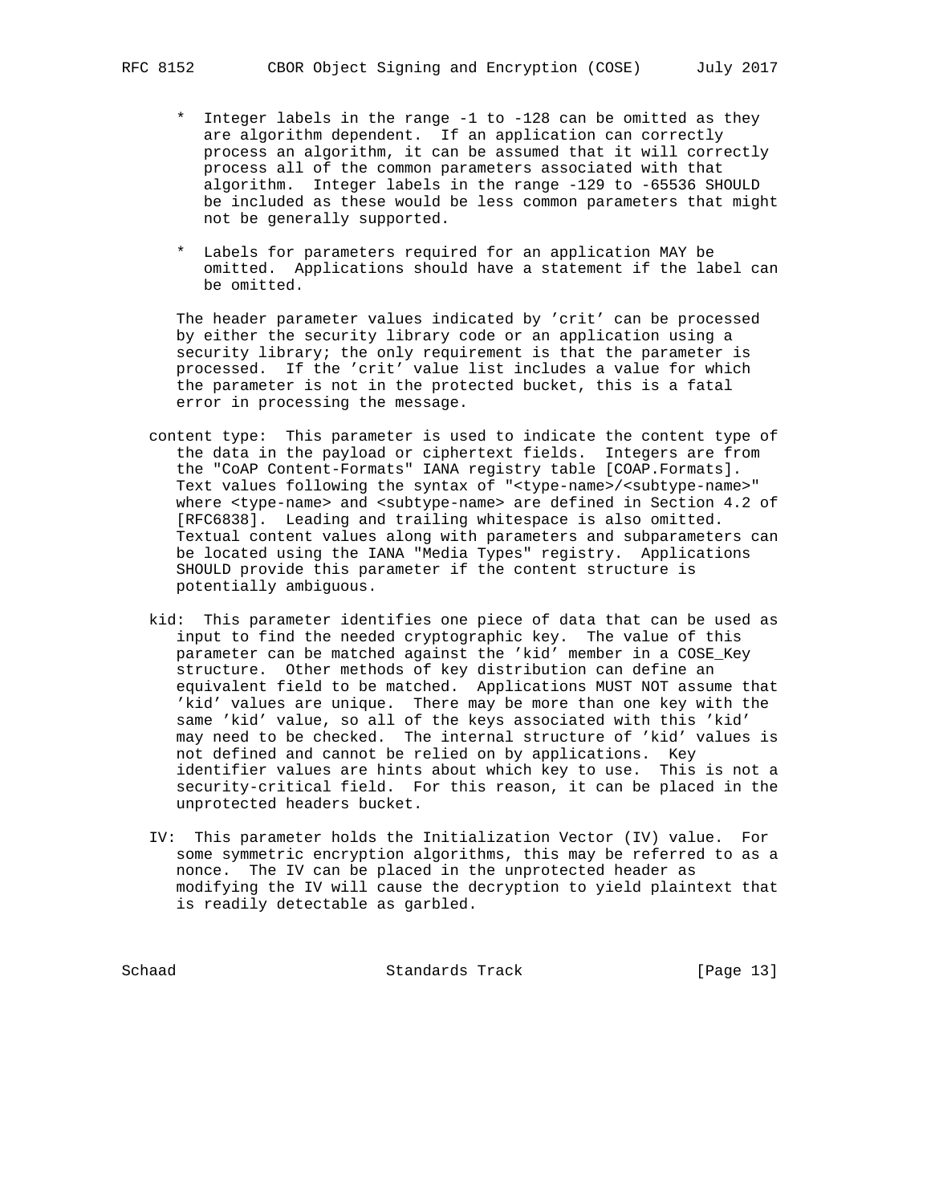* Integer labels in the range -1 to -128 can be omitted as they are algorithm dependent. If an application can correctly process an algorithm, it can be assumed that it will correctly process all of the common parameters associated with that algorithm. Integer labels in the range -129 to -65536 SHOULD be included as these would be less common parameters that might not be generally supported.

* Labels for parameters required for an application MAY be omitted. Applications should have a statement if the label can be omitted.

The header parameter values indicated by 'crit' can be processed by either the security library code or an application using a security library; the only requirement is that the parameter is processed. If the 'crit' value list includes a value for which the parameter is not in the protected bucket, this is a fatal error in processing the message.

content type: This parameter is used to indicate the content type of the data in the payload or ciphertext fields. Integers are from the "CoAP Content-Formats" IANA registry table [COAP.Formats]. Text values following the syntax of "<type-name>/<subtype-name>" where <type-name> and <subtype-name> are defined in Section 4.2 of [RFC6838]. Leading and trailing whitespace is also omitted. Textual content values along with parameters and subparameters can be located using the IANA "Media Types" registry. Applications SHOULD provide this parameter if the content structure is potentially ambiguous.

kid: This parameter identifies one piece of data that can be used as input to find the needed cryptographic key. The value of this parameter can be matched against the 'kid' member in a COSE_Key structure. Other methods of key distribution can define an equivalent field to be matched. Applications MUST NOT assume that 'kid' values are unique. There may be more than one key with the same 'kid' value, so all of the keys associated with this 'kid' may need to be checked. The internal structure of 'kid' values is not defined and cannot be relied on by applications. Key identifier values are hints about which key to use. This is not a security-critical field. For this reason, it can be placed in the unprotected headers bucket.

IV: This parameter holds the Initialization Vector (IV) value. For some symmetric encryption algorithms, this may be referred to as a nonce. The IV can be placed in the unprotected header as modifying the IV will cause the decryption to yield plaintext that is readily detectable as garbled.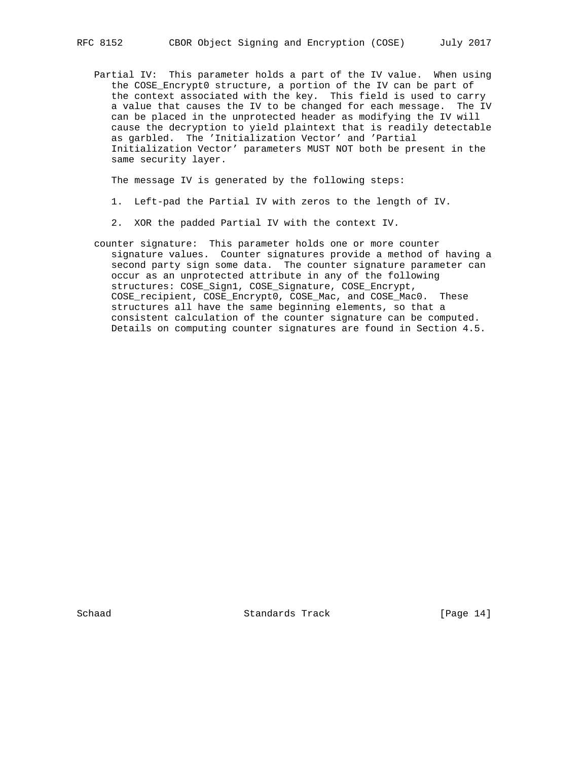Partial IV: This parameter holds a part of the IV value. When using the COSE_Encrypt0 structure, a portion of the IV can be part of the context associated with the key. This field is used to carry a value that causes the IV to be changed for each message. The IV can be placed in the unprotected header as modifying the IV will cause the decryption to yield plaintext that is readily detectable as garbled. The 'Initialization Vector' and 'Partial Initialization Vector' parameters MUST NOT both be present in the same security layer.

The message IV is generated by the following steps:

1. Left-pad the Partial IV with zeros to the length of IV.

2. XOR the padded Partial IV with the context IV.

counter signature: This parameter holds one or more counter signature values. Counter signatures provide a method of having a second party sign some data. The counter signature parameter can occur as an unprotected attribute in any of the following structures: COSE_Sign1, COSE_Signature, COSE_Encrypt, COSE_recipient, COSE_Encrypt0, COSE_Mac, and COSE_Mac0. These structures all have the same beginning elements, so that a consistent calculation of the counter signature can be computed. Details on computing counter signatures are found in Section 4.5.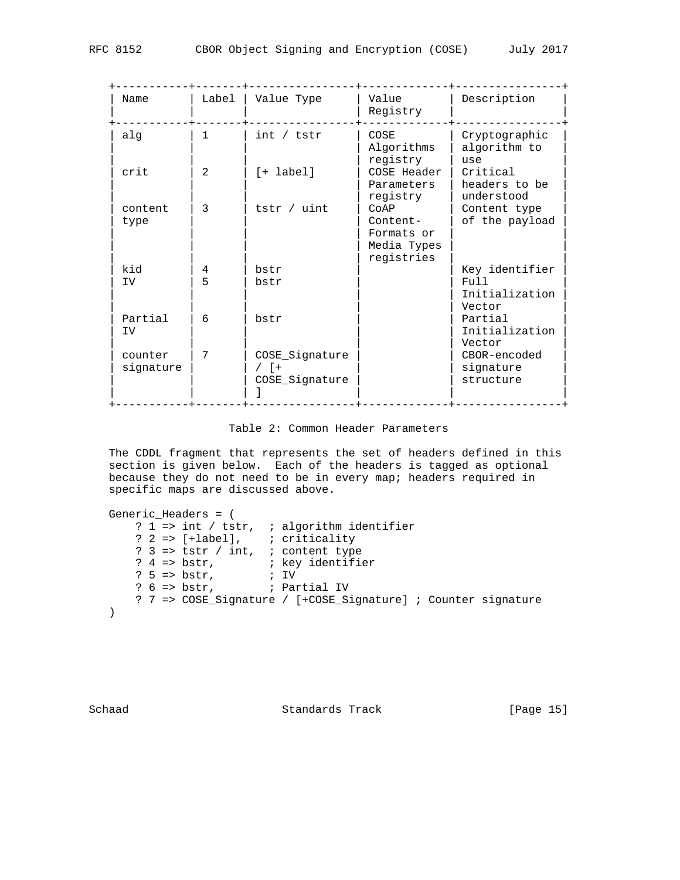| Name | Label | Value Type | Value Registry | Description |
|---|---|---|---|---|
| alg | 1 | int / tstr | COSE Algorithms registry | Cryptographic algorithm to use |
| crit | 2 | [+ label] | COSE Header Parameters registry | Critical headers to be understood |
| content type | 3 | tstr / uint | CoAP Content-Formats or Media Types registries | Content type of the payload |
| kid | 4 | bstr | | Key identifier |
| IV | 5 | bstr | | Full Initialization Vector |
| Partial IV | 6 | bstr | | Partial Initialization Vector |
| counter signature | 7 | COSE_Signature / [+ COSE_Signature ] | | CBOR-encoded signature structure |

Table 2: Common Header Parameters

The CDDL fragment that represents the set of headers defined in this section is given below. Each of the headers is tagged as optional because they do not need to be in every map; headers required in specific maps are discussed above.

```
Generic_Headers = (
    ? 1 => int / tstr,  ; algorithm identifier
    ? 2 => [+label],    ; criticality
    ? 3 => tstr / int,  ; content type
    ? 4 => bstr,        ; key identifier
    ? 5 => bstr,        ; IV
    ? 6 => bstr,        ; Partial IV
    ? 7 => COSE_Signature / [+COSE_Signature] ; Counter signature
)
```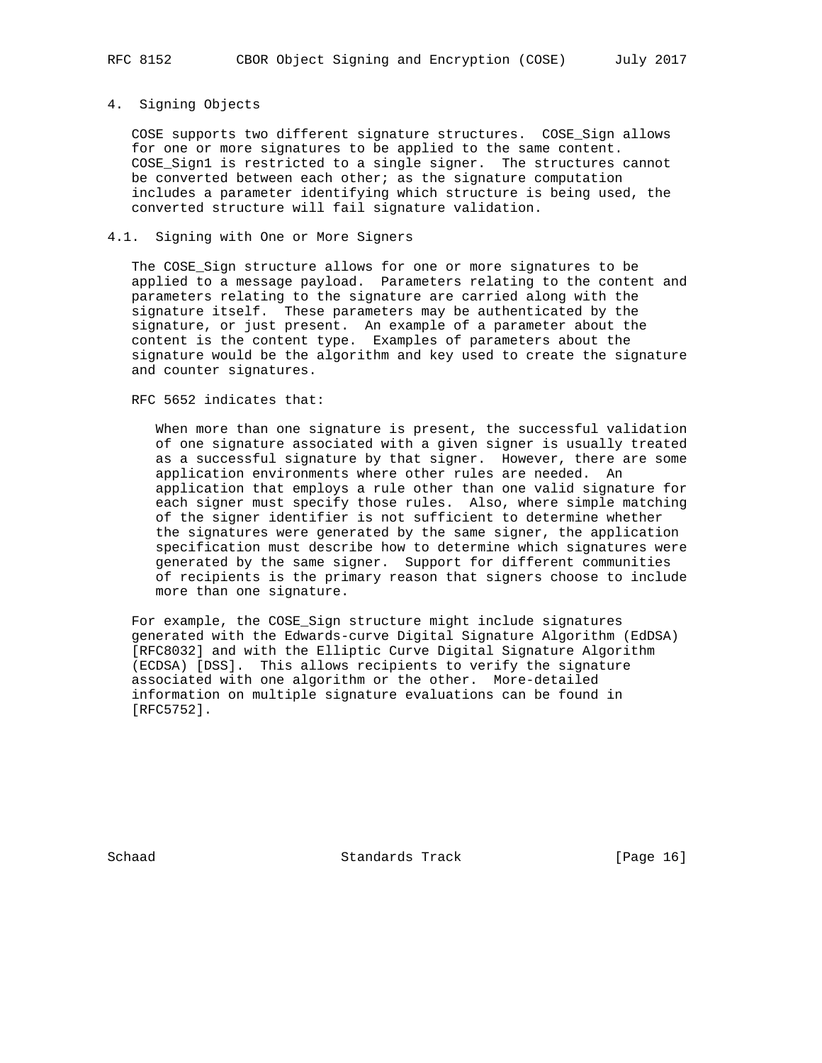# 4. Signing Objects

COSE supports two different signature structures. COSE_Sign allows for one or more signatures to be applied to the same content. COSE_Sign1 is restricted to a single signer. The structures cannot be converted between each other; as the signature computation includes a parameter identifying which structure is being used, the converted structure will fail signature validation.

## 4.1. Signing with One or More Signers

The COSE_Sign structure allows for one or more signatures to be applied to a message payload. Parameters relating to the content and parameters relating to the signature are carried along with the signature itself. These parameters may be authenticated by the signature, or just present. An example of a parameter about the content is the content type. Examples of parameters about the signature would be the algorithm and key used to create the signature and counter signatures.

RFC 5652 indicates that:

> When more than one signature is present, the successful validation of one signature associated with a given signer is usually treated as a successful signature by that signer. However, there are some application environments where other rules are needed. An application that employs a rule other than one valid signature for each signer must specify those rules. Also, where simple matching of the signer identifier is not sufficient to determine whether the signatures were generated by the same signer, the application specification must describe how to determine which signatures were generated by the same signer. Support for different communities of recipients is the primary reason that signers choose to include more than one signature.

For example, the COSE_Sign structure might include signatures generated with the Edwards-curve Digital Signature Algorithm (EdDSA) [RFC8032] and with the Elliptic Curve Digital Signature Algorithm (ECDSA) [DSS]. This allows recipients to verify the signature associated with one algorithm or the other. More-detailed information on multiple signature evaluations can be found in [RFC5752].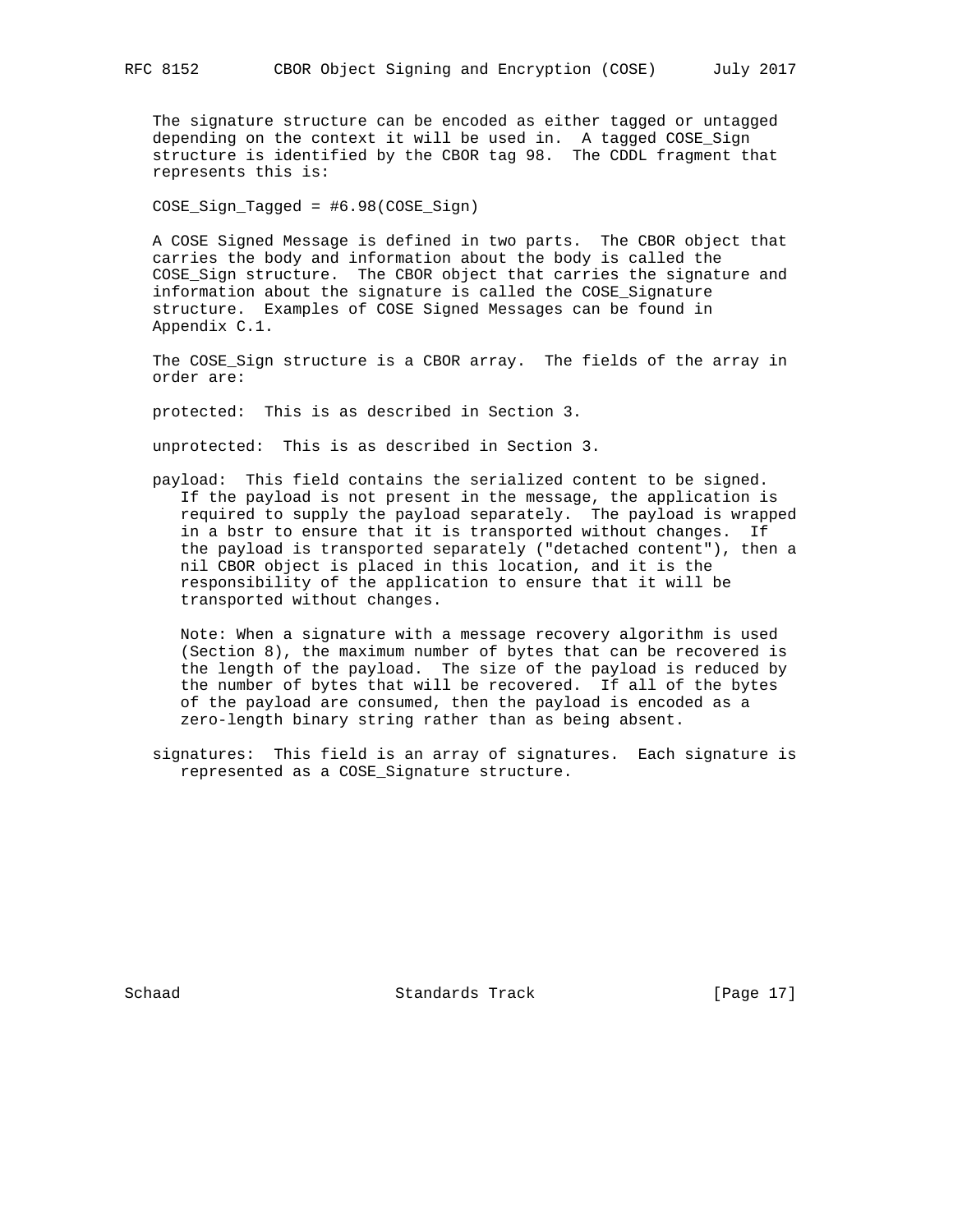The signature structure can be encoded as either tagged or untagged depending on the context it will be used in. A tagged COSE_Sign structure is identified by the CBOR tag 98. The CDDL fragment that represents this is:

```
COSE_Sign_Tagged = #6.98(COSE_Sign)
```

A COSE Signed Message is defined in two parts. The CBOR object that carries the body and information about the body is called the COSE_Sign structure. The CBOR object that carries the signature and information about the signature is called the COSE_Signature structure. Examples of COSE Signed Messages can be found in Appendix C.1.

The COSE_Sign structure is a CBOR array. The fields of the array in order are:

protected: This is as described in Section 3.

unprotected: This is as described in Section 3.

payload: This field contains the serialized content to be signed. If the payload is not present in the message, the application is required to supply the payload separately. The payload is wrapped in a bstr to ensure that it is transported without changes. If the payload is transported separately ("detached content"), then a nil CBOR object is placed in this location, and it is the responsibility of the application to ensure that it will be transported without changes.

Note: When a signature with a message recovery algorithm is used (Section 8), the maximum number of bytes that can be recovered is the length of the payload. The size of the payload is reduced by the number of bytes that will be recovered. If all of the bytes of the payload are consumed, then the payload is encoded as a zero-length binary string rather than as being absent.

signatures: This field is an array of signatures. Each signature is represented as a COSE_Signature structure.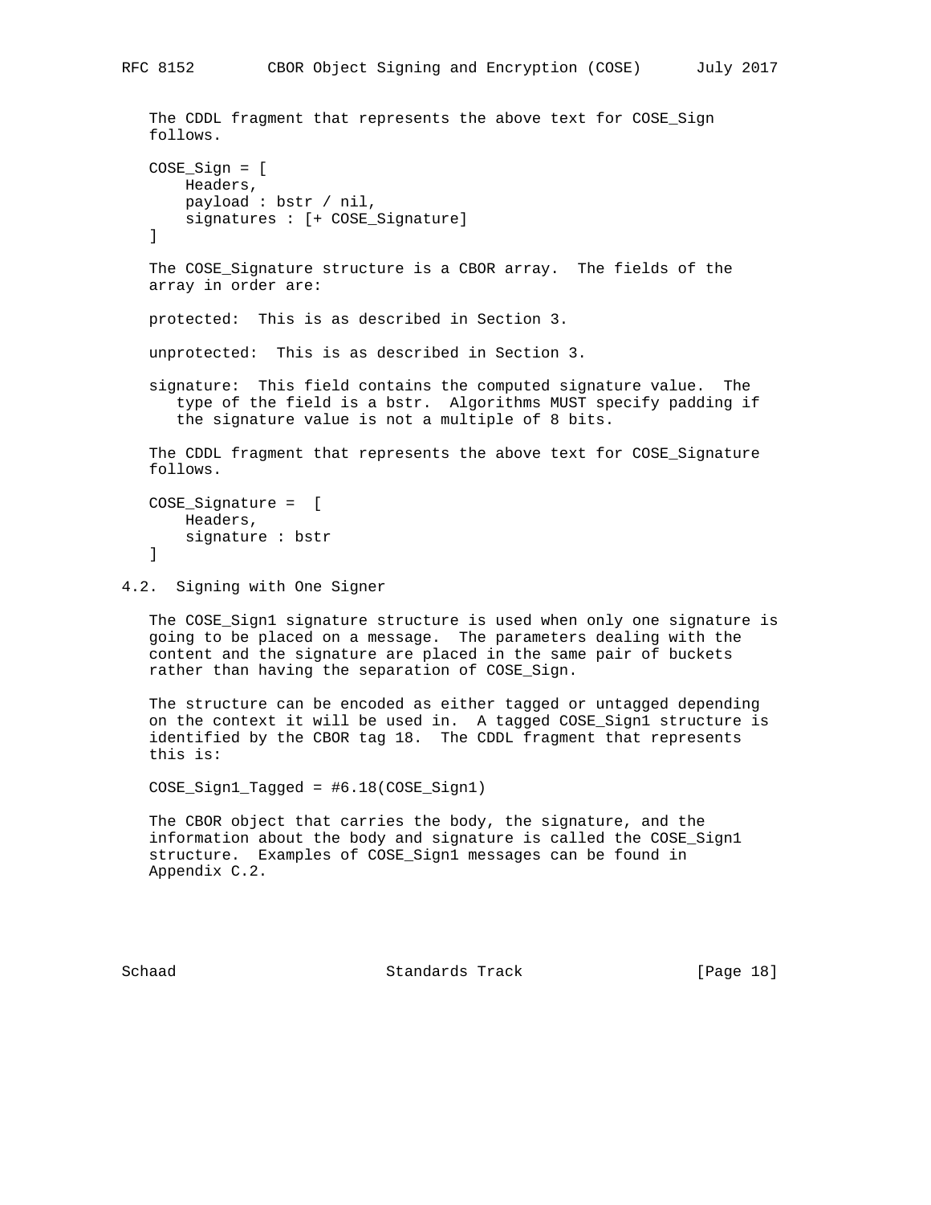The CDDL fragment that represents the above text for COSE_Sign follows.

```
COSE_Sign = [
    Headers,
    payload : bstr / nil,
    signatures : [+ COSE_Signature]
]
```

The COSE_Signature structure is a CBOR array. The fields of the array in order are:

protected: This is as described in Section 3.

unprotected: This is as described in Section 3.

signature: This field contains the computed signature value. The type of the field is a bstr. Algorithms MUST specify padding if the signature value is not a multiple of 8 bits.

The CDDL fragment that represents the above text for COSE_Signature follows.

```
COSE_Signature =  [
    Headers,
    signature : bstr
]
```

## 4.2. Signing with One Signer

The COSE_Sign1 signature structure is used when only one signature is going to be placed on a message. The parameters dealing with the content and the signature are placed in the same pair of buckets rather than having the separation of COSE_Sign.

The structure can be encoded as either tagged or untagged depending on the context it will be used in. A tagged COSE_Sign1 structure is identified by the CBOR tag 18. The CDDL fragment that represents this is:

```
COSE_Sign1_Tagged = #6.18(COSE_Sign1)
```

The CBOR object that carries the body, the signature, and the information about the body and signature is called the COSE_Sign1 structure. Examples of COSE_Sign1 messages can be found in Appendix C.2.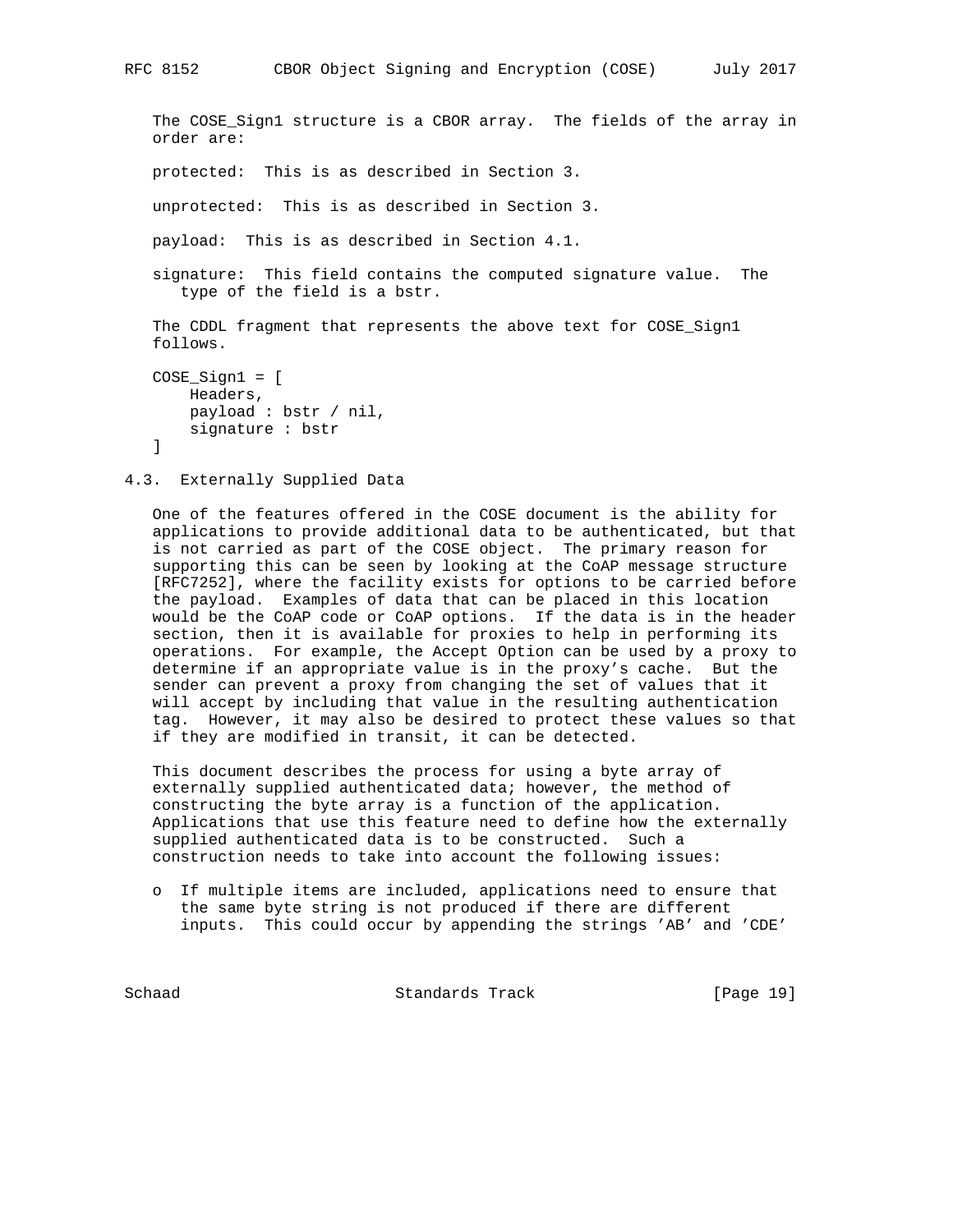The COSE_Sign1 structure is a CBOR array. The fields of the array in order are:

protected: This is as described in Section 3.

unprotected: This is as described in Section 3.

payload: This is as described in Section 4.1.

signature: This field contains the computed signature value. The type of the field is a bstr.

The CDDL fragment that represents the above text for COSE_Sign1 follows.

```
COSE_Sign1 = [
    Headers,
    payload : bstr / nil,
    signature : bstr
]
```

## 4.3. Externally Supplied Data

One of the features offered in the COSE document is the ability for applications to provide additional data to be authenticated, but that is not carried as part of the COSE object. The primary reason for supporting this can be seen by looking at the CoAP message structure [RFC7252], where the facility exists for options to be carried before the payload. Examples of data that can be placed in this location would be the CoAP code or CoAP options. If the data is in the header section, then it is available for proxies to help in performing its operations. For example, the Accept Option can be used by a proxy to determine if an appropriate value is in the proxy's cache. But the sender can prevent a proxy from changing the set of values that it will accept by including that value in the resulting authentication tag. However, it may also be desired to protect these values so that if they are modified in transit, it can be detected.

This document describes the process for using a byte array of externally supplied authenticated data; however, the method of constructing the byte array is a function of the application. Applications that use this feature need to define how the externally supplied authenticated data is to be constructed. Such a construction needs to take into account the following issues:

- If multiple items are included, applications need to ensure that the same byte string is not produced if there are different inputs. This could occur by appending the strings 'AB' and 'CDE'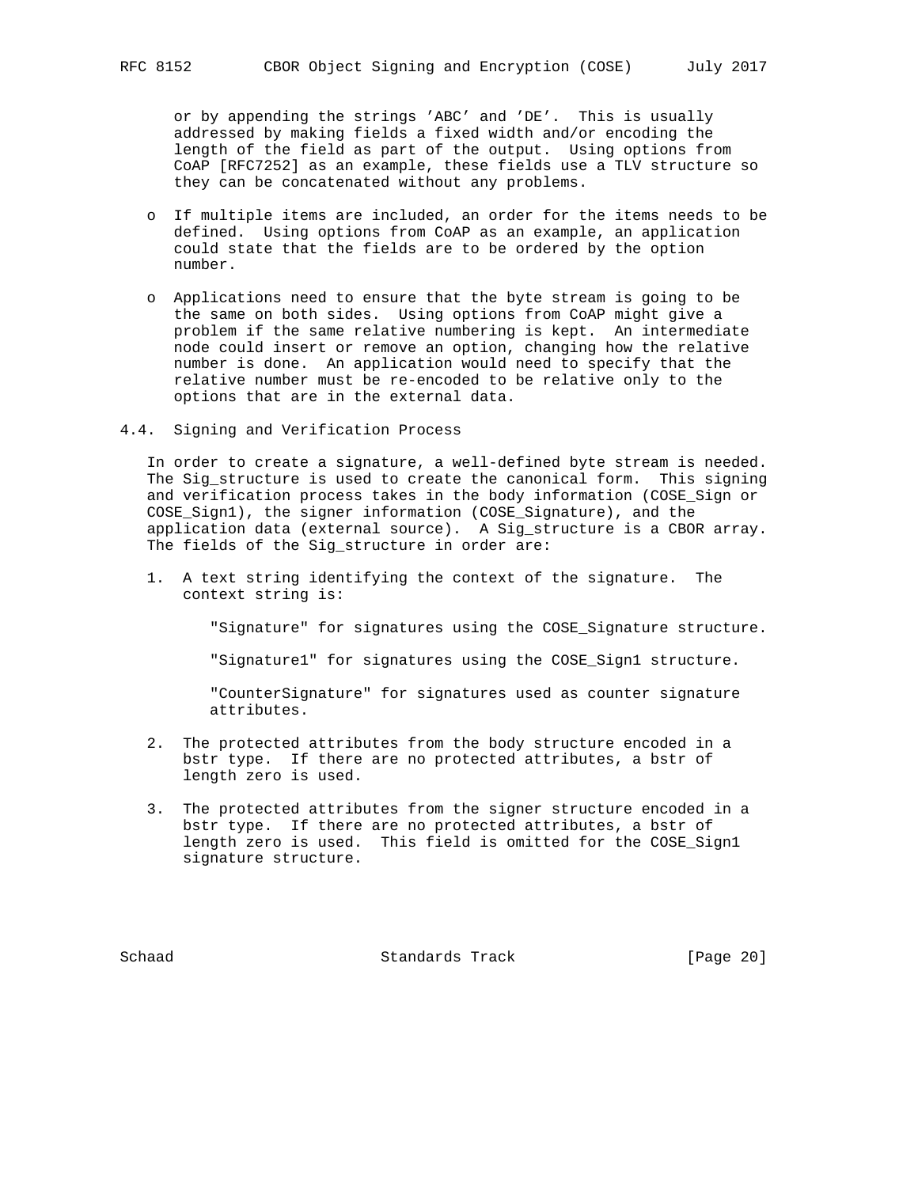or by appending the strings 'ABC' and 'DE'. This is usually addressed by making fields a fixed width and/or encoding the length of the field as part of the output. Using options from CoAP [RFC7252] as an example, these fields use a TLV structure so they can be concatenated without any problems.

- If multiple items are included, an order for the items needs to be defined. Using options from CoAP as an example, an application could state that the fields are to be ordered by the option number.

- Applications need to ensure that the byte stream is going to be the same on both sides. Using options from CoAP might give a problem if the same relative numbering is kept. An intermediate node could insert or remove an option, changing how the relative number is done. An application would need to specify that the relative number must be re-encoded to be relative only to the options that are in the external data.

### 4.4. Signing and Verification Process

In order to create a signature, a well-defined byte stream is needed. The Sig_structure is used to create the canonical form. This signing and verification process takes in the body information (COSE_Sign or COSE_Sign1), the signer information (COSE_Signature), and the application data (external source). A Sig_structure is a CBOR array. The fields of the Sig_structure in order are:

1. A text string identifying the context of the signature. The context string is:

   "Signature" for signatures using the COSE_Signature structure.

   "Signature1" for signatures using the COSE_Sign1 structure.

   "CounterSignature" for signatures used as counter signature attributes.

2. The protected attributes from the body structure encoded in a bstr type. If there are no protected attributes, a bstr of length zero is used.

3. The protected attributes from the signer structure encoded in a bstr type. If there are no protected attributes, a bstr of length zero is used. This field is omitted for the COSE_Sign1 signature structure.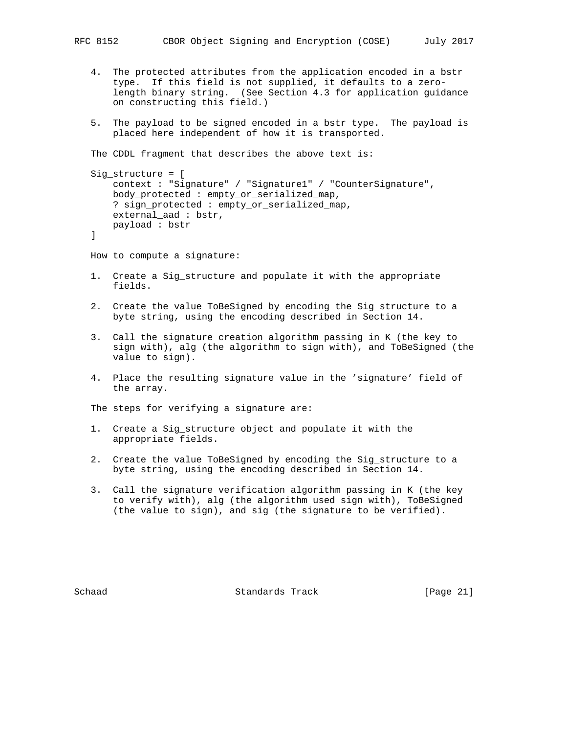4. The protected attributes from the application encoded in a bstr type. If this field is not supplied, it defaults to a zero-length binary string. (See Section 4.3 for application guidance on constructing this field.)

5. The payload to be signed encoded in a bstr type. The payload is placed here independent of how it is transported.

The CDDL fragment that describes the above text is:

```
Sig_structure = [
    context : "Signature" / "Signature1" / "CounterSignature",
    body_protected : empty_or_serialized_map,
    ? sign_protected : empty_or_serialized_map,
    external_aad : bstr,
    payload : bstr
]
```

How to compute a signature:

1. Create a Sig_structure and populate it with the appropriate fields.

2. Create the value ToBeSigned by encoding the Sig_structure to a byte string, using the encoding described in Section 14.

3. Call the signature creation algorithm passing in K (the key to sign with), alg (the algorithm to sign with), and ToBeSigned (the value to sign).

4. Place the resulting signature value in the 'signature' field of the array.

The steps for verifying a signature are:

1. Create a Sig_structure object and populate it with the appropriate fields.

2. Create the value ToBeSigned by encoding the Sig_structure to a byte string, using the encoding described in Section 14.

3. Call the signature verification algorithm passing in K (the key to verify with), alg (the algorithm used sign with), ToBeSigned (the value to sign), and sig (the signature to be verified).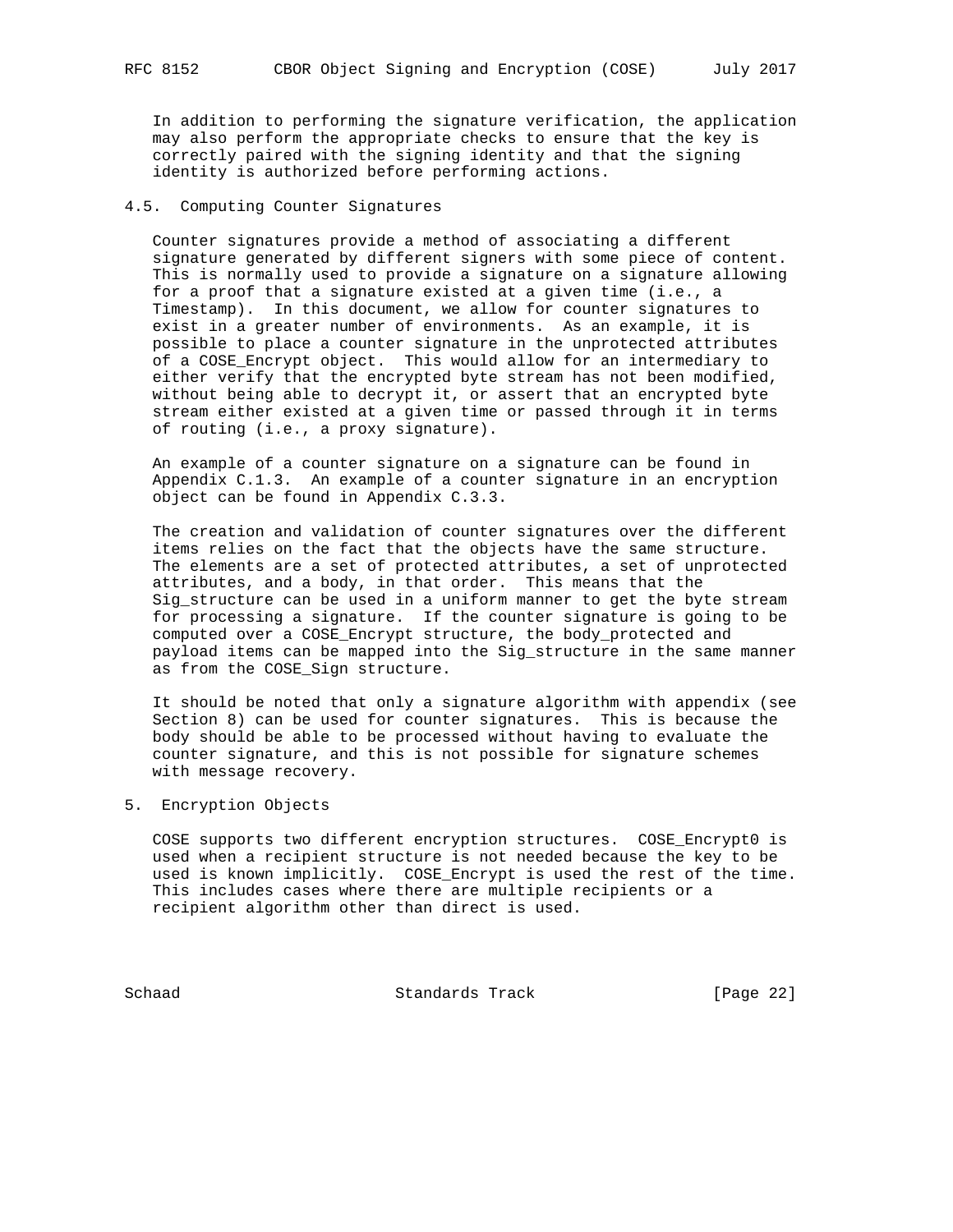In addition to performing the signature verification, the application may also perform the appropriate checks to ensure that the key is correctly paired with the signing identity and that the signing identity is authorized before performing actions.

### 4.5. Computing Counter Signatures

Counter signatures provide a method of associating a different signature generated by different signers with some piece of content. This is normally used to provide a signature on a signature allowing for a proof that a signature existed at a given time (i.e., a Timestamp). In this document, we allow for counter signatures to exist in a greater number of environments. As an example, it is possible to place a counter signature in the unprotected attributes of a COSE_Encrypt object. This would allow for an intermediary to either verify that the encrypted byte stream has not been modified, without being able to decrypt it, or assert that an encrypted byte stream either existed at a given time or passed through it in terms of routing (i.e., a proxy signature).

An example of a counter signature on a signature can be found in Appendix C.1.3. An example of a counter signature in an encryption object can be found in Appendix C.3.3.

The creation and validation of counter signatures over the different items relies on the fact that the objects have the same structure. The elements are a set of protected attributes, a set of unprotected attributes, and a body, in that order. This means that the Sig_structure can be used in a uniform manner to get the byte stream for processing a signature. If the counter signature is going to be computed over a COSE_Encrypt structure, the body_protected and payload items can be mapped into the Sig_structure in the same manner as from the COSE_Sign structure.

It should be noted that only a signature algorithm with appendix (see Section 8) can be used for counter signatures. This is because the body should be able to be processed without having to evaluate the counter signature, and this is not possible for signature schemes with message recovery.

## 5. Encryption Objects

COSE supports two different encryption structures. COSE_Encrypt0 is used when a recipient structure is not needed because the key to be used is known implicitly. COSE_Encrypt is used the rest of the time. This includes cases where there are multiple recipients or a recipient algorithm other than direct is used.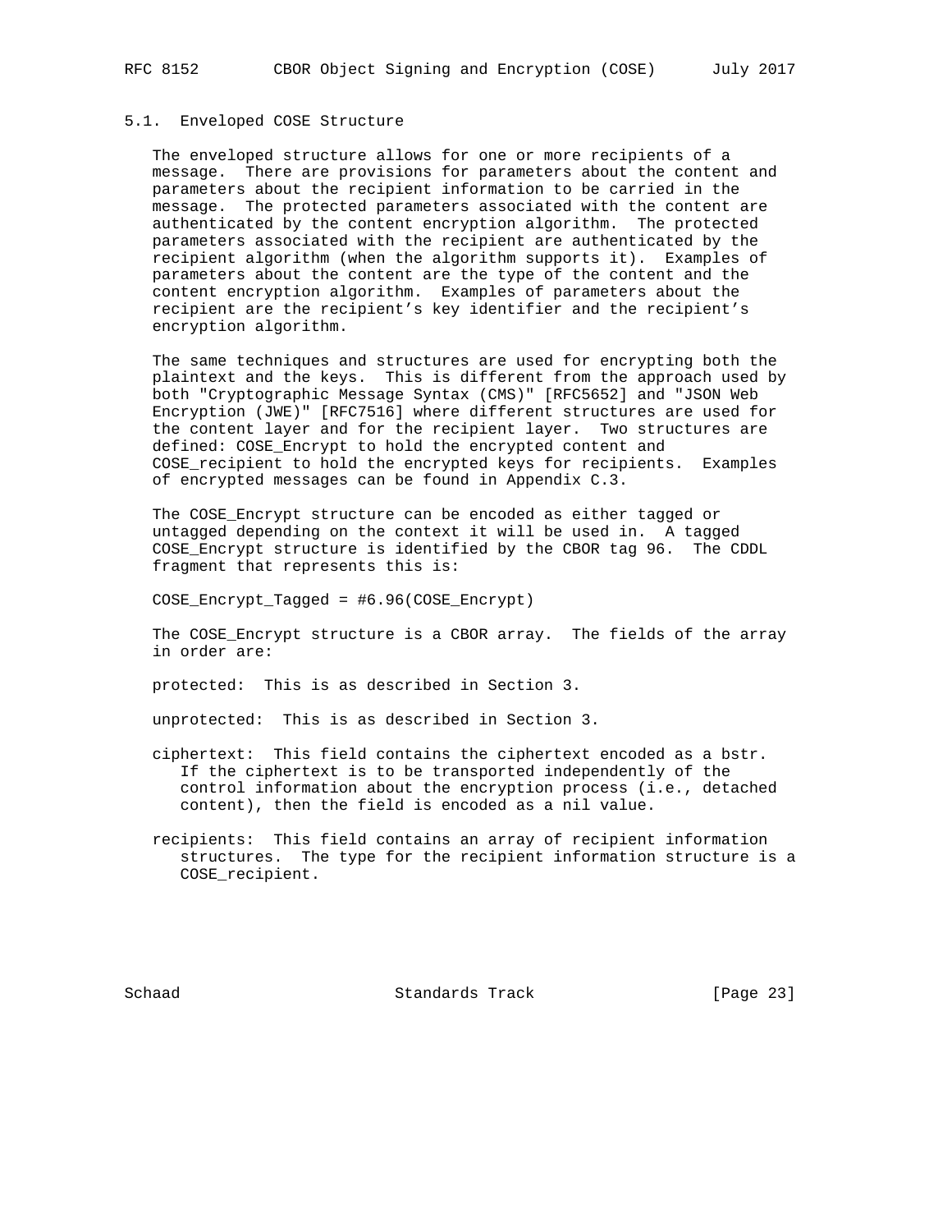### 5.1. Enveloped COSE Structure

The enveloped structure allows for one or more recipients of a message. There are provisions for parameters about the content and parameters about the recipient information to be carried in the message. The protected parameters associated with the content are authenticated by the content encryption algorithm. The protected parameters associated with the recipient are authenticated by the recipient algorithm (when the algorithm supports it). Examples of parameters about the content are the type of the content and the content encryption algorithm. Examples of parameters about the recipient are the recipient's key identifier and the recipient's encryption algorithm.

The same techniques and structures are used for encrypting both the plaintext and the keys. This is different from the approach used by both "Cryptographic Message Syntax (CMS)" [RFC5652] and "JSON Web Encryption (JWE)" [RFC7516] where different structures are used for the content layer and for the recipient layer. Two structures are defined: COSE_Encrypt to hold the encrypted content and COSE_recipient to hold the encrypted keys for recipients. Examples of encrypted messages can be found in Appendix C.3.

The COSE_Encrypt structure can be encoded as either tagged or untagged depending on the context it will be used in. A tagged COSE_Encrypt structure is identified by the CBOR tag 96. The CDDL fragment that represents this is:

```
COSE_Encrypt_Tagged = #6.96(COSE_Encrypt)
```

The COSE_Encrypt structure is a CBOR array. The fields of the array in order are:

protected: This is as described in Section 3.

unprotected: This is as described in Section 3.

ciphertext: This field contains the ciphertext encoded as a bstr. If the ciphertext is to be transported independently of the control information about the encryption process (i.e., detached content), then the field is encoded as a nil value.

recipients: This field contains an array of recipient information structures. The type for the recipient information structure is a COSE_recipient.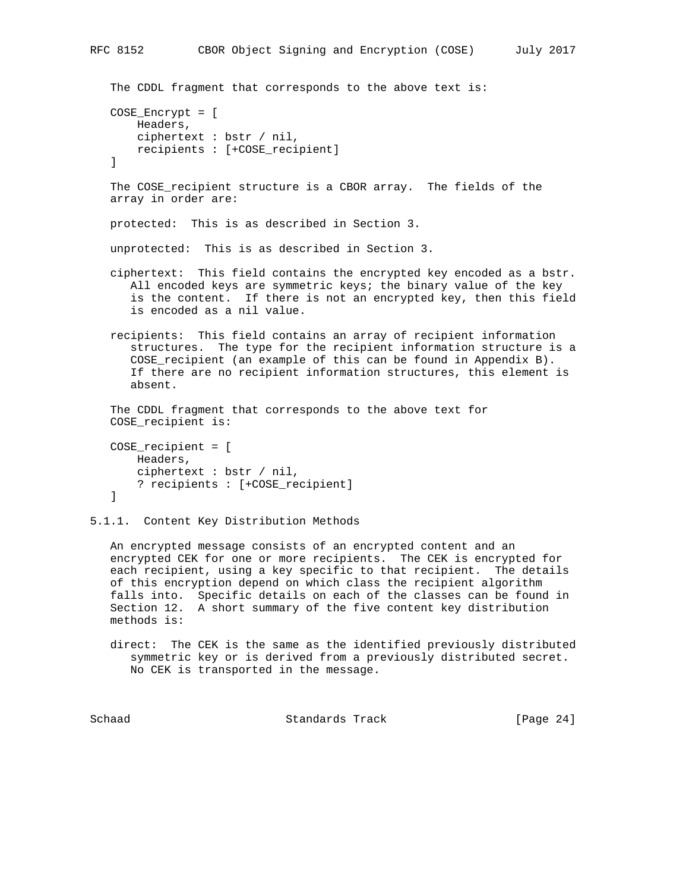The CDDL fragment that corresponds to the above text is:

```
COSE_Encrypt = [
    Headers,
    ciphertext : bstr / nil,
    recipients : [+COSE_recipient]
]
```

The COSE_recipient structure is a CBOR array. The fields of the array in order are:

protected: This is as described in Section 3.

unprotected: This is as described in Section 3.

ciphertext: This field contains the encrypted key encoded as a bstr. All encoded keys are symmetric keys; the binary value of the key is the content. If there is not an encrypted key, then this field is encoded as a nil value.

recipients: This field contains an array of recipient information structures. The type for the recipient information structure is a COSE_recipient (an example of this can be found in Appendix B). If there are no recipient information structures, this element is absent.

The CDDL fragment that corresponds to the above text for COSE_recipient is:

```
COSE_recipient = [
    Headers,
    ciphertext : bstr / nil,
    ? recipients : [+COSE_recipient]
]
```

### 5.1.1. Content Key Distribution Methods

An encrypted message consists of an encrypted content and an encrypted CEK for one or more recipients. The CEK is encrypted for each recipient, using a key specific to that recipient. The details of this encryption depend on which class the recipient algorithm falls into. Specific details on each of the classes can be found in Section 12. A short summary of the five content key distribution methods is:

direct: The CEK is the same as the identified previously distributed symmetric key or is derived from a previously distributed secret. No CEK is transported in the message.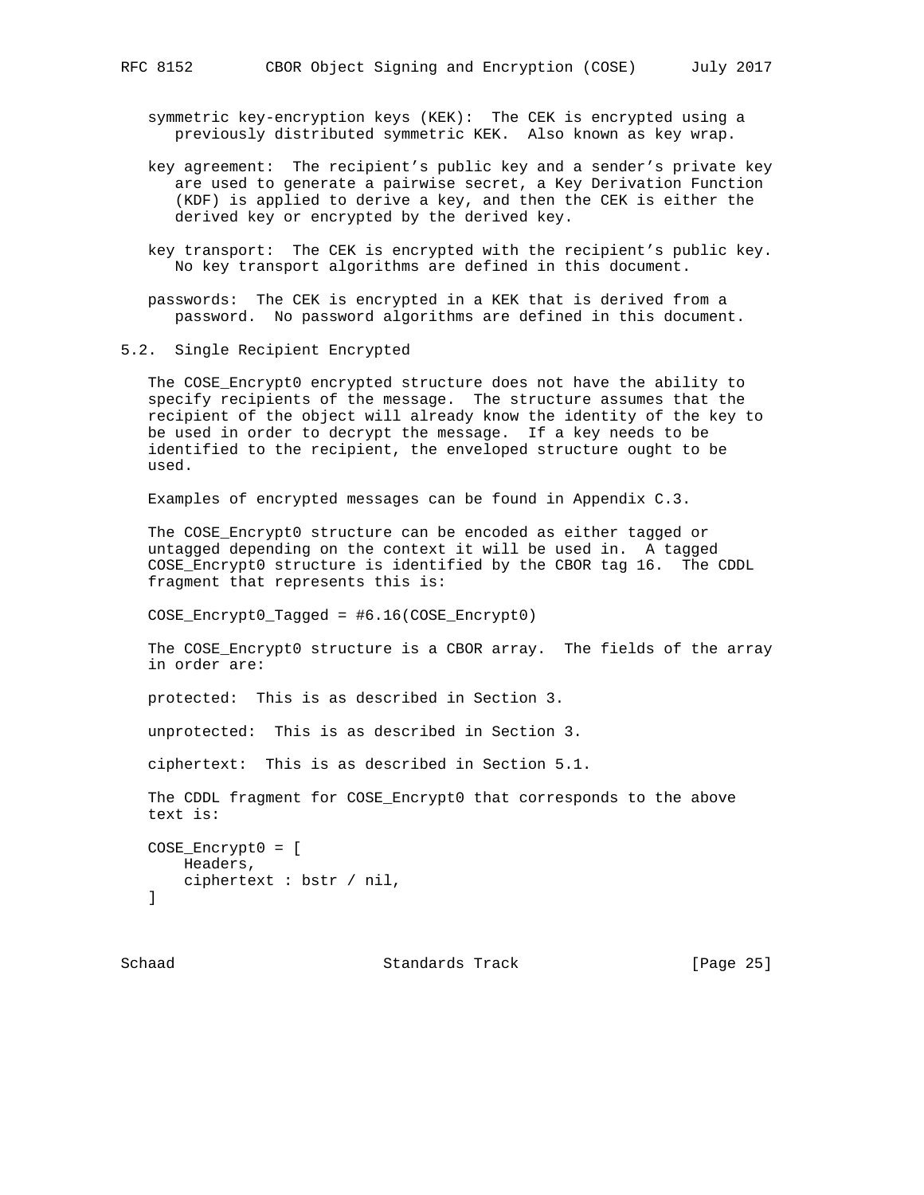symmetric key-encryption keys (KEK): The CEK is encrypted using a previously distributed symmetric KEK. Also known as key wrap.

key agreement: The recipient's public key and a sender's private key are used to generate a pairwise secret, a Key Derivation Function (KDF) is applied to derive a key, and then the CEK is either the derived key or encrypted by the derived key.

key transport: The CEK is encrypted with the recipient's public key. No key transport algorithms are defined in this document.

passwords: The CEK is encrypted in a KEK that is derived from a password. No password algorithms are defined in this document.

## 5.2. Single Recipient Encrypted

The COSE_Encrypt0 encrypted structure does not have the ability to specify recipients of the message. The structure assumes that the recipient of the object will already know the identity of the key to be used in order to decrypt the message. If a key needs to be identified to the recipient, the enveloped structure ought to be used.

Examples of encrypted messages can be found in Appendix C.3.

The COSE_Encrypt0 structure can be encoded as either tagged or untagged depending on the context it will be used in. A tagged COSE_Encrypt0 structure is identified by the CBOR tag 16. The CDDL fragment that represents this is:

```
COSE_Encrypt0_Tagged = #6.16(COSE_Encrypt0)
```

The COSE_Encrypt0 structure is a CBOR array. The fields of the array in order are:

protected: This is as described in Section 3.

unprotected: This is as described in Section 3.

ciphertext: This is as described in Section 5.1.

The CDDL fragment for COSE_Encrypt0 that corresponds to the above text is:

```
COSE_Encrypt0 = [
    Headers,
    ciphertext : bstr / nil,
]
```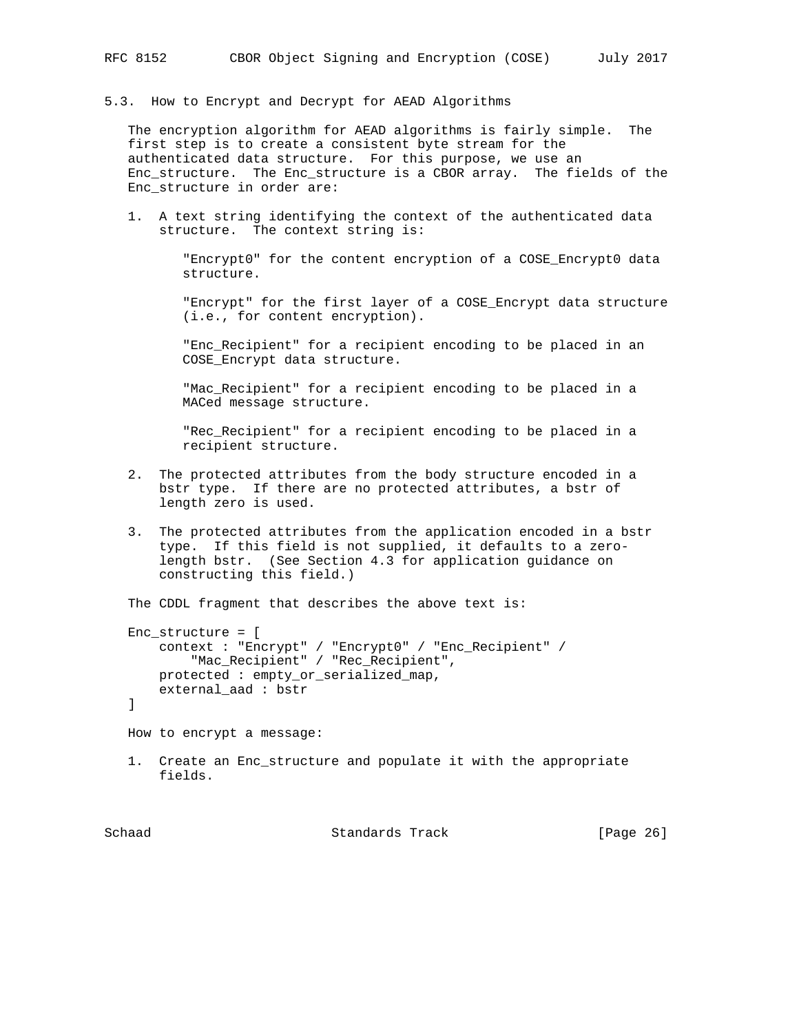### 5.3. How to Encrypt and Decrypt for AEAD Algorithms

The encryption algorithm for AEAD algorithms is fairly simple. The first step is to create a consistent byte stream for the authenticated data structure. For this purpose, we use an Enc_structure. The Enc_structure is a CBOR array. The fields of the Enc_structure in order are:

1. A text string identifying the context of the authenticated data structure. The context string is:

   "Encrypt0" for the content encryption of a COSE_Encrypt0 data structure.

   "Encrypt" for the first layer of a COSE_Encrypt data structure (i.e., for content encryption).

   "Enc_Recipient" for a recipient encoding to be placed in an COSE_Encrypt data structure.

   "Mac_Recipient" for a recipient encoding to be placed in a MACed message structure.

   "Rec_Recipient" for a recipient encoding to be placed in a recipient structure.

2. The protected attributes from the body structure encoded in a bstr type. If there are no protected attributes, a bstr of length zero is used.

3. The protected attributes from the application encoded in a bstr type. If this field is not supplied, it defaults to a zero-length bstr. (See Section 4.3 for application guidance on constructing this field.)

The CDDL fragment that describes the above text is:

```
Enc_structure = [
    context : "Encrypt" / "Encrypt0" / "Enc_Recipient" /
        "Mac_Recipient" / "Rec_Recipient",
    protected : empty_or_serialized_map,
    external_aad : bstr
]
```

How to encrypt a message:

1. Create an Enc_structure and populate it with the appropriate fields.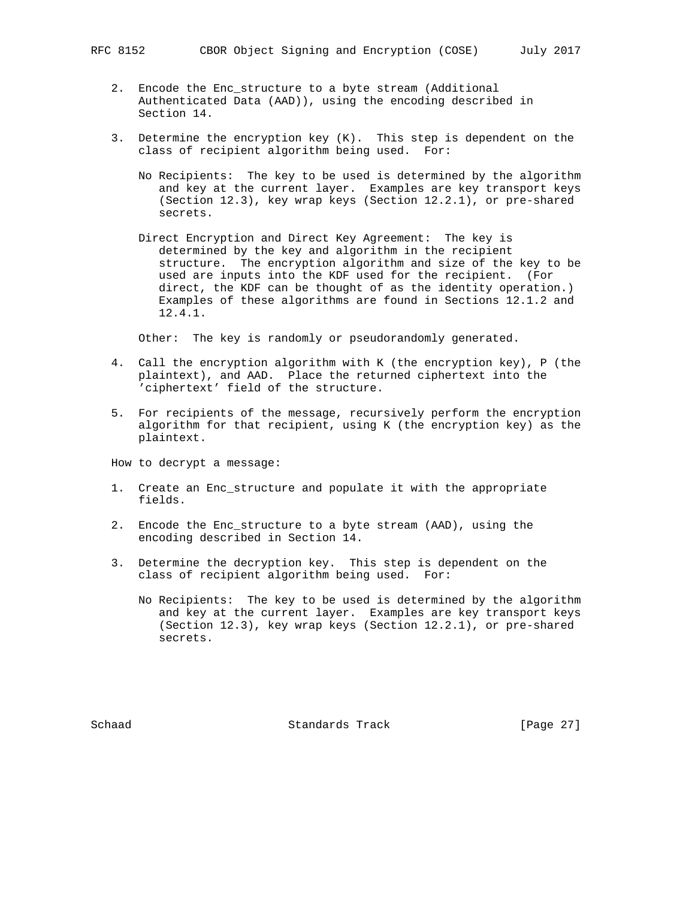2. Encode the Enc_structure to a byte stream (Additional Authenticated Data (AAD)), using the encoding described in Section 14.

3. Determine the encryption key (K). This step is dependent on the class of recipient algorithm being used. For:

   No Recipients: The key to be used is determined by the algorithm and key at the current layer. Examples are key transport keys (Section 12.3), key wrap keys (Section 12.2.1), or pre-shared secrets.

   Direct Encryption and Direct Key Agreement: The key is determined by the key and algorithm in the recipient structure. The encryption algorithm and size of the key to be used are inputs into the KDF used for the recipient. (For direct, the KDF can be thought of as the identity operation.) Examples of these algorithms are found in Sections 12.1.2 and 12.4.1.

   Other: The key is randomly or pseudorandomly generated.

4. Call the encryption algorithm with K (the encryption key), P (the plaintext), and AAD. Place the returned ciphertext into the 'ciphertext' field of the structure.

5. For recipients of the message, recursively perform the encryption algorithm for that recipient, using K (the encryption key) as the plaintext.

How to decrypt a message:

1. Create an Enc_structure and populate it with the appropriate fields.

2. Encode the Enc_structure to a byte stream (AAD), using the encoding described in Section 14.

3. Determine the decryption key. This step is dependent on the class of recipient algorithm being used. For:

   No Recipients: The key to be used is determined by the algorithm and key at the current layer. Examples are key transport keys (Section 12.3), key wrap keys (Section 12.2.1), or pre-shared secrets.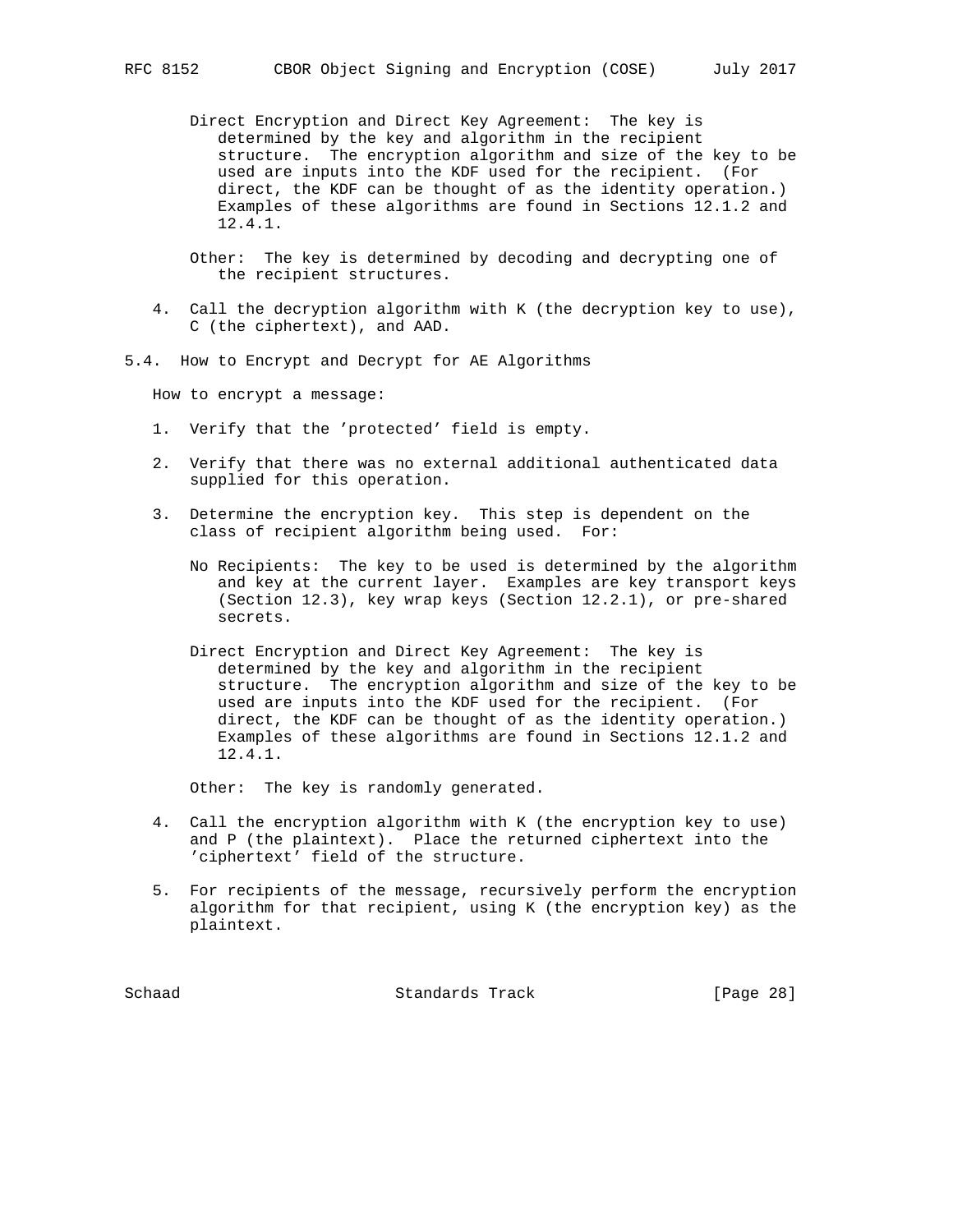Direct Encryption and Direct Key Agreement: The key is determined by the key and algorithm in the recipient structure. The encryption algorithm and size of the key to be used are inputs into the KDF used for the recipient. (For direct, the KDF can be thought of as the identity operation.) Examples of these algorithms are found in Sections 12.1.2 and 12.4.1.

Other: The key is determined by decoding and decrypting one of the recipient structures.

4. Call the decryption algorithm with K (the decryption key to use), C (the ciphertext), and AAD.

## 5.4. How to Encrypt and Decrypt for AE Algorithms

How to encrypt a message:

1. Verify that the 'protected' field is empty.

2. Verify that there was no external additional authenticated data supplied for this operation.

3. Determine the encryption key. This step is dependent on the class of recipient algorithm being used. For:

   No Recipients: The key to be used is determined by the algorithm and key at the current layer. Examples are key transport keys (Section 12.3), key wrap keys (Section 12.2.1), or pre-shared secrets.

   Direct Encryption and Direct Key Agreement: The key is determined by the key and algorithm in the recipient structure. The encryption algorithm and size of the key to be used are inputs into the KDF used for the recipient. (For direct, the KDF can be thought of as the identity operation.) Examples of these algorithms are found in Sections 12.1.2 and 12.4.1.

   Other: The key is randomly generated.

4. Call the encryption algorithm with K (the encryption key to use) and P (the plaintext). Place the returned ciphertext into the 'ciphertext' field of the structure.

5. For recipients of the message, recursively perform the encryption algorithm for that recipient, using K (the encryption key) as the plaintext.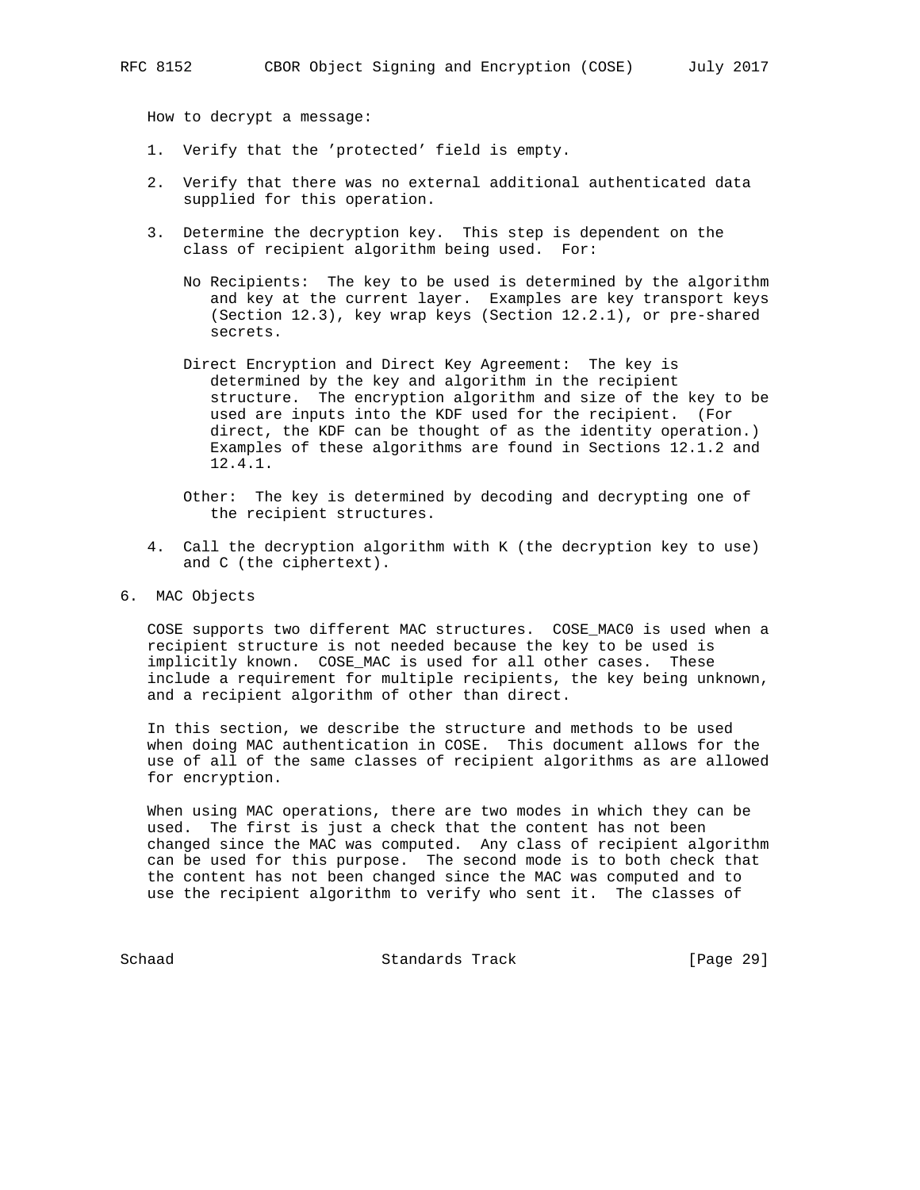How to decrypt a message:

1. Verify that the 'protected' field is empty.

2. Verify that there was no external additional authenticated data supplied for this operation.

3. Determine the decryption key. This step is dependent on the class of recipient algorithm being used. For:

   No Recipients: The key to be used is determined by the algorithm and key at the current layer. Examples are key transport keys (Section 12.3), key wrap keys (Section 12.2.1), or pre-shared secrets.

   Direct Encryption and Direct Key Agreement: The key is determined by the key and algorithm in the recipient structure. The encryption algorithm and size of the key to be used are inputs into the KDF used for the recipient. (For direct, the KDF can be thought of as the identity operation.) Examples of these algorithms are found in Sections 12.1.2 and 12.4.1.

   Other: The key is determined by decoding and decrypting one of the recipient structures.

4. Call the decryption algorithm with K (the decryption key to use) and C (the ciphertext).

# 6. MAC Objects

COSE supports two different MAC structures. COSE_MAC0 is used when a recipient structure is not needed because the key to be used is implicitly known. COSE_MAC is used for all other cases. These include a requirement for multiple recipients, the key being unknown, and a recipient algorithm of other than direct.

In this section, we describe the structure and methods to be used when doing MAC authentication in COSE. This document allows for the use of all of the same classes of recipient algorithms as are allowed for encryption.

When using MAC operations, there are two modes in which they can be used. The first is just a check that the content has not been changed since the MAC was computed. Any class of recipient algorithm can be used for this purpose. The second mode is to both check that the content has not been changed since the MAC was computed and to use the recipient algorithm to verify who sent it. The classes of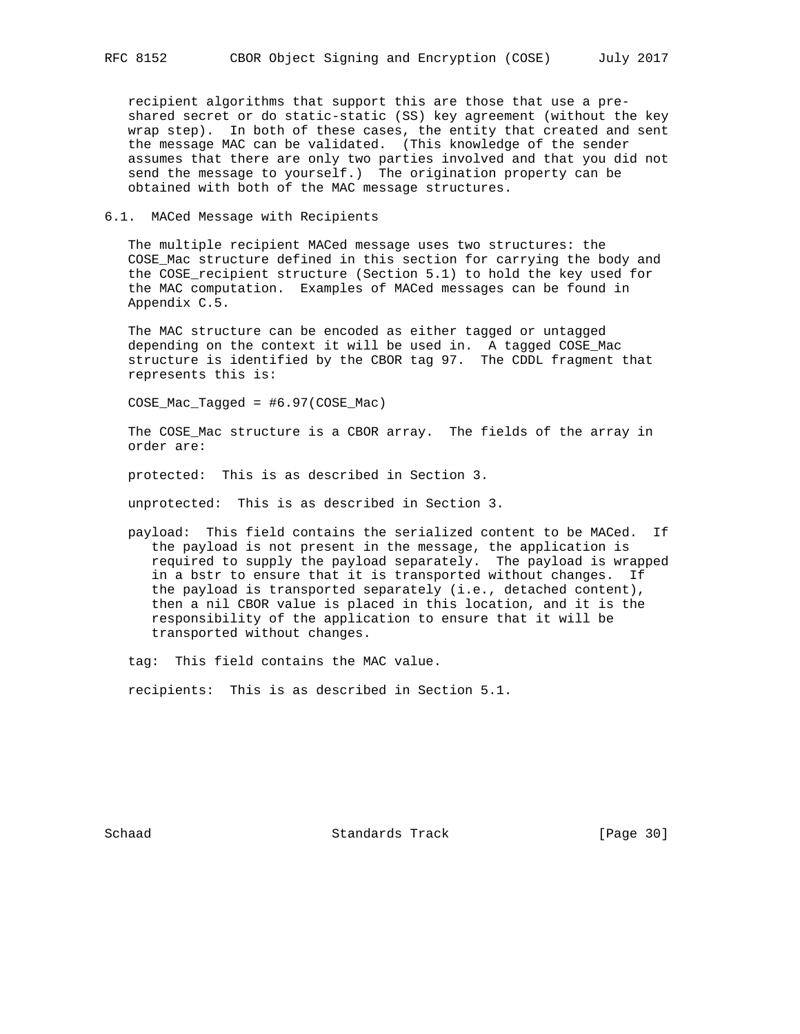recipient algorithms that support this are those that use a pre-shared secret or do static-static (SS) key agreement (without the key wrap step). In both of these cases, the entity that created and sent the message MAC can be validated. (This knowledge of the sender assumes that there are only two parties involved and that you did not send the message to yourself.) The origination property can be obtained with both of the MAC message structures.

## 6.1. MACed Message with Recipients

The multiple recipient MACed message uses two structures: the COSE_Mac structure defined in this section for carrying the body and the COSE_recipient structure (Section 5.1) to hold the key used for the MAC computation. Examples of MACed messages can be found in Appendix C.5.

The MAC structure can be encoded as either tagged or untagged depending on the context it will be used in. A tagged COSE_Mac structure is identified by the CBOR tag 97. The CDDL fragment that represents this is:

```
COSE_Mac_Tagged = #6.97(COSE_Mac)
```

The COSE_Mac structure is a CBOR array. The fields of the array in order are:

protected: This is as described in Section 3.

unprotected: This is as described in Section 3.

payload: This field contains the serialized content to be MACed. If the payload is not present in the message, the application is required to supply the payload separately. The payload is wrapped in a bstr to ensure that it is transported without changes. If the payload is transported separately (i.e., detached content), then a nil CBOR value is placed in this location, and it is the responsibility of the application to ensure that it will be transported without changes.

tag: This field contains the MAC value.

recipients: This is as described in Section 5.1.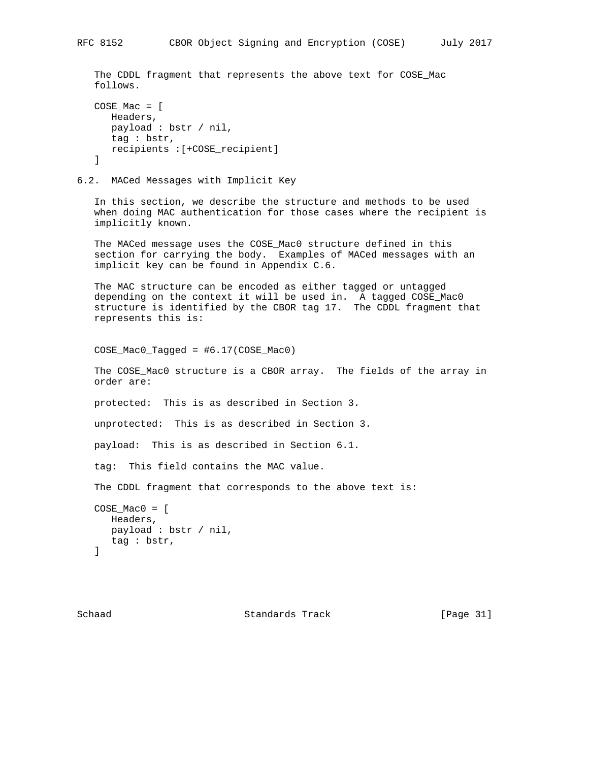The CDDL fragment that represents the above text for COSE_Mac follows.

```
COSE_Mac = [
   Headers,
   payload : bstr / nil,
   tag : bstr,
   recipients :[+COSE_recipient]
]
```

## 6.2. MACed Messages with Implicit Key

In this section, we describe the structure and methods to be used when doing MAC authentication for those cases where the recipient is implicitly known.

The MACed message uses the COSE_Mac0 structure defined in this section for carrying the body. Examples of MACed messages with an implicit key can be found in Appendix C.6.

The MAC structure can be encoded as either tagged or untagged depending on the context it will be used in. A tagged COSE_Mac0 structure is identified by the CBOR tag 17. The CDDL fragment that represents this is:

```
COSE_Mac0_Tagged = #6.17(COSE_Mac0)
```

The COSE_Mac0 structure is a CBOR array. The fields of the array in order are:

protected: This is as described in Section 3.

unprotected: This is as described in Section 3.

payload: This is as described in Section 6.1.

tag: This field contains the MAC value.

The CDDL fragment that corresponds to the above text is:

```
COSE_Mac0 = [
   Headers,
   payload : bstr / nil,
   tag : bstr,
]
```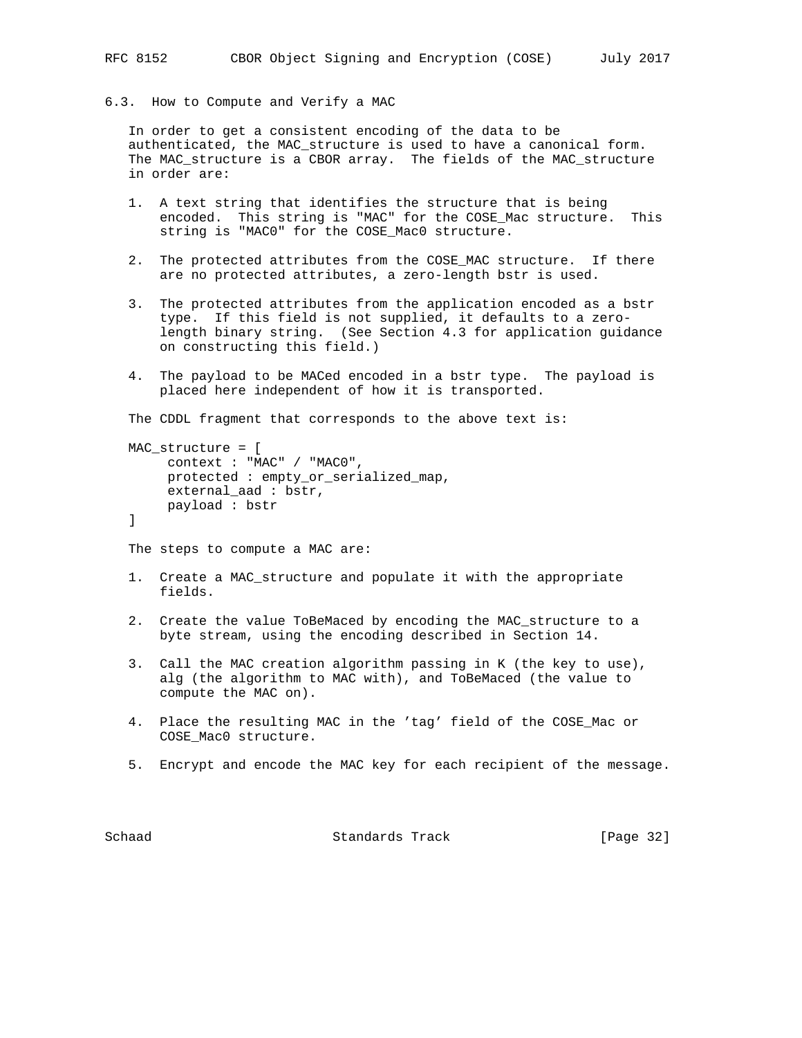### 6.3. How to Compute and Verify a MAC

In order to get a consistent encoding of the data to be authenticated, the MAC_structure is used to have a canonical form. The MAC_structure is a CBOR array. The fields of the MAC_structure in order are:

1. A text string that identifies the structure that is being encoded. This string is "MAC" for the COSE_Mac structure. This string is "MAC0" for the COSE_Mac0 structure.

2. The protected attributes from the COSE_MAC structure. If there are no protected attributes, a zero-length bstr is used.

3. The protected attributes from the application encoded as a bstr type. If this field is not supplied, it defaults to a zero-length binary string. (See Section 4.3 for application guidance on constructing this field.)

4. The payload to be MACed encoded in a bstr type. The payload is placed here independent of how it is transported.

The CDDL fragment that corresponds to the above text is:

```
MAC_structure = [
     context : "MAC" / "MAC0",
     protected : empty_or_serialized_map,
     external_aad : bstr,
     payload : bstr
]
```

The steps to compute a MAC are:

1. Create a MAC_structure and populate it with the appropriate fields.

2. Create the value ToBeMaced by encoding the MAC_structure to a byte stream, using the encoding described in Section 14.

3. Call the MAC creation algorithm passing in K (the key to use), alg (the algorithm to MAC with), and ToBeMaced (the value to compute the MAC on).

4. Place the resulting MAC in the 'tag' field of the COSE_Mac or COSE_Mac0 structure.

5. Encrypt and encode the MAC key for each recipient of the message.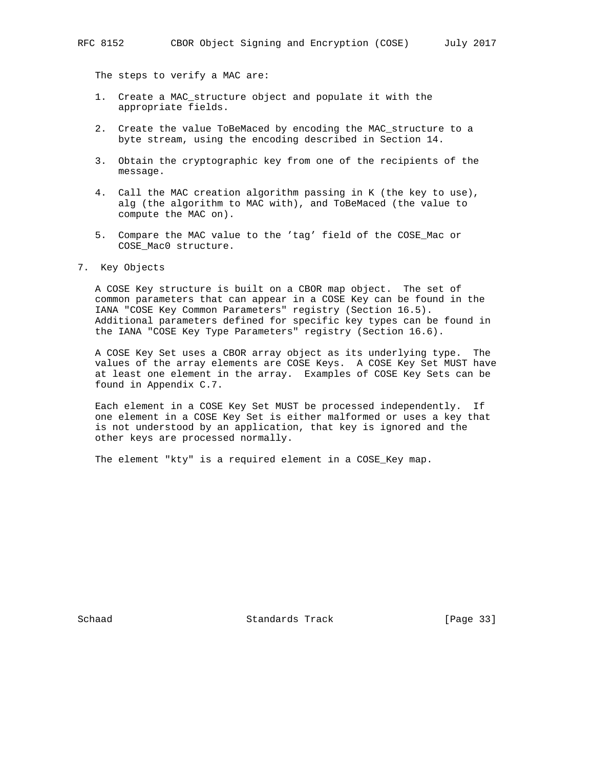The steps to verify a MAC are:

1. Create a MAC_structure object and populate it with the appropriate fields.

2. Create the value ToBeMaced by encoding the MAC_structure to a byte stream, using the encoding described in Section 14.

3. Obtain the cryptographic key from one of the recipients of the message.

4. Call the MAC creation algorithm passing in K (the key to use), alg (the algorithm to MAC with), and ToBeMaced (the value to compute the MAC on).

5. Compare the MAC value to the 'tag' field of the COSE_Mac or COSE_Mac0 structure.

## 7. Key Objects

A COSE Key structure is built on a CBOR map object. The set of common parameters that can appear in a COSE Key can be found in the IANA "COSE Key Common Parameters" registry (Section 16.5). Additional parameters defined for specific key types can be found in the IANA "COSE Key Type Parameters" registry (Section 16.6).

A COSE Key Set uses a CBOR array object as its underlying type. The values of the array elements are COSE Keys. A COSE Key Set MUST have at least one element in the array. Examples of COSE Key Sets can be found in Appendix C.7.

Each element in a COSE Key Set MUST be processed independently. If one element in a COSE Key Set is either malformed or uses a key that is not understood by an application, that key is ignored and the other keys are processed normally.

The element "kty" is a required element in a COSE_Key map.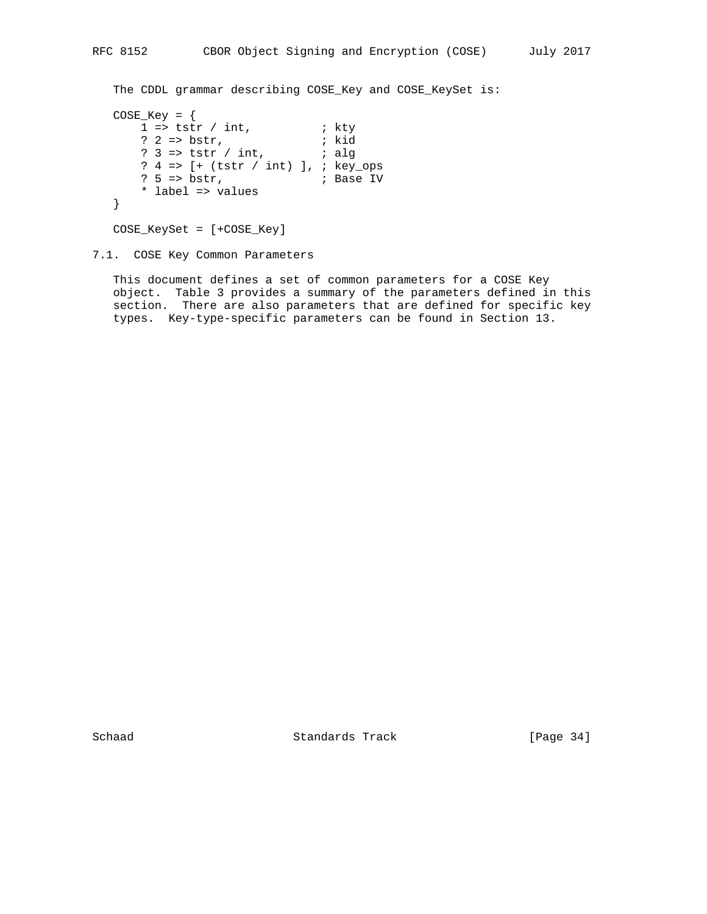The CDDL grammar describing COSE_Key and COSE_KeySet is:

```
COSE_Key = {
    1 => tstr / int,          ; kty
    ? 2 => bstr,              ; kid
    ? 3 => tstr / int,        ; alg
    ? 4 => [+ (tstr / int) ], ; key_ops
    ? 5 => bstr,              ; Base IV
    * label => values
}

COSE_KeySet = [+COSE_Key]
```

## 7.1. COSE Key Common Parameters

This document defines a set of common parameters for a COSE Key object. Table 3 provides a summary of the parameters defined in this section. There are also parameters that are defined for specific key types. Key-type-specific parameters can be found in Section 13.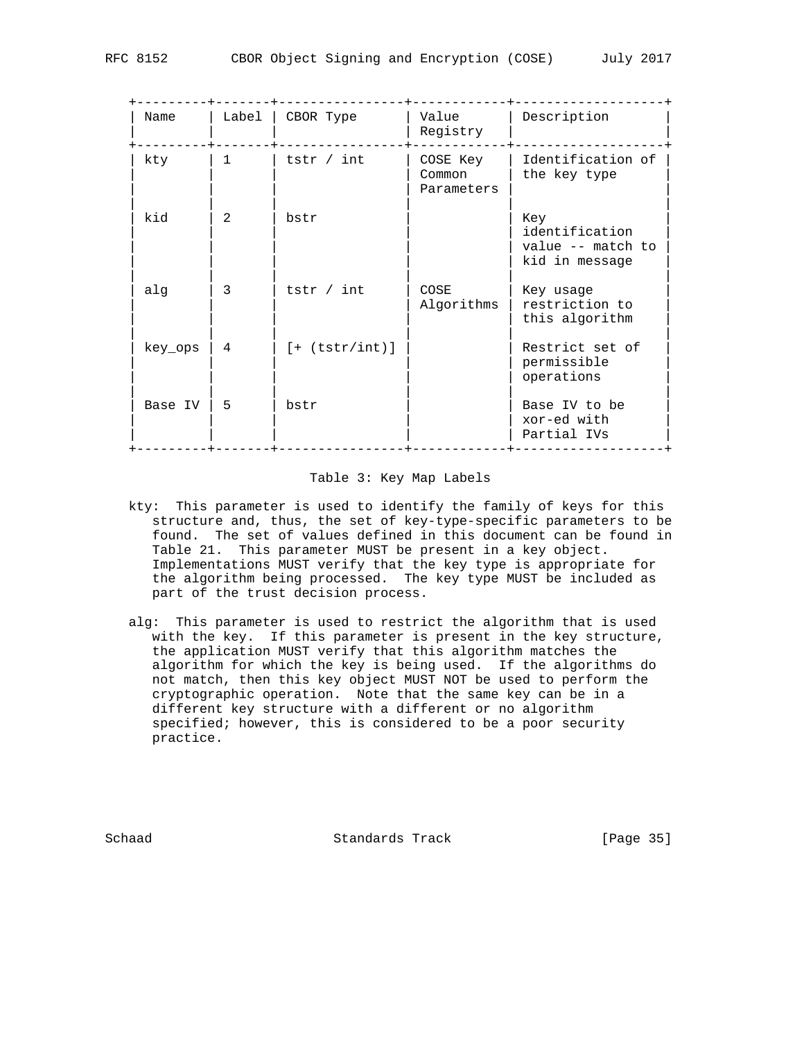| Name | Label | CBOR Type | Value Registry | Description |
|---|---|---|---|---|
| kty | 1 | tstr / int | COSE Key Common Parameters | Identification of the key type |
| kid | 2 | bstr | | Key identification value -- match to kid in message |
| alg | 3 | tstr / int | COSE Algorithms | Key usage restriction to this algorithm |
| key_ops | 4 | [+ (tstr/int)] | | Restrict set of permissible operations |
| Base IV | 5 | bstr | | Base IV to be xor-ed with Partial IVs |

Table 3: Key Map Labels

kty: This parameter is used to identify the family of keys for this structure and, thus, the set of key-type-specific parameters to be found. The set of values defined in this document can be found in Table 21. This parameter MUST be present in a key object. Implementations MUST verify that the key type is appropriate for the algorithm being processed. The key type MUST be included as part of the trust decision process.

alg: This parameter is used to restrict the algorithm that is used with the key. If this parameter is present in the key structure, the application MUST verify that this algorithm matches the algorithm for which the key is being used. If the algorithms do not match, then this key object MUST NOT be used to perform the cryptographic operation. Note that the same key can be in a different key structure with a different or no algorithm specified; however, this is considered to be a poor security practice.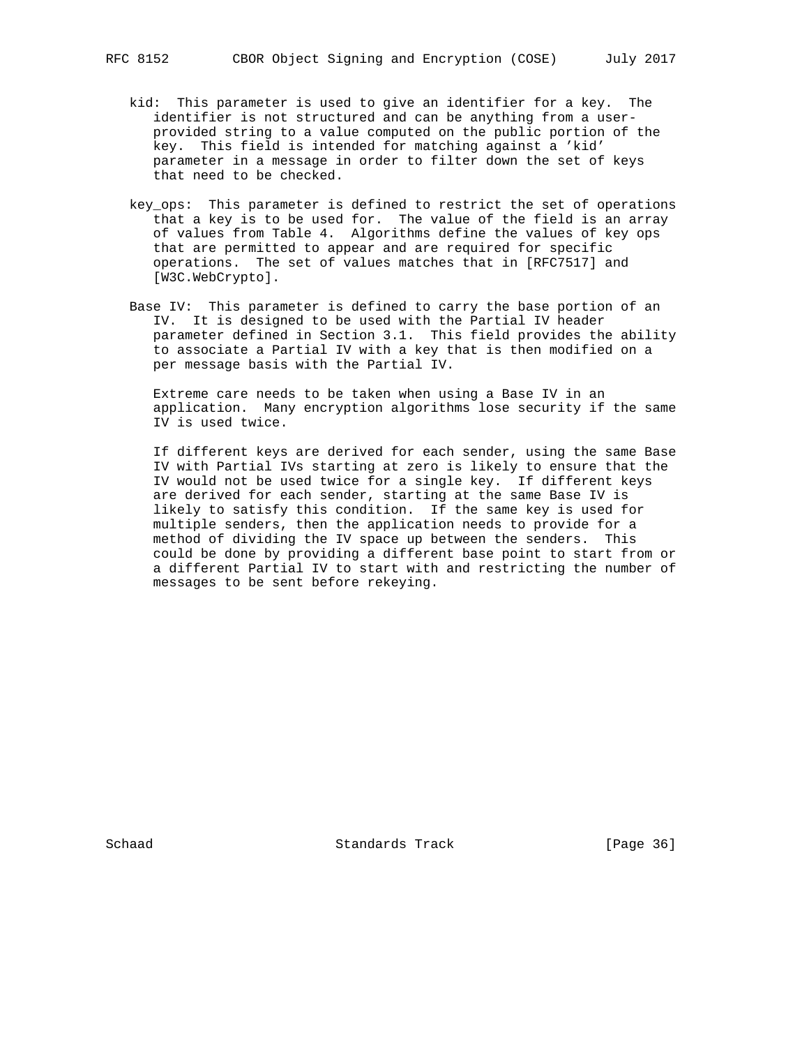kid: This parameter is used to give an identifier for a key. The identifier is not structured and can be anything from a user-provided string to a value computed on the public portion of the key. This field is intended for matching against a 'kid' parameter in a message in order to filter down the set of keys that need to be checked.

key_ops: This parameter is defined to restrict the set of operations that a key is to be used for. The value of the field is an array of values from Table 4. Algorithms define the values of key ops that are permitted to appear and are required for specific operations. The set of values matches that in [RFC7517] and [W3C.WebCrypto].

Base IV: This parameter is defined to carry the base portion of an IV. It is designed to be used with the Partial IV header parameter defined in Section 3.1. This field provides the ability to associate a Partial IV with a key that is then modified on a per message basis with the Partial IV.

Extreme care needs to be taken when using a Base IV in an application. Many encryption algorithms lose security if the same IV is used twice.

If different keys are derived for each sender, using the same Base IV with Partial IVs starting at zero is likely to ensure that the IV would not be used twice for a single key. If different keys are derived for each sender, starting at the same Base IV is likely to satisfy this condition. If the same key is used for multiple senders, then the application needs to provide for a method of dividing the IV space up between the senders. This could be done by providing a different base point to start from or a different Partial IV to start with and restricting the number of messages to be sent before rekeying.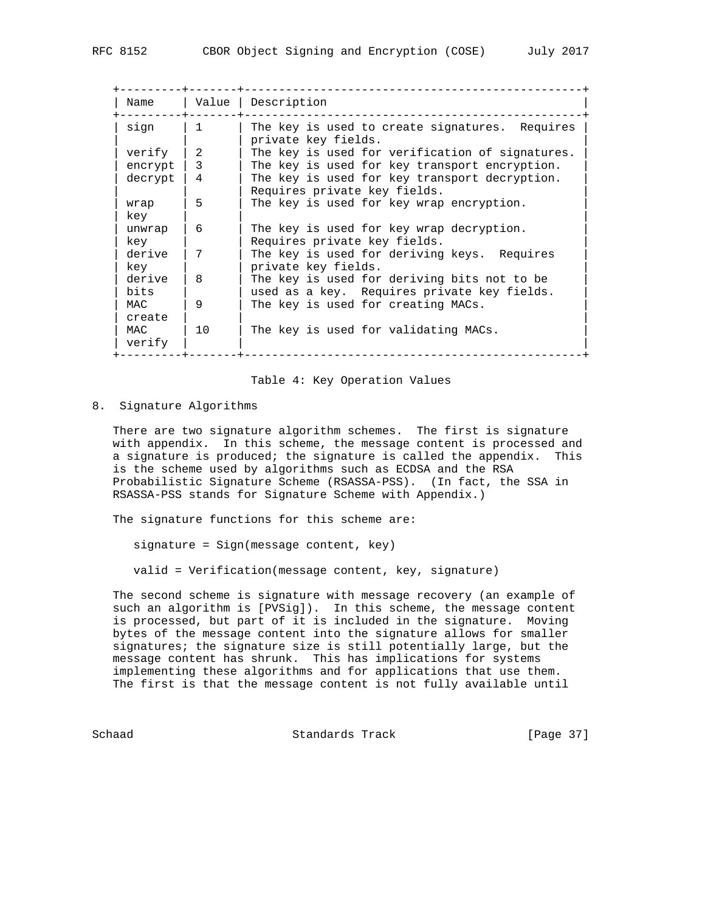| Name | Value | Description |
|---|---|---|
| sign | 1 | The key is used to create signatures. Requires private key fields. |
| verify | 2 | The key is used for verification of signatures. |
| encrypt | 3 | The key is used for key transport encryption. |
| decrypt | 4 | The key is used for key transport decryption. Requires private key fields. |
| wrap key | 5 | The key is used for key wrap encryption. |
| unwrap key | 6 | The key is used for key wrap decryption. Requires private key fields. |
| derive key | 7 | The key is used for deriving keys. Requires private key fields. |
| derive bits | 8 | The key is used for deriving bits not to be used as a key. Requires private key fields. |
| MAC create | 9 | The key is used for creating MACs. |
| MAC verify | 10 | The key is used for validating MACs. |

Table 4: Key Operation Values

## 8. Signature Algorithms

There are two signature algorithm schemes. The first is signature with appendix. In this scheme, the message content is processed and a signature is produced; the signature is called the appendix. This is the scheme used by algorithms such as ECDSA and the RSA Probabilistic Signature Scheme (RSASSA-PSS). (In fact, the SSA in RSASSA-PSS stands for Signature Scheme with Appendix.)

The signature functions for this scheme are:

```
signature = Sign(message content, key)

valid = Verification(message content, key, signature)
```

The second scheme is signature with message recovery (an example of such an algorithm is [PVSig]). In this scheme, the message content is processed, but part of it is included in the signature. Moving bytes of the message content into the signature allows for smaller signatures; the signature size is still potentially large, but the message content has shrunk. This has implications for systems implementing these algorithms and for applications that use them. The first is that the message content is not fully available until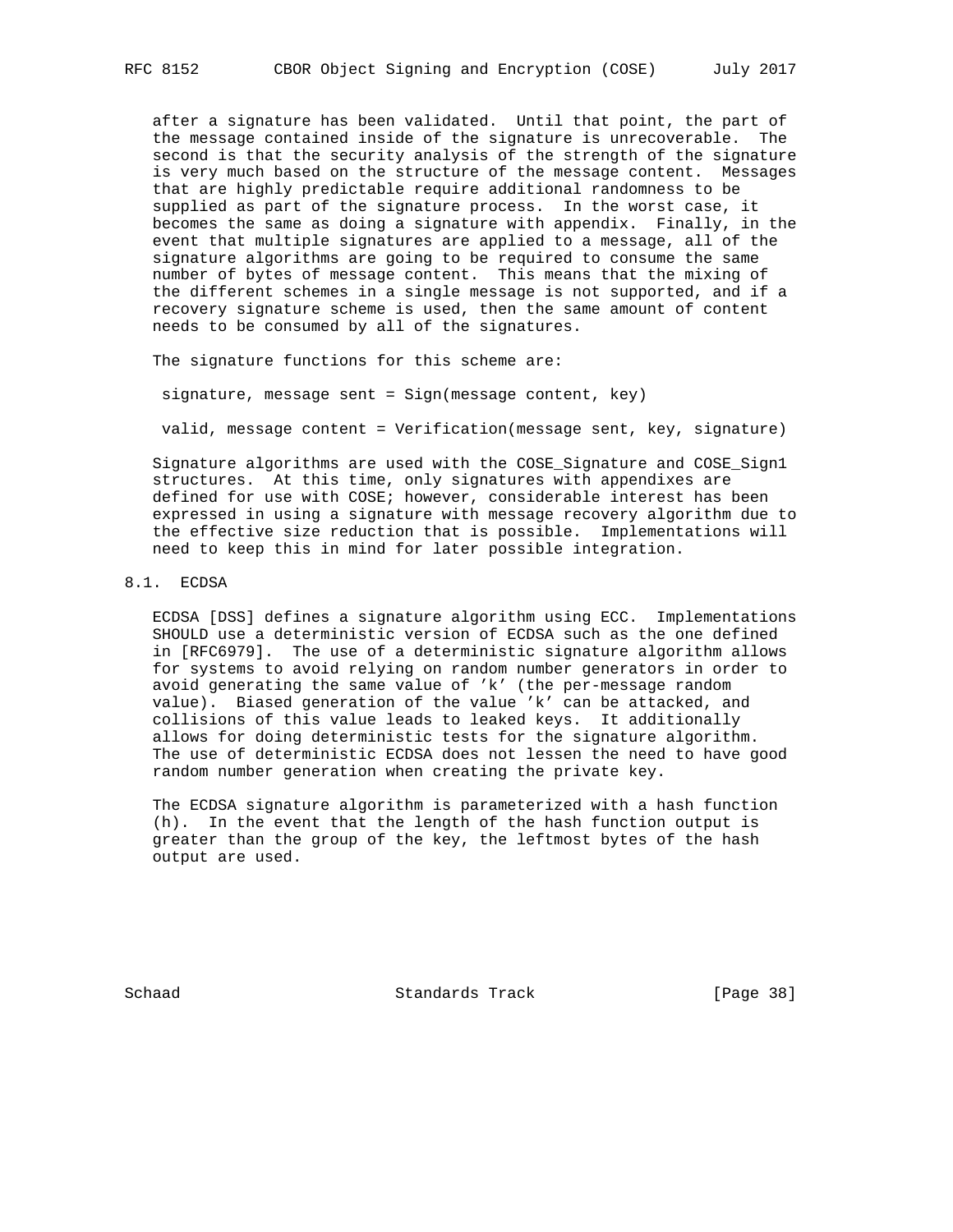after a signature has been validated. Until that point, the part of the message contained inside of the signature is unrecoverable. The second is that the security analysis of the strength of the signature is very much based on the structure of the message content. Messages that are highly predictable require additional randomness to be supplied as part of the signature process. In the worst case, it becomes the same as doing a signature with appendix. Finally, in the event that multiple signatures are applied to a message, all of the signature algorithms are going to be required to consume the same number of bytes of message content. This means that the mixing of the different schemes in a single message is not supported, and if a recovery signature scheme is used, then the same amount of content needs to be consumed by all of the signatures.

The signature functions for this scheme are:

```
signature, message sent = Sign(message content, key)

valid, message content = Verification(message sent, key, signature)
```

Signature algorithms are used with the COSE_Signature and COSE_Sign1 structures. At this time, only signatures with appendixes are defined for use with COSE; however, considerable interest has been expressed in using a signature with message recovery algorithm due to the effective size reduction that is possible. Implementations will need to keep this in mind for later possible integration.

## 8.1. ECDSA

ECDSA [DSS] defines a signature algorithm using ECC. Implementations SHOULD use a deterministic version of ECDSA such as the one defined in [RFC6979]. The use of a deterministic signature algorithm allows for systems to avoid relying on random number generators in order to avoid generating the same value of 'k' (the per-message random value). Biased generation of the value 'k' can be attacked, and collisions of this value leads to leaked keys. It additionally allows for doing deterministic tests for the signature algorithm. The use of deterministic ECDSA does not lessen the need to have good random number generation when creating the private key.

The ECDSA signature algorithm is parameterized with a hash function (h). In the event that the length of the hash function output is greater than the group of the key, the leftmost bytes of the hash output are used.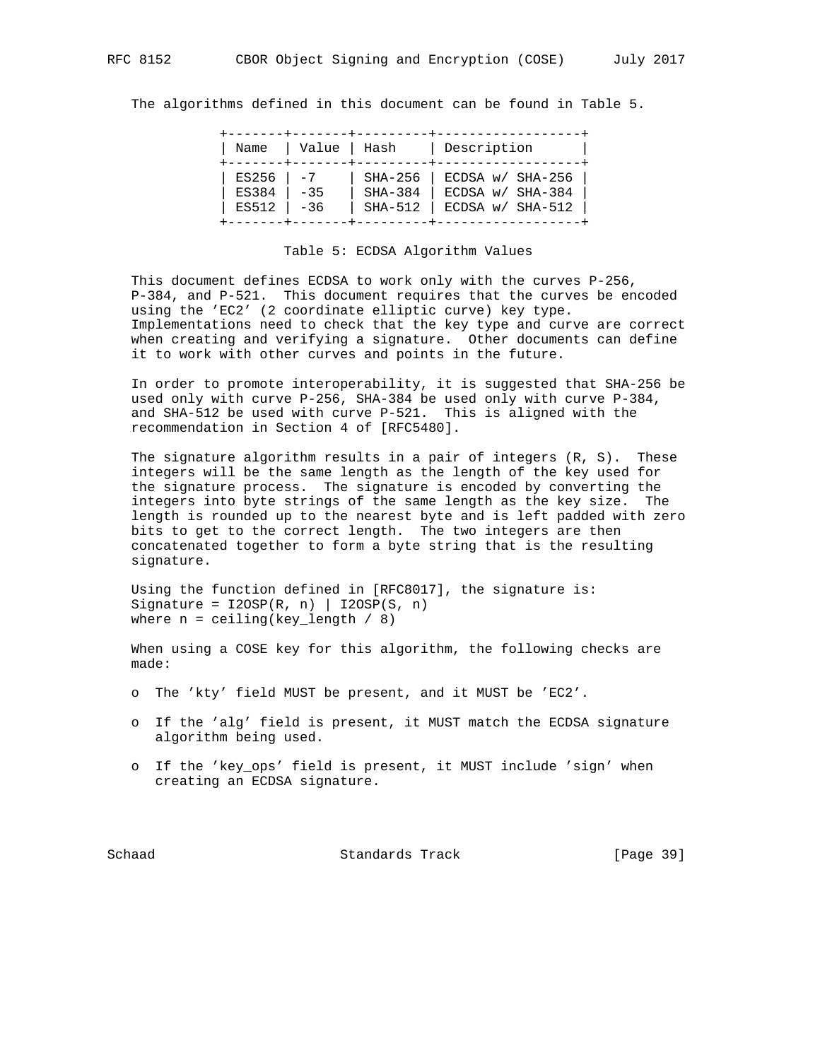The algorithms defined in this document can be found in Table 5.

| Name | Value | Hash | Description |
|---|---|---|---|
| ES256 | -7 | SHA-256 | ECDSA w/ SHA-256 |
| ES384 | -35 | SHA-384 | ECDSA w/ SHA-384 |
| ES512 | -36 | SHA-512 | ECDSA w/ SHA-512 |

Table 5: ECDSA Algorithm Values

This document defines ECDSA to work only with the curves P-256, P-384, and P-521. This document requires that the curves be encoded using the 'EC2' (2 coordinate elliptic curve) key type. Implementations need to check that the key type and curve are correct when creating and verifying a signature. Other documents can define it to work with other curves and points in the future.

In order to promote interoperability, it is suggested that SHA-256 be used only with curve P-256, SHA-384 be used only with curve P-384, and SHA-512 be used with curve P-521. This is aligned with the recommendation in Section 4 of [RFC5480].

The signature algorithm results in a pair of integers (R, S). These integers will be the same length as the length of the key used for the signature process. The signature is encoded by converting the integers into byte strings of the same length as the key size. The length is rounded up to the nearest byte and is left padded with zero bits to get to the correct length. The two integers are then concatenated together to form a byte string that is the resulting signature.

Using the function defined in [RFC8017], the signature is:

```
Signature = I2OSP(R, n) | I2OSP(S, n)
where n = ceiling(key_length / 8)
```

When using a COSE key for this algorithm, the following checks are made:

- The 'kty' field MUST be present, and it MUST be 'EC2'.
- If the 'alg' field is present, it MUST match the ECDSA signature algorithm being used.
- If the 'key_ops' field is present, it MUST include 'sign' when creating an ECDSA signature.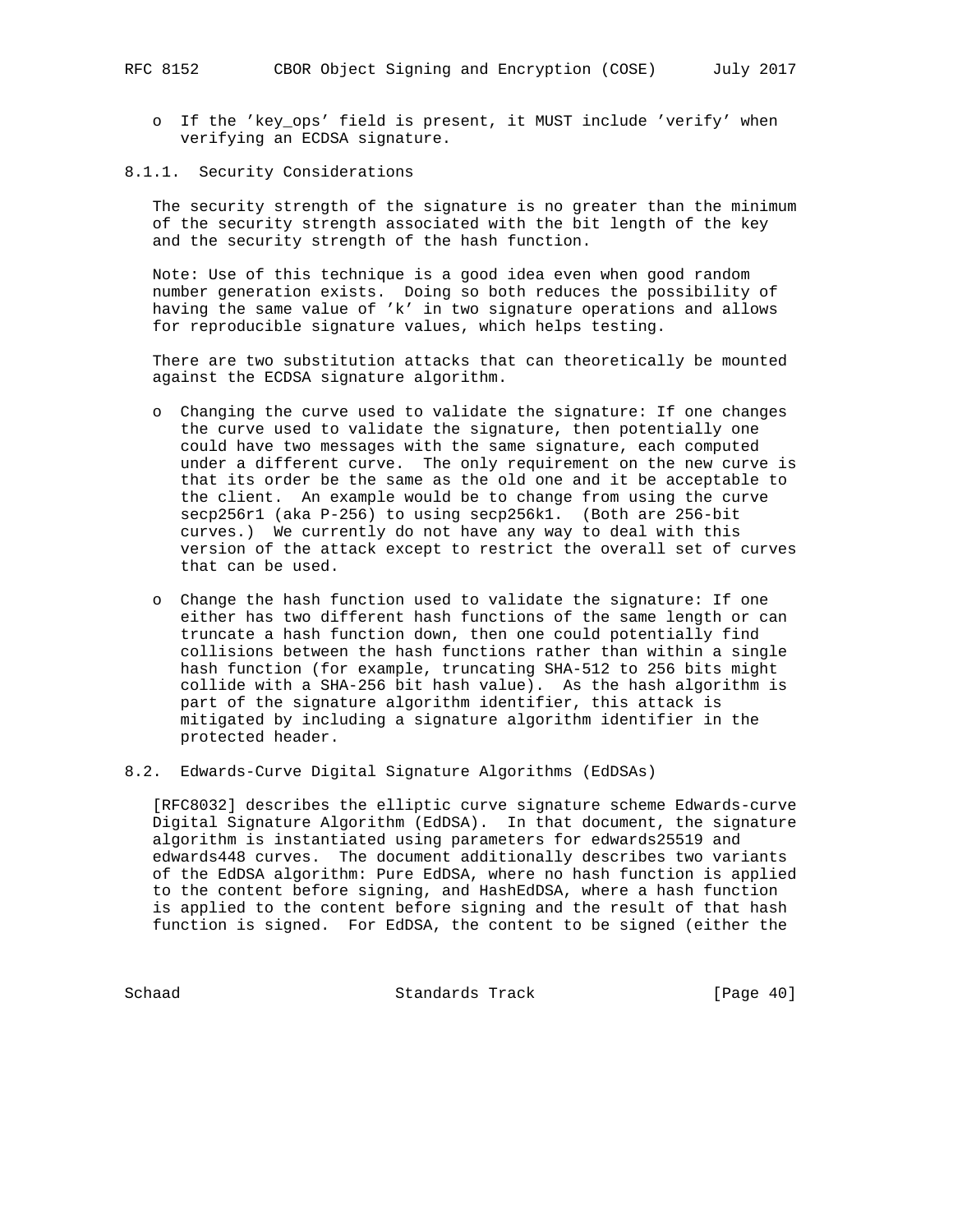- If the 'key_ops' field is present, it MUST include 'verify' when verifying an ECDSA signature.

### 8.1.1. Security Considerations

The security strength of the signature is no greater than the minimum of the security strength associated with the bit length of the key and the security strength of the hash function.

Note: Use of this technique is a good idea even when good random number generation exists. Doing so both reduces the possibility of having the same value of 'k' in two signature operations and allows for reproducible signature values, which helps testing.

There are two substitution attacks that can theoretically be mounted against the ECDSA signature algorithm.

- Changing the curve used to validate the signature: If one changes the curve used to validate the signature, then potentially one could have two messages with the same signature, each computed under a different curve. The only requirement on the new curve is that its order be the same as the old one and it be acceptable to the client. An example would be to change from using the curve secp256r1 (aka P-256) to using secp256k1. (Both are 256-bit curves.) We currently do not have any way to deal with this version of the attack except to restrict the overall set of curves that can be used.

- Change the hash function used to validate the signature: If one either has two different hash functions of the same length or can truncate a hash function down, then one could potentially find collisions between the hash functions rather than within a single hash function (for example, truncating SHA-512 to 256 bits might collide with a SHA-256 bit hash value). As the hash algorithm is part of the signature algorithm identifier, this attack is mitigated by including a signature algorithm identifier in the protected header.

## 8.2. Edwards-Curve Digital Signature Algorithms (EdDSAs)

[RFC8032] describes the elliptic curve signature scheme Edwards-curve Digital Signature Algorithm (EdDSA). In that document, the signature algorithm is instantiated using parameters for edwards25519 and edwards448 curves. The document additionally describes two variants of the EdDSA algorithm: Pure EdDSA, where no hash function is applied to the content before signing, and HashEdDSA, where a hash function is applied to the content before signing and the result of that hash function is signed. For EdDSA, the content to be signed (either the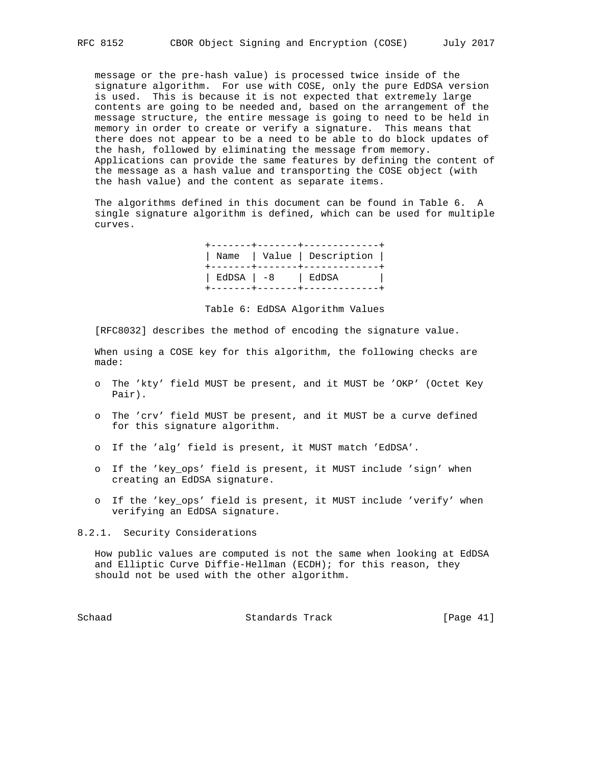message or the pre-hash value) is processed twice inside of the signature algorithm. For use with COSE, only the pure EdDSA version is used. This is because it is not expected that extremely large contents are going to be needed and, based on the arrangement of the message structure, the entire message is going to need to be held in memory in order to create or verify a signature. This means that there does not appear to be a need to be able to do block updates of the hash, followed by eliminating the message from memory. Applications can provide the same features by defining the content of the message as a hash value and transporting the COSE object (with the hash value) and the content as separate items.

The algorithms defined in this document can be found in Table 6. A single signature algorithm is defined, which can be used for multiple curves.

| Name | Value | Description |
| --- | --- | --- |
| EdDSA | -8 | EdDSA |

Table 6: EdDSA Algorithm Values

[RFC8032] describes the method of encoding the signature value.

When using a COSE key for this algorithm, the following checks are made:

- The 'kty' field MUST be present, and it MUST be 'OKP' (Octet Key Pair).
- The 'crv' field MUST be present, and it MUST be a curve defined for this signature algorithm.
- If the 'alg' field is present, it MUST match 'EdDSA'.
- If the 'key_ops' field is present, it MUST include 'sign' when creating an EdDSA signature.
- If the 'key_ops' field is present, it MUST include 'verify' when verifying an EdDSA signature.

### 8.2.1. Security Considerations

How public values are computed is not the same when looking at EdDSA and Elliptic Curve Diffie-Hellman (ECDH); for this reason, they should not be used with the other algorithm.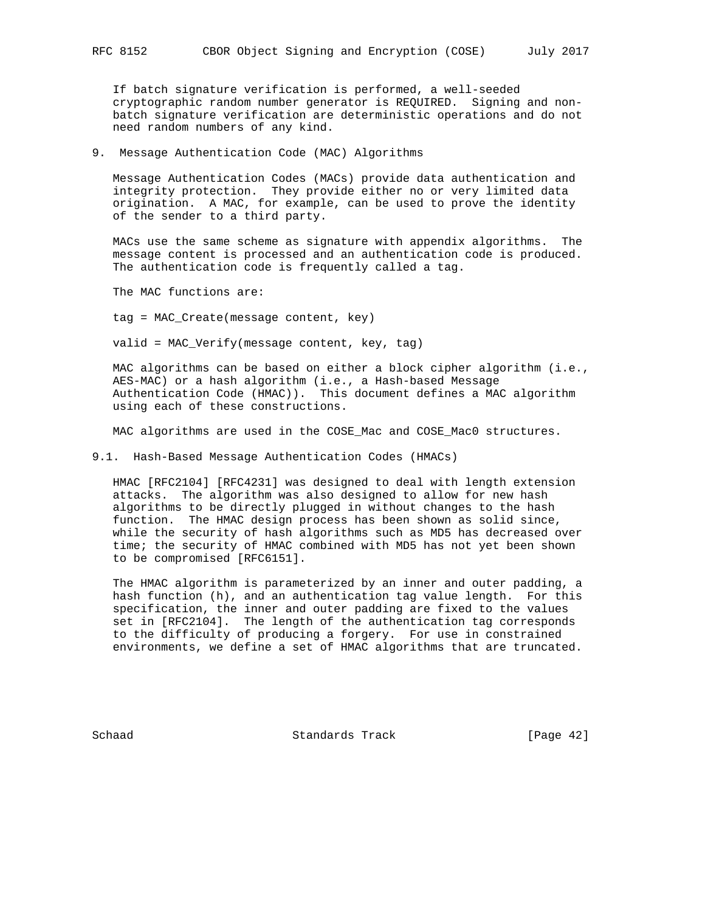If batch signature verification is performed, a well-seeded cryptographic random number generator is REQUIRED. Signing and non-batch signature verification are deterministic operations and do not need random numbers of any kind.

## 9. Message Authentication Code (MAC) Algorithms

Message Authentication Codes (MACs) provide data authentication and integrity protection. They provide either no or very limited data origination. A MAC, for example, can be used to prove the identity of the sender to a third party.

MACs use the same scheme as signature with appendix algorithms. The message content is processed and an authentication code is produced. The authentication code is frequently called a tag.

The MAC functions are:

```
tag = MAC_Create(message content, key)

valid = MAC_Verify(message content, key, tag)
```

MAC algorithms can be based on either a block cipher algorithm (i.e., AES-MAC) or a hash algorithm (i.e., a Hash-based Message Authentication Code (HMAC)). This document defines a MAC algorithm using each of these constructions.

MAC algorithms are used in the COSE_Mac and COSE_Mac0 structures.

### 9.1. Hash-Based Message Authentication Codes (HMACs)

HMAC [RFC2104] [RFC4231] was designed to deal with length extension attacks. The algorithm was also designed to allow for new hash algorithms to be directly plugged in without changes to the hash function. The HMAC design process has been shown as solid since, while the security of hash algorithms such as MD5 has decreased over time; the security of HMAC combined with MD5 has not yet been shown to be compromised [RFC6151].

The HMAC algorithm is parameterized by an inner and outer padding, a hash function (h), and an authentication tag value length. For this specification, the inner and outer padding are fixed to the values set in [RFC2104]. The length of the authentication tag corresponds to the difficulty of producing a forgery. For use in constrained environments, we define a set of HMAC algorithms that are truncated.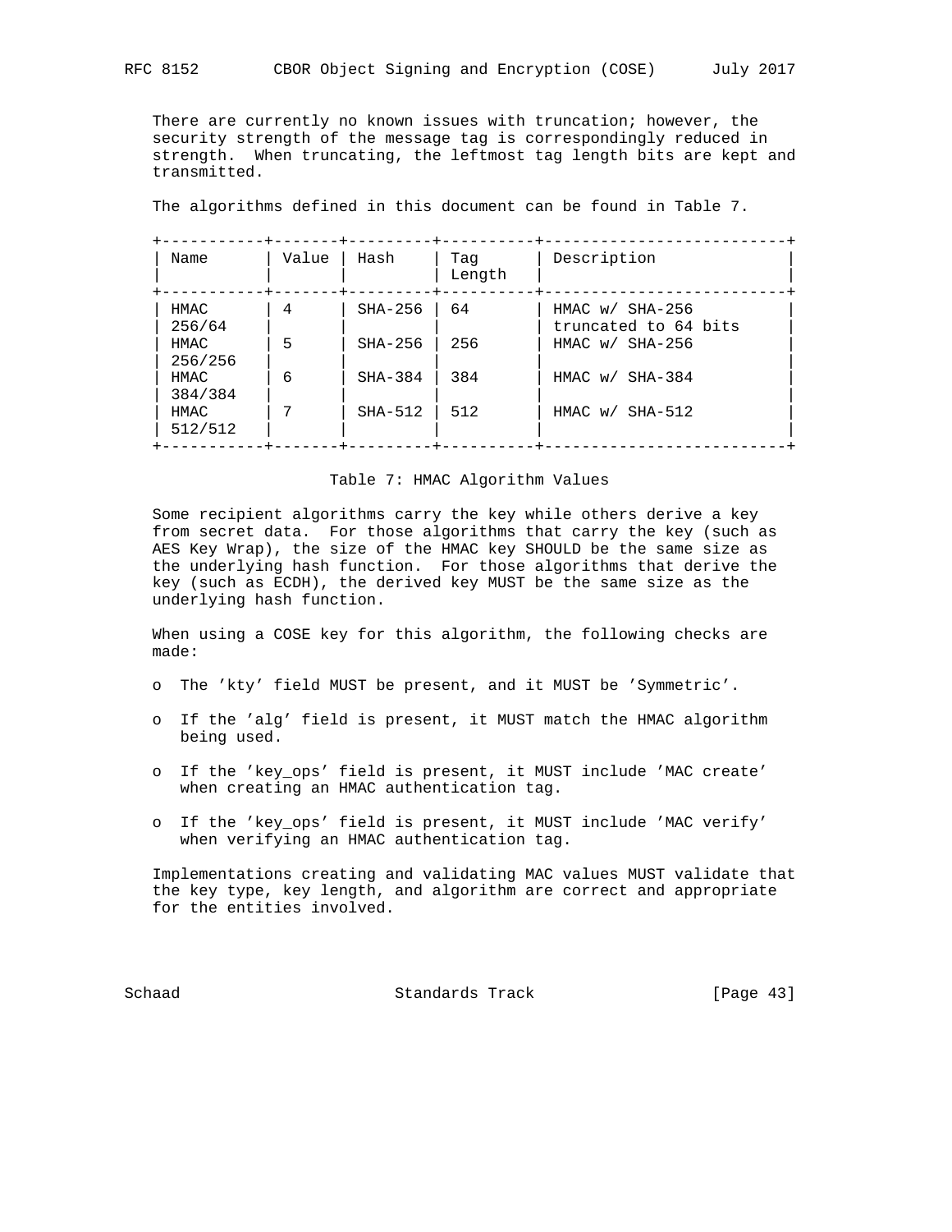There are currently no known issues with truncation; however, the security strength of the message tag is correspondingly reduced in strength. When truncating, the leftmost tag length bits are kept and transmitted.

The algorithms defined in this document can be found in Table 7.

| Name | Value | Hash | Tag Length | Description |
| --- | --- | --- | --- | --- |
| HMAC 256/64 | 4 | SHA-256 | 64 | HMAC w/ SHA-256 truncated to 64 bits |
| HMAC 256/256 | 5 | SHA-256 | 256 | HMAC w/ SHA-256 |
| HMAC 384/384 | 6 | SHA-384 | 384 | HMAC w/ SHA-384 |
| HMAC 512/512 | 7 | SHA-512 | 512 | HMAC w/ SHA-512 |

Table 7: HMAC Algorithm Values

Some recipient algorithms carry the key while others derive a key from secret data. For those algorithms that carry the key (such as AES Key Wrap), the size of the HMAC key SHOULD be the same size as the underlying hash function. For those algorithms that derive the key (such as ECDH), the derived key MUST be the same size as the underlying hash function.

When using a COSE key for this algorithm, the following checks are made:

- The 'kty' field MUST be present, and it MUST be 'Symmetric'.
- If the 'alg' field is present, it MUST match the HMAC algorithm being used.
- If the 'key_ops' field is present, it MUST include 'MAC create' when creating an HMAC authentication tag.
- If the 'key_ops' field is present, it MUST include 'MAC verify' when verifying an HMAC authentication tag.

Implementations creating and validating MAC values MUST validate that the key type, key length, and algorithm are correct and appropriate for the entities involved.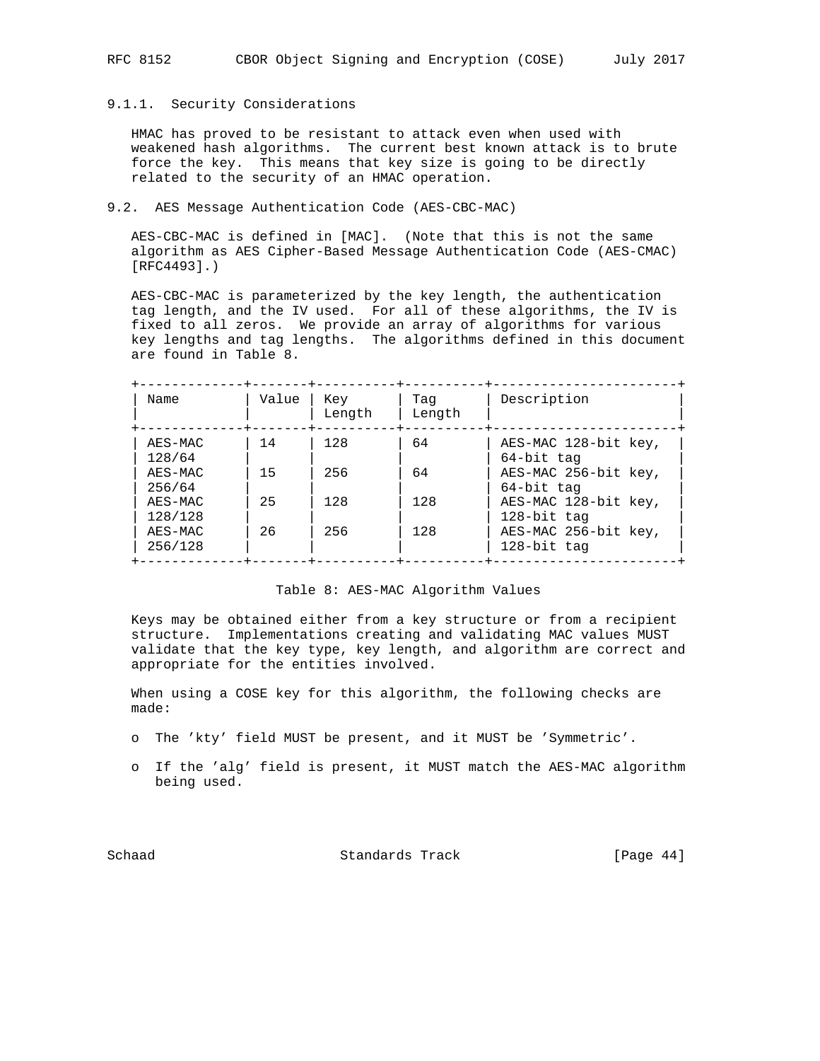### 9.1.1. Security Considerations

HMAC has proved to be resistant to attack even when used with weakened hash algorithms. The current best known attack is to brute force the key. This means that key size is going to be directly related to the security of an HMAC operation.

## 9.2. AES Message Authentication Code (AES-CBC-MAC)

AES-CBC-MAC is defined in [MAC]. (Note that this is not the same algorithm as AES Cipher-Based Message Authentication Code (AES-CMAC) [RFC4493].)

AES-CBC-MAC is parameterized by the key length, the authentication tag length, and the IV used. For all of these algorithms, the IV is fixed to all zeros. We provide an array of algorithms for various key lengths and tag lengths. The algorithms defined in this document are found in Table 8.

| Name | Value | Key Length | Tag Length | Description |
|---|---|---|---|---|
| AES-MAC 128/64 | 14 | 128 | 64 | AES-MAC 128-bit key, 64-bit tag |
| AES-MAC 256/64 | 15 | 256 | 64 | AES-MAC 256-bit key, 64-bit tag |
| AES-MAC 128/128 | 25 | 128 | 128 | AES-MAC 128-bit key, 128-bit tag |
| AES-MAC 256/128 | 26 | 256 | 128 | AES-MAC 256-bit key, 128-bit tag |

Table 8: AES-MAC Algorithm Values

Keys may be obtained either from a key structure or from a recipient structure. Implementations creating and validating MAC values MUST validate that the key type, key length, and algorithm are correct and appropriate for the entities involved.

When using a COSE key for this algorithm, the following checks are made:

- The 'kty' field MUST be present, and it MUST be 'Symmetric'.
- If the 'alg' field is present, it MUST match the AES-MAC algorithm being used.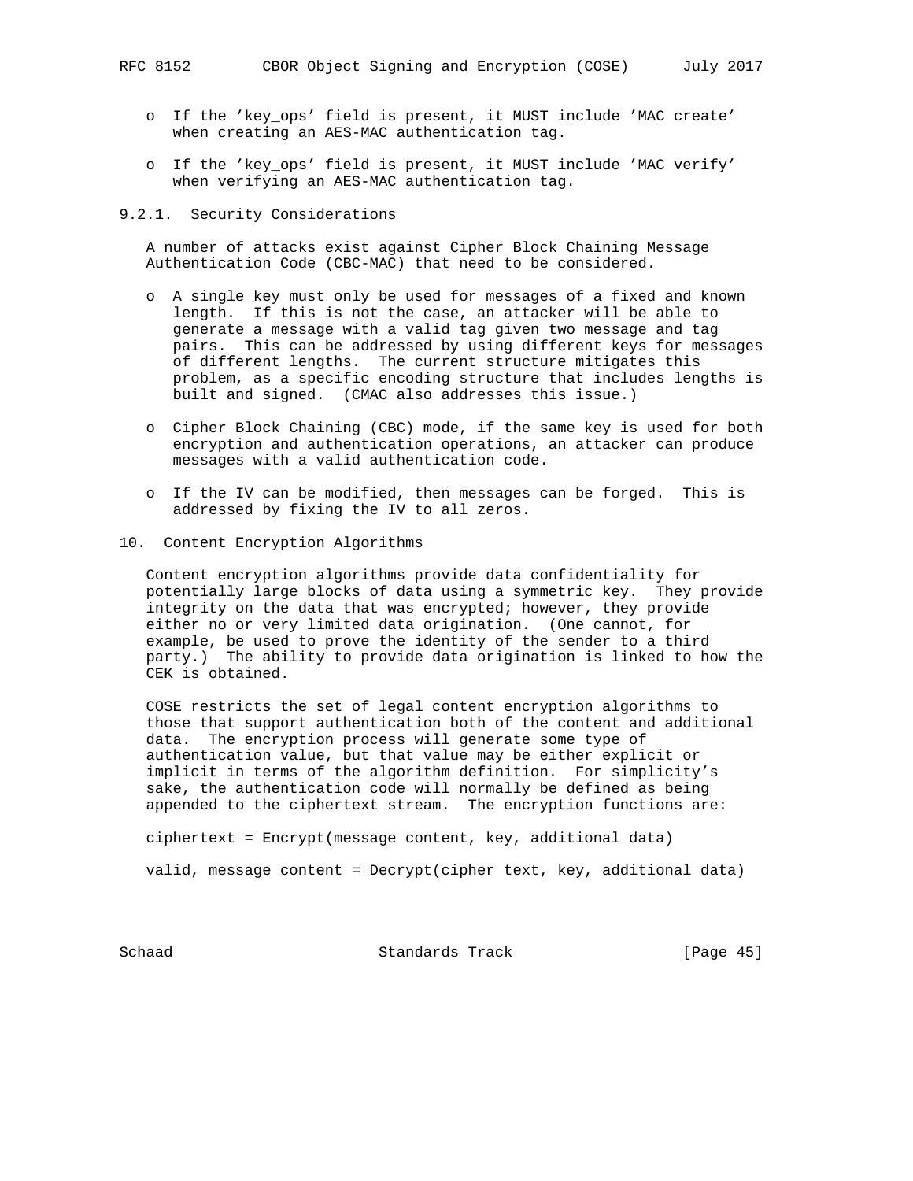- If the 'key_ops' field is present, it MUST include 'MAC create' when creating an AES-MAC authentication tag.

- If the 'key_ops' field is present, it MUST include 'MAC verify' when verifying an AES-MAC authentication tag.

### 9.2.1. Security Considerations

A number of attacks exist against Cipher Block Chaining Message Authentication Code (CBC-MAC) that need to be considered.

- A single key must only be used for messages of a fixed and known length. If this is not the case, an attacker will be able to generate a message with a valid tag given two message and tag pairs. This can be addressed by using different keys for messages of different lengths. The current structure mitigates this problem, as a specific encoding structure that includes lengths is built and signed. (CMAC also addresses this issue.)

- Cipher Block Chaining (CBC) mode, if the same key is used for both encryption and authentication operations, an attacker can produce messages with a valid authentication code.

- If the IV can be modified, then messages can be forged. This is addressed by fixing the IV to all zeros.

## 10. Content Encryption Algorithms

Content encryption algorithms provide data confidentiality for potentially large blocks of data using a symmetric key. They provide integrity on the data that was encrypted; however, they provide either no or very limited data origination. (One cannot, for example, be used to prove the identity of the sender to a third party.) The ability to provide data origination is linked to how the CEK is obtained.

COSE restricts the set of legal content encryption algorithms to those that support authentication both of the content and additional data. The encryption process will generate some type of authentication value, but that value may be either explicit or implicit in terms of the algorithm definition. For simplicity's sake, the authentication code will normally be defined as being appended to the ciphertext stream. The encryption functions are:

```
ciphertext = Encrypt(message content, key, additional data)

valid, message content = Decrypt(cipher text, key, additional data)
```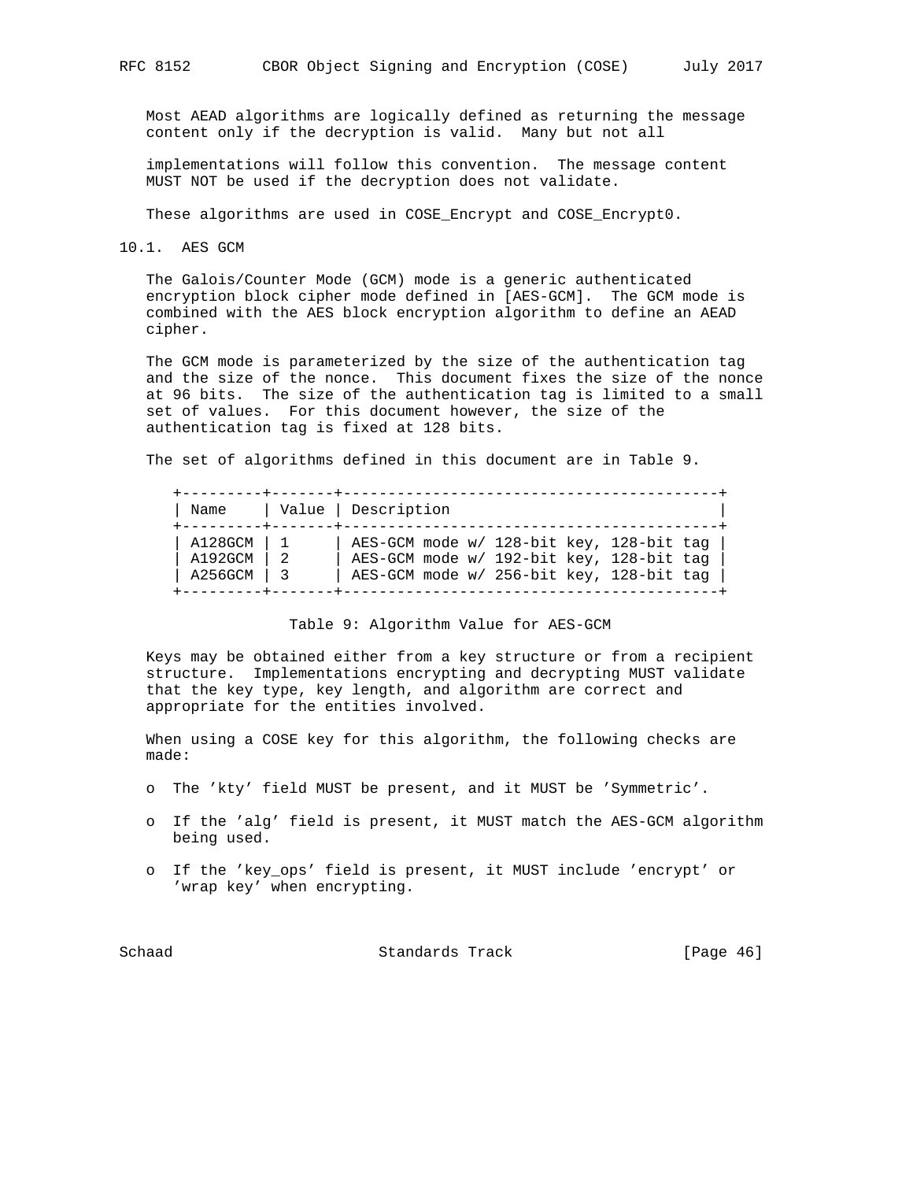Most AEAD algorithms are logically defined as returning the message content only if the decryption is valid. Many but not all implementations will follow this convention. The message content MUST NOT be used if the decryption does not validate.

These algorithms are used in COSE_Encrypt and COSE_Encrypt0.

## 10.1. AES GCM

The Galois/Counter Mode (GCM) mode is a generic authenticated encryption block cipher mode defined in [AES-GCM]. The GCM mode is combined with the AES block encryption algorithm to define an AEAD cipher.

The GCM mode is parameterized by the size of the authentication tag and the size of the nonce. This document fixes the size of the nonce at 96 bits. The size of the authentication tag is limited to a small set of values. For this document however, the size of the authentication tag is fixed at 128 bits.

The set of algorithms defined in this document are in Table 9.

| Name | Value | Description |
|---|---|---|
| A128GCM | 1 | AES-GCM mode w/ 128-bit key, 128-bit tag |
| A192GCM | 2 | AES-GCM mode w/ 192-bit key, 128-bit tag |
| A256GCM | 3 | AES-GCM mode w/ 256-bit key, 128-bit tag |

Table 9: Algorithm Value for AES-GCM

Keys may be obtained either from a key structure or from a recipient structure. Implementations encrypting and decrypting MUST validate that the key type, key length, and algorithm are correct and appropriate for the entities involved.

When using a COSE key for this algorithm, the following checks are made:

- The 'kty' field MUST be present, and it MUST be 'Symmetric'.
- If the 'alg' field is present, it MUST match the AES-GCM algorithm being used.
- If the 'key_ops' field is present, it MUST include 'encrypt' or 'wrap key' when encrypting.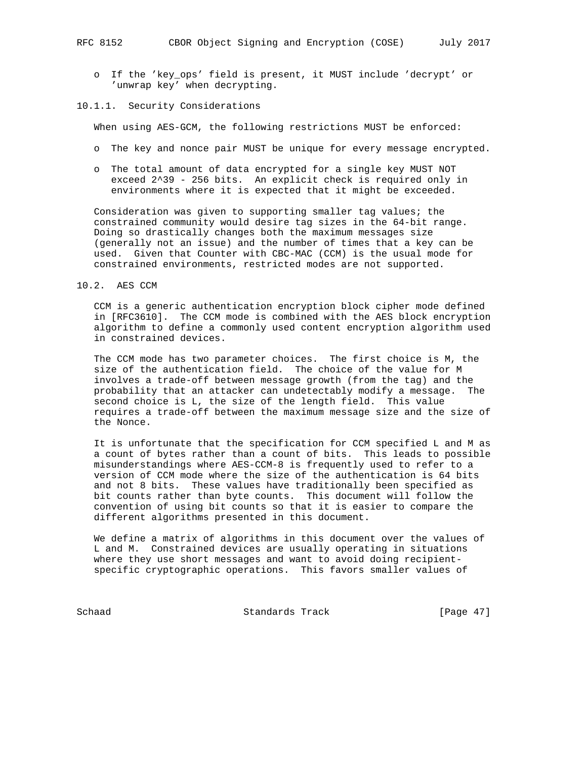- If the 'key_ops' field is present, it MUST include 'decrypt' or 'unwrap key' when decrypting.

#### 10.1.1. Security Considerations

When using AES-GCM, the following restrictions MUST be enforced:

- The key and nonce pair MUST be unique for every message encrypted.
- The total amount of data encrypted for a single key MUST NOT exceed $2^{39} - 256$ bits. An explicit check is required only in environments where it is expected that it might be exceeded.

Consideration was given to supporting smaller tag values; the constrained community would desire tag sizes in the 64-bit range. Doing so drastically changes both the maximum messages size (generally not an issue) and the number of times that a key can be used. Given that Counter with CBC-MAC (CCM) is the usual mode for constrained environments, restricted modes are not supported.

### 10.2. AES CCM

CCM is a generic authentication encryption block cipher mode defined in [RFC3610]. The CCM mode is combined with the AES block encryption algorithm to define a commonly used content encryption algorithm used in constrained devices.

The CCM mode has two parameter choices. The first choice is M, the size of the authentication field. The choice of the value for M involves a trade-off between message growth (from the tag) and the probability that an attacker can undetectably modify a message. The second choice is L, the size of the length field. This value requires a trade-off between the maximum message size and the size of the Nonce.

It is unfortunate that the specification for CCM specified L and M as a count of bytes rather than a count of bits. This leads to possible misunderstandings where AES-CCM-8 is frequently used to refer to a version of CCM mode where the size of the authentication is 64 bits and not 8 bits. These values have traditionally been specified as bit counts rather than byte counts. This document will follow the convention of using bit counts so that it is easier to compare the different algorithms presented in this document.

We define a matrix of algorithms in this document over the values of L and M. Constrained devices are usually operating in situations where they use short messages and want to avoid doing recipient-specific cryptographic operations. This favors smaller values of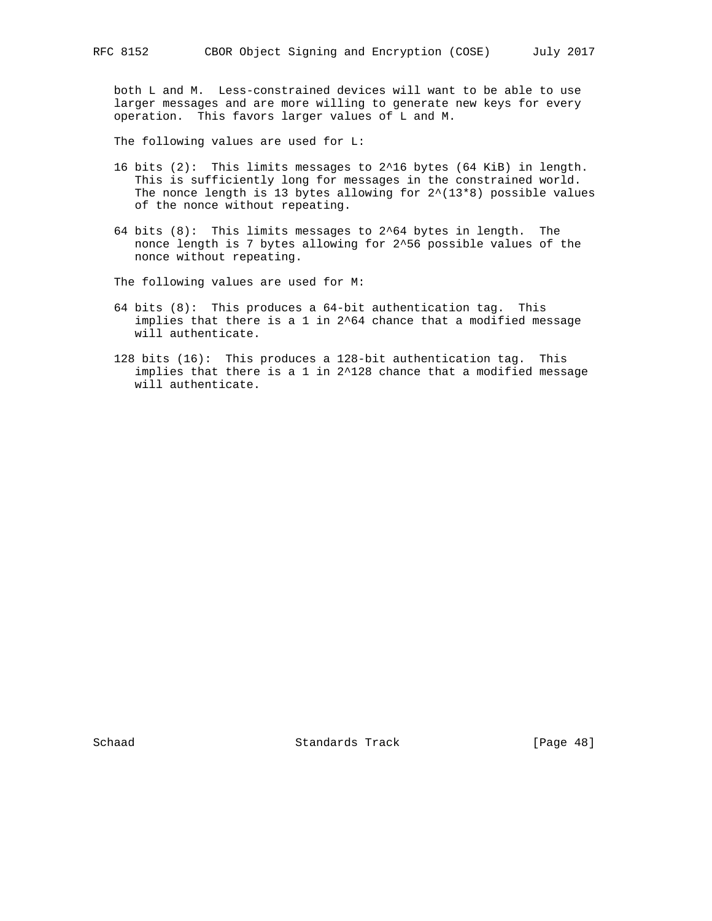both L and M. Less-constrained devices will want to be able to use larger messages and are more willing to generate new keys for every operation. This favors larger values of L and M.

The following values are used for L:

16 bits (2): This limits messages to $2^{16}$ bytes (64 KiB) in length. This is sufficiently long for messages in the constrained world. The nonce length is 13 bytes allowing for $2^{(13*8)}$ possible values of the nonce without repeating.

64 bits (8): This limits messages to $2^{64}$ bytes in length. The nonce length is 7 bytes allowing for $2^{56}$ possible values of the nonce without repeating.

The following values are used for M:

64 bits (8): This produces a 64-bit authentication tag. This implies that there is a 1 in $2^{64}$ chance that a modified message will authenticate.

128 bits (16): This produces a 128-bit authentication tag. This implies that there is a 1 in $2^{128}$ chance that a modified message will authenticate.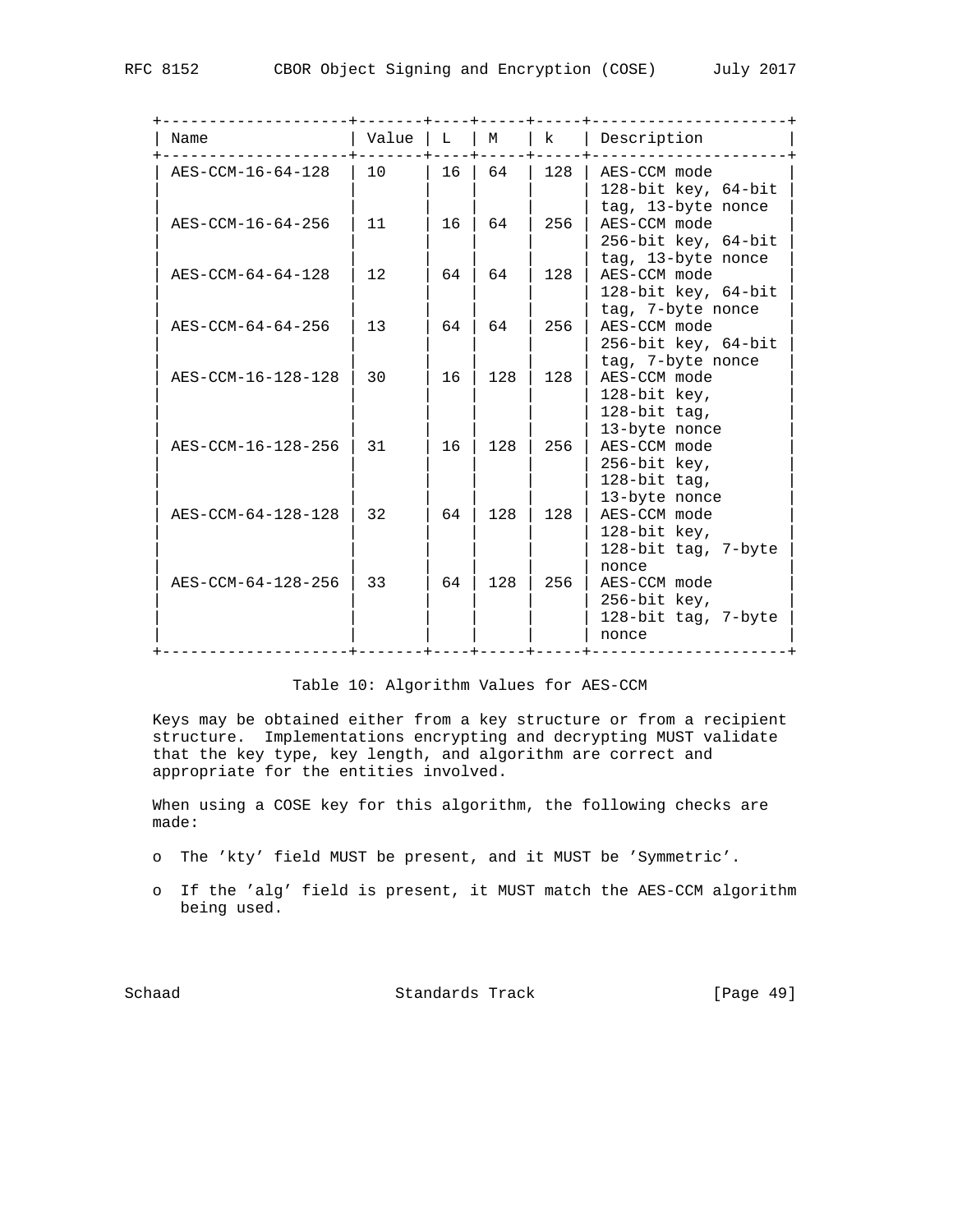| Name | Value | L | M | k | Description |
|---|---|---|---|---|---|
| AES-CCM-16-64-128 | 10 | 16 | 64 | 128 | AES-CCM mode 128-bit key, 64-bit tag, 13-byte nonce |
| AES-CCM-16-64-256 | 11 | 16 | 64 | 256 | AES-CCM mode 256-bit key, 64-bit tag, 13-byte nonce |
| AES-CCM-64-64-128 | 12 | 64 | 64 | 128 | AES-CCM mode 128-bit key, 64-bit tag, 7-byte nonce |
| AES-CCM-64-64-256 | 13 | 64 | 64 | 256 | AES-CCM mode 256-bit key, 64-bit tag, 7-byte nonce |
| AES-CCM-16-128-128 | 30 | 16 | 128 | 128 | AES-CCM mode 128-bit key, 128-bit tag, 13-byte nonce |
| AES-CCM-16-128-256 | 31 | 16 | 128 | 256 | AES-CCM mode 256-bit key, 128-bit tag, 13-byte nonce |
| AES-CCM-64-128-128 | 32 | 64 | 128 | 128 | AES-CCM mode 128-bit key, 128-bit tag, 7-byte nonce |
| AES-CCM-64-128-256 | 33 | 64 | 128 | 256 | AES-CCM mode 256-bit key, 128-bit tag, 7-byte nonce |

Table 10: Algorithm Values for AES-CCM

Keys may be obtained either from a key structure or from a recipient structure. Implementations encrypting and decrypting MUST validate that the key type, key length, and algorithm are correct and appropriate for the entities involved.

When using a COSE key for this algorithm, the following checks are made:

- The 'kty' field MUST be present, and it MUST be 'Symmetric'.
- If the 'alg' field is present, it MUST match the AES-CCM algorithm being used.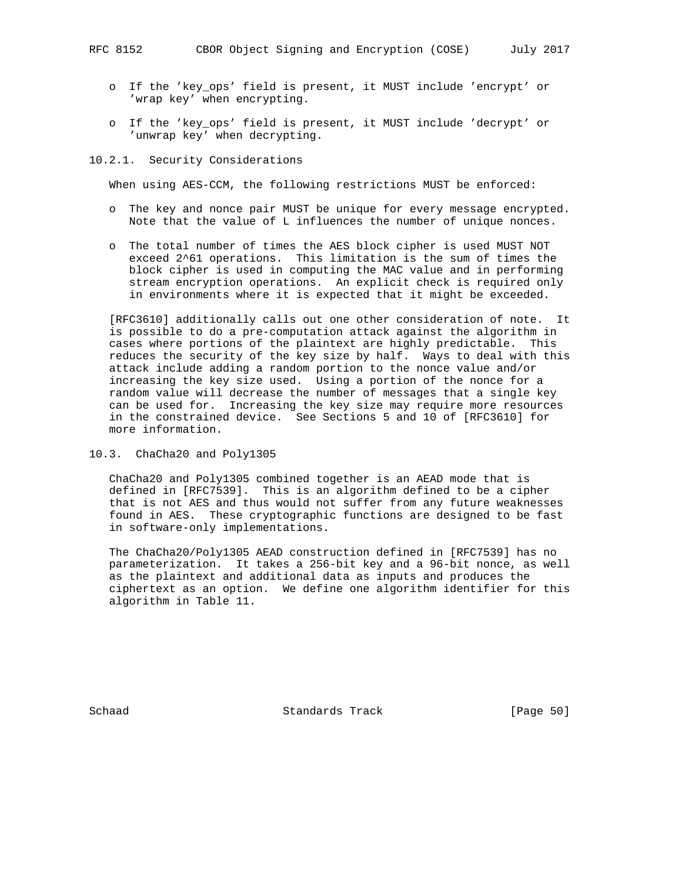- If the 'key_ops' field is present, it MUST include 'encrypt' or 'wrap key' when encrypting.
- If the 'key_ops' field is present, it MUST include 'decrypt' or 'unwrap key' when decrypting.

### 10.2.1. Security Considerations

When using AES-CCM, the following restrictions MUST be enforced:

- The key and nonce pair MUST be unique for every message encrypted. Note that the value of L influences the number of unique nonces.
- The total number of times the AES block cipher is used MUST NOT exceed $2^{61}$ operations. This limitation is the sum of times the block cipher is used in computing the MAC value and in performing stream encryption operations. An explicit check is required only in environments where it is expected that it might be exceeded.

[RFC3610] additionally calls out one other consideration of note. It is possible to do a pre-computation attack against the algorithm in cases where portions of the plaintext are highly predictable. This reduces the security of the key size by half. Ways to deal with this attack include adding a random portion to the nonce value and/or increasing the key size used. Using a portion of the nonce for a random value will decrease the number of messages that a single key can be used for. Increasing the key size may require more resources in the constrained device. See Sections 5 and 10 of [RFC3610] for more information.

## 10.3. ChaCha20 and Poly1305

ChaCha20 and Poly1305 combined together is an AEAD mode that is defined in [RFC7539]. This is an algorithm defined to be a cipher that is not AES and thus would not suffer from any future weaknesses found in AES. These cryptographic functions are designed to be fast in software-only implementations.

The ChaCha20/Poly1305 AEAD construction defined in [RFC7539] has no parameterization. It takes a 256-bit key and a 96-bit nonce, as well as the plaintext and additional data as inputs and produces the ciphertext as an option. We define one algorithm identifier for this algorithm in Table 11.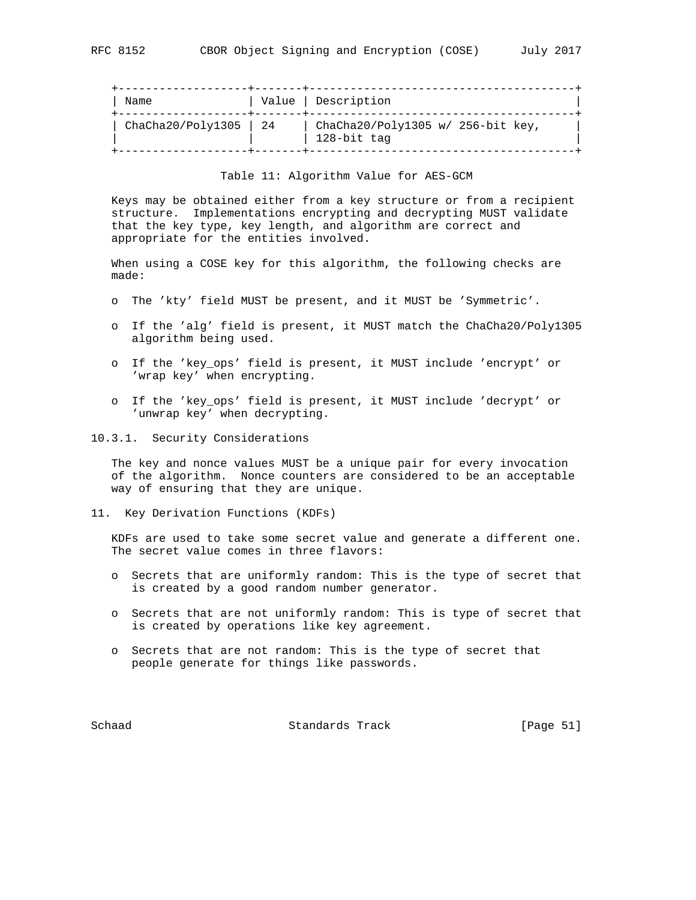| Name | Value | Description |
|---|---|---|
| ChaCha20/Poly1305 | 24 | ChaCha20/Poly1305 w/ 256-bit key, 128-bit tag |

Table 11: Algorithm Value for AES-GCM

Keys may be obtained either from a key structure or from a recipient structure. Implementations encrypting and decrypting MUST validate that the key type, key length, and algorithm are correct and appropriate for the entities involved.

When using a COSE key for this algorithm, the following checks are made:

- The 'kty' field MUST be present, and it MUST be 'Symmetric'.
- If the 'alg' field is present, it MUST match the ChaCha20/Poly1305 algorithm being used.
- If the 'key_ops' field is present, it MUST include 'encrypt' or 'wrap key' when encrypting.
- If the 'key_ops' field is present, it MUST include 'decrypt' or 'unwrap key' when decrypting.

#### 10.3.1. Security Considerations

The key and nonce values MUST be a unique pair for every invocation of the algorithm. Nonce counters are considered to be an acceptable way of ensuring that they are unique.

## 11. Key Derivation Functions (KDFs)

KDFs are used to take some secret value and generate a different one. The secret value comes in three flavors:

- Secrets that are uniformly random: This is the type of secret that is created by a good random number generator.
- Secrets that are not uniformly random: This is type of secret that is created by operations like key agreement.
- Secrets that are not random: This is the type of secret that people generate for things like passwords.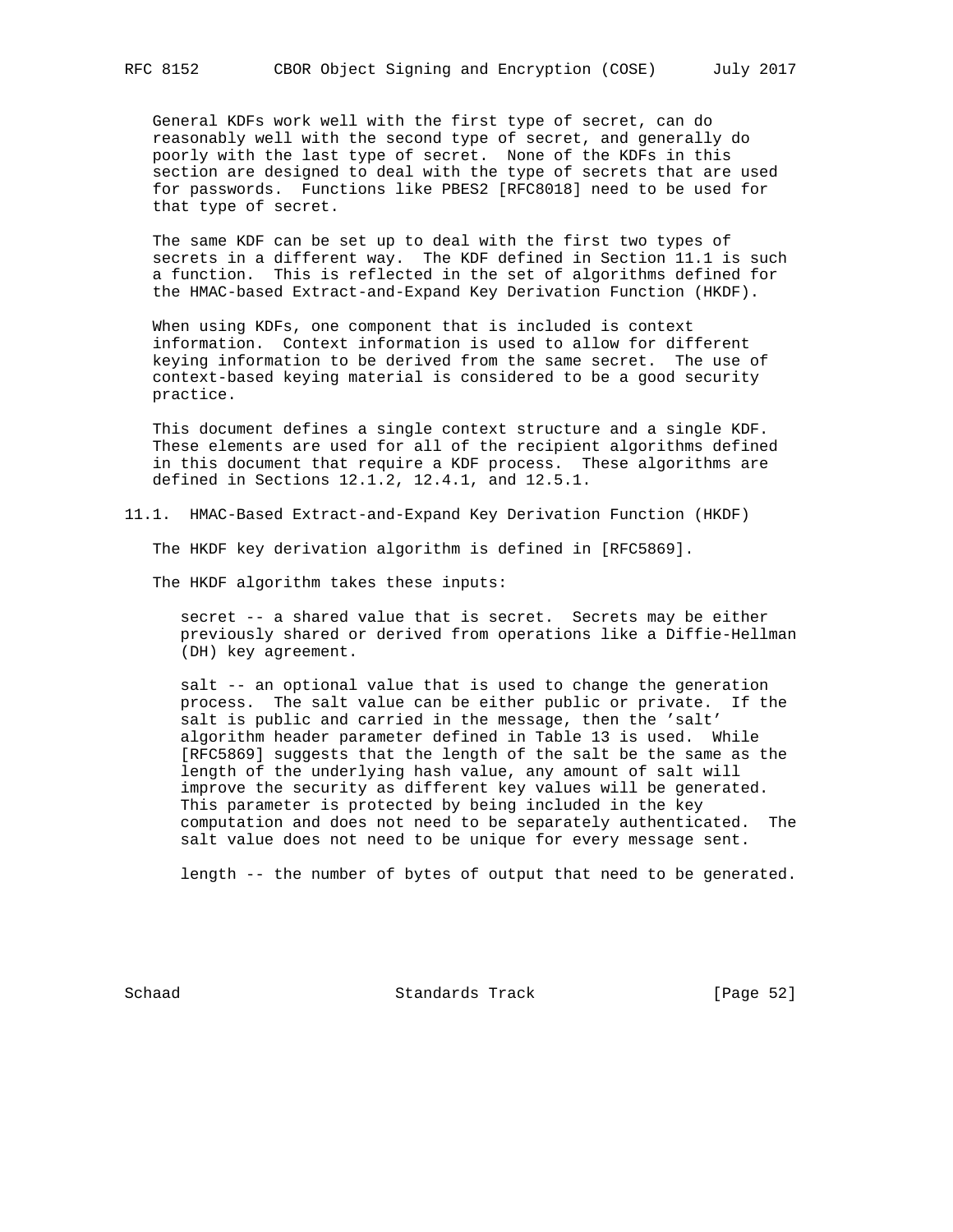General KDFs work well with the first type of secret, can do reasonably well with the second type of secret, and generally do poorly with the last type of secret. None of the KDFs in this section are designed to deal with the type of secrets that are used for passwords. Functions like PBES2 [RFC8018] need to be used for that type of secret.

The same KDF can be set up to deal with the first two types of secrets in a different way. The KDF defined in Section 11.1 is such a function. This is reflected in the set of algorithms defined for the HMAC-based Extract-and-Expand Key Derivation Function (HKDF).

When using KDFs, one component that is included is context information. Context information is used to allow for different keying information to be derived from the same secret. The use of context-based keying material is considered to be a good security practice.

This document defines a single context structure and a single KDF. These elements are used for all of the recipient algorithms defined in this document that require a KDF process. These algorithms are defined in Sections 12.1.2, 12.4.1, and 12.5.1.

## 11.1. HMAC-Based Extract-and-Expand Key Derivation Function (HKDF)

The HKDF key derivation algorithm is defined in [RFC5869].

The HKDF algorithm takes these inputs:

secret -- a shared value that is secret. Secrets may be either previously shared or derived from operations like a Diffie-Hellman (DH) key agreement.

salt -- an optional value that is used to change the generation process. The salt value can be either public or private. If the salt is public and carried in the message, then the 'salt' algorithm header parameter defined in Table 13 is used. While [RFC5869] suggests that the length of the salt be the same as the length of the underlying hash value, any amount of salt will improve the security as different key values will be generated. This parameter is protected by being included in the key computation and does not need to be separately authenticated. The salt value does not need to be unique for every message sent.

length -- the number of bytes of output that need to be generated.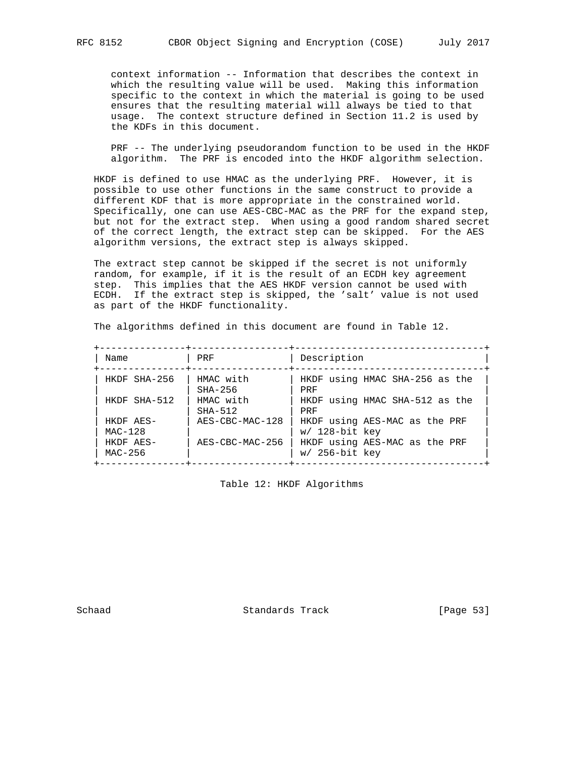context information -- Information that describes the context in which the resulting value will be used. Making this information specific to the context in which the material is going to be used ensures that the resulting material will always be tied to that usage. The context structure defined in Section 11.2 is used by the KDFs in this document.

PRF -- The underlying pseudorandom function to be used in the HKDF algorithm. The PRF is encoded into the HKDF algorithm selection.

HKDF is defined to use HMAC as the underlying PRF. However, it is possible to use other functions in the same construct to provide a different KDF that is more appropriate in the constrained world. Specifically, one can use AES-CBC-MAC as the PRF for the expand step, but not for the extract step. When using a good random shared secret of the correct length, the extract step can be skipped. For the AES algorithm versions, the extract step is always skipped.

The extract step cannot be skipped if the secret is not uniformly random, for example, if it is the result of an ECDH key agreement step. This implies that the AES HKDF version cannot be used with ECDH. If the extract step is skipped, the 'salt' value is not used as part of the HKDF functionality.

The algorithms defined in this document are found in Table 12.

| Name | PRF | Description |
|---|---|---|
| HKDF SHA-256 | HMAC with SHA-256 | HKDF using HMAC SHA-256 as the PRF |
| HKDF SHA-512 | HMAC with SHA-512 | HKDF using HMAC SHA-512 as the PRF |
| HKDF AES-MAC-128 | AES-CBC-MAC-128 | HKDF using AES-MAC as the PRF w/ 128-bit key |
| HKDF AES-MAC-256 | AES-CBC-MAC-256 | HKDF using AES-MAC as the PRF w/ 256-bit key |

Table 12: HKDF Algorithms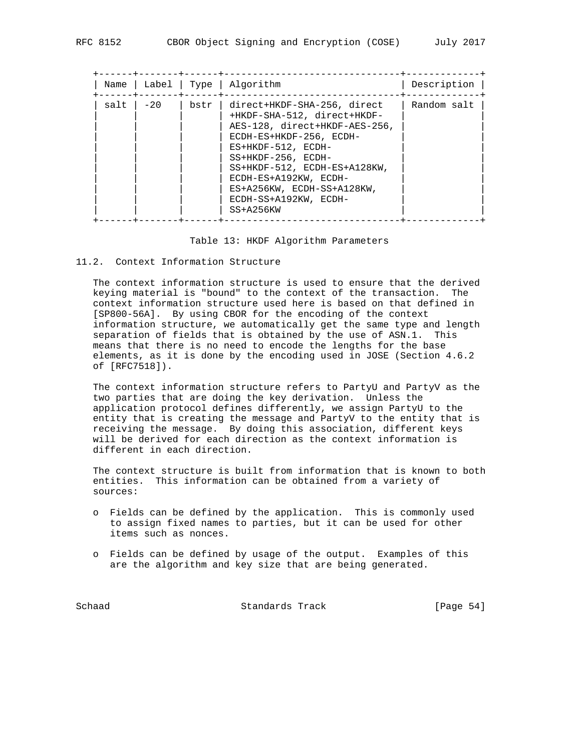| Name | Label | Type | Algorithm | Description |
|---|---|---|---|---|
| salt | -20 | bstr | direct+HKDF-SHA-256, direct +HKDF-SHA-512, direct+HKDF-AES-128, direct+HKDF-AES-256, ECDH-ES+HKDF-256, ECDH-ES+HKDF-512, ECDH-SS+HKDF-256, ECDH-SS+HKDF-512, ECDH-ES+A128KW, ECDH-ES+A192KW, ECDH-ES+A256KW, ECDH-SS+A128KW, ECDH-SS+A192KW, ECDH-SS+A256KW | Random salt |

Table 13: HKDF Algorithm Parameters

## 11.2. Context Information Structure

The context information structure is used to ensure that the derived keying material is "bound" to the context of the transaction. The context information structure used here is based on that defined in [SP800-56A]. By using CBOR for the encoding of the context information structure, we automatically get the same type and length separation of fields that is obtained by the use of ASN.1. This means that there is no need to encode the lengths for the base elements, as it is done by the encoding used in JOSE (Section 4.6.2 of [RFC7518]).

The context information structure refers to PartyU and PartyV as the two parties that are doing the key derivation. Unless the application protocol defines differently, we assign PartyU to the entity that is creating the message and PartyV to the entity that is receiving the message. By doing this association, different keys will be derived for each direction as the context information is different in each direction.

The context structure is built from information that is known to both entities. This information can be obtained from a variety of sources:

- Fields can be defined by the application. This is commonly used to assign fixed names to parties, but it can be used for other items such as nonces.
- Fields can be defined by usage of the output. Examples of this are the algorithm and key size that are being generated.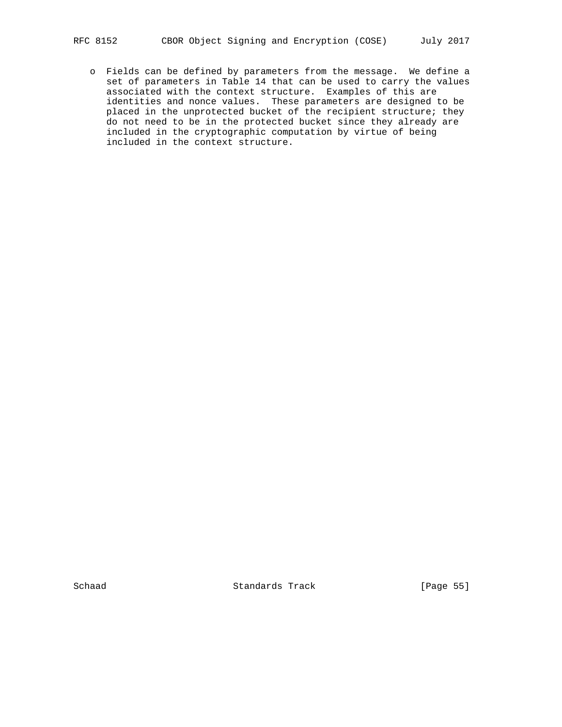- Fields can be defined by parameters from the message. We define a set of parameters in Table 14 that can be used to carry the values associated with the context structure. Examples of this are identities and nonce values. These parameters are designed to be placed in the unprotected bucket of the recipient structure; they do not need to be in the protected bucket since they already are included in the cryptographic computation by virtue of being included in the context structure.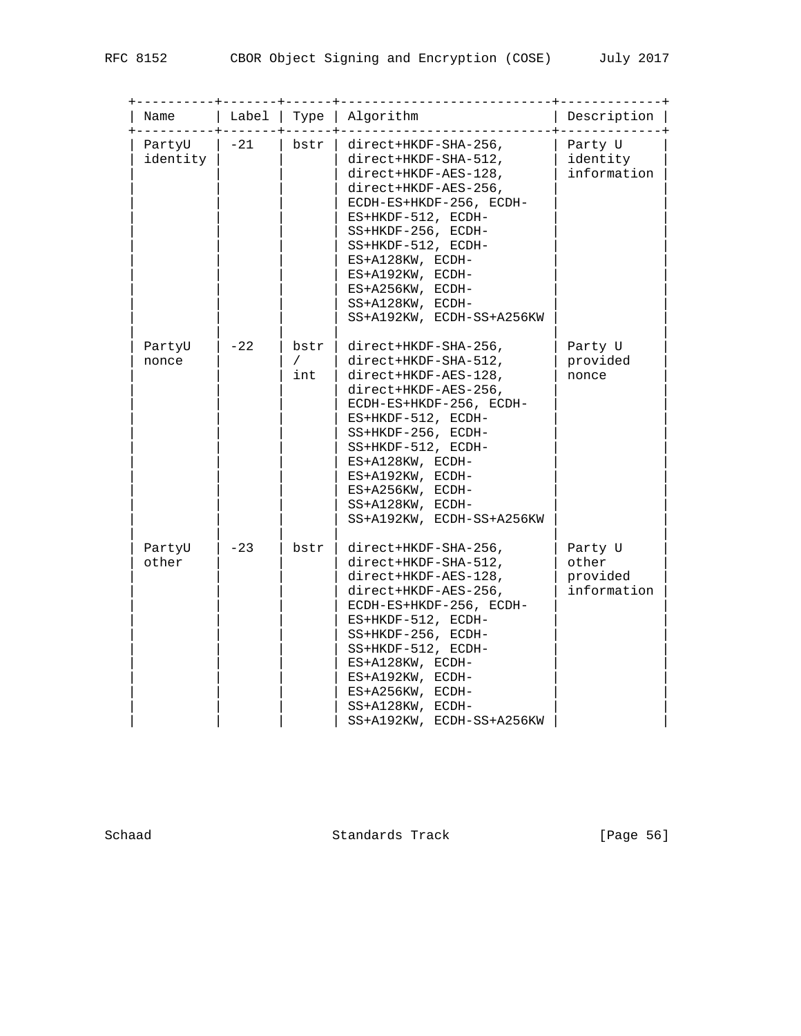| Name | Label | Type | Algorithm | Description |
|---|---|---|---|---|
| PartyU identity | -21 | bstr | direct+HKDF-SHA-256, direct+HKDF-SHA-512, direct+HKDF-AES-128, direct+HKDF-AES-256, ECDH-ES+HKDF-256, ECDH-ES+HKDF-512, ECDH-SS+HKDF-256, ECDH-SS+HKDF-512, ECDH-ES+A128KW, ECDH-ES+A192KW, ECDH-ES+A256KW, ECDH-SS+A128KW, ECDH-SS+A192KW, ECDH-SS+A256KW | Party U identity information |
| PartyU nonce | -22 | bstr / int | direct+HKDF-SHA-256, direct+HKDF-SHA-512, direct+HKDF-AES-128, direct+HKDF-AES-256, ECDH-ES+HKDF-256, ECDH-ES+HKDF-512, ECDH-SS+HKDF-256, ECDH-SS+HKDF-512, ECDH-ES+A128KW, ECDH-ES+A192KW, ECDH-ES+A256KW, ECDH-SS+A128KW, ECDH-SS+A192KW, ECDH-SS+A256KW | Party U provided nonce |
| PartyU other | -23 | bstr | direct+HKDF-SHA-256, direct+HKDF-SHA-512, direct+HKDF-AES-128, direct+HKDF-AES-256, ECDH-ES+HKDF-256, ECDH-ES+HKDF-512, ECDH-SS+HKDF-256, ECDH-SS+HKDF-512, ECDH-ES+A128KW, ECDH-ES+A192KW, ECDH-ES+A256KW, ECDH-SS+A128KW, ECDH-SS+A192KW, ECDH-SS+A256KW | Party U other provided information |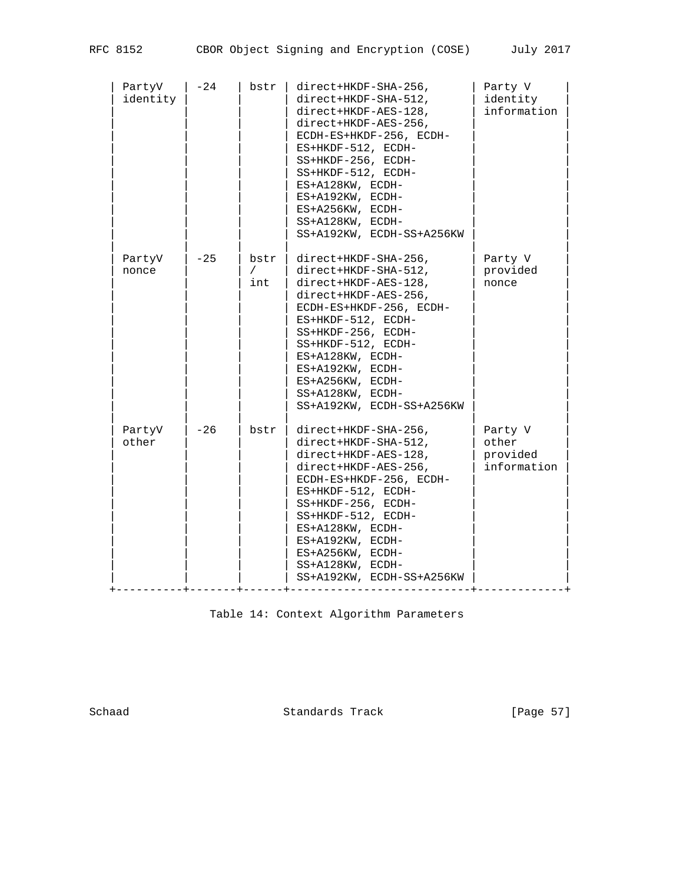| PartyV identity | -24 | bstr | direct+HKDF-SHA-256, direct+HKDF-SHA-512, direct+HKDF-AES-128, direct+HKDF-AES-256, ECDH-ES+HKDF-256, ECDH-ES+HKDF-512, ECDH-SS+HKDF-256, ECDH-SS+HKDF-512, ECDH-ES+A128KW, ECDH-ES+A192KW, ECDH-ES+A256KW, ECDH-SS+A128KW, ECDH-SS+A192KW, ECDH-SS+A256KW | Party V identity information |
|---|---|---|---|---|
| PartyV nonce | -25 | bstr / int | direct+HKDF-SHA-256, direct+HKDF-SHA-512, direct+HKDF-AES-128, direct+HKDF-AES-256, ECDH-ES+HKDF-256, ECDH-ES+HKDF-512, ECDH-SS+HKDF-256, ECDH-SS+HKDF-512, ECDH-ES+A128KW, ECDH-ES+A192KW, ECDH-ES+A256KW, ECDH-SS+A128KW, ECDH-SS+A192KW, ECDH-SS+A256KW | Party V provided nonce |
| PartyV other | -26 | bstr | direct+HKDF-SHA-256, direct+HKDF-SHA-512, direct+HKDF-AES-128, direct+HKDF-AES-256, ECDH-ES+HKDF-256, ECDH-ES+HKDF-512, ECDH-SS+HKDF-256, ECDH-SS+HKDF-512, ECDH-ES+A128KW, ECDH-ES+A192KW, ECDH-ES+A256KW, ECDH-SS+A128KW, ECDH-SS+A192KW, ECDH-SS+A256KW | Party V other provided information |

Table 14: Context Algorithm Parameters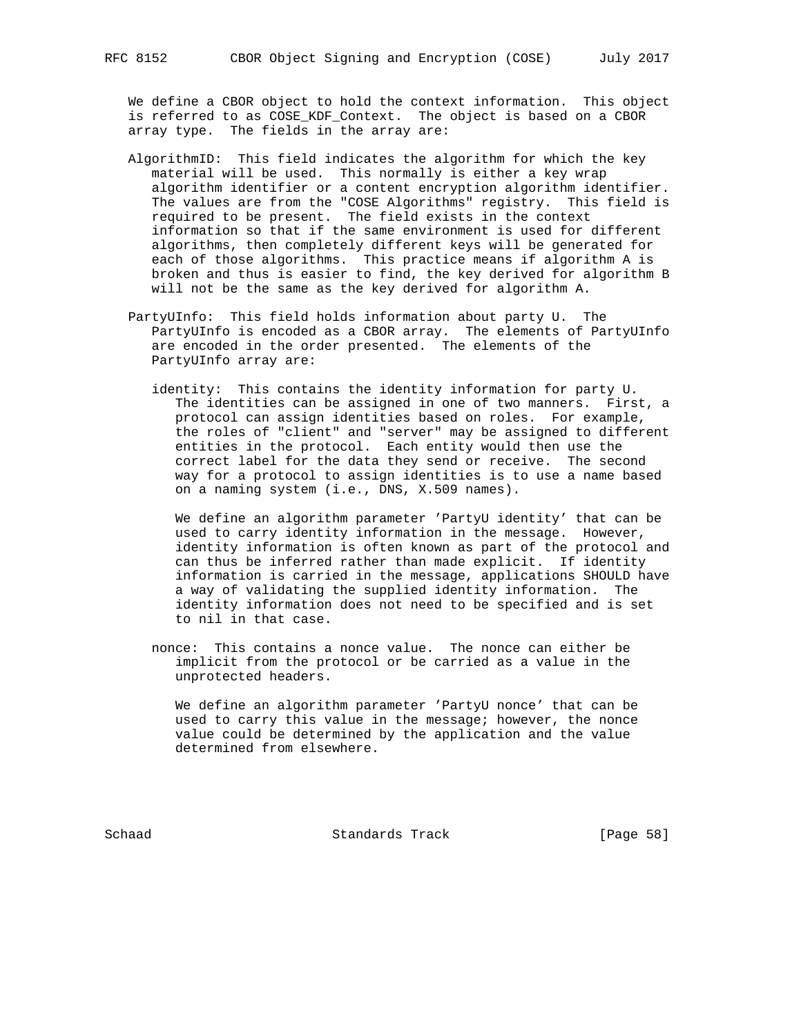We define a CBOR object to hold the context information. This object is referred to as COSE_KDF_Context. The object is based on a CBOR array type. The fields in the array are:

AlgorithmID: This field indicates the algorithm for which the key material will be used. This normally is either a key wrap algorithm identifier or a content encryption algorithm identifier. The values are from the "COSE Algorithms" registry. This field is required to be present. The field exists in the context information so that if the same environment is used for different algorithms, then completely different keys will be generated for each of those algorithms. This practice means if algorithm A is broken and thus is easier to find, the key derived for algorithm B will not be the same as the key derived for algorithm A.

PartyUInfo: This field holds information about party U. The PartyUInfo is encoded as a CBOR array. The elements of PartyUInfo are encoded in the order presented. The elements of the PartyUInfo array are:

> identity: This contains the identity information for party U. The identities can be assigned in one of two manners. First, a protocol can assign identities based on roles. For example, the roles of "client" and "server" may be assigned to different entities in the protocol. Each entity would then use the correct label for the data they send or receive. The second way for a protocol to assign identities is to use a name based on a naming system (i.e., DNS, X.509 names).
>
> We define an algorithm parameter 'PartyU identity' that can be used to carry identity information in the message. However, identity information is often known as part of the protocol and can thus be inferred rather than made explicit. If identity information is carried in the message, applications SHOULD have a way of validating the supplied identity information. The identity information does not need to be specified and is set to nil in that case.
>
> nonce: This contains a nonce value. The nonce can either be implicit from the protocol or be carried as a value in the unprotected headers.
>
> We define an algorithm parameter 'PartyU nonce' that can be used to carry this value in the message; however, the nonce value could be determined by the application and the value determined from elsewhere.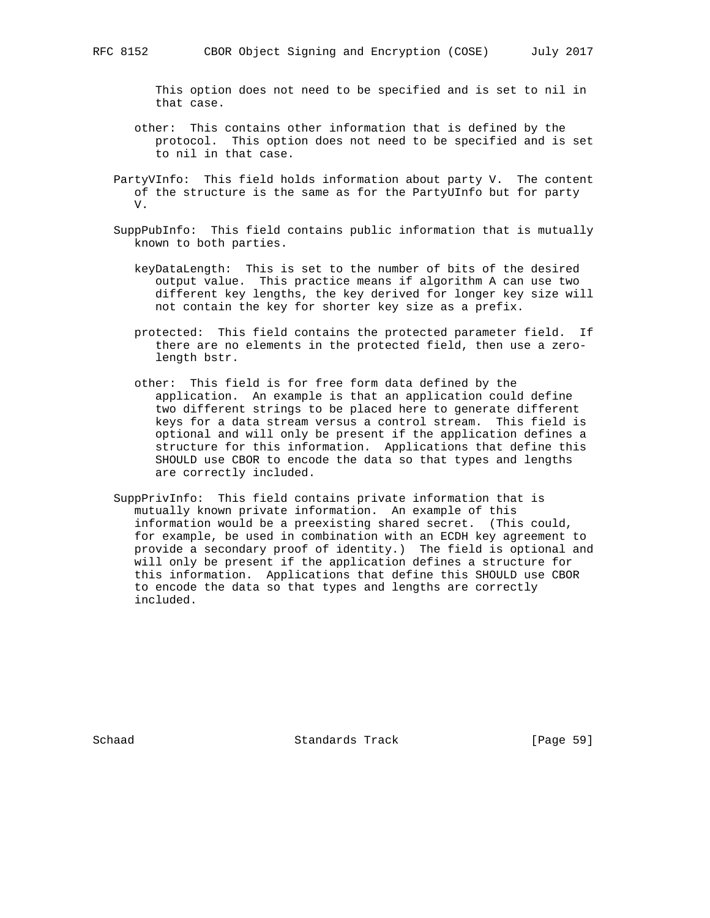This option does not need to be specified and is set to nil in that case.

other: This contains other information that is defined by the protocol. This option does not need to be specified and is set to nil in that case.

PartyVInfo: This field holds information about party V. The content of the structure is the same as for the PartyUInfo but for party V.

SuppPubInfo: This field contains public information that is mutually known to both parties.

keyDataLength: This is set to the number of bits of the desired output value. This practice means if algorithm A can use two different key lengths, the key derived for longer key size will not contain the key for shorter key size as a prefix.

protected: This field contains the protected parameter field. If there are no elements in the protected field, then use a zero-length bstr.

other: This field is for free form data defined by the application. An example is that an application could define two different strings to be placed here to generate different keys for a data stream versus a control stream. This field is optional and will only be present if the application defines a structure for this information. Applications that define this SHOULD use CBOR to encode the data so that types and lengths are correctly included.

SuppPrivInfo: This field contains private information that is mutually known private information. An example of this information would be a preexisting shared secret. (This could, for example, be used in combination with an ECDH key agreement to provide a secondary proof of identity.) The field is optional and will only be present if the application defines a structure for this information. Applications that define this SHOULD use CBOR to encode the data so that types and lengths are correctly included.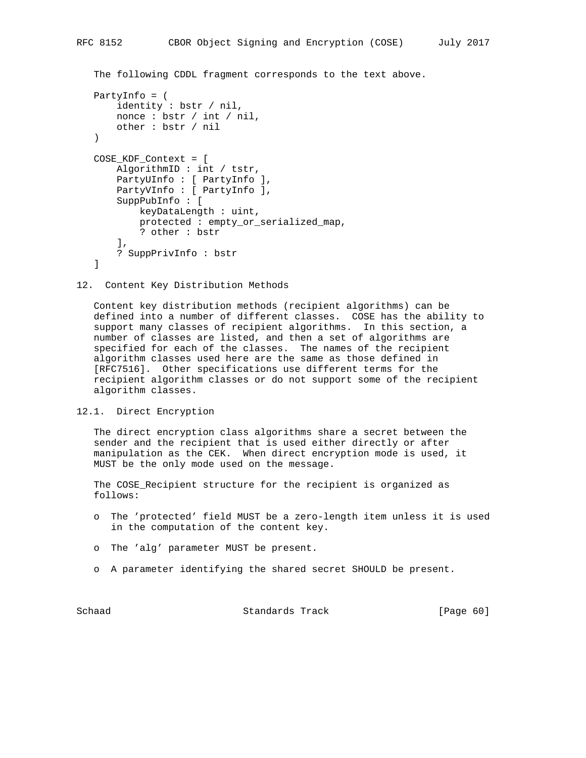The following CDDL fragment corresponds to the text above.

```
PartyInfo = (
    identity : bstr / nil,
    nonce : bstr / int / nil,
    other : bstr / nil
)

COSE_KDF_Context = [
    AlgorithmID : int / tstr,
    PartyUInfo : [ PartyInfo ],
    PartyVInfo : [ PartyInfo ],
    SuppPubInfo : [
        keyDataLength : uint,
        protected : empty_or_serialized_map,
        ? other : bstr
    ],
    ? SuppPrivInfo : bstr
]
```

## 12. Content Key Distribution Methods

Content key distribution methods (recipient algorithms) can be defined into a number of different classes. COSE has the ability to support many classes of recipient algorithms. In this section, a number of classes are listed, and then a set of algorithms are specified for each of the classes. The names of the recipient algorithm classes used here are the same as those defined in [RFC7516]. Other specifications use different terms for the recipient algorithm classes or do not support some of the recipient algorithm classes.

### 12.1. Direct Encryption

The direct encryption class algorithms share a secret between the sender and the recipient that is used either directly or after manipulation as the CEK. When direct encryption mode is used, it MUST be the only mode used on the message.

The COSE_Recipient structure for the recipient is organized as follows:

- The 'protected' field MUST be a zero-length item unless it is used in the computation of the content key.
- The 'alg' parameter MUST be present.
- A parameter identifying the shared secret SHOULD be present.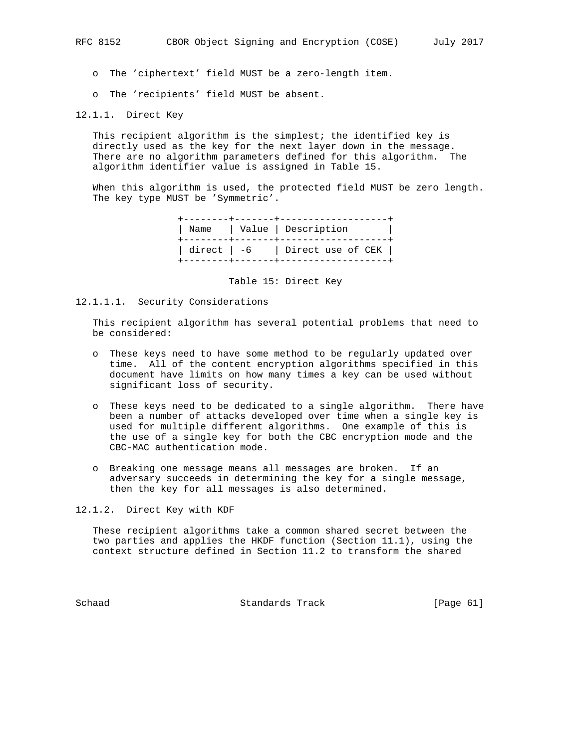- The 'ciphertext' field MUST be a zero-length item.
- The 'recipients' field MUST be absent.

#### 12.1.1. Direct Key

This recipient algorithm is the simplest; the identified key is directly used as the key for the next layer down in the message. There are no algorithm parameters defined for this algorithm. The algorithm identifier value is assigned in Table 15.

When this algorithm is used, the protected field MUST be zero length. The key type MUST be 'Symmetric'.

| Name | Value | Description |
|---|---|---|
| direct | -6 | Direct use of CEK |

Table 15: Direct Key

##### 12.1.1.1. Security Considerations

This recipient algorithm has several potential problems that need to be considered:

- These keys need to have some method to be regularly updated over time. All of the content encryption algorithms specified in this document have limits on how many times a key can be used without significant loss of security.
- These keys need to be dedicated to a single algorithm. There have been a number of attacks developed over time when a single key is used for multiple different algorithms. One example of this is the use of a single key for both the CBC encryption mode and the CBC-MAC authentication mode.
- Breaking one message means all messages are broken. If an adversary succeeds in determining the key for a single message, then the key for all messages is also determined.

#### 12.1.2. Direct Key with KDF

These recipient algorithms take a common shared secret between the two parties and applies the HKDF function (Section 11.1), using the context structure defined in Section 11.2 to transform the shared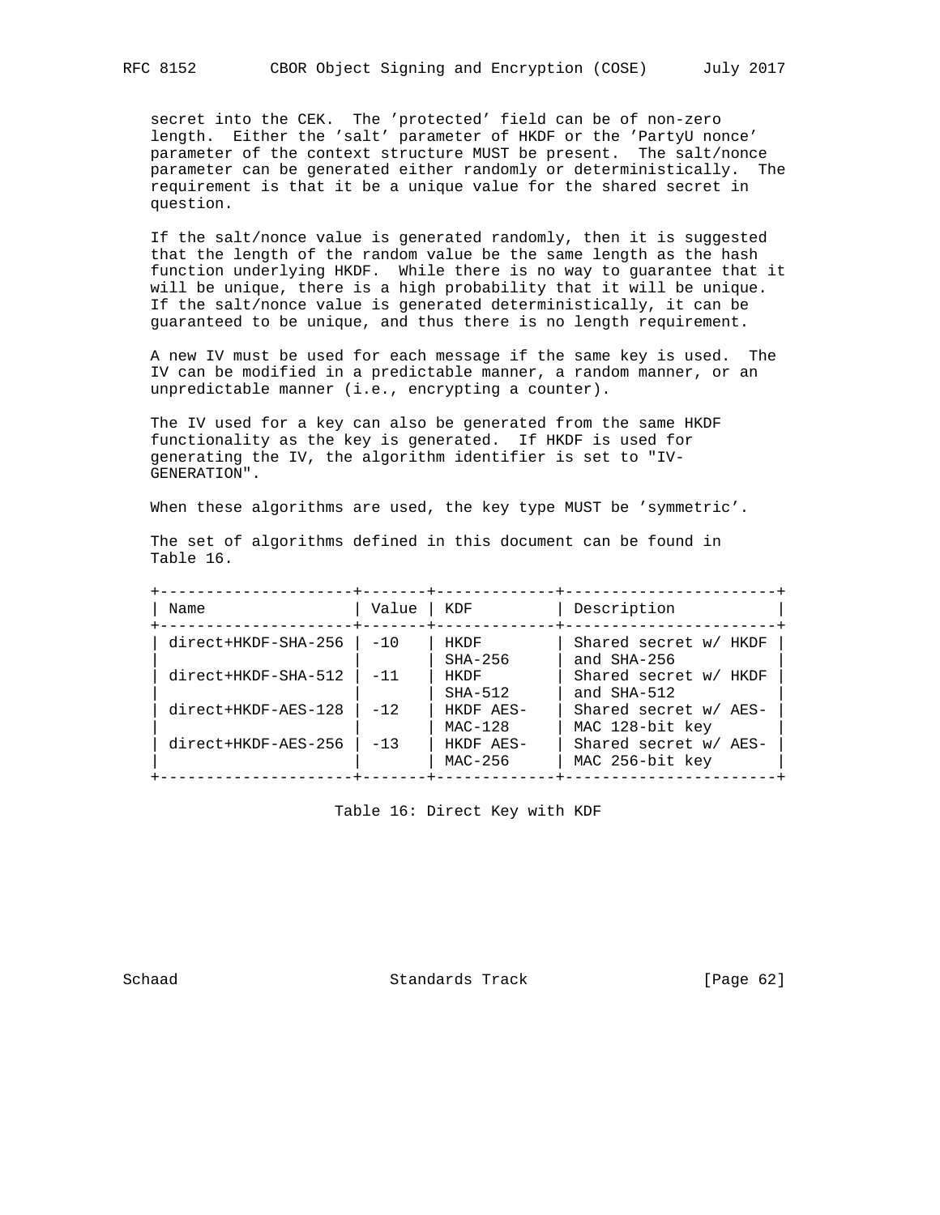secret into the CEK. The 'protected' field can be of non-zero length. Either the 'salt' parameter of HKDF or the 'PartyU nonce' parameter of the context structure MUST be present. The salt/nonce parameter can be generated either randomly or deterministically. The requirement is that it be a unique value for the shared secret in question.

If the salt/nonce value is generated randomly, then it is suggested that the length of the random value be the same length as the hash function underlying HKDF. While there is no way to guarantee that it will be unique, there is a high probability that it will be unique. If the salt/nonce value is generated deterministically, it can be guaranteed to be unique, and thus there is no length requirement.

A new IV must be used for each message if the same key is used. The IV can be modified in a predictable manner, a random manner, or an unpredictable manner (i.e., encrypting a counter).

The IV used for a key can also be generated from the same HKDF functionality as the key is generated. If HKDF is used for generating the IV, the algorithm identifier is set to "IV-GENERATION".

When these algorithms are used, the key type MUST be 'symmetric'.

The set of algorithms defined in this document can be found in Table 16.

| Name | Value | KDF | Description |
|---|---|---|---|
| direct+HKDF-SHA-256 | -10 | HKDF SHA-256 | Shared secret w/ HKDF and SHA-256 |
| direct+HKDF-SHA-512 | -11 | HKDF SHA-512 | Shared secret w/ HKDF and SHA-512 |
| direct+HKDF-AES-128 | -12 | HKDF AES-MAC-128 | Shared secret w/ AES-MAC 128-bit key |
| direct+HKDF-AES-256 | -13 | HKDF AES-MAC-256 | Shared secret w/ AES-MAC 256-bit key |

Table 16: Direct Key with KDF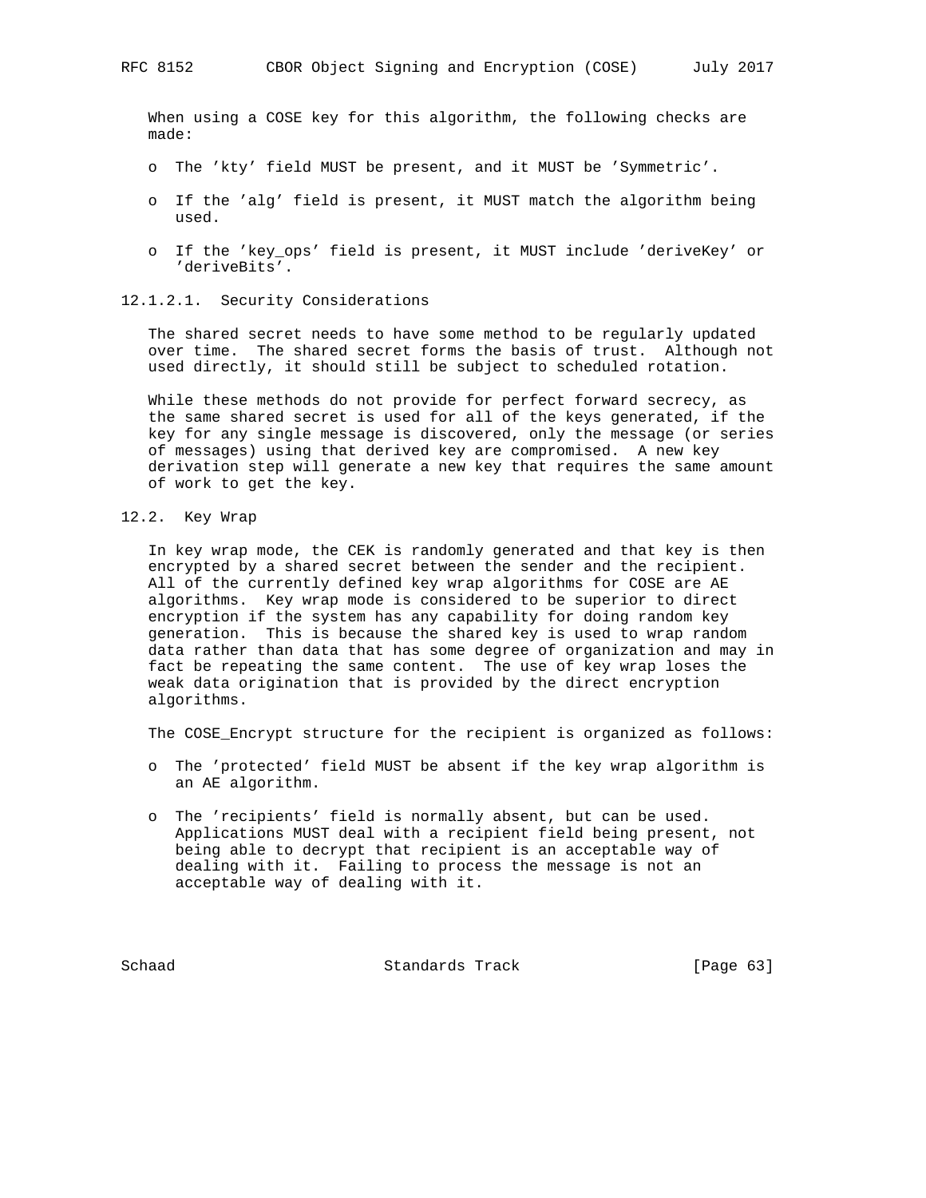When using a COSE key for this algorithm, the following checks are made:

- The 'kty' field MUST be present, and it MUST be 'Symmetric'.
- If the 'alg' field is present, it MUST match the algorithm being used.
- If the 'key_ops' field is present, it MUST include 'deriveKey' or 'deriveBits'.

#### 12.1.2.1. Security Considerations

The shared secret needs to have some method to be regularly updated over time. The shared secret forms the basis of trust. Although not used directly, it should still be subject to scheduled rotation.

While these methods do not provide for perfect forward secrecy, as the same shared secret is used for all of the keys generated, if the key for any single message is discovered, only the message (or series of messages) using that derived key are compromised. A new key derivation step will generate a new key that requires the same amount of work to get the key.

### 12.2. Key Wrap

In key wrap mode, the CEK is randomly generated and that key is then encrypted by a shared secret between the sender and the recipient. All of the currently defined key wrap algorithms for COSE are AE algorithms. Key wrap mode is considered to be superior to direct encryption if the system has any capability for doing random key generation. This is because the shared key is used to wrap random data rather than data that has some degree of organization and may in fact be repeating the same content. The use of key wrap loses the weak data origination that is provided by the direct encryption algorithms.

The COSE_Encrypt structure for the recipient is organized as follows:

- The 'protected' field MUST be absent if the key wrap algorithm is an AE algorithm.
- The 'recipients' field is normally absent, but can be used. Applications MUST deal with a recipient field being present, not being able to decrypt that recipient is an acceptable way of dealing with it. Failing to process the message is not an acceptable way of dealing with it.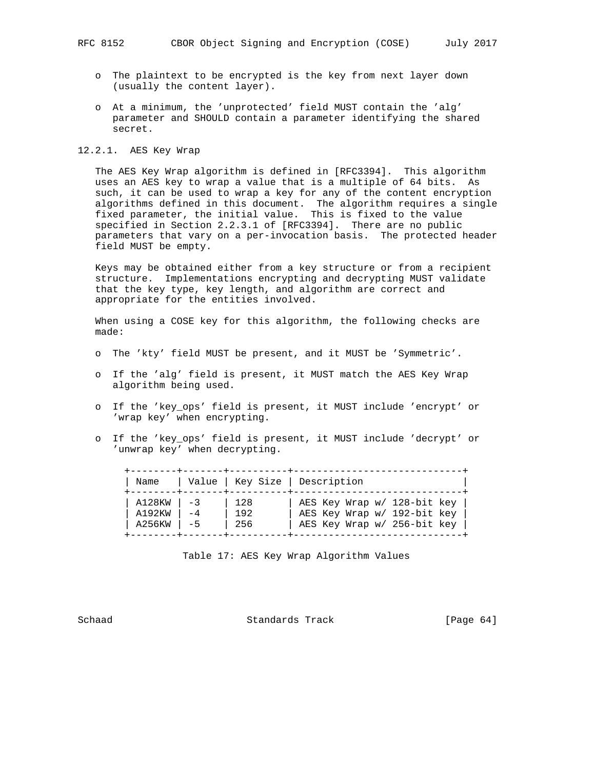- The plaintext to be encrypted is the key from next layer down (usually the content layer).

- At a minimum, the 'unprotected' field MUST contain the 'alg' parameter and SHOULD contain a parameter identifying the shared secret.

### 12.2.1. AES Key Wrap

The AES Key Wrap algorithm is defined in [RFC3394]. This algorithm uses an AES key to wrap a value that is a multiple of 64 bits. As such, it can be used to wrap a key for any of the content encryption algorithms defined in this document. The algorithm requires a single fixed parameter, the initial value. This is fixed to the value specified in Section 2.2.3.1 of [RFC3394]. There are no public parameters that vary on a per-invocation basis. The protected header field MUST be empty.

Keys may be obtained either from a key structure or from a recipient structure. Implementations encrypting and decrypting MUST validate that the key type, key length, and algorithm are correct and appropriate for the entities involved.

When using a COSE key for this algorithm, the following checks are made:

- The 'kty' field MUST be present, and it MUST be 'Symmetric'.

- If the 'alg' field is present, it MUST match the AES Key Wrap algorithm being used.

- If the 'key_ops' field is present, it MUST include 'encrypt' or 'wrap key' when encrypting.

- If the 'key_ops' field is present, it MUST include 'decrypt' or 'unwrap key' when decrypting.

| Name | Value | Key Size | Description |
|---|---|---|---|
| A128KW | -3 | 128 | AES Key Wrap w/ 128-bit key |
| A192KW | -4 | 192 | AES Key Wrap w/ 192-bit key |
| A256KW | -5 | 256 | AES Key Wrap w/ 256-bit key |

Table 17: AES Key Wrap Algorithm Values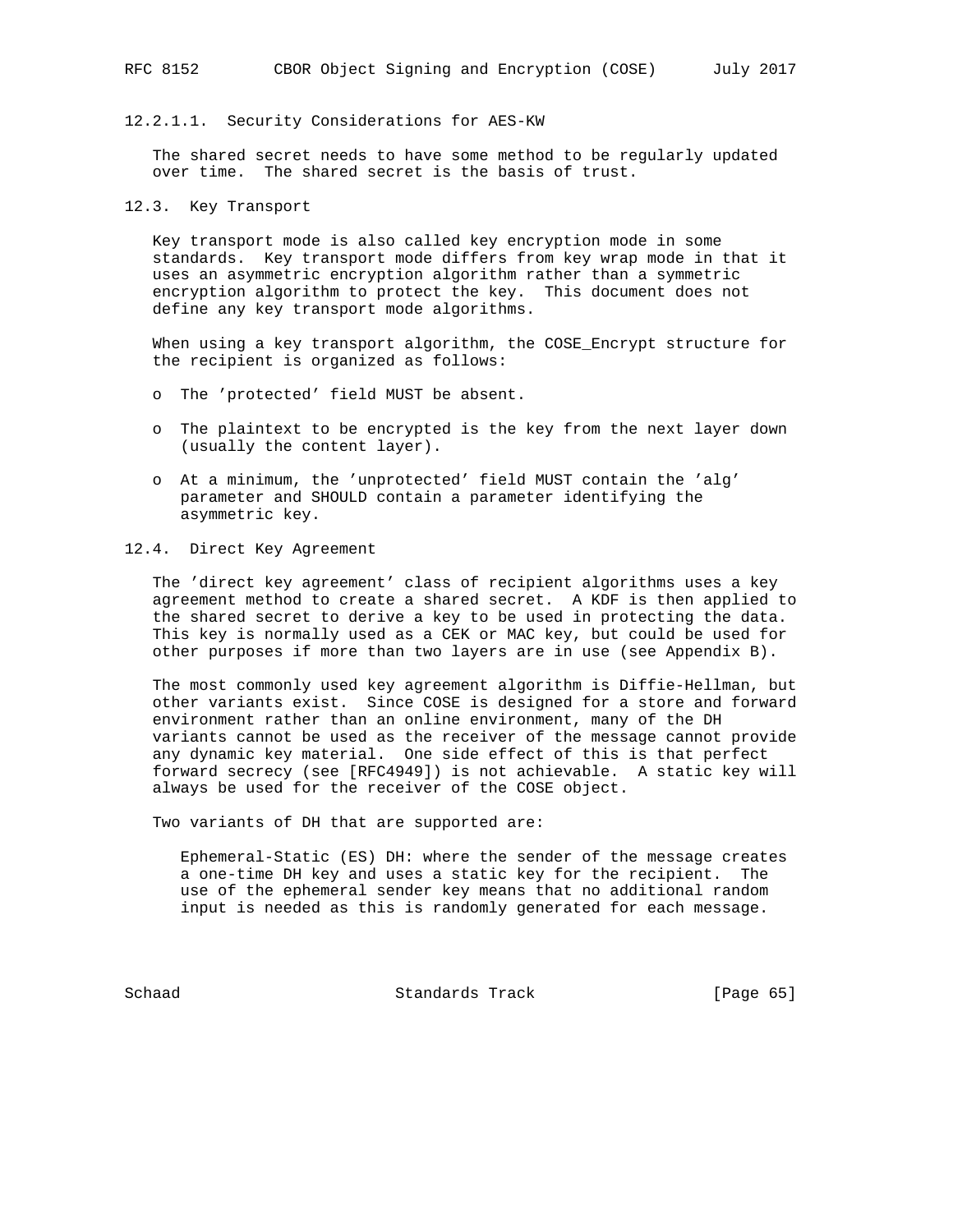#### 12.2.1.1. Security Considerations for AES-KW

The shared secret needs to have some method to be regularly updated over time. The shared secret is the basis of trust.

### 12.3. Key Transport

Key transport mode is also called key encryption mode in some standards. Key transport mode differs from key wrap mode in that it uses an asymmetric encryption algorithm rather than a symmetric encryption algorithm to protect the key. This document does not define any key transport mode algorithms.

When using a key transport algorithm, the COSE_Encrypt structure for the recipient is organized as follows:

- The 'protected' field MUST be absent.
- The plaintext to be encrypted is the key from the next layer down (usually the content layer).
- At a minimum, the 'unprotected' field MUST contain the 'alg' parameter and SHOULD contain a parameter identifying the asymmetric key.

### 12.4. Direct Key Agreement

The 'direct key agreement' class of recipient algorithms uses a key agreement method to create a shared secret. A KDF is then applied to the shared secret to derive a key to be used in protecting the data. This key is normally used as a CEK or MAC key, but could be used for other purposes if more than two layers are in use (see Appendix B).

The most commonly used key agreement algorithm is Diffie-Hellman, but other variants exist. Since COSE is designed for a store and forward environment rather than an online environment, many of the DH variants cannot be used as the receiver of the message cannot provide any dynamic key material. One side effect of this is that perfect forward secrecy (see [RFC4949]) is not achievable. A static key will always be used for the receiver of the COSE object.

Two variants of DH that are supported are:

Ephemeral-Static (ES) DH: where the sender of the message creates a one-time DH key and uses a static key for the recipient. The use of the ephemeral sender key means that no additional random input is needed as this is randomly generated for each message.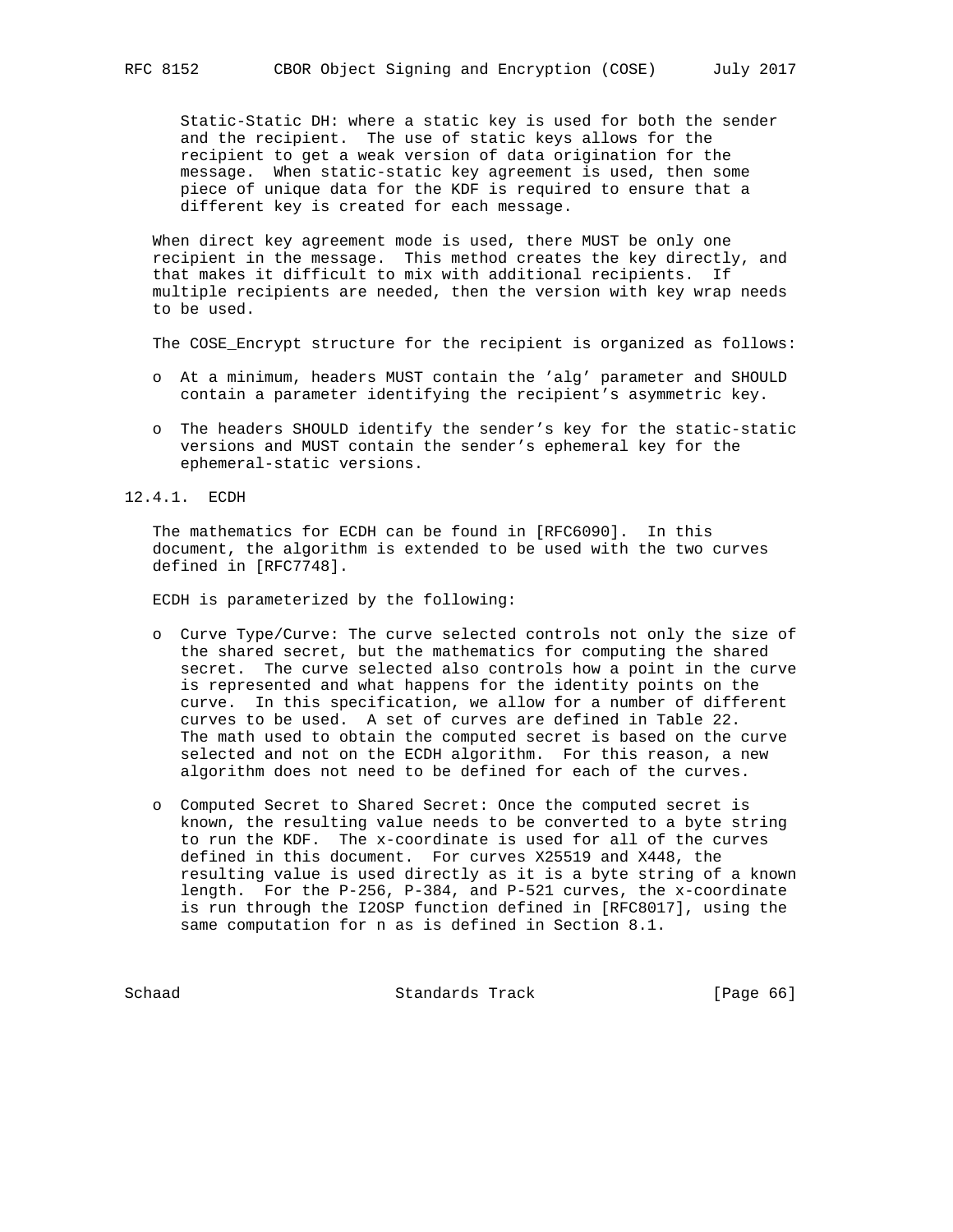Static-Static DH: where a static key is used for both the sender and the recipient. The use of static keys allows for the recipient to get a weak version of data origination for the message. When static-static key agreement is used, then some piece of unique data for the KDF is required to ensure that a different key is created for each message.

When direct key agreement mode is used, there MUST be only one recipient in the message. This method creates the key directly, and that makes it difficult to mix with additional recipients. If multiple recipients are needed, then the version with key wrap needs to be used.

The COSE_Encrypt structure for the recipient is organized as follows:

- At a minimum, headers MUST contain the 'alg' parameter and SHOULD contain a parameter identifying the recipient's asymmetric key.

- The headers SHOULD identify the sender's key for the static-static versions and MUST contain the sender's ephemeral key for the ephemeral-static versions.

### 12.4.1. ECDH

The mathematics for ECDH can be found in [RFC6090]. In this document, the algorithm is extended to be used with the two curves defined in [RFC7748].

ECDH is parameterized by the following:

- Curve Type/Curve: The curve selected controls not only the size of the shared secret, but the mathematics for computing the shared secret. The curve selected also controls how a point in the curve is represented and what happens for the identity points on the curve. In this specification, we allow for a number of different curves to be used. A set of curves are defined in Table 22. The math used to obtain the computed secret is based on the curve selected and not on the ECDH algorithm. For this reason, a new algorithm does not need to be defined for each of the curves.

- Computed Secret to Shared Secret: Once the computed secret is known, the resulting value needs to be converted to a byte string to run the KDF. The x-coordinate is used for all of the curves defined in this document. For curves X25519 and X448, the resulting value is used directly as it is a byte string of a known length. For the P-256, P-384, and P-521 curves, the x-coordinate is run through the I2OSP function defined in [RFC8017], using the same computation for n as is defined in Section 8.1.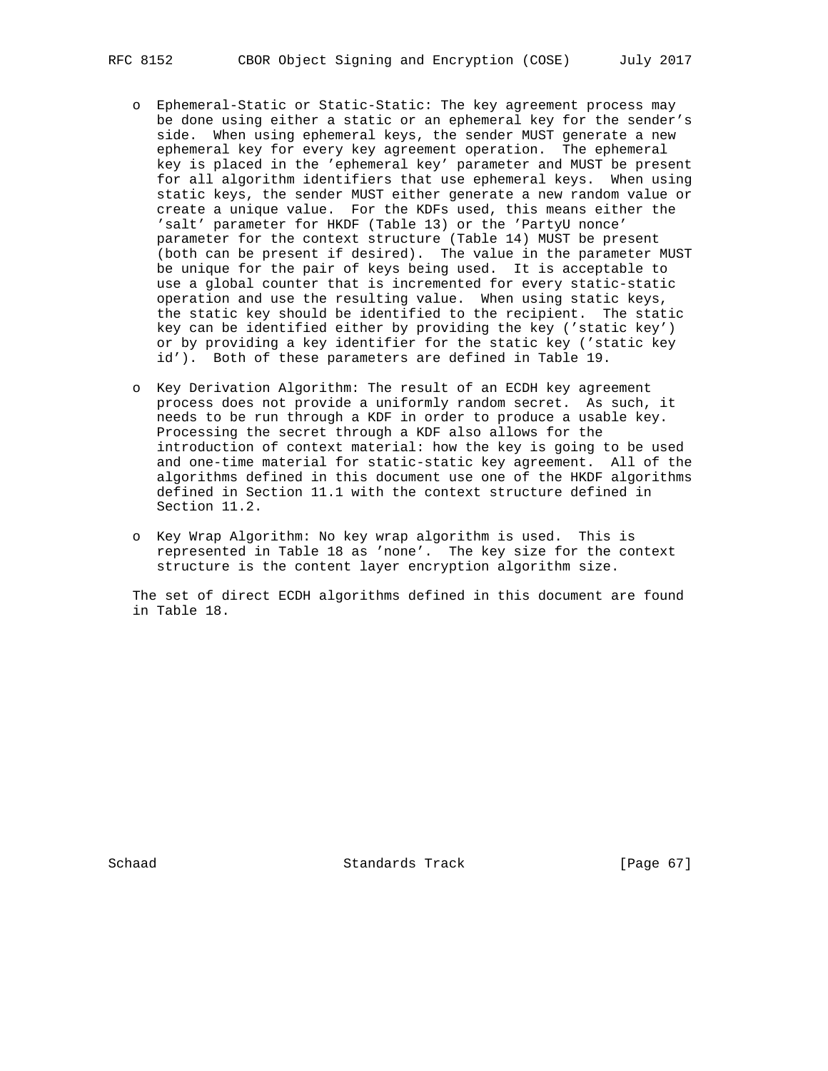- Ephemeral-Static or Static-Static: The key agreement process may be done using either a static or an ephemeral key for the sender's side. When using ephemeral keys, the sender MUST generate a new ephemeral key for every key agreement operation. The ephemeral key is placed in the 'ephemeral key' parameter and MUST be present for all algorithm identifiers that use ephemeral keys. When using static keys, the sender MUST either generate a new random value or create a unique value. For the KDFs used, this means either the 'salt' parameter for HKDF (Table 13) or the 'PartyU nonce' parameter for the context structure (Table 14) MUST be present (both can be present if desired). The value in the parameter MUST be unique for the pair of keys being used. It is acceptable to use a global counter that is incremented for every static-static operation and use the resulting value. When using static keys, the static key should be identified to the recipient. The static key can be identified either by providing the key ('static key') or by providing a key identifier for the static key ('static key id'). Both of these parameters are defined in Table 19.

- Key Derivation Algorithm: The result of an ECDH key agreement process does not provide a uniformly random secret. As such, it needs to be run through a KDF in order to produce a usable key. Processing the secret through a KDF also allows for the introduction of context material: how the key is going to be used and one-time material for static-static key agreement. All of the algorithms defined in this document use one of the HKDF algorithms defined in Section 11.1 with the context structure defined in Section 11.2.

- Key Wrap Algorithm: No key wrap algorithm is used. This is represented in Table 18 as 'none'. The key size for the context structure is the content layer encryption algorithm size.

The set of direct ECDH algorithms defined in this document are found in Table 18.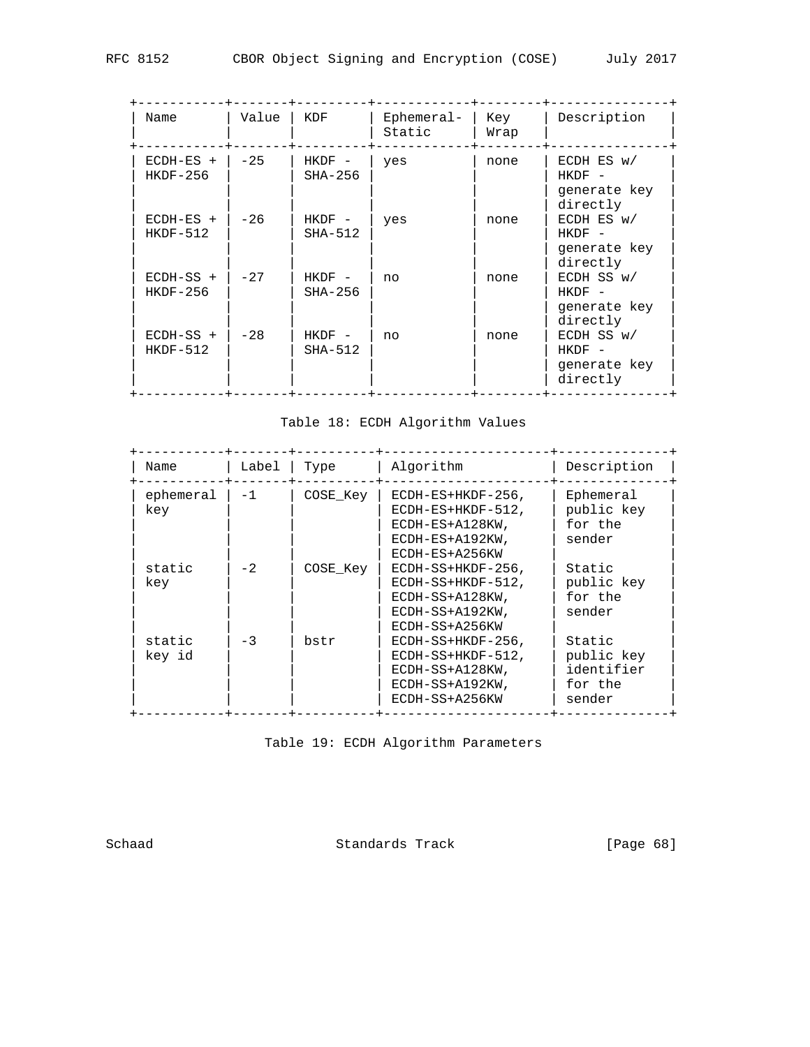| Name | Value | KDF | Ephemeral-Static | Key Wrap | Description |
|---|---|---|---|---|---|
| ECDH-ES + HKDF-256 | -25 | HKDF - SHA-256 | yes | none | ECDH ES w/ HKDF - generate key directly |
| ECDH-ES + HKDF-512 | -26 | HKDF - SHA-512 | yes | none | ECDH ES w/ HKDF - generate key directly |
| ECDH-SS + HKDF-256 | -27 | HKDF - SHA-256 | no | none | ECDH SS w/ HKDF - generate key directly |
| ECDH-SS + HKDF-512 | -28 | HKDF - SHA-512 | no | none | ECDH SS w/ HKDF - generate key directly |

Table 18: ECDH Algorithm Values

| Name | Label | Type | Algorithm | Description |
|---|---|---|---|---|
| ephemeral key | -1 | COSE_Key | ECDH-ES+HKDF-256, ECDH-ES+HKDF-512, ECDH-ES+A128KW, ECDH-ES+A192KW, ECDH-ES+A256KW | Ephemeral public key for the sender |
| static key | -2 | COSE_Key | ECDH-SS+HKDF-256, ECDH-SS+HKDF-512, ECDH-SS+A128KW, ECDH-SS+A192KW, ECDH-SS+A256KW | Static public key for the sender |
| static key id | -3 | bstr | ECDH-SS+HKDF-256, ECDH-SS+HKDF-512, ECDH-SS+A128KW, ECDH-SS+A192KW, ECDH-SS+A256KW | Static public key identifier for the sender |

Table 19: ECDH Algorithm Parameters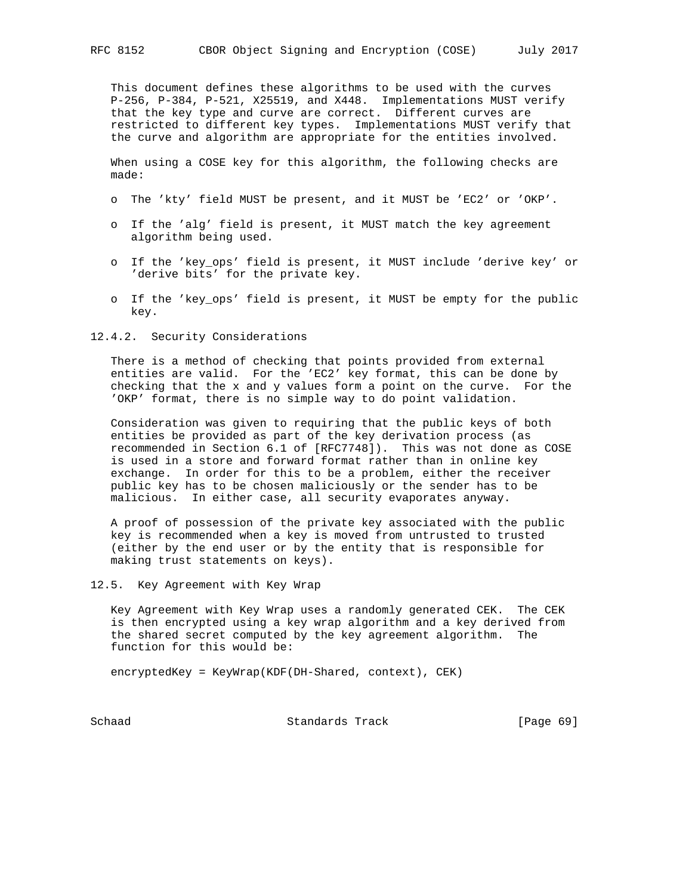This document defines these algorithms to be used with the curves P-256, P-384, P-521, X25519, and X448. Implementations MUST verify that the key type and curve are correct. Different curves are restricted to different key types. Implementations MUST verify that the curve and algorithm are appropriate for the entities involved.

When using a COSE key for this algorithm, the following checks are made:

- The 'kty' field MUST be present, and it MUST be 'EC2' or 'OKP'.
- If the 'alg' field is present, it MUST match the key agreement algorithm being used.
- If the 'key_ops' field is present, it MUST include 'derive key' or 'derive bits' for the private key.
- If the 'key_ops' field is present, it MUST be empty for the public key.

### 12.4.2. Security Considerations

There is a method of checking that points provided from external entities are valid. For the 'EC2' key format, this can be done by checking that the x and y values form a point on the curve. For the 'OKP' format, there is no simple way to do point validation.

Consideration was given to requiring that the public keys of both entities be provided as part of the key derivation process (as recommended in Section 6.1 of [RFC7748]). This was not done as COSE is used in a store and forward format rather than in online key exchange. In order for this to be a problem, either the receiver public key has to be chosen maliciously or the sender has to be malicious. In either case, all security evaporates anyway.

A proof of possession of the private key associated with the public key is recommended when a key is moved from untrusted to trusted (either by the end user or by the entity that is responsible for making trust statements on keys).

## 12.5. Key Agreement with Key Wrap

Key Agreement with Key Wrap uses a randomly generated CEK. The CEK is then encrypted using a key wrap algorithm and a key derived from the shared secret computed by the key agreement algorithm. The function for this would be:

```
encryptedKey = KeyWrap(KDF(DH-Shared, context), CEK)
```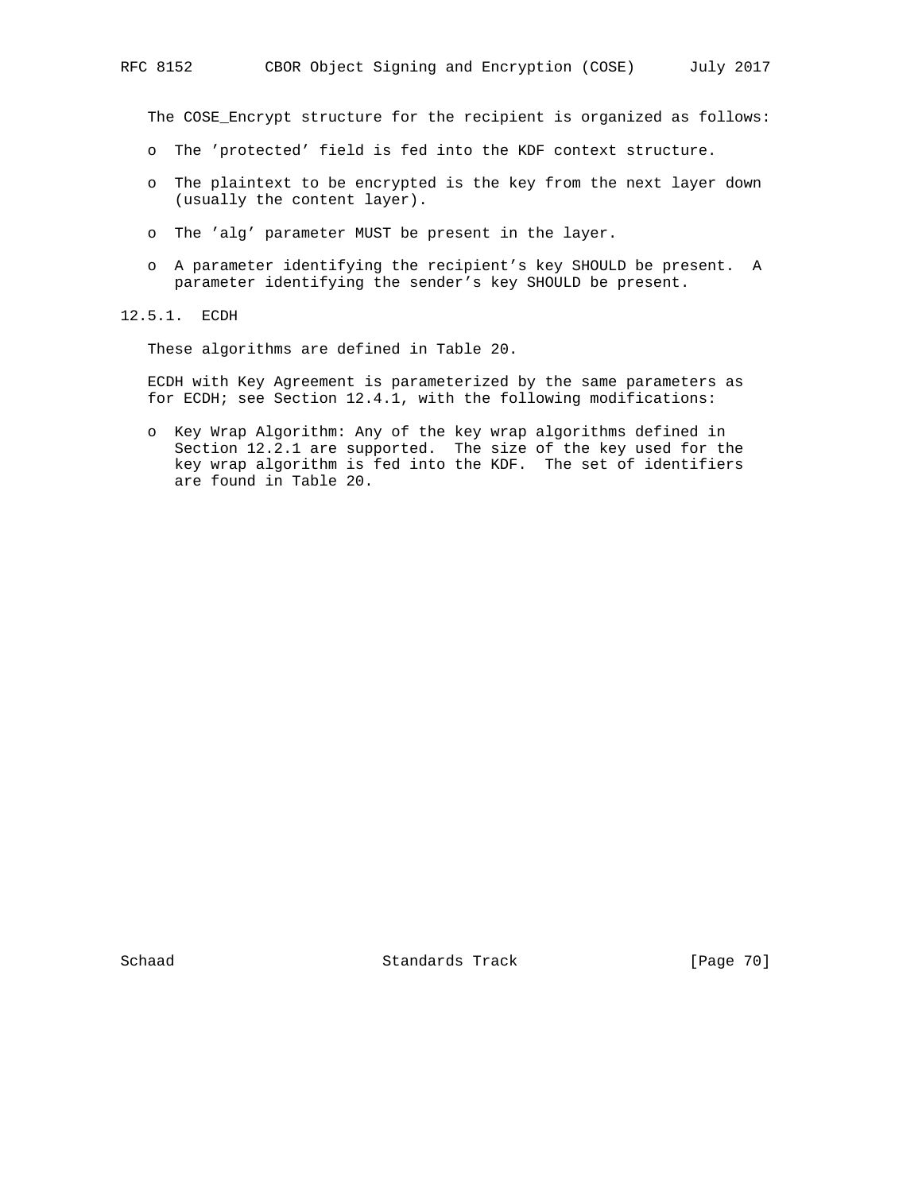The COSE_Encrypt structure for the recipient is organized as follows:

- The 'protected' field is fed into the KDF context structure.
- The plaintext to be encrypted is the key from the next layer down (usually the content layer).
- The 'alg' parameter MUST be present in the layer.
- A parameter identifying the recipient's key SHOULD be present. A parameter identifying the sender's key SHOULD be present.

### 12.5.1. ECDH

These algorithms are defined in Table 20.

ECDH with Key Agreement is parameterized by the same parameters as for ECDH; see Section 12.4.1, with the following modifications:

- Key Wrap Algorithm: Any of the key wrap algorithms defined in Section 12.2.1 are supported. The size of the key used for the key wrap algorithm is fed into the KDF. The set of identifiers are found in Table 20.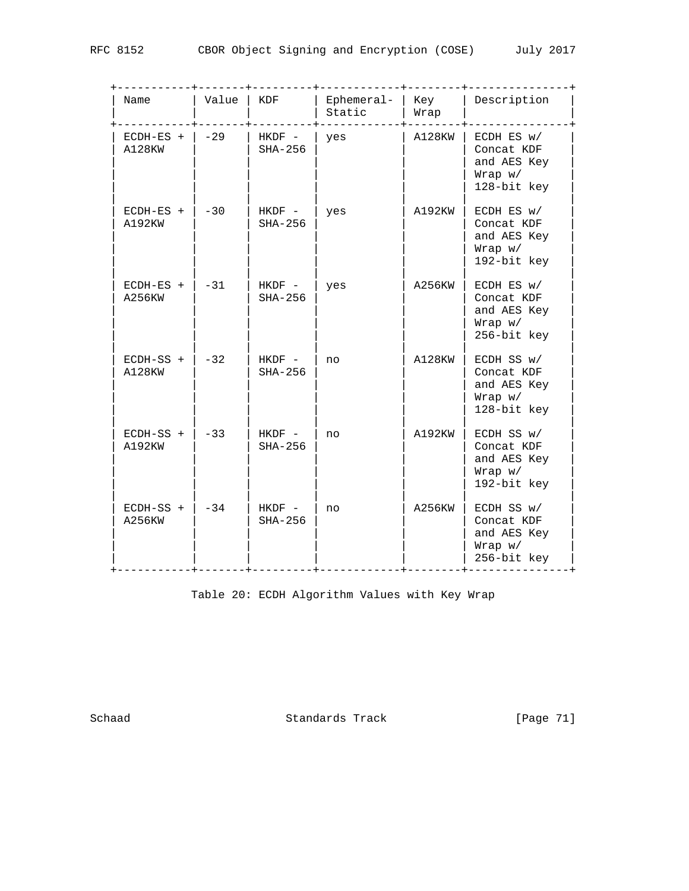| Name | Value | KDF | Ephemeral-Static | Key Wrap | Description |
|---|---|---|---|---|---|
| ECDH-ES + A128KW | -29 | HKDF - SHA-256 | yes | A128KW | ECDH ES w/ Concat KDF and AES Key Wrap w/ 128-bit key |
| ECDH-ES + A192KW | -30 | HKDF - SHA-256 | yes | A192KW | ECDH ES w/ Concat KDF and AES Key Wrap w/ 192-bit key |
| ECDH-ES + A256KW | -31 | HKDF - SHA-256 | yes | A256KW | ECDH ES w/ Concat KDF and AES Key Wrap w/ 256-bit key |
| ECDH-SS + A128KW | -32 | HKDF - SHA-256 | no | A128KW | ECDH SS w/ Concat KDF and AES Key Wrap w/ 128-bit key |
| ECDH-SS + A192KW | -33 | HKDF - SHA-256 | no | A192KW | ECDH SS w/ Concat KDF and AES Key Wrap w/ 192-bit key |
| ECDH-SS + A256KW | -34 | HKDF - SHA-256 | no | A256KW | ECDH SS w/ Concat KDF and AES Key Wrap w/ 256-bit key |

Table 20: ECDH Algorithm Values with Key Wrap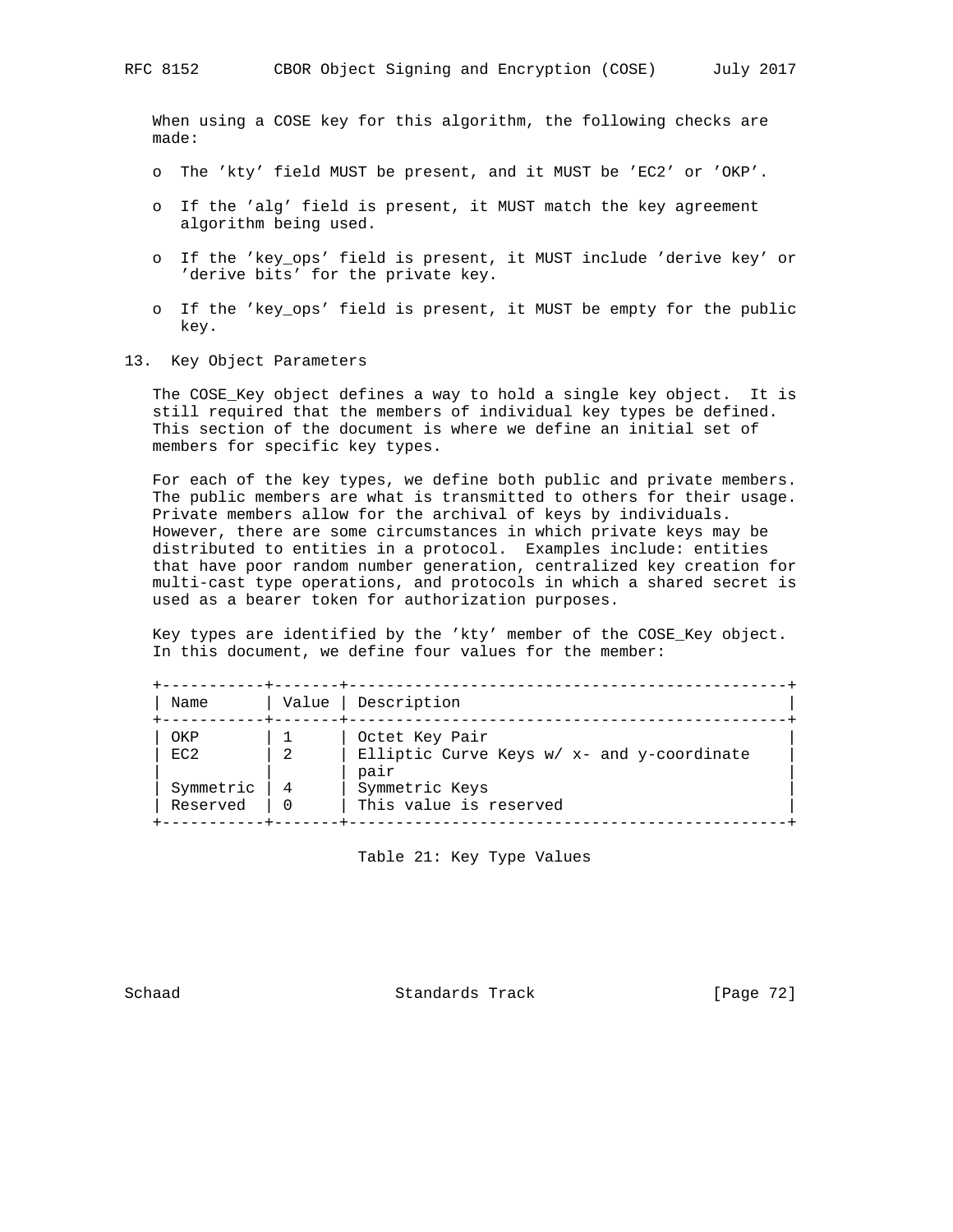When using a COSE key for this algorithm, the following checks are made:

- The 'kty' field MUST be present, and it MUST be 'EC2' or 'OKP'.
- If the 'alg' field is present, it MUST match the key agreement algorithm being used.
- If the 'key_ops' field is present, it MUST include 'derive key' or 'derive bits' for the private key.
- If the 'key_ops' field is present, it MUST be empty for the public key.

# 13. Key Object Parameters

The COSE_Key object defines a way to hold a single key object. It is still required that the members of individual key types be defined. This section of the document is where we define an initial set of members for specific key types.

For each of the key types, we define both public and private members. The public members are what is transmitted to others for their usage. Private members allow for the archival of keys by individuals. However, there are some circumstances in which private keys may be distributed to entities in a protocol. Examples include: entities that have poor random number generation, centralized key creation for multi-cast type operations, and protocols in which a shared secret is used as a bearer token for authorization purposes.

Key types are identified by the 'kty' member of the COSE_Key object. In this document, we define four values for the member:

| Name | Value | Description |
|---|---|---|
| OKP | 1 | Octet Key Pair |
| EC2 | 2 | Elliptic Curve Keys w/ x- and y-coordinate pair |
| Symmetric | 4 | Symmetric Keys |
| Reserved | 0 | This value is reserved |

Table 21: Key Type Values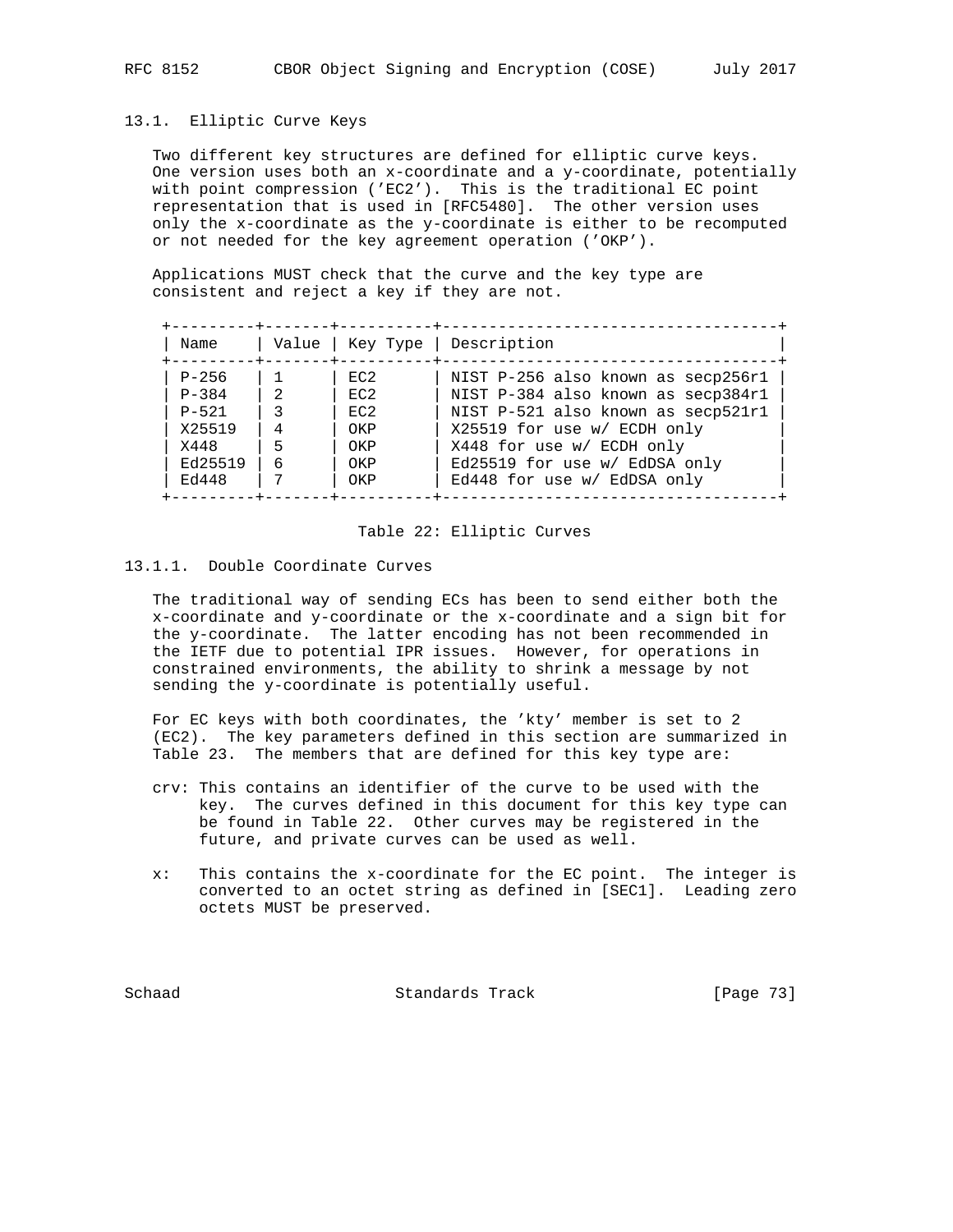### 13.1. Elliptic Curve Keys

Two different key structures are defined for elliptic curve keys. One version uses both an x-coordinate and a y-coordinate, potentially with point compression ('EC2'). This is the traditional EC point representation that is used in [RFC5480]. The other version uses only the x-coordinate as the y-coordinate is either to be recomputed or not needed for the key agreement operation ('OKP').

Applications MUST check that the curve and the key type are consistent and reject a key if they are not.

| Name | Value | Key Type | Description |
|---|---|---|---|
| P-256 | 1 | EC2 | NIST P-256 also known as secp256r1 |
| P-384 | 2 | EC2 | NIST P-384 also known as secp384r1 |
| P-521 | 3 | EC2 | NIST P-521 also known as secp521r1 |
| X25519 | 4 | OKP | X25519 for use w/ ECDH only |
| X448 | 5 | OKP | X448 for use w/ ECDH only |
| Ed25519 | 6 | OKP | Ed25519 for use w/ EdDSA only |
| Ed448 | 7 | OKP | Ed448 for use w/ EdDSA only |

Table 22: Elliptic Curves

#### 13.1.1. Double Coordinate Curves

The traditional way of sending ECs has been to send either both the x-coordinate and y-coordinate or the x-coordinate and a sign bit for the y-coordinate. The latter encoding has not been recommended in the IETF due to potential IPR issues. However, for operations in constrained environments, the ability to shrink a message by not sending the y-coordinate is potentially useful.

For EC keys with both coordinates, the 'kty' member is set to 2 (EC2). The key parameters defined in this section are summarized in Table 23. The members that are defined for this key type are:

- crv: This contains an identifier of the curve to be used with the key. The curves defined in this document for this key type can be found in Table 22. Other curves may be registered in the future, and private curves can be used as well.

- x: This contains the x-coordinate for the EC point. The integer is converted to an octet string as defined in [SEC1]. Leading zero octets MUST be preserved.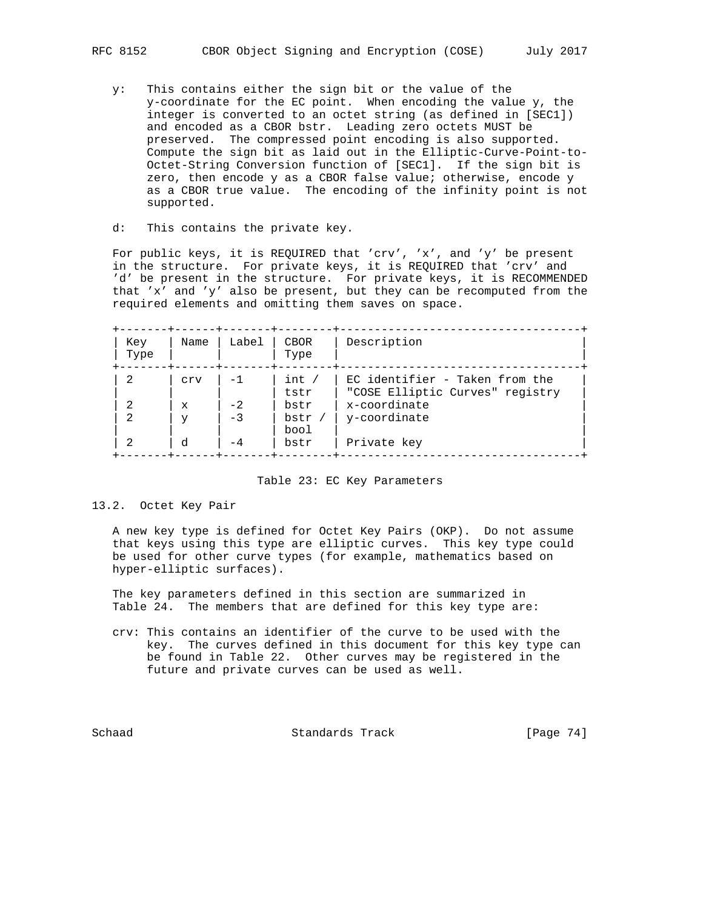y: This contains either the sign bit or the value of the y-coordinate for the EC point. When encoding the value y, the integer is converted to an octet string (as defined in [SEC1]) and encoded as a CBOR bstr. Leading zero octets MUST be preserved. The compressed point encoding is also supported. Compute the sign bit as laid out in the Elliptic-Curve-Point-to-Octet-String Conversion function of [SEC1]. If the sign bit is zero, then encode y as a CBOR false value; otherwise, encode y as a CBOR true value. The encoding of the infinity point is not supported.

d: This contains the private key.

For public keys, it is REQUIRED that 'crv', 'x', and 'y' be present in the structure. For private keys, it is REQUIRED that 'crv' and 'd' be present in the structure. For private keys, it is RECOMMENDED that 'x' and 'y' also be present, but they can be recomputed from the required elements and omitting them saves on space.

| Key Type | Name | Label | CBOR Type | Description |
|---|---|---|---|---|
| 2 | crv | -1 | int / tstr | EC identifier - Taken from the "COSE Elliptic Curves" registry |
| 2 | x | -2 | bstr | x-coordinate |
| 2 | y | -3 | bstr / bool | y-coordinate |
| 2 | d | -4 | bstr | Private key |

Table 23: EC Key Parameters

## 13.2. Octet Key Pair

A new key type is defined for Octet Key Pairs (OKP). Do not assume that keys using this type are elliptic curves. This key type could be used for other curve types (for example, mathematics based on hyper-elliptic surfaces).

The key parameters defined in this section are summarized in Table 24. The members that are defined for this key type are:

crv: This contains an identifier of the curve to be used with the key. The curves defined in this document for this key type can be found in Table 22. Other curves may be registered in the future and private curves can be used as well.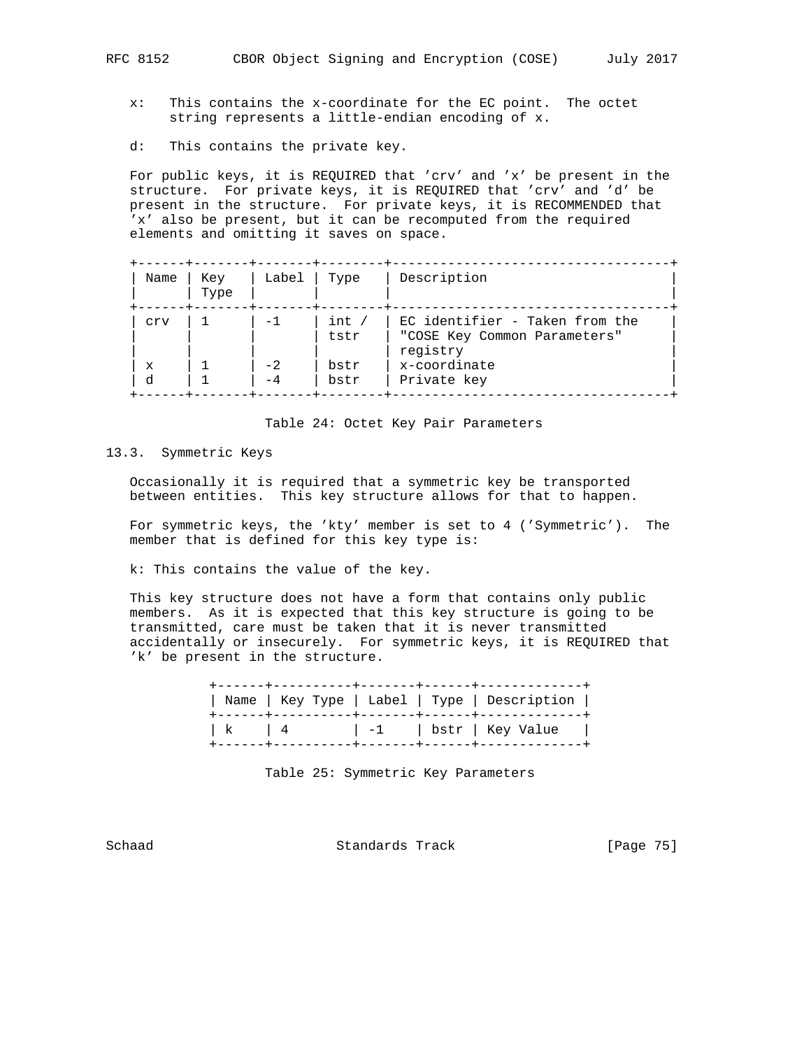x: This contains the x-coordinate for the EC point. The octet string represents a little-endian encoding of x.

d: This contains the private key.

For public keys, it is REQUIRED that 'crv' and 'x' be present in the structure. For private keys, it is REQUIRED that 'crv' and 'd' be present in the structure. For private keys, it is RECOMMENDED that 'x' also be present, but it can be recomputed from the required elements and omitting it saves on space.

| Name | Key Type | Label | Type | Description |
|---|---|---|---|---|
| crv | 1 | -1 | int / tstr | EC identifier - Taken from the "COSE Key Common Parameters" registry |
| x | 1 | -2 | bstr | x-coordinate |
| d | 1 | -4 | bstr | Private key |

Table 24: Octet Key Pair Parameters

### 13.3. Symmetric Keys

Occasionally it is required that a symmetric key be transported between entities. This key structure allows for that to happen.

For symmetric keys, the 'kty' member is set to 4 ('Symmetric'). The member that is defined for this key type is:

k: This contains the value of the key.

This key structure does not have a form that contains only public members. As it is expected that this key structure is going to be transmitted, care must be taken that it is never transmitted accidentally or insecurely. For symmetric keys, it is REQUIRED that 'k' be present in the structure.

| Name | Key Type | Label | Type | Description |
|---|---|---|---|---|
| k | 4 | -1 | bstr | Key Value |

Table 25: Symmetric Key Parameters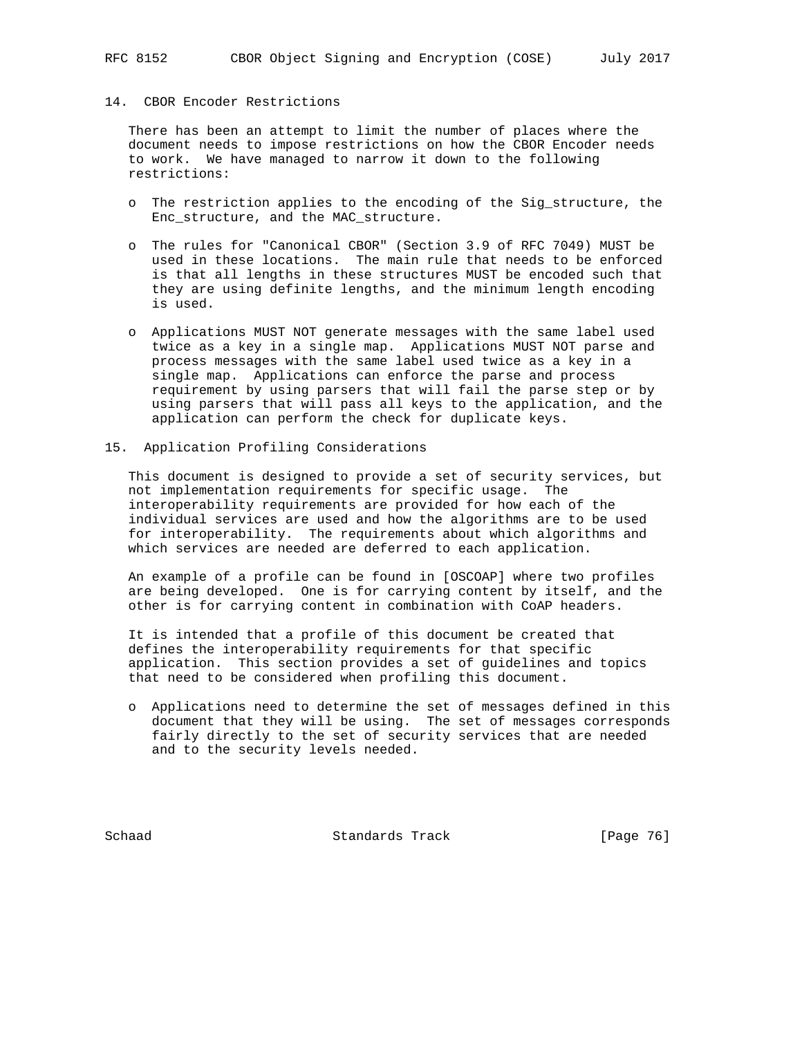## 14. CBOR Encoder Restrictions

There has been an attempt to limit the number of places where the document needs to impose restrictions on how the CBOR Encoder needs to work. We have managed to narrow it down to the following restrictions:

- The restriction applies to the encoding of the Sig_structure, the Enc_structure, and the MAC_structure.
- The rules for "Canonical CBOR" (Section 3.9 of RFC 7049) MUST be used in these locations. The main rule that needs to be enforced is that all lengths in these structures MUST be encoded such that they are using definite lengths, and the minimum length encoding is used.
- Applications MUST NOT generate messages with the same label used twice as a key in a single map. Applications MUST NOT parse and process messages with the same label used twice as a key in a single map. Applications can enforce the parse and process requirement by using parsers that will fail the parse step or by using parsers that will pass all keys to the application, and the application can perform the check for duplicate keys.

## 15. Application Profiling Considerations

This document is designed to provide a set of security services, but not implementation requirements for specific usage. The interoperability requirements are provided for how each of the individual services are used and how the algorithms are to be used for interoperability. The requirements about which algorithms and which services are needed are deferred to each application.

An example of a profile can be found in [OSCOAP] where two profiles are being developed. One is for carrying content by itself, and the other is for carrying content in combination with CoAP headers.

It is intended that a profile of this document be created that defines the interoperability requirements for that specific application. This section provides a set of guidelines and topics that need to be considered when profiling this document.

- Applications need to determine the set of messages defined in this document that they will be using. The set of messages corresponds fairly directly to the set of security services that are needed and to the security levels needed.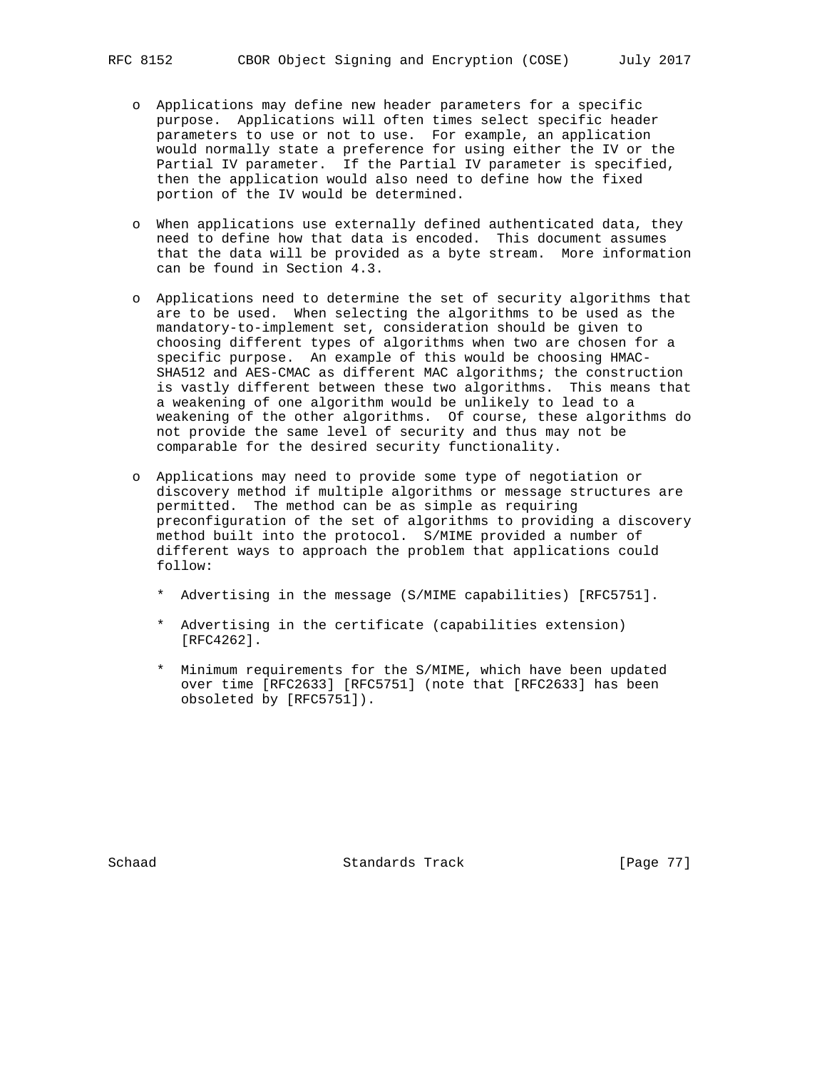- Applications may define new header parameters for a specific purpose. Applications will often times select specific header parameters to use or not to use. For example, an application would normally state a preference for using either the IV or the Partial IV parameter. If the Partial IV parameter is specified, then the application would also need to define how the fixed portion of the IV would be determined.

- When applications use externally defined authenticated data, they need to define how that data is encoded. This document assumes that the data will be provided as a byte stream. More information can be found in Section 4.3.

- Applications need to determine the set of security algorithms that are to be used. When selecting the algorithms to be used as the mandatory-to-implement set, consideration should be given to choosing different types of algorithms when two are chosen for a specific purpose. An example of this would be choosing HMAC-SHA512 and AES-CMAC as different MAC algorithms; the construction is vastly different between these two algorithms. This means that a weakening of one algorithm would be unlikely to lead to a weakening of the other algorithms. Of course, these algorithms do not provide the same level of security and thus may not be comparable for the desired security functionality.

- Applications may need to provide some type of negotiation or discovery method if multiple algorithms or message structures are permitted. The method can be as simple as requiring preconfiguration of the set of algorithms to providing a discovery method built into the protocol. S/MIME provided a number of different ways to approach the problem that applications could follow:

  * Advertising in the message (S/MIME capabilities) [RFC5751].

  * Advertising in the certificate (capabilities extension) [RFC4262].

  * Minimum requirements for the S/MIME, which have been updated over time [RFC2633] [RFC5751] (note that [RFC2633] has been obsoleted by [RFC5751]).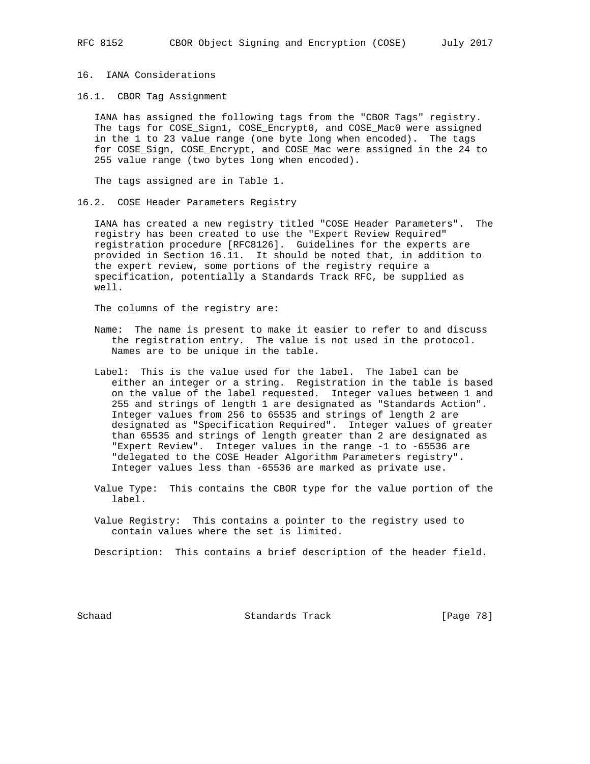# 16. IANA Considerations

## 16.1. CBOR Tag Assignment

IANA has assigned the following tags from the "CBOR Tags" registry. The tags for COSE_Sign1, COSE_Encrypt0, and COSE_Mac0 were assigned in the 1 to 23 value range (one byte long when encoded). The tags for COSE_Sign, COSE_Encrypt, and COSE_Mac were assigned in the 24 to 255 value range (two bytes long when encoded).

The tags assigned are in Table 1.

## 16.2. COSE Header Parameters Registry

IANA has created a new registry titled "COSE Header Parameters". The registry has been created to use the "Expert Review Required" registration procedure [RFC8126]. Guidelines for the experts are provided in Section 16.11. It should be noted that, in addition to the expert review, some portions of the registry require a specification, potentially a Standards Track RFC, be supplied as well.

The columns of the registry are:

- Name: The name is present to make it easier to refer to and discuss the registration entry. The value is not used in the protocol. Names are to be unique in the table.

- Label: This is the value used for the label. The label can be either an integer or a string. Registration in the table is based on the value of the label requested. Integer values between 1 and 255 and strings of length 1 are designated as "Standards Action". Integer values from 256 to 65535 and strings of length 2 are designated as "Specification Required". Integer values of greater than 65535 and strings of length greater than 2 are designated as "Expert Review". Integer values in the range -1 to -65536 are "delegated to the COSE Header Algorithm Parameters registry". Integer values less than -65536 are marked as private use.

- Value Type: This contains the CBOR type for the value portion of the label.

- Value Registry: This contains a pointer to the registry used to contain values where the set is limited.

- Description: This contains a brief description of the header field.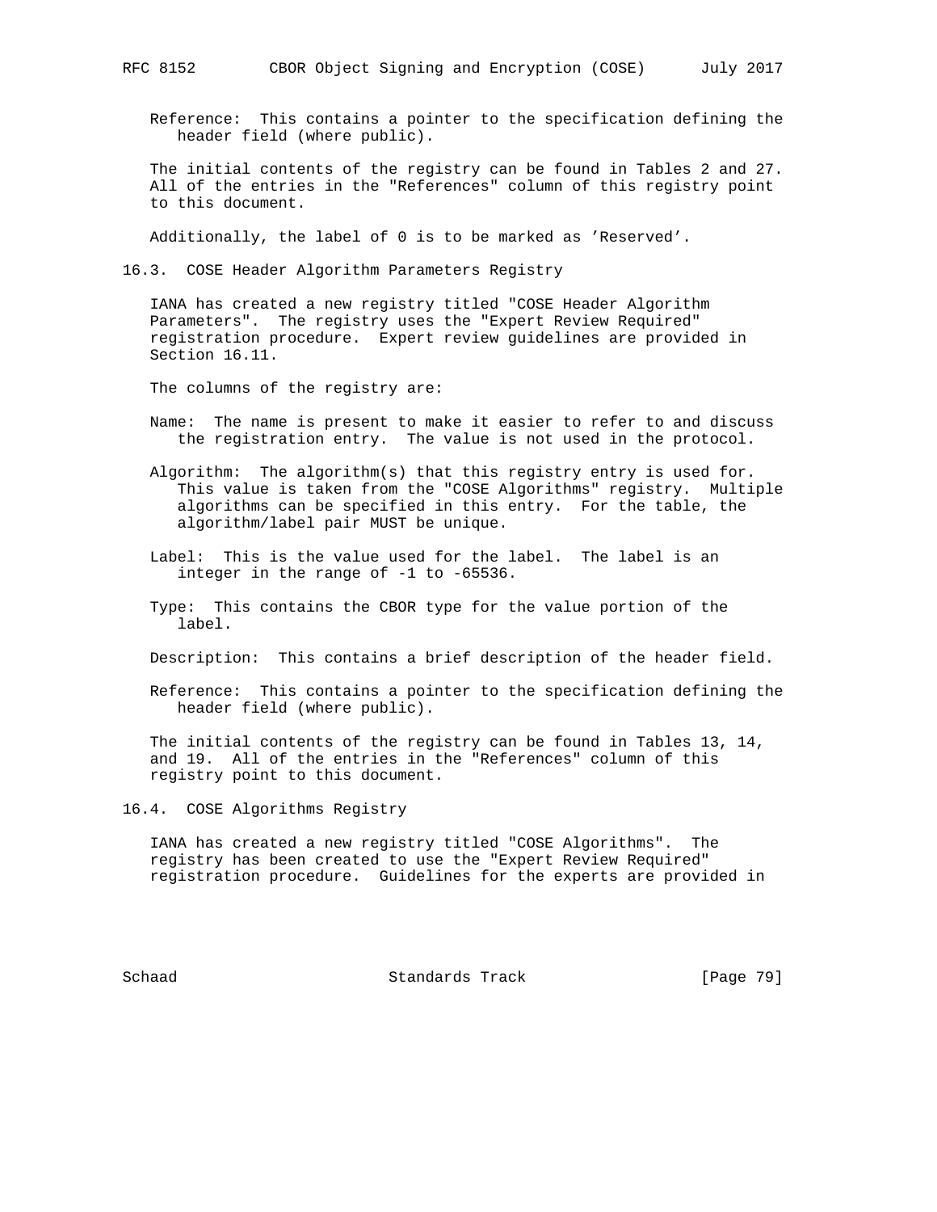Reference: This contains a pointer to the specification defining the header field (where public).

The initial contents of the registry can be found in Tables 2 and 27. All of the entries in the "References" column of this registry point to this document.

Additionally, the label of 0 is to be marked as 'Reserved'.

## 16.3. COSE Header Algorithm Parameters Registry

IANA has created a new registry titled "COSE Header Algorithm Parameters". The registry uses the "Expert Review Required" registration procedure. Expert review guidelines are provided in Section 16.11.

The columns of the registry are:

Name: The name is present to make it easier to refer to and discuss the registration entry. The value is not used in the protocol.

Algorithm: The algorithm(s) that this registry entry is used for. This value is taken from the "COSE Algorithms" registry. Multiple algorithms can be specified in this entry. For the table, the algorithm/label pair MUST be unique.

Label: This is the value used for the label. The label is an integer in the range of -1 to -65536.

Type: This contains the CBOR type for the value portion of the label.

Description: This contains a brief description of the header field.

Reference: This contains a pointer to the specification defining the header field (where public).

The initial contents of the registry can be found in Tables 13, 14, and 19. All of the entries in the "References" column of this registry point to this document.

## 16.4. COSE Algorithms Registry

IANA has created a new registry titled "COSE Algorithms". The registry has been created to use the "Expert Review Required" registration procedure. Guidelines for the experts are provided in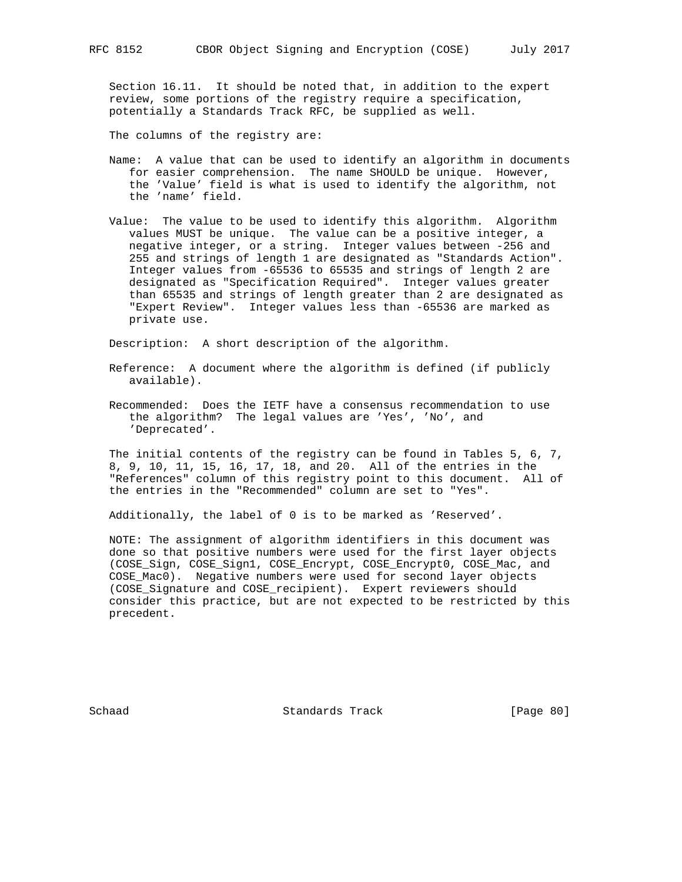Section 16.11. It should be noted that, in addition to the expert review, some portions of the registry require a specification, potentially a Standards Track RFC, be supplied as well.

The columns of the registry are:

Name: A value that can be used to identify an algorithm in documents for easier comprehension. The name SHOULD be unique. However, the 'Value' field is what is used to identify the algorithm, not the 'name' field.

Value: The value to be used to identify this algorithm. Algorithm values MUST be unique. The value can be a positive integer, a negative integer, or a string. Integer values between -256 and 255 and strings of length 1 are designated as "Standards Action". Integer values from -65536 to 65535 and strings of length 2 are designated as "Specification Required". Integer values greater than 65535 and strings of length greater than 2 are designated as "Expert Review". Integer values less than -65536 are marked as private use.

Description: A short description of the algorithm.

Reference: A document where the algorithm is defined (if publicly available).

Recommended: Does the IETF have a consensus recommendation to use the algorithm? The legal values are 'Yes', 'No', and 'Deprecated'.

The initial contents of the registry can be found in Tables 5, 6, 7, 8, 9, 10, 11, 15, 16, 17, 18, and 20. All of the entries in the "References" column of this registry point to this document. All of the entries in the "Recommended" column are set to "Yes".

Additionally, the label of 0 is to be marked as 'Reserved'.

NOTE: The assignment of algorithm identifiers in this document was done so that positive numbers were used for the first layer objects (COSE_Sign, COSE_Sign1, COSE_Encrypt, COSE_Encrypt0, COSE_Mac, and COSE_Mac0). Negative numbers were used for second layer objects (COSE_Signature and COSE_recipient). Expert reviewers should consider this practice, but are not expected to be restricted by this precedent.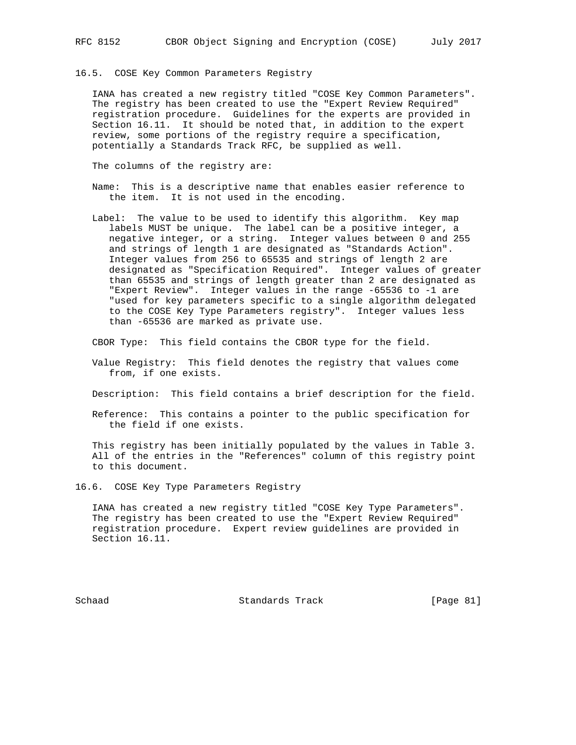### 16.5. COSE Key Common Parameters Registry

IANA has created a new registry titled "COSE Key Common Parameters". The registry has been created to use the "Expert Review Required" registration procedure. Guidelines for the experts are provided in Section 16.11. It should be noted that, in addition to the expert review, some portions of the registry require a specification, potentially a Standards Track RFC, be supplied as well.

The columns of the registry are:

Name: This is a descriptive name that enables easier reference to the item. It is not used in the encoding.

Label: The value to be used to identify this algorithm. Key map labels MUST be unique. The label can be a positive integer, a negative integer, or a string. Integer values between 0 and 255 and strings of length 1 are designated as "Standards Action". Integer values from 256 to 65535 and strings of length 2 are designated as "Specification Required". Integer values of greater than 65535 and strings of length greater than 2 are designated as "Expert Review". Integer values in the range -65536 to -1 are "used for key parameters specific to a single algorithm delegated to the COSE Key Type Parameters registry". Integer values less than -65536 are marked as private use.

CBOR Type: This field contains the CBOR type for the field.

Value Registry: This field denotes the registry that values come from, if one exists.

Description: This field contains a brief description for the field.

Reference: This contains a pointer to the public specification for the field if one exists.

This registry has been initially populated by the values in Table 3. All of the entries in the "References" column of this registry point to this document.

### 16.6. COSE Key Type Parameters Registry

IANA has created a new registry titled "COSE Key Type Parameters". The registry has been created to use the "Expert Review Required" registration procedure. Expert review guidelines are provided in Section 16.11.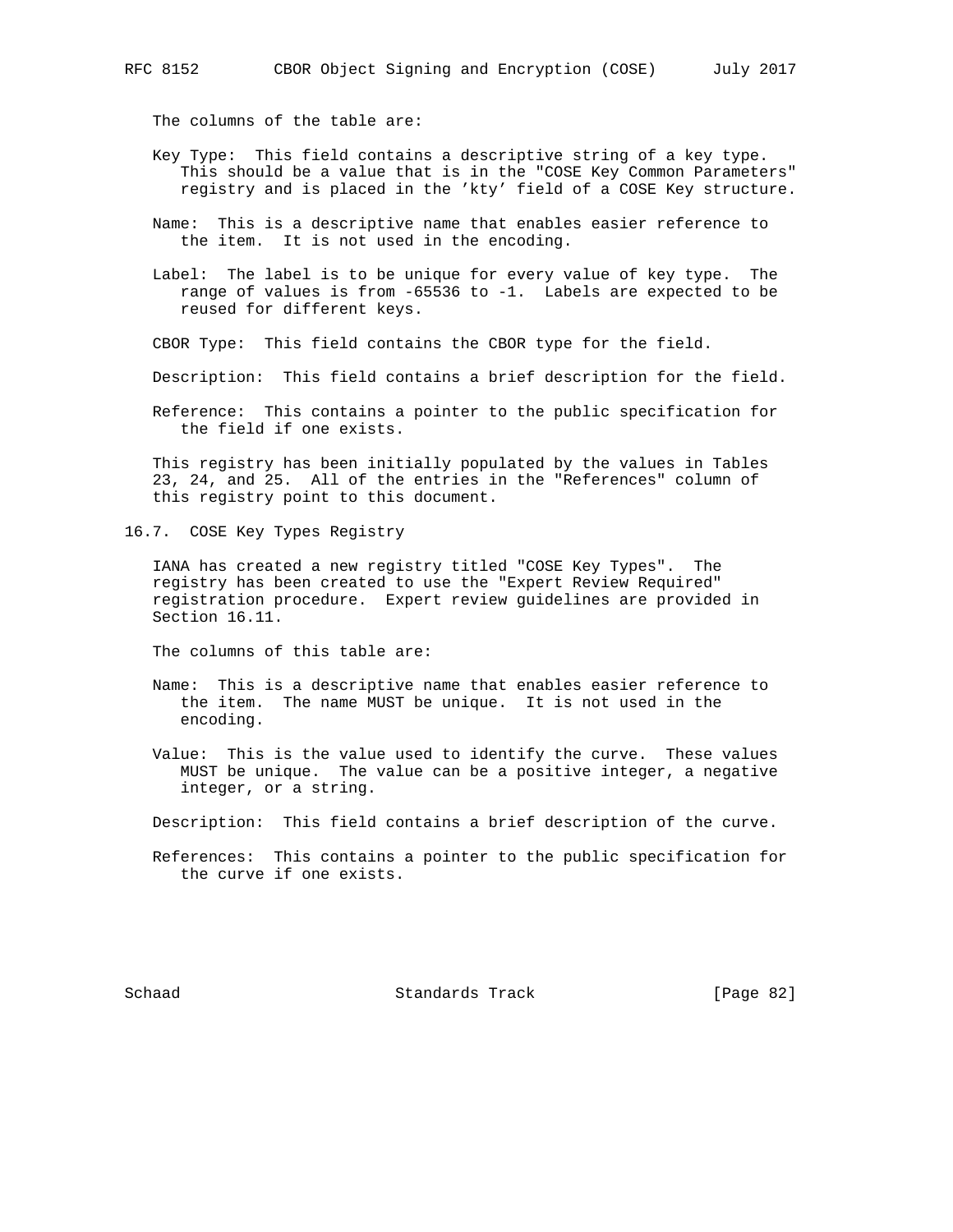The columns of the table are:

Key Type: This field contains a descriptive string of a key type. This should be a value that is in the "COSE Key Common Parameters" registry and is placed in the 'kty' field of a COSE Key structure.

Name: This is a descriptive name that enables easier reference to the item. It is not used in the encoding.

Label: The label is to be unique for every value of key type. The range of values is from -65536 to -1. Labels are expected to be reused for different keys.

CBOR Type: This field contains the CBOR type for the field.

Description: This field contains a brief description for the field.

Reference: This contains a pointer to the public specification for the field if one exists.

This registry has been initially populated by the values in Tables 23, 24, and 25. All of the entries in the "References" column of this registry point to this document.

## 16.7. COSE Key Types Registry

IANA has created a new registry titled "COSE Key Types". The registry has been created to use the "Expert Review Required" registration procedure. Expert review guidelines are provided in Section 16.11.

The columns of this table are:

Name: This is a descriptive name that enables easier reference to the item. The name MUST be unique. It is not used in the encoding.

Value: This is the value used to identify the curve. These values MUST be unique. The value can be a positive integer, a negative integer, or a string.

Description: This field contains a brief description of the curve.

References: This contains a pointer to the public specification for the curve if one exists.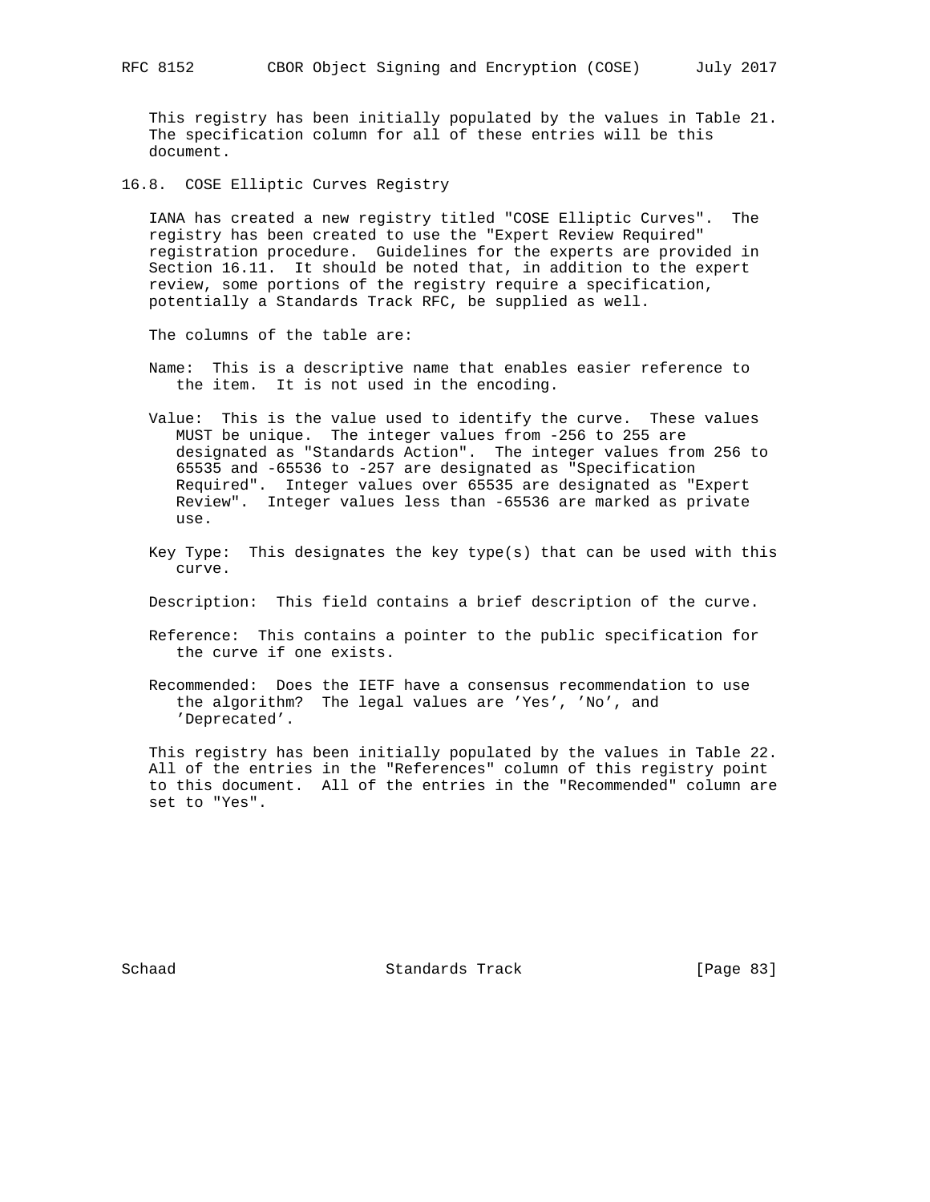This registry has been initially populated by the values in Table 21. The specification column for all of these entries will be this document.

## 16.8. COSE Elliptic Curves Registry

IANA has created a new registry titled "COSE Elliptic Curves". The registry has been created to use the "Expert Review Required" registration procedure. Guidelines for the experts are provided in Section 16.11. It should be noted that, in addition to the expert review, some portions of the registry require a specification, potentially a Standards Track RFC, be supplied as well.

The columns of the table are:

Name: This is a descriptive name that enables easier reference to the item. It is not used in the encoding.

Value: This is the value used to identify the curve. These values MUST be unique. The integer values from -256 to 255 are designated as "Standards Action". The integer values from 256 to 65535 and -65536 to -257 are designated as "Specification Required". Integer values over 65535 are designated as "Expert Review". Integer values less than -65536 are marked as private use.

Key Type: This designates the key type(s) that can be used with this curve.

Description: This field contains a brief description of the curve.

Reference: This contains a pointer to the public specification for the curve if one exists.

Recommended: Does the IETF have a consensus recommendation to use the algorithm? The legal values are 'Yes', 'No', and 'Deprecated'.

This registry has been initially populated by the values in Table 22. All of the entries in the "References" column of this registry point to this document. All of the entries in the "Recommended" column are set to "Yes".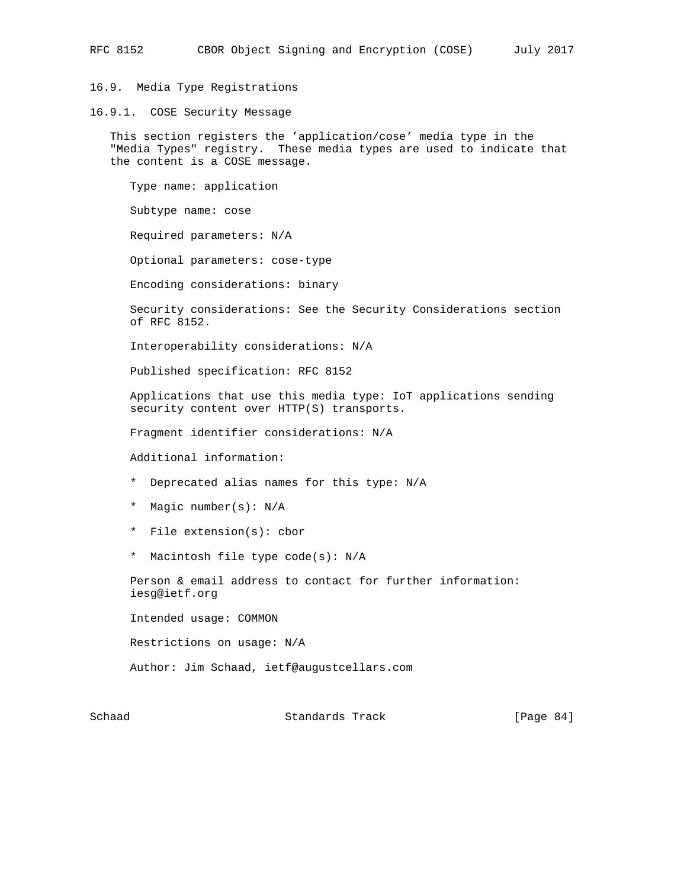### 16.9. Media Type Registrations

#### 16.9.1. COSE Security Message

This section registers the 'application/cose' media type in the "Media Types" registry. These media types are used to indicate that the content is a COSE message.

Type name: application

Subtype name: cose

Required parameters: N/A

Optional parameters: cose-type

Encoding considerations: binary

Security considerations: See the Security Considerations section of RFC 8152.

Interoperability considerations: N/A

Published specification: RFC 8152

Applications that use this media type: IoT applications sending security content over HTTP(S) transports.

Fragment identifier considerations: N/A

Additional information:

* Deprecated alias names for this type: N/A
* Magic number(s): N/A
* File extension(s): cbor
* Macintosh file type code(s): N/A

Person & email address to contact for further information: iesg@ietf.org

Intended usage: COMMON

Restrictions on usage: N/A

Author: Jim Schaad, ietf@augustcellars.com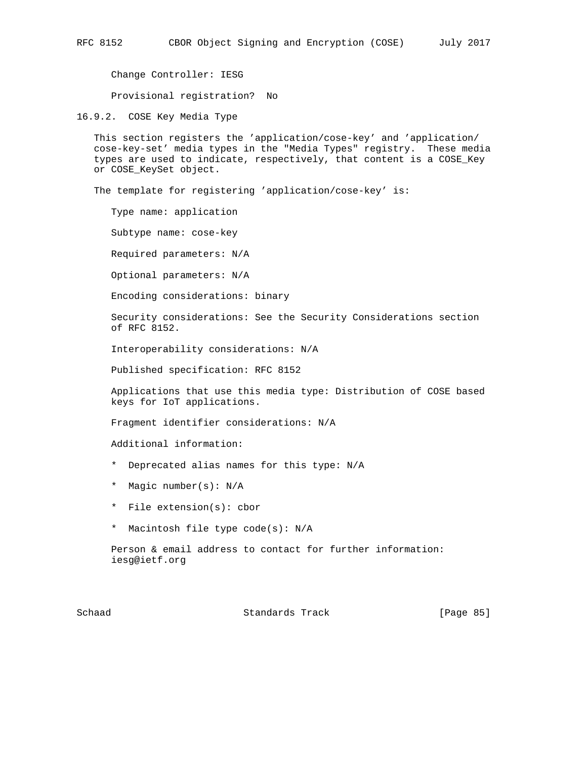Change Controller: IESG

Provisional registration?  No

### 16.9.2. COSE Key Media Type

This section registers the 'application/cose-key' and 'application/cose-key-set' media types in the "Media Types" registry. These media types are used to indicate, respectively, that content is a COSE_Key or COSE_KeySet object.

The template for registering 'application/cose-key' is:

Type name: application

Subtype name: cose-key

Required parameters: N/A

Optional parameters: N/A

Encoding considerations: binary

Security considerations: See the Security Considerations section of RFC 8152.

Interoperability considerations: N/A

Published specification: RFC 8152

Applications that use this media type: Distribution of COSE based keys for IoT applications.

Fragment identifier considerations: N/A

Additional information:

* Deprecated alias names for this type: N/A
* Magic number(s): N/A
* File extension(s): cbor
* Macintosh file type code(s): N/A

Person & email address to contact for further information: iesg@ietf.org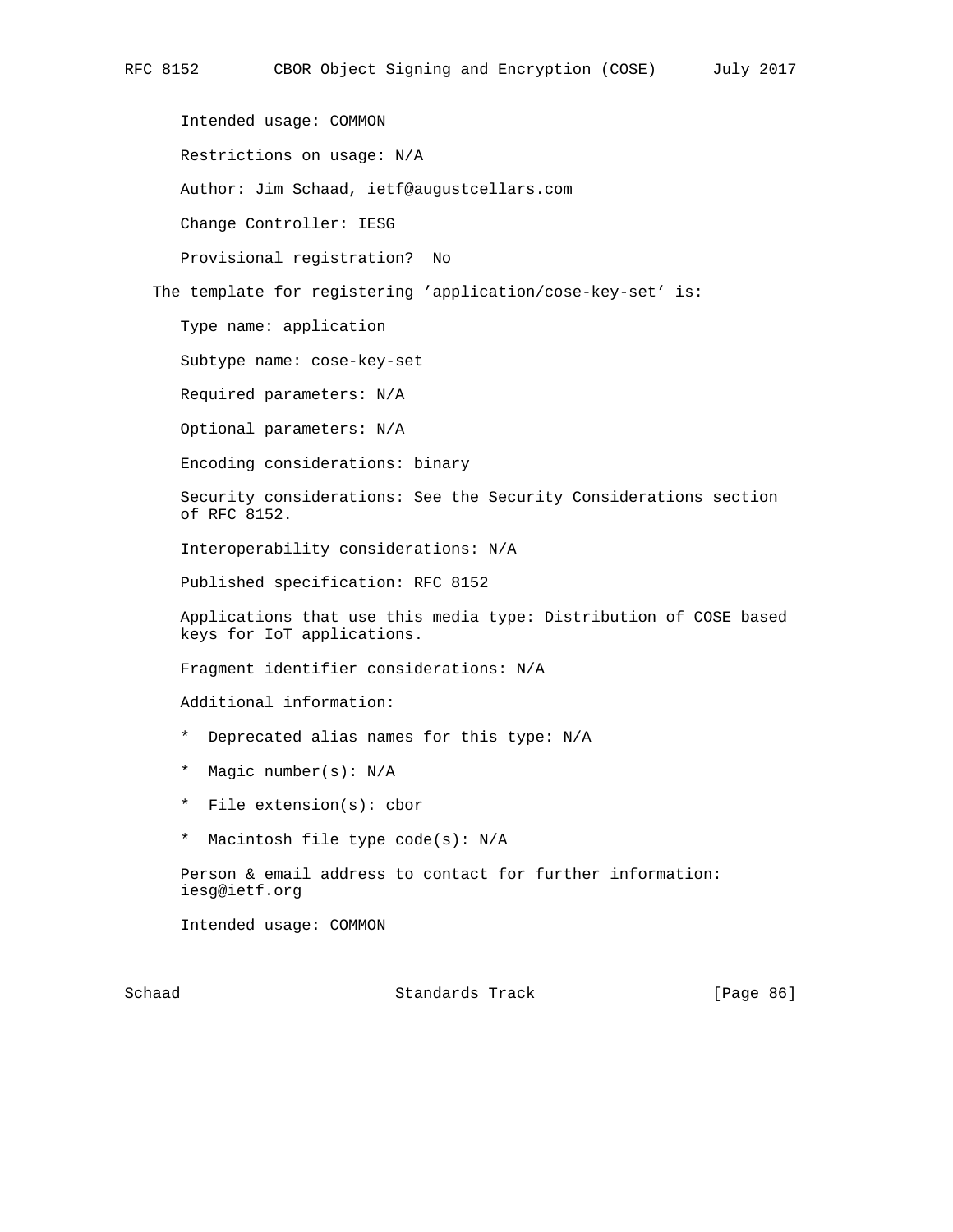Intended usage: COMMON

Restrictions on usage: N/A

Author: Jim Schaad, ietf@augustcellars.com

Change Controller: IESG

Provisional registration?  No

The template for registering 'application/cose-key-set' is:

Type name: application

Subtype name: cose-key-set

Required parameters: N/A

Optional parameters: N/A

Encoding considerations: binary

Security considerations: See the Security Considerations section of RFC 8152.

Interoperability considerations: N/A

Published specification: RFC 8152

Applications that use this media type: Distribution of COSE based keys for IoT applications.

Fragment identifier considerations: N/A

Additional information:

* Deprecated alias names for this type: N/A
* Magic number(s): N/A
* File extension(s): cbor
* Macintosh file type code(s): N/A

Person & email address to contact for further information: iesg@ietf.org

Intended usage: COMMON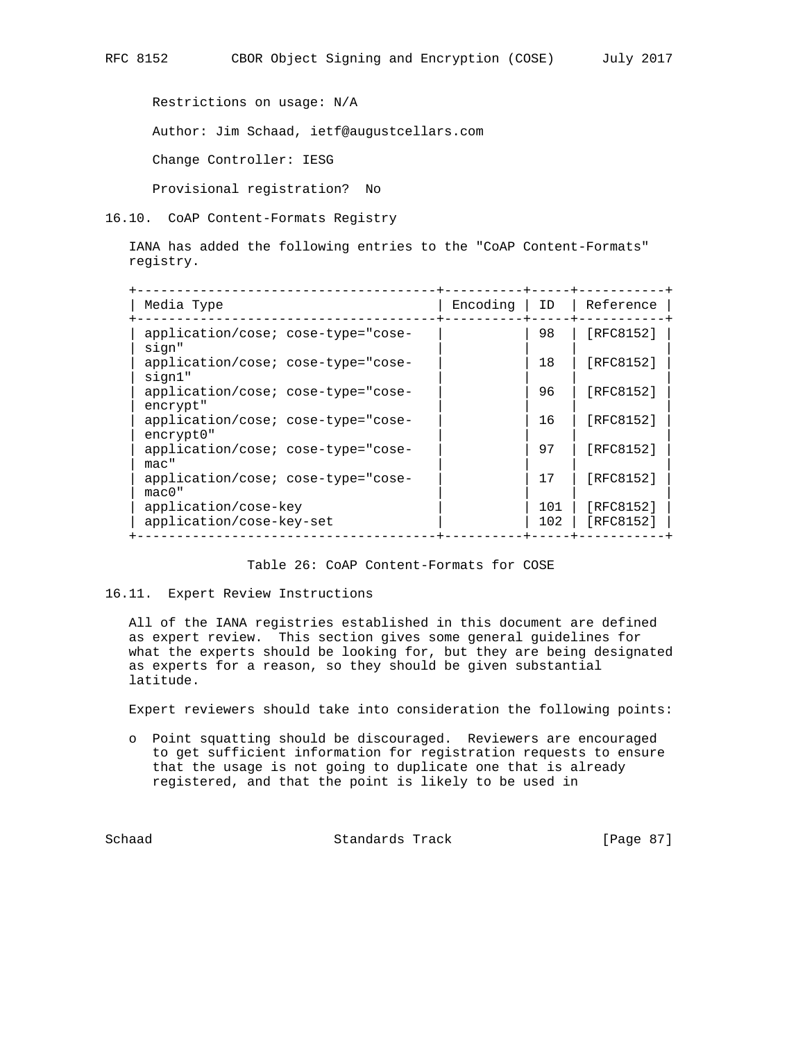Restrictions on usage: N/A

Author: Jim Schaad, ietf@augustcellars.com

Change Controller: IESG

Provisional registration?  No

### 16.10. CoAP Content-Formats Registry

IANA has added the following entries to the "CoAP Content-Formats" registry.

| Media Type | Encoding | ID | Reference |
|---|---|---|---|
| application/cose; cose-type="cose-sign" | | 98 | [RFC8152] |
| application/cose; cose-type="cose-sign1" | | 18 | [RFC8152] |
| application/cose; cose-type="cose-encrypt" | | 96 | [RFC8152] |
| application/cose; cose-type="cose-encrypt0" | | 16 | [RFC8152] |
| application/cose; cose-type="cose-mac" | | 97 | [RFC8152] |
| application/cose; cose-type="cose-mac0" | | 17 | [RFC8152] |
| application/cose-key | | 101 | [RFC8152] |
| application/cose-key-set | | 102 | [RFC8152] |

Table 26: CoAP Content-Formats for COSE

### 16.11. Expert Review Instructions

All of the IANA registries established in this document are defined as expert review. This section gives some general guidelines for what the experts should be looking for, but they are being designated as experts for a reason, so they should be given substantial latitude.

Expert reviewers should take into consideration the following points:

- Point squatting should be discouraged. Reviewers are encouraged to get sufficient information for registration requests to ensure that the usage is not going to duplicate one that is already registered, and that the point is likely to be used in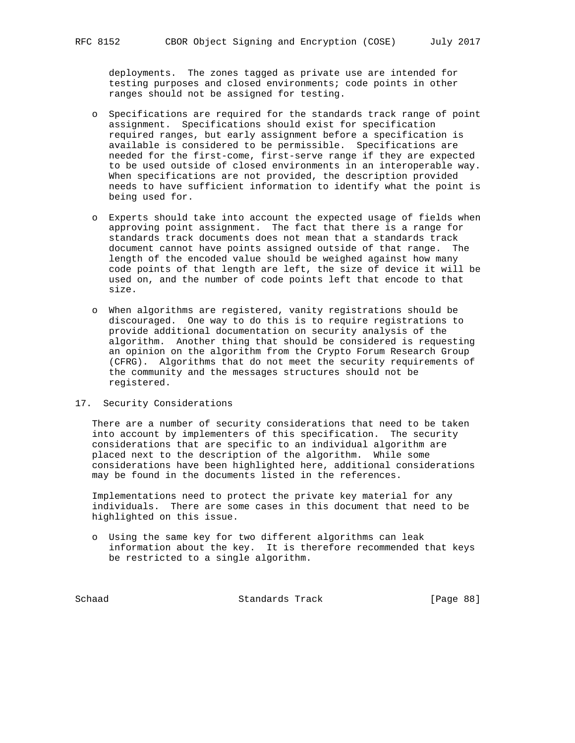deployments. The zones tagged as private use are intended for testing purposes and closed environments; code points in other ranges should not be assigned for testing.

- Specifications are required for the standards track range of point assignment. Specifications should exist for specification required ranges, but early assignment before a specification is available is considered to be permissible. Specifications are needed for the first-come, first-serve range if they are expected to be used outside of closed environments in an interoperable way. When specifications are not provided, the description provided needs to have sufficient information to identify what the point is being used for.

- Experts should take into account the expected usage of fields when approving point assignment. The fact that there is a range for standards track documents does not mean that a standards track document cannot have points assigned outside of that range. The length of the encoded value should be weighed against how many code points of that length are left, the size of device it will be used on, and the number of code points left that encode to that size.

- When algorithms are registered, vanity registrations should be discouraged. One way to do this is to require registrations to provide additional documentation on security analysis of the algorithm. Another thing that should be considered is requesting an opinion on the algorithm from the Crypto Forum Research Group (CFRG). Algorithms that do not meet the security requirements of the community and the messages structures should not be registered.

## 17. Security Considerations

There are a number of security considerations that need to be taken into account by implementers of this specification. The security considerations that are specific to an individual algorithm are placed next to the description of the algorithm. While some considerations have been highlighted here, additional considerations may be found in the documents listed in the references.

Implementations need to protect the private key material for any individuals. There are some cases in this document that need to be highlighted on this issue.

- Using the same key for two different algorithms can leak information about the key. It is therefore recommended that keys be restricted to a single algorithm.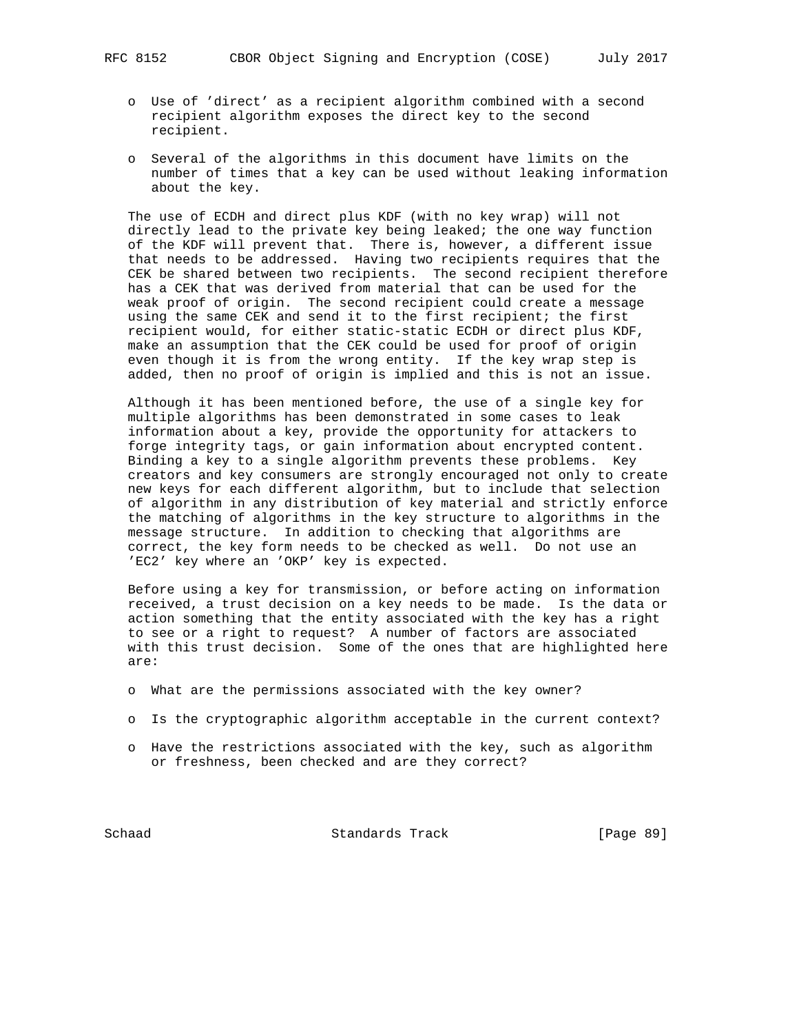- Use of 'direct' as a recipient algorithm combined with a second recipient algorithm exposes the direct key to the second recipient.

- Several of the algorithms in this document have limits on the number of times that a key can be used without leaking information about the key.

The use of ECDH and direct plus KDF (with no key wrap) will not directly lead to the private key being leaked; the one way function of the KDF will prevent that. There is, however, a different issue that needs to be addressed. Having two recipients requires that the CEK be shared between two recipients. The second recipient therefore has a CEK that was derived from material that can be used for the weak proof of origin. The second recipient could create a message using the same CEK and send it to the first recipient; the first recipient would, for either static-static ECDH or direct plus KDF, make an assumption that the CEK could be used for proof of origin even though it is from the wrong entity. If the key wrap step is added, then no proof of origin is implied and this is not an issue.

Although it has been mentioned before, the use of a single key for multiple algorithms has been demonstrated in some cases to leak information about a key, provide the opportunity for attackers to forge integrity tags, or gain information about encrypted content. Binding a key to a single algorithm prevents these problems. Key creators and key consumers are strongly encouraged not only to create new keys for each different algorithm, but to include that selection of algorithm in any distribution of key material and strictly enforce the matching of algorithms in the key structure to algorithms in the message structure. In addition to checking that algorithms are correct, the key form needs to be checked as well. Do not use an 'EC2' key where an 'OKP' key is expected.

Before using a key for transmission, or before acting on information received, a trust decision on a key needs to be made. Is the data or action something that the entity associated with the key has a right to see or a right to request? A number of factors are associated with this trust decision. Some of the ones that are highlighted here are:

- What are the permissions associated with the key owner?

- Is the cryptographic algorithm acceptable in the current context?

- Have the restrictions associated with the key, such as algorithm or freshness, been checked and are they correct?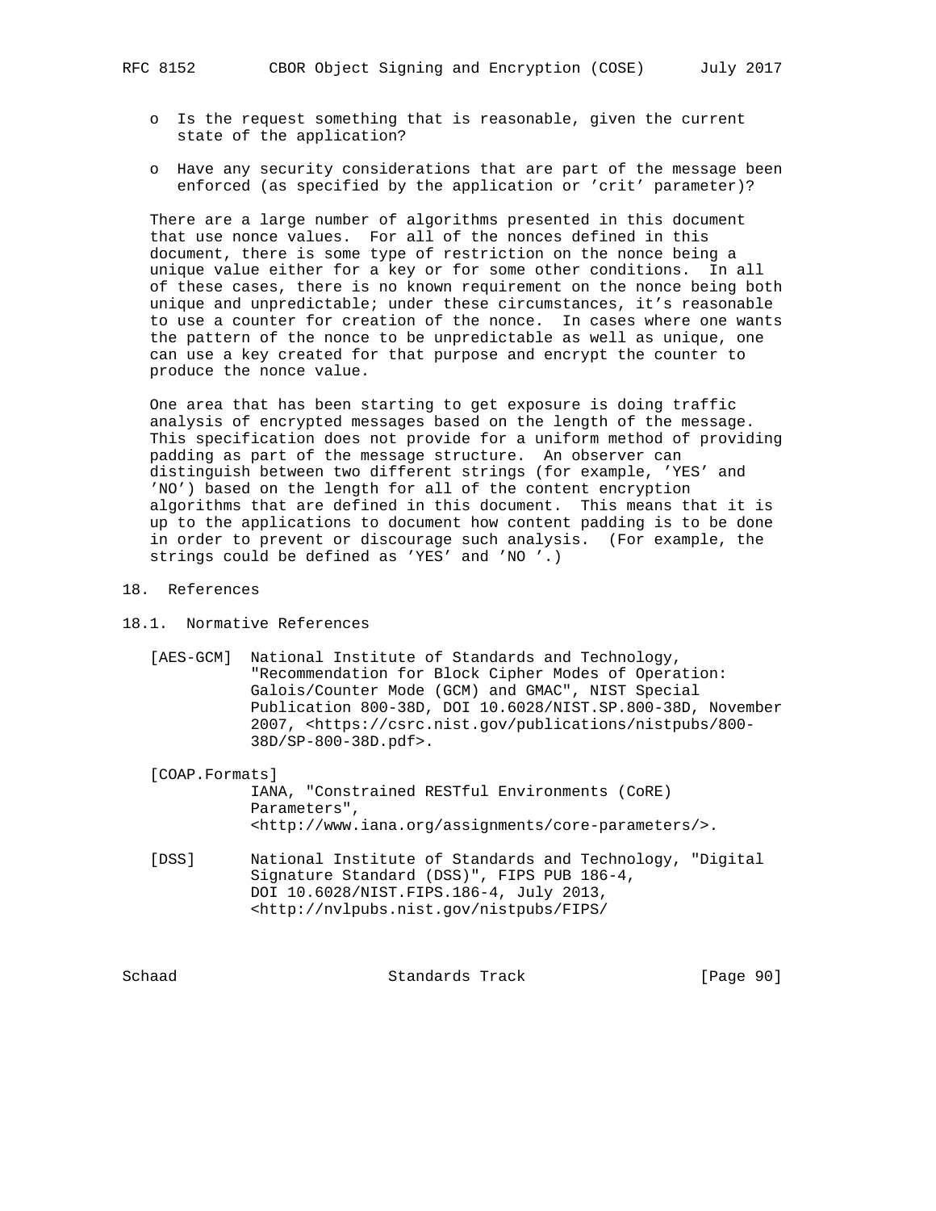- Is the request something that is reasonable, given the current state of the application?
- Have any security considerations that are part of the message been enforced (as specified by the application or 'crit' parameter)?

There are a large number of algorithms presented in this document that use nonce values. For all of the nonces defined in this document, there is some type of restriction on the nonce being a unique value either for a key or for some other conditions. In all of these cases, there is no known requirement on the nonce being both unique and unpredictable; under these circumstances, it's reasonable to use a counter for creation of the nonce. In cases where one wants the pattern of the nonce to be unpredictable as well as unique, one can use a key created for that purpose and encrypt the counter to produce the nonce value.

One area that has been starting to get exposure is doing traffic analysis of encrypted messages based on the length of the message. This specification does not provide for a uniform method of providing padding as part of the message structure. An observer can distinguish between two different strings (for example, 'YES' and 'NO') based on the length for all of the content encryption algorithms that are defined in this document. This means that it is up to the applications to document how content padding is to be done in order to prevent or discourage such analysis. (For example, the strings could be defined as 'YES' and 'NO '.)

# 18. References

## 18.1. Normative References

[AES-GCM] National Institute of Standards and Technology, "Recommendation for Block Cipher Modes of Operation: Galois/Counter Mode (GCM) and GMAC", NIST Special Publication 800-38D, DOI 10.6028/NIST.SP.800-38D, November 2007, <https://csrc.nist.gov/publications/nistpubs/800-38D/SP-800-38D.pdf>.

[COAP.Formats] IANA, "Constrained RESTful Environments (CoRE) Parameters", <http://www.iana.org/assignments/core-parameters/>.

[DSS] National Institute of Standards and Technology, "Digital Signature Standard (DSS)", FIPS PUB 186-4, DOI 10.6028/NIST.FIPS.186-4, July 2013, <http://nvlpubs.nist.gov/nistpubs/FIPS/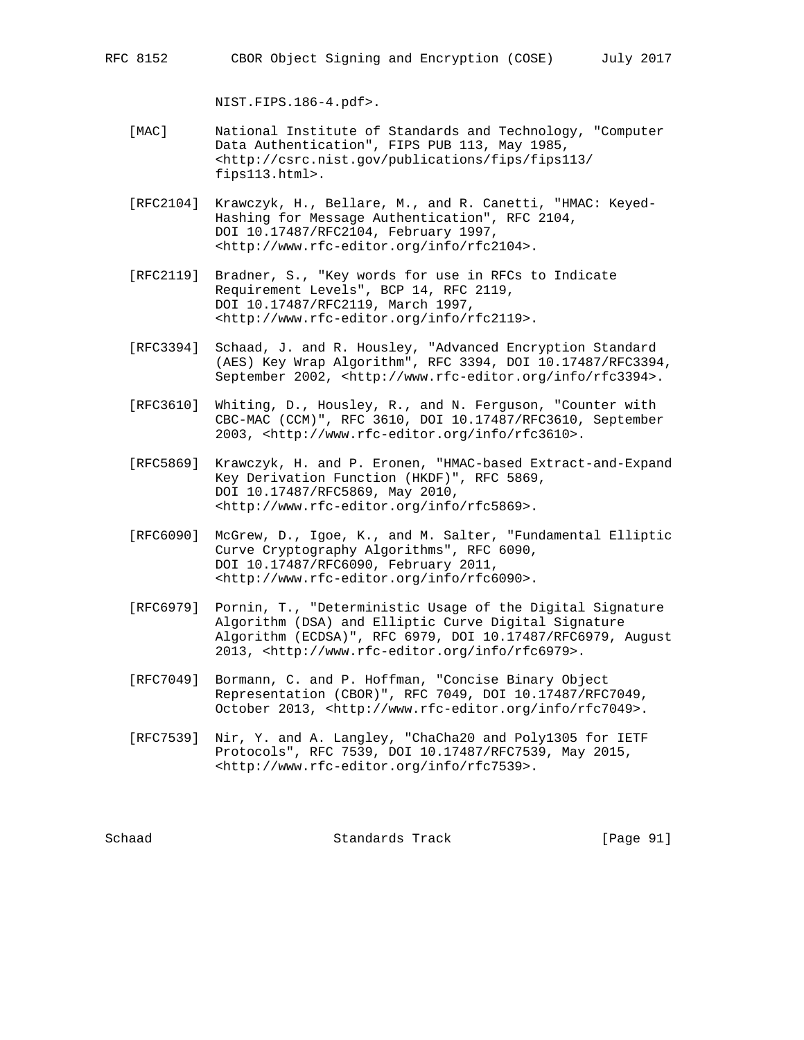NIST.FIPS.186-4.pdf>.

[MAC] National Institute of Standards and Technology, "Computer Data Authentication", FIPS PUB 113, May 1985, <http://csrc.nist.gov/publications/fips/fips113/fips113.html>.

[RFC2104] Krawczyk, H., Bellare, M., and R. Canetti, "HMAC: Keyed-Hashing for Message Authentication", RFC 2104, DOI 10.17487/RFC2104, February 1997, <http://www.rfc-editor.org/info/rfc2104>.

[RFC2119] Bradner, S., "Key words for use in RFCs to Indicate Requirement Levels", BCP 14, RFC 2119, DOI 10.17487/RFC2119, March 1997, <http://www.rfc-editor.org/info/rfc2119>.

[RFC3394] Schaad, J. and R. Housley, "Advanced Encryption Standard (AES) Key Wrap Algorithm", RFC 3394, DOI 10.17487/RFC3394, September 2002, <http://www.rfc-editor.org/info/rfc3394>.

[RFC3610] Whiting, D., Housley, R., and N. Ferguson, "Counter with CBC-MAC (CCM)", RFC 3610, DOI 10.17487/RFC3610, September 2003, <http://www.rfc-editor.org/info/rfc3610>.

[RFC5869] Krawczyk, H. and P. Eronen, "HMAC-based Extract-and-Expand Key Derivation Function (HKDF)", RFC 5869, DOI 10.17487/RFC5869, May 2010, <http://www.rfc-editor.org/info/rfc5869>.

[RFC6090] McGrew, D., Igoe, K., and M. Salter, "Fundamental Elliptic Curve Cryptography Algorithms", RFC 6090, DOI 10.17487/RFC6090, February 2011, <http://www.rfc-editor.org/info/rfc6090>.

[RFC6979] Pornin, T., "Deterministic Usage of the Digital Signature Algorithm (DSA) and Elliptic Curve Digital Signature Algorithm (ECDSA)", RFC 6979, DOI 10.17487/RFC6979, August 2013, <http://www.rfc-editor.org/info/rfc6979>.

[RFC7049] Bormann, C. and P. Hoffman, "Concise Binary Object Representation (CBOR)", RFC 7049, DOI 10.17487/RFC7049, October 2013, <http://www.rfc-editor.org/info/rfc7049>.

[RFC7539] Nir, Y. and A. Langley, "ChaCha20 and Poly1305 for IETF Protocols", RFC 7539, DOI 10.17487/RFC7539, May 2015, <http://www.rfc-editor.org/info/rfc7539>.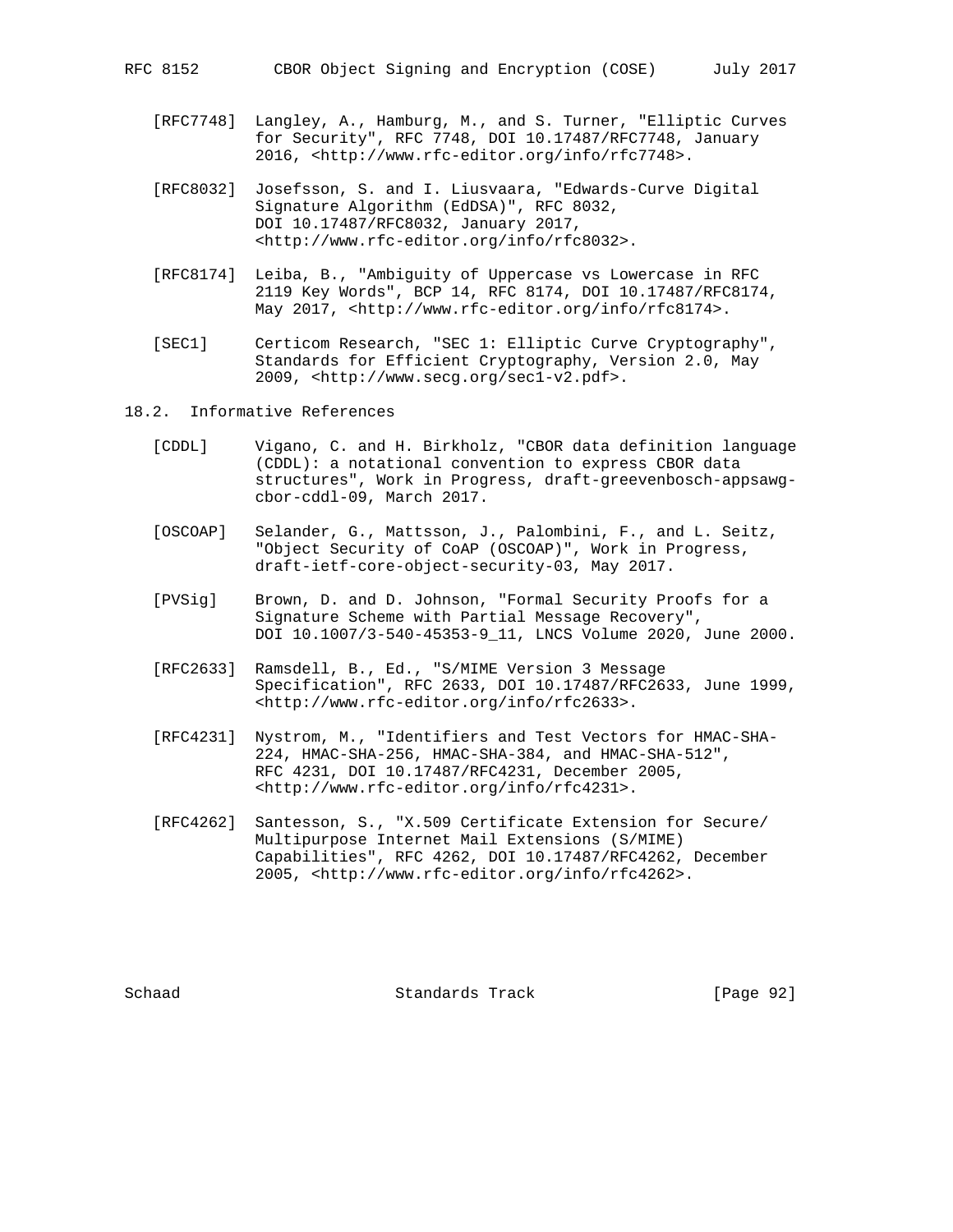[RFC7748] Langley, A., Hamburg, M., and S. Turner, "Elliptic Curves for Security", RFC 7748, DOI 10.17487/RFC7748, January 2016, <http://www.rfc-editor.org/info/rfc7748>.

[RFC8032] Josefsson, S. and I. Liusvaara, "Edwards-Curve Digital Signature Algorithm (EdDSA)", RFC 8032, DOI 10.17487/RFC8032, January 2017, <http://www.rfc-editor.org/info/rfc8032>.

[RFC8174] Leiba, B., "Ambiguity of Uppercase vs Lowercase in RFC 2119 Key Words", BCP 14, RFC 8174, DOI 10.17487/RFC8174, May 2017, <http://www.rfc-editor.org/info/rfc8174>.

[SEC1] Certicom Research, "SEC 1: Elliptic Curve Cryptography", Standards for Efficient Cryptography, Version 2.0, May 2009, <http://www.secg.org/sec1-v2.pdf>.

## 18.2. Informative References

[CDDL] Vigano, C. and H. Birkholz, "CBOR data definition language (CDDL): a notational convention to express CBOR data structures", Work in Progress, draft-greevenbosch-appsawg-cbor-cddl-09, March 2017.

[OSCOAP] Selander, G., Mattsson, J., Palombini, F., and L. Seitz, "Object Security of CoAP (OSCOAP)", Work in Progress, draft-ietf-core-object-security-03, May 2017.

[PVSig] Brown, D. and D. Johnson, "Formal Security Proofs for a Signature Scheme with Partial Message Recovery", DOI 10.1007/3-540-45353-9_11, LNCS Volume 2020, June 2000.

[RFC2633] Ramsdell, B., Ed., "S/MIME Version 3 Message Specification", RFC 2633, DOI 10.17487/RFC2633, June 1999, <http://www.rfc-editor.org/info/rfc2633>.

[RFC4231] Nystrom, M., "Identifiers and Test Vectors for HMAC-SHA-224, HMAC-SHA-256, HMAC-SHA-384, and HMAC-SHA-512", RFC 4231, DOI 10.17487/RFC4231, December 2005, <http://www.rfc-editor.org/info/rfc4231>.

[RFC4262] Santesson, S., "X.509 Certificate Extension for Secure/Multipurpose Internet Mail Extensions (S/MIME) Capabilities", RFC 4262, DOI 10.17487/RFC4262, December 2005, <http://www.rfc-editor.org/info/rfc4262>.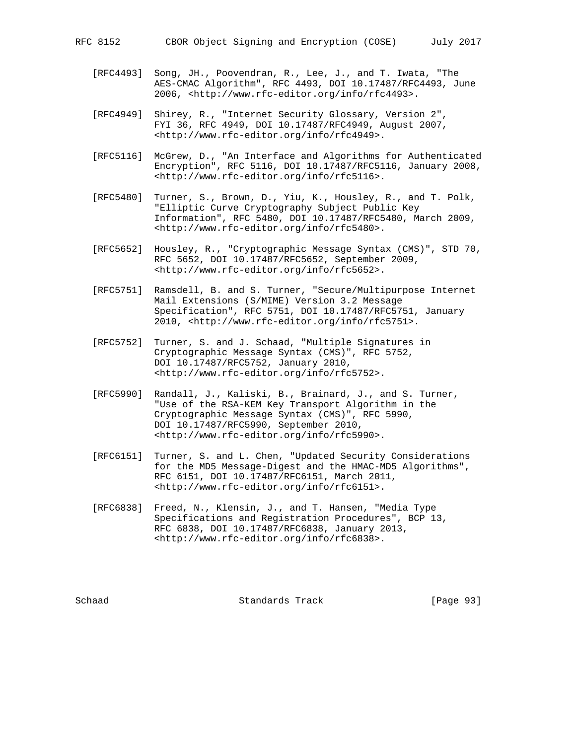[RFC4493] Song, JH., Poovendran, R., Lee, J., and T. Iwata, "The AES-CMAC Algorithm", RFC 4493, DOI 10.17487/RFC4493, June 2006, <http://www.rfc-editor.org/info/rfc4493>.

[RFC4949] Shirey, R., "Internet Security Glossary, Version 2", FYI 36, RFC 4949, DOI 10.17487/RFC4949, August 2007, <http://www.rfc-editor.org/info/rfc4949>.

[RFC5116] McGrew, D., "An Interface and Algorithms for Authenticated Encryption", RFC 5116, DOI 10.17487/RFC5116, January 2008, <http://www.rfc-editor.org/info/rfc5116>.

[RFC5480] Turner, S., Brown, D., Yiu, K., Housley, R., and T. Polk, "Elliptic Curve Cryptography Subject Public Key Information", RFC 5480, DOI 10.17487/RFC5480, March 2009, <http://www.rfc-editor.org/info/rfc5480>.

[RFC5652] Housley, R., "Cryptographic Message Syntax (CMS)", STD 70, RFC 5652, DOI 10.17487/RFC5652, September 2009, <http://www.rfc-editor.org/info/rfc5652>.

[RFC5751] Ramsdell, B. and S. Turner, "Secure/Multipurpose Internet Mail Extensions (S/MIME) Version 3.2 Message Specification", RFC 5751, DOI 10.17487/RFC5751, January 2010, <http://www.rfc-editor.org/info/rfc5751>.

[RFC5752] Turner, S. and J. Schaad, "Multiple Signatures in Cryptographic Message Syntax (CMS)", RFC 5752, DOI 10.17487/RFC5752, January 2010, <http://www.rfc-editor.org/info/rfc5752>.

[RFC5990] Randall, J., Kaliski, B., Brainard, J., and S. Turner, "Use of the RSA-KEM Key Transport Algorithm in the Cryptographic Message Syntax (CMS)", RFC 5990, DOI 10.17487/RFC5990, September 2010, <http://www.rfc-editor.org/info/rfc5990>.

[RFC6151] Turner, S. and L. Chen, "Updated Security Considerations for the MD5 Message-Digest and the HMAC-MD5 Algorithms", RFC 6151, DOI 10.17487/RFC6151, March 2011, <http://www.rfc-editor.org/info/rfc6151>.

[RFC6838] Freed, N., Klensin, J., and T. Hansen, "Media Type Specifications and Registration Procedures", BCP 13, RFC 6838, DOI 10.17487/RFC6838, January 2013, <http://www.rfc-editor.org/info/rfc6838>.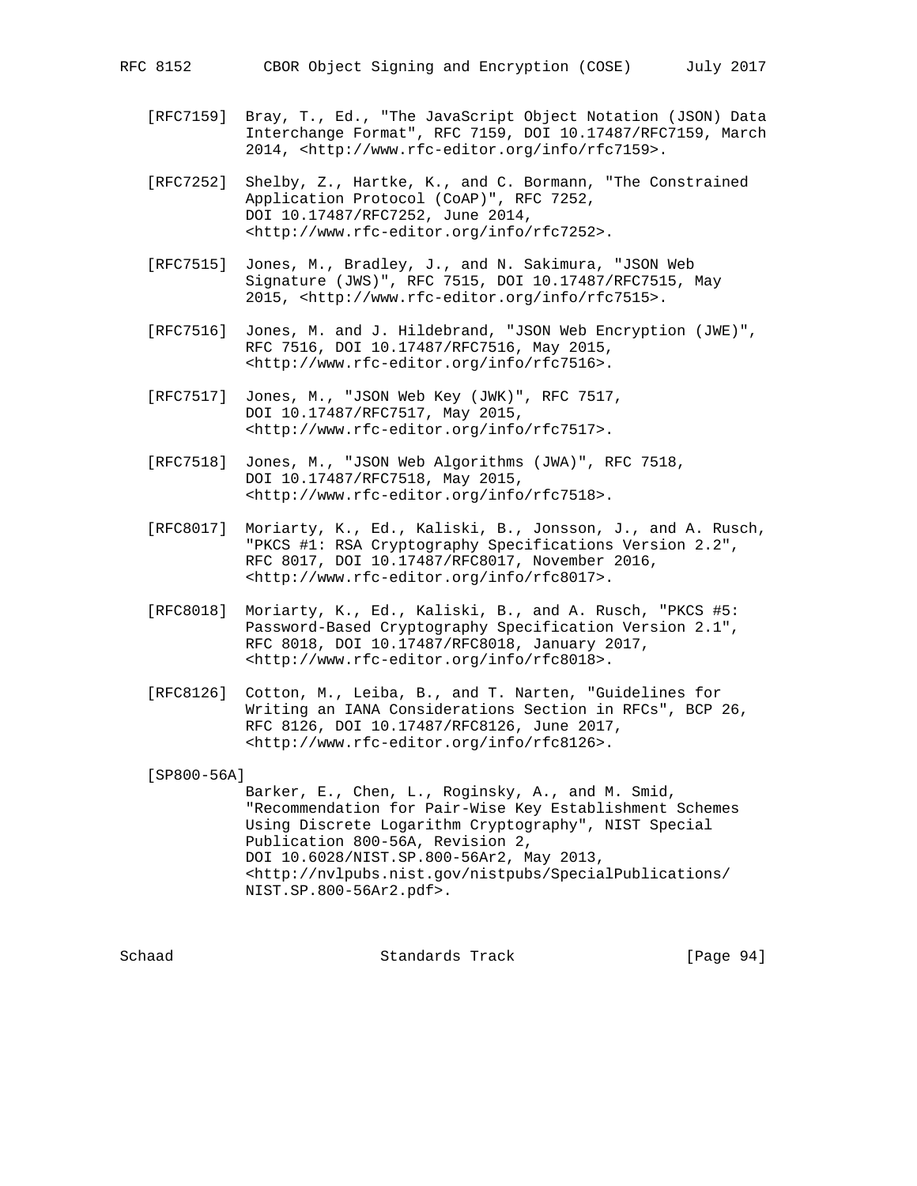[RFC7159] Bray, T., Ed., "The JavaScript Object Notation (JSON) Data Interchange Format", RFC 7159, DOI 10.17487/RFC7159, March 2014, <http://www.rfc-editor.org/info/rfc7159>.

[RFC7252] Shelby, Z., Hartke, K., and C. Bormann, "The Constrained Application Protocol (CoAP)", RFC 7252, DOI 10.17487/RFC7252, June 2014, <http://www.rfc-editor.org/info/rfc7252>.

[RFC7515] Jones, M., Bradley, J., and N. Sakimura, "JSON Web Signature (JWS)", RFC 7515, DOI 10.17487/RFC7515, May 2015, <http://www.rfc-editor.org/info/rfc7515>.

[RFC7516] Jones, M. and J. Hildebrand, "JSON Web Encryption (JWE)", RFC 7516, DOI 10.17487/RFC7516, May 2015, <http://www.rfc-editor.org/info/rfc7516>.

[RFC7517] Jones, M., "JSON Web Key (JWK)", RFC 7517, DOI 10.17487/RFC7517, May 2015, <http://www.rfc-editor.org/info/rfc7517>.

[RFC7518] Jones, M., "JSON Web Algorithms (JWA)", RFC 7518, DOI 10.17487/RFC7518, May 2015, <http://www.rfc-editor.org/info/rfc7518>.

[RFC8017] Moriarty, K., Ed., Kaliski, B., Jonsson, J., and A. Rusch, "PKCS #1: RSA Cryptography Specifications Version 2.2", RFC 8017, DOI 10.17487/RFC8017, November 2016, <http://www.rfc-editor.org/info/rfc8017>.

[RFC8018] Moriarty, K., Ed., Kaliski, B., and A. Rusch, "PKCS #5: Password-Based Cryptography Specification Version 2.1", RFC 8018, DOI 10.17487/RFC8018, January 2017, <http://www.rfc-editor.org/info/rfc8018>.

[RFC8126] Cotton, M., Leiba, B., and T. Narten, "Guidelines for Writing an IANA Considerations Section in RFCs", BCP 26, RFC 8126, DOI 10.17487/RFC8126, June 2017, <http://www.rfc-editor.org/info/rfc8126>.

[SP800-56A] Barker, E., Chen, L., Roginsky, A., and M. Smid, "Recommendation for Pair-Wise Key Establishment Schemes Using Discrete Logarithm Cryptography", NIST Special Publication 800-56A, Revision 2, DOI 10.6028/NIST.SP.800-56Ar2, May 2013, <http://nvlpubs.nist.gov/nistpubs/SpecialPublications/NIST.SP.800-56Ar2.pdf>.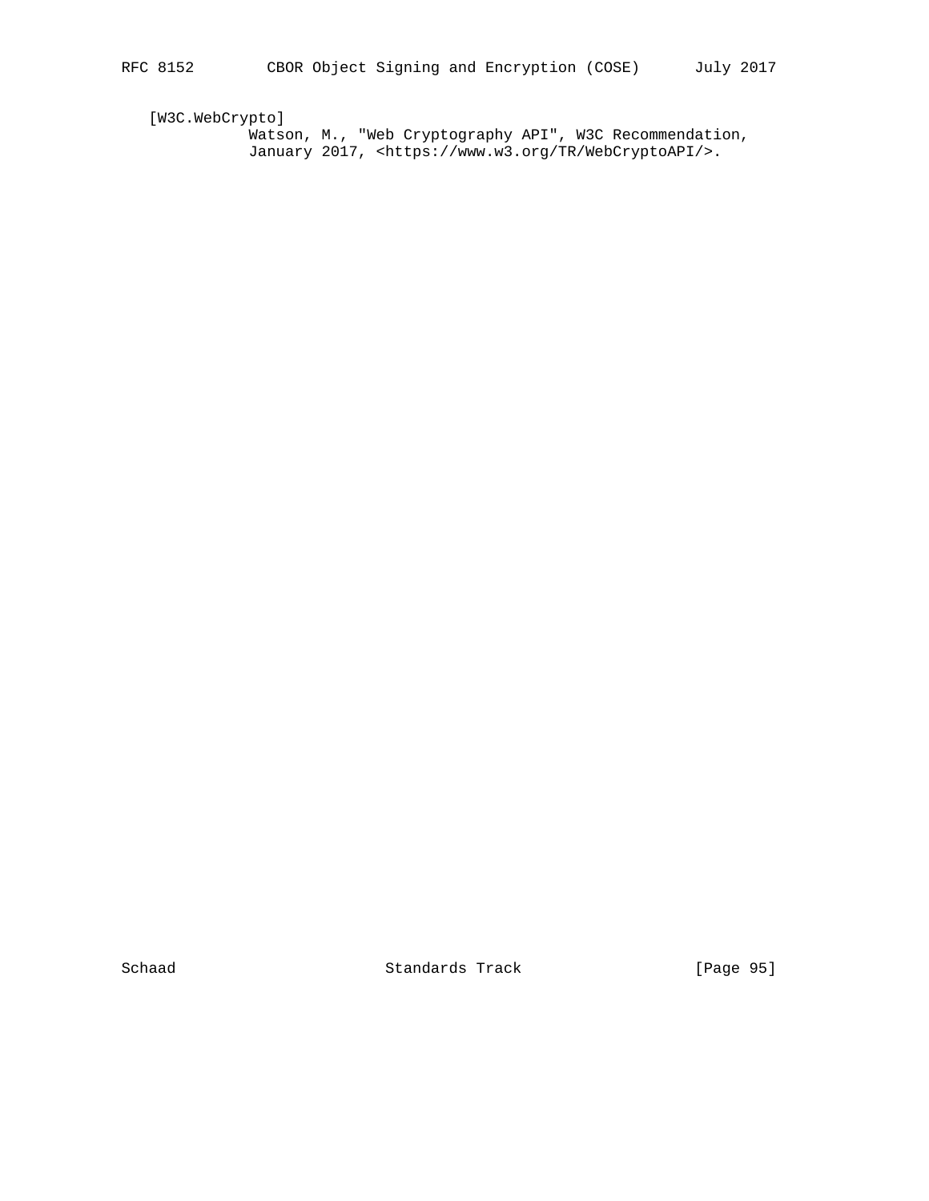[W3C.WebCrypto]
Watson, M., "Web Cryptography API", W3C Recommendation, January 2017, <https://www.w3.org/TR/WebCryptoAPI/>.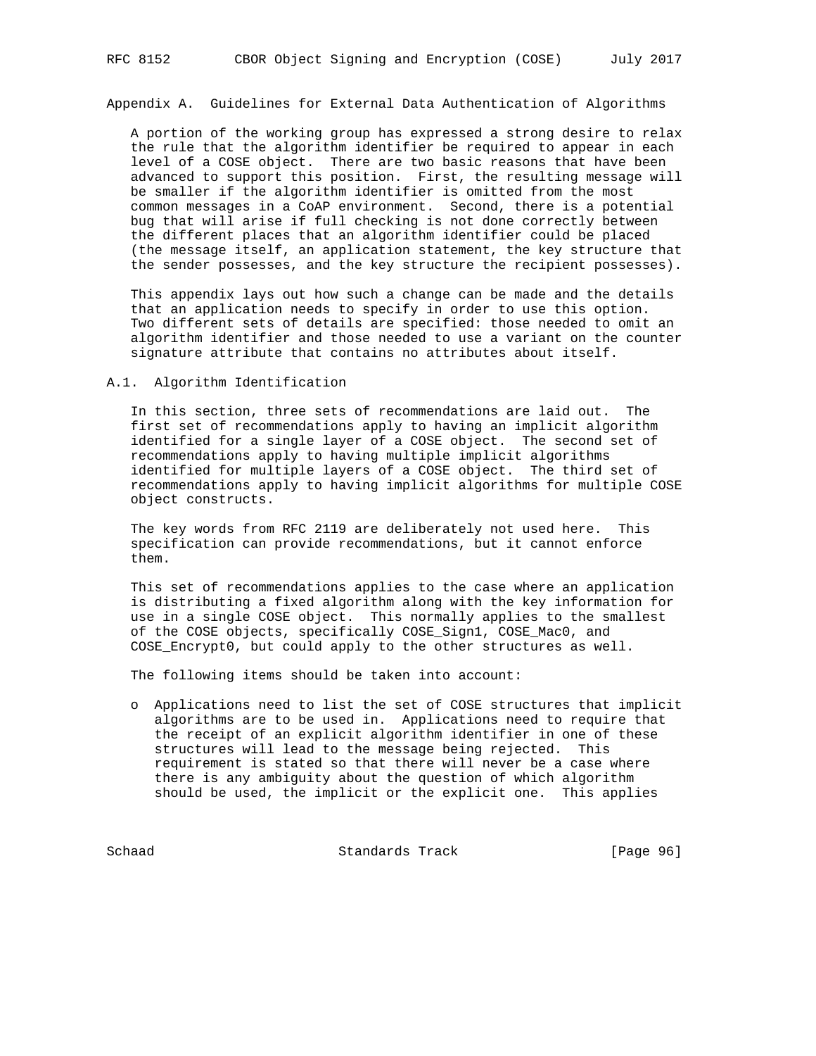# Appendix A. Guidelines for External Data Authentication of Algorithms

A portion of the working group has expressed a strong desire to relax the rule that the algorithm identifier be required to appear in each level of a COSE object. There are two basic reasons that have been advanced to support this position. First, the resulting message will be smaller if the algorithm identifier is omitted from the most common messages in a CoAP environment. Second, there is a potential bug that will arise if full checking is not done correctly between the different places that an algorithm identifier could be placed (the message itself, an application statement, the key structure that the sender possesses, and the key structure the recipient possesses).

This appendix lays out how such a change can be made and the details that an application needs to specify in order to use this option. Two different sets of details are specified: those needed to omit an algorithm identifier and those needed to use a variant on the counter signature attribute that contains no attributes about itself.

## A.1. Algorithm Identification

In this section, three sets of recommendations are laid out. The first set of recommendations apply to having an implicit algorithm identified for a single layer of a COSE object. The second set of recommendations apply to having multiple implicit algorithms identified for multiple layers of a COSE object. The third set of recommendations apply to having implicit algorithms for multiple COSE object constructs.

The key words from RFC 2119 are deliberately not used here. This specification can provide recommendations, but it cannot enforce them.

This set of recommendations applies to the case where an application is distributing a fixed algorithm along with the key information for use in a single COSE object. This normally applies to the smallest of the COSE objects, specifically COSE_Sign1, COSE_Mac0, and COSE_Encrypt0, but could apply to the other structures as well.

The following items should be taken into account:

- Applications need to list the set of COSE structures that implicit algorithms are to be used in. Applications need to require that the receipt of an explicit algorithm identifier in one of these structures will lead to the message being rejected. This requirement is stated so that there will never be a case where there is any ambiguity about the question of which algorithm should be used, the implicit or the explicit one. This applies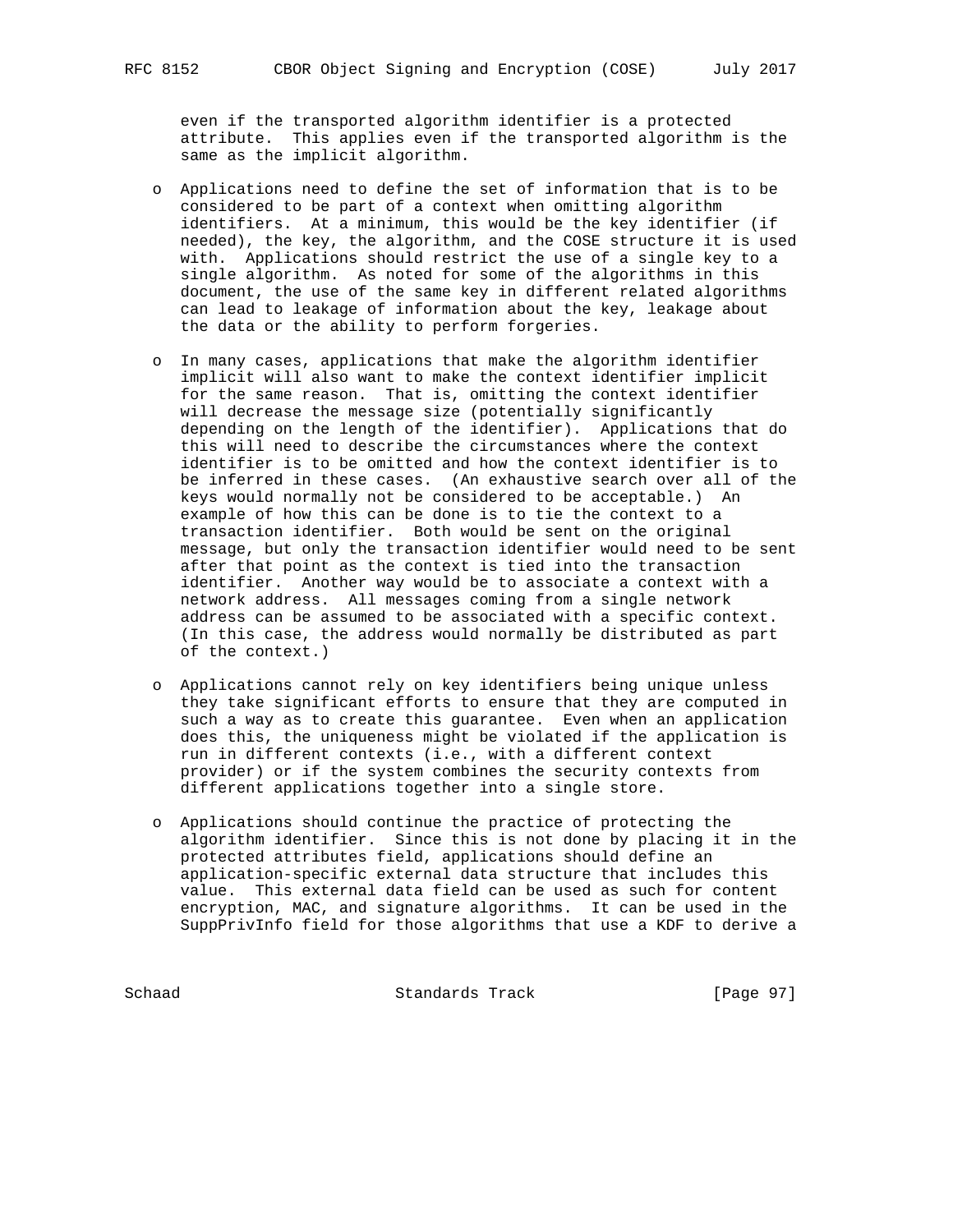even if the transported algorithm identifier is a protected attribute. This applies even if the transported algorithm is the same as the implicit algorithm.

- Applications need to define the set of information that is to be considered to be part of a context when omitting algorithm identifiers. At a minimum, this would be the key identifier (if needed), the key, the algorithm, and the COSE structure it is used with. Applications should restrict the use of a single key to a single algorithm. As noted for some of the algorithms in this document, the use of the same key in different related algorithms can lead to leakage of information about the key, leakage about the data or the ability to perform forgeries.

- In many cases, applications that make the algorithm identifier implicit will also want to make the context identifier implicit for the same reason. That is, omitting the context identifier will decrease the message size (potentially significantly depending on the length of the identifier). Applications that do this will need to describe the circumstances where the context identifier is to be omitted and how the context identifier is to be inferred in these cases. (An exhaustive search over all of the keys would normally not be considered to be acceptable.) An example of how this can be done is to tie the context to a transaction identifier. Both would be sent on the original message, but only the transaction identifier would need to be sent after that point as the context is tied into the transaction identifier. Another way would be to associate a context with a network address. All messages coming from a single network address can be assumed to be associated with a specific context. (In this case, the address would normally be distributed as part of the context.)

- Applications cannot rely on key identifiers being unique unless they take significant efforts to ensure that they are computed in such a way as to create this guarantee. Even when an application does this, the uniqueness might be violated if the application is run in different contexts (i.e., with a different context provider) or if the system combines the security contexts from different applications together into a single store.

- Applications should continue the practice of protecting the algorithm identifier. Since this is not done by placing it in the protected attributes field, applications should define an application-specific external data structure that includes this value. This external data field can be used as such for content encryption, MAC, and signature algorithms. It can be used in the SuppPrivInfo field for those algorithms that use a KDF to derive a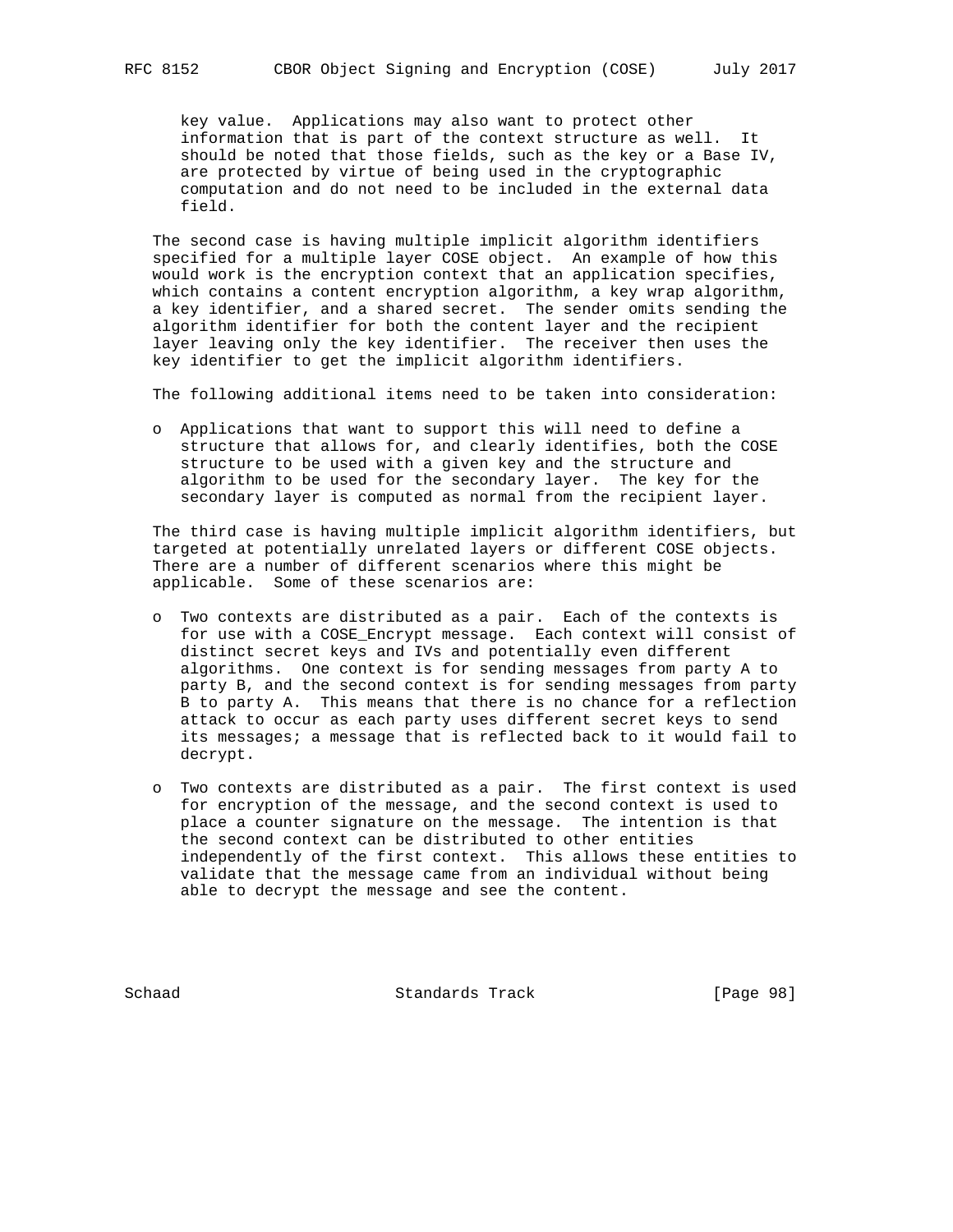key value. Applications may also want to protect other information that is part of the context structure as well. It should be noted that those fields, such as the key or a Base IV, are protected by virtue of being used in the cryptographic computation and do not need to be included in the external data field.

The second case is having multiple implicit algorithm identifiers specified for a multiple layer COSE object. An example of how this would work is the encryption context that an application specifies, which contains a content encryption algorithm, a key wrap algorithm, a key identifier, and a shared secret. The sender omits sending the algorithm identifier for both the content layer and the recipient layer leaving only the key identifier. The receiver then uses the key identifier to get the implicit algorithm identifiers.

The following additional items need to be taken into consideration:

- Applications that want to support this will need to define a structure that allows for, and clearly identifies, both the COSE structure to be used with a given key and the structure and algorithm to be used for the secondary layer. The key for the secondary layer is computed as normal from the recipient layer.

The third case is having multiple implicit algorithm identifiers, but targeted at potentially unrelated layers or different COSE objects. There are a number of different scenarios where this might be applicable. Some of these scenarios are:

- Two contexts are distributed as a pair. Each of the contexts is for use with a COSE_Encrypt message. Each context will consist of distinct secret keys and IVs and potentially even different algorithms. One context is for sending messages from party A to party B, and the second context is for sending messages from party B to party A. This means that there is no chance for a reflection attack to occur as each party uses different secret keys to send its messages; a message that is reflected back to it would fail to decrypt.

- Two contexts are distributed as a pair. The first context is used for encryption of the message, and the second context is used to place a counter signature on the message. The intention is that the second context can be distributed to other entities independently of the first context. This allows these entities to validate that the message came from an individual without being able to decrypt the message and see the content.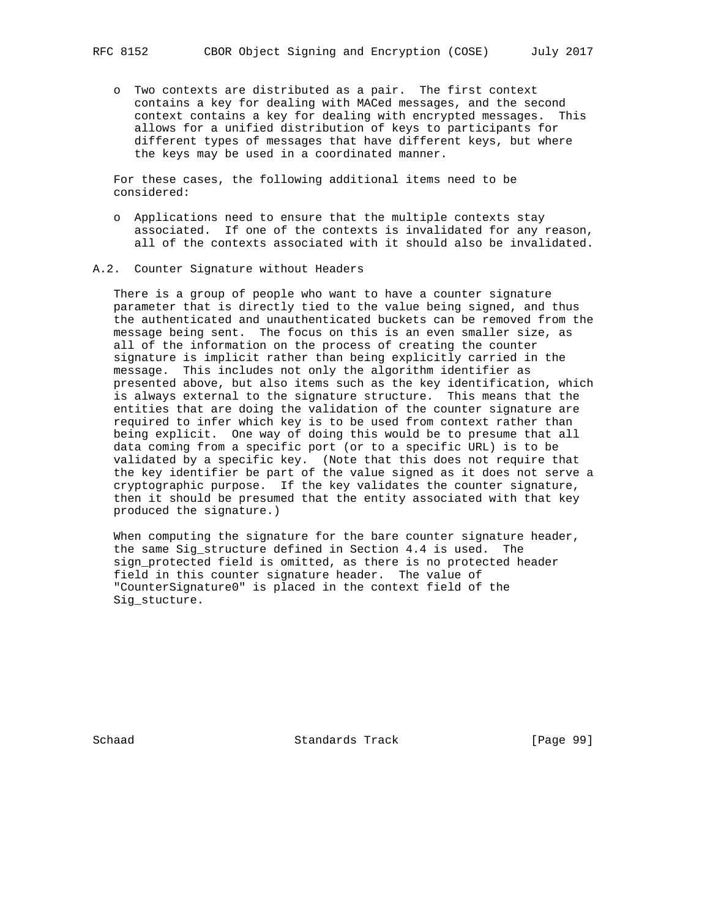- Two contexts are distributed as a pair. The first context contains a key for dealing with MACed messages, and the second context contains a key for dealing with encrypted messages. This allows for a unified distribution of keys to participants for different types of messages that have different keys, but where the keys may be used in a coordinated manner.

For these cases, the following additional items need to be considered:

- Applications need to ensure that the multiple contexts stay associated. If one of the contexts is invalidated for any reason, all of the contexts associated with it should also be invalidated.

### A.2. Counter Signature without Headers

There is a group of people who want to have a counter signature parameter that is directly tied to the value being signed, and thus the authenticated and unauthenticated buckets can be removed from the message being sent. The focus on this is an even smaller size, as all of the information on the process of creating the counter signature is implicit rather than being explicitly carried in the message. This includes not only the algorithm identifier as presented above, but also items such as the key identification, which is always external to the signature structure. This means that the entities that are doing the validation of the counter signature are required to infer which key is to be used from context rather than being explicit. One way of doing this would be to presume that all data coming from a specific port (or to a specific URL) is to be validated by a specific key. (Note that this does not require that the key identifier be part of the value signed as it does not serve a cryptographic purpose. If the key validates the counter signature, then it should be presumed that the entity associated with that key produced the signature.)

When computing the signature for the bare counter signature header, the same Sig_structure defined in Section 4.4 is used. The sign_protected field is omitted, as there is no protected header field in this counter signature header. The value of "CounterSignature0" is placed in the context field of the Sig_stucture.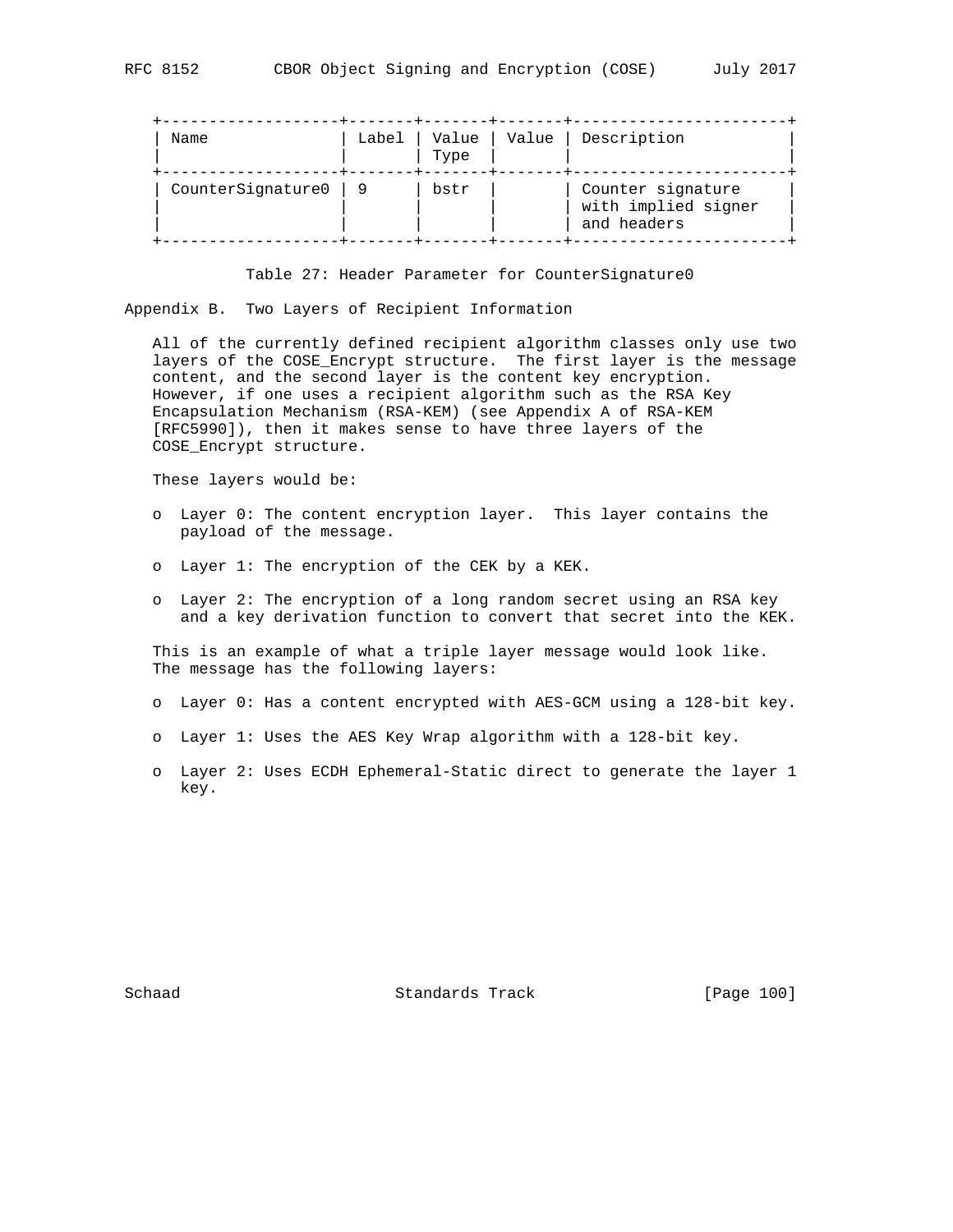| Name | Label | Value Type | Value | Description |
|---|---|---|---|---|
| CounterSignature0 | 9 | bstr | | Counter signature with implied signer and headers |

Table 27: Header Parameter for CounterSignature0

# Appendix B. Two Layers of Recipient Information

All of the currently defined recipient algorithm classes only use two layers of the COSE_Encrypt structure. The first layer is the message content, and the second layer is the content key encryption. However, if one uses a recipient algorithm such as the RSA Key Encapsulation Mechanism (RSA-KEM) (see Appendix A of RSA-KEM [RFC5990]), then it makes sense to have three layers of the COSE_Encrypt structure.

These layers would be:

- Layer 0: The content encryption layer. This layer contains the payload of the message.
- Layer 1: The encryption of the CEK by a KEK.
- Layer 2: The encryption of a long random secret using an RSA key and a key derivation function to convert that secret into the KEK.

This is an example of what a triple layer message would look like. The message has the following layers:

- Layer 0: Has a content encrypted with AES-GCM using a 128-bit key.
- Layer 1: Uses the AES Key Wrap algorithm with a 128-bit key.
- Layer 2: Uses ECDH Ephemeral-Static direct to generate the layer 1 key.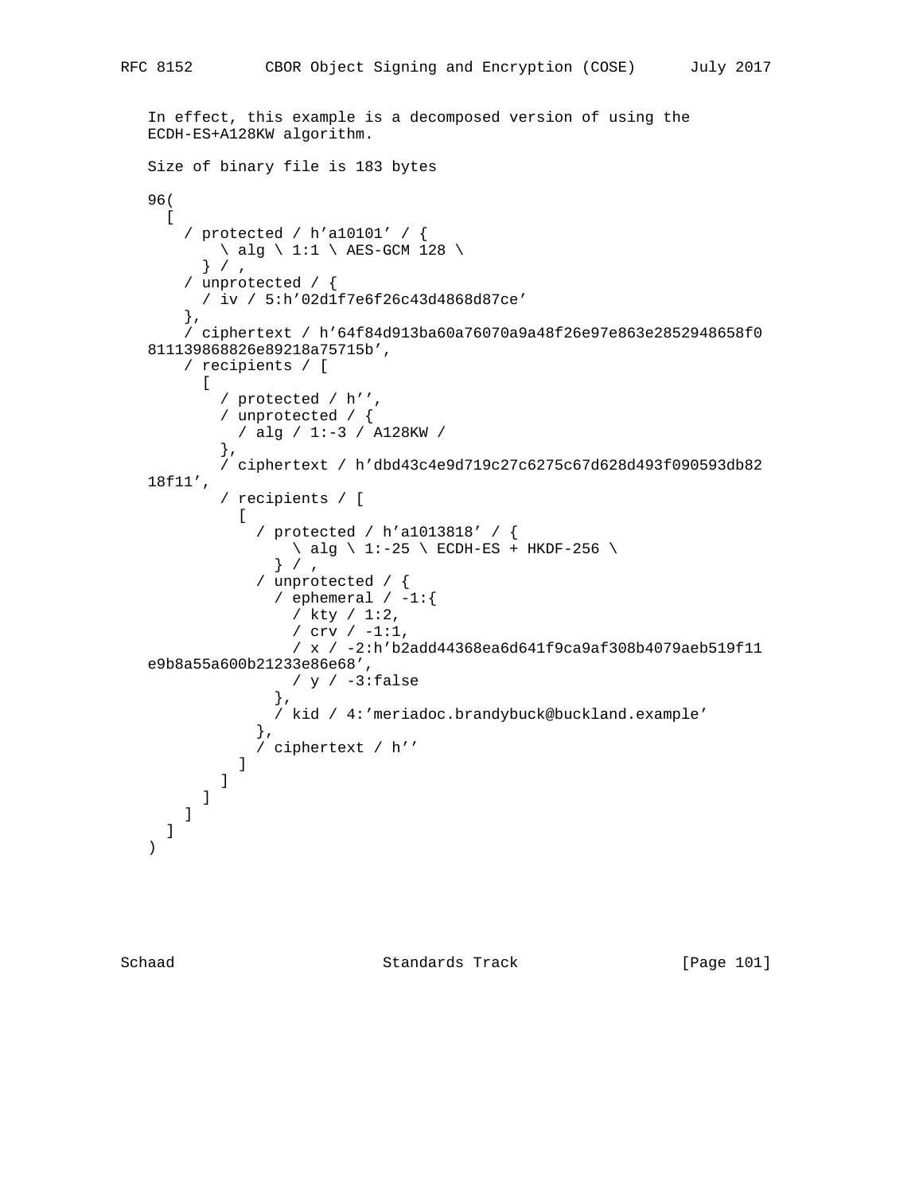In effect, this example is a decomposed version of using the ECDH-ES+A128KW algorithm.

Size of binary file is 183 bytes

```
96(
  [
    / protected / h'a10101' / {
        \ alg \ 1:1 \ AES-GCM 128 \
      } / ,
    / unprotected / {
      / iv / 5:h'02d1f7e6f26c43d4868d87ce'
    },
    / ciphertext / h'64f84d913ba60a76070a9a48f26e97e863e2852948658f0
811139868826e89218a75715b',
    / recipients / [
      [
        / protected / h'',
        / unprotected / {
          / alg / 1:-3 / A128KW /
        },
        / ciphertext / h'dbd43c4e9d719c27c6275c67d628d493f090593db82
18f11',
        / recipients / [
          [
            / protected / h'a1013818' / {
                \ alg \ 1:-25 \ ECDH-ES + HKDF-256 \
              } / ,
            / unprotected / {
              / ephemeral / -1:{
                / kty / 1:2,
                / crv / -1:1,
                / x / -2:h'b2add44368ea6d641f9ca9af308b4079aeb519f11
e9b8a55a600b21233e86e68',
                / y / -3:false
              },
              / kid / 4:'meriadoc.brandybuck@buckland.example'
            },
            / ciphertext / h''
          ]
        ]
      ]
    ]
  ]
)
```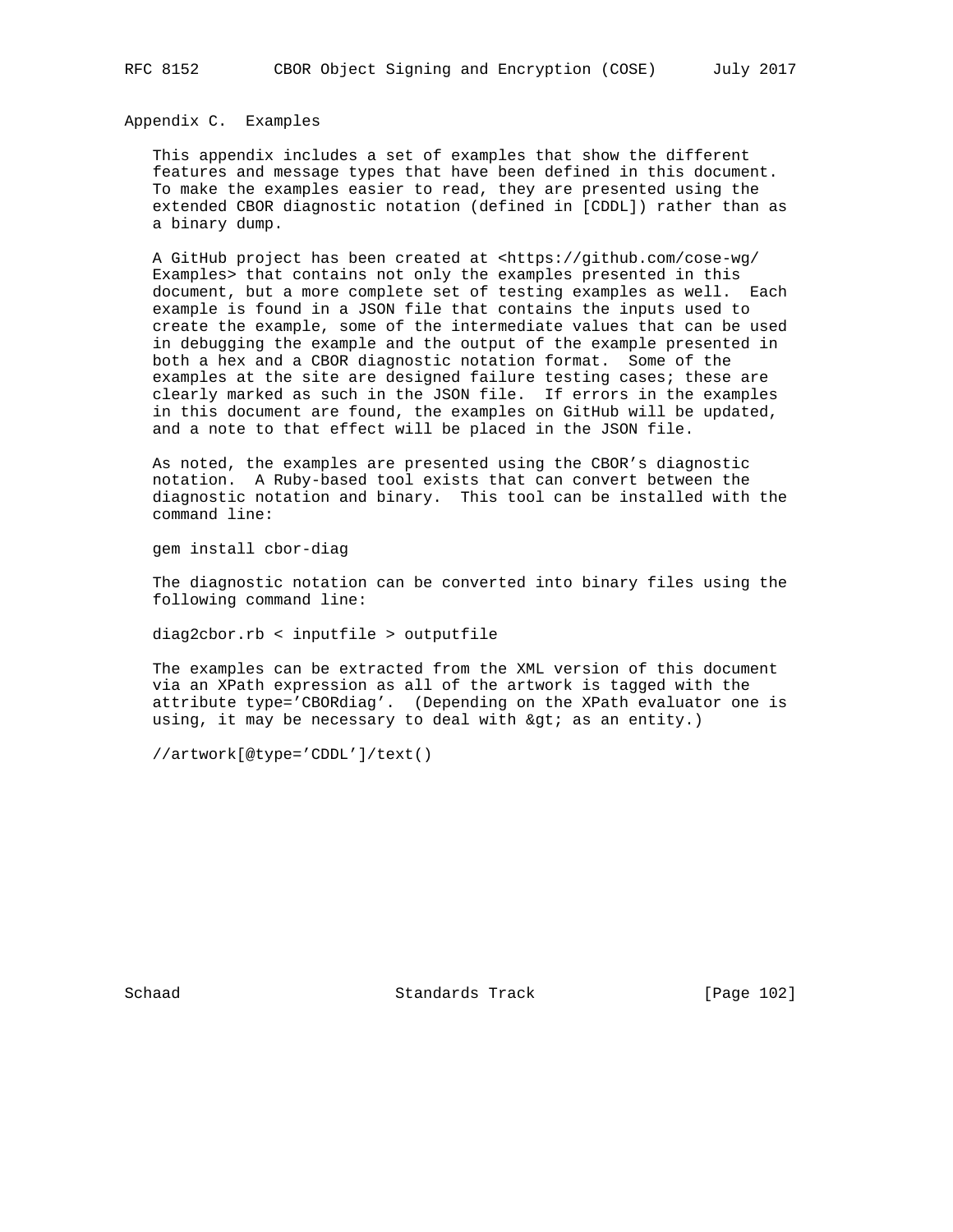# Appendix C. Examples

This appendix includes a set of examples that show the different features and message types that have been defined in this document. To make the examples easier to read, they are presented using the extended CBOR diagnostic notation (defined in [CDDL]) rather than as a binary dump.

A GitHub project has been created at <https://github.com/cose-wg/Examples> that contains not only the examples presented in this document, but a more complete set of testing examples as well. Each example is found in a JSON file that contains the inputs used to create the example, some of the intermediate values that can be used in debugging the example and the output of the example presented in both a hex and a CBOR diagnostic notation format. Some of the examples at the site are designed failure testing cases; these are clearly marked as such in the JSON file. If errors in the examples in this document are found, the examples on GitHub will be updated, and a note to that effect will be placed in the JSON file.

As noted, the examples are presented using the CBOR's diagnostic notation. A Ruby-based tool exists that can convert between the diagnostic notation and binary. This tool can be installed with the command line:

```
gem install cbor-diag
```

The diagnostic notation can be converted into binary files using the following command line:

```
diag2cbor.rb < inputfile > outputfile
```

The examples can be extracted from the XML version of this document via an XPath expression as all of the artwork is tagged with the attribute type='CBORdiag'. (Depending on the XPath evaluator one is using, it may be necessary to deal with &gt; as an entity.)

```
//artwork[@type='CDDL']/text()
```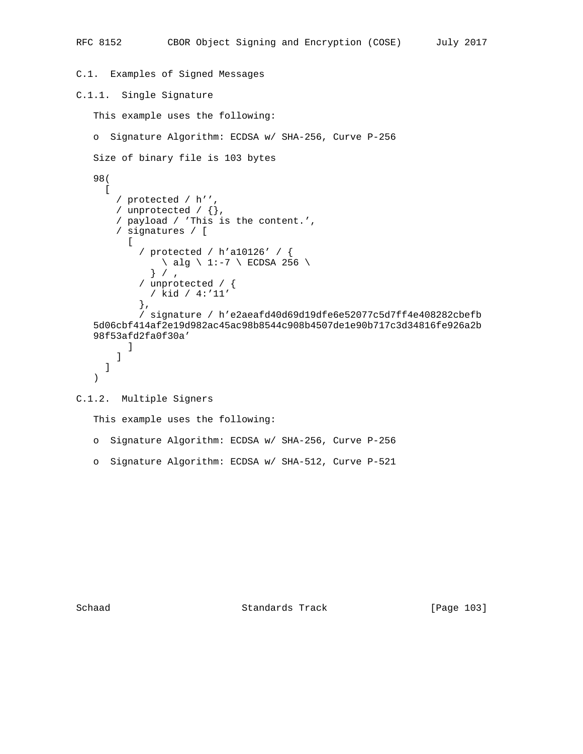### C.1. Examples of Signed Messages

#### C.1.1. Single Signature

This example uses the following:

- Signature Algorithm: ECDSA w/ SHA-256, Curve P-256

Size of binary file is 103 bytes

```
98(
  [
    / protected / h'',
    / unprotected / {},
    / payload / 'This is the content.',
    / signatures / [
      [
        / protected / h'a10126' / {
            \ alg \ 1:-7 \ ECDSA 256 \
          } / ,
        / unprotected / {
          / kid / 4:'11'
        },
        / signature / h'e2aeafd40d69d19dfe6e52077c5d7ff4e408282cbefb
5d06cbf414af2e19d982ac45ac98b8544c908b4507de1e90b717c3d34816fe926a2b
98f53afd2fa0f30a'
      ]
    ]
  ]
)
```

#### C.1.2. Multiple Signers

This example uses the following:

- Signature Algorithm: ECDSA w/ SHA-256, Curve P-256
- Signature Algorithm: ECDSA w/ SHA-512, Curve P-521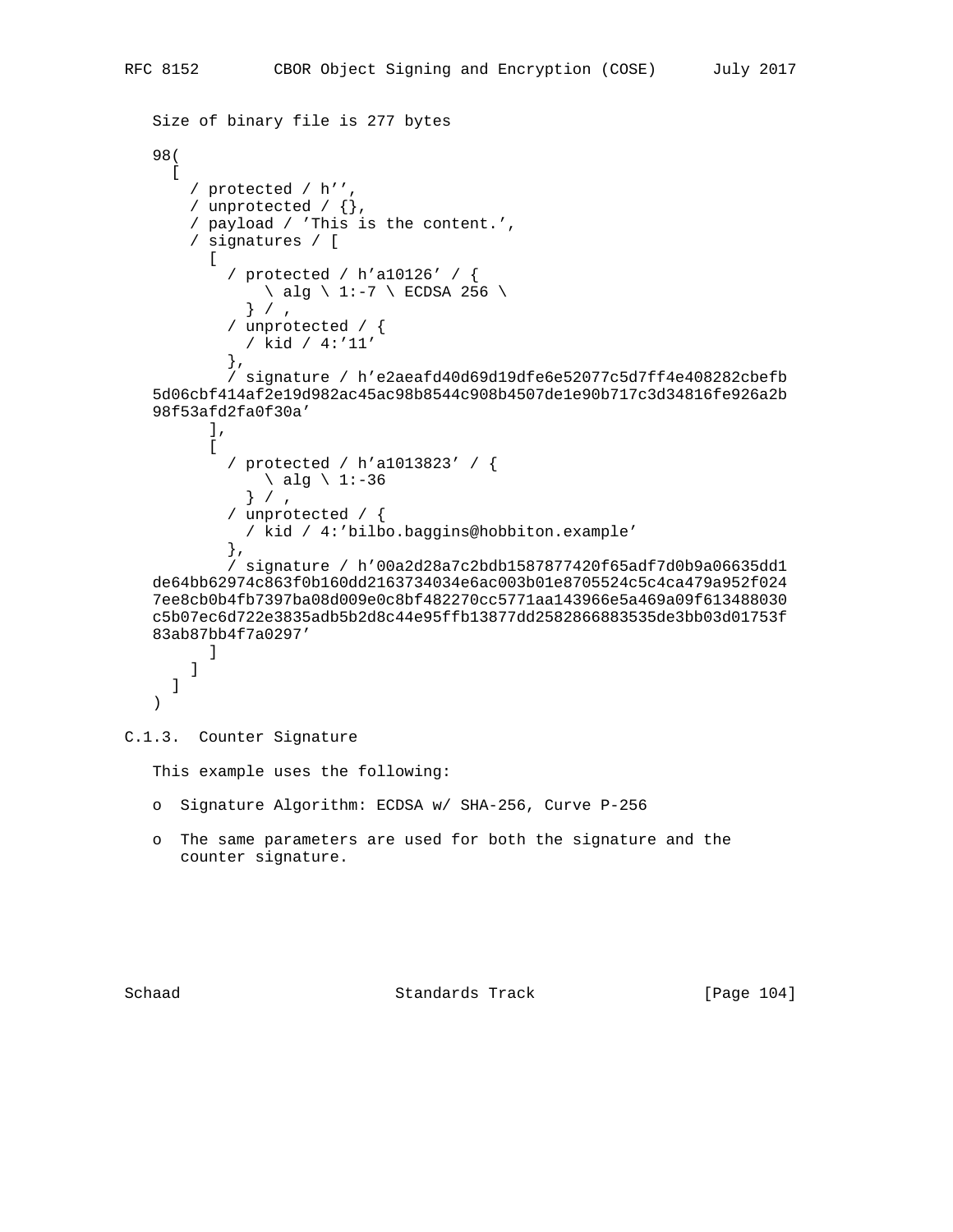Size of binary file is 277 bytes

```
98(
  [
    / protected / h'',
    / unprotected / {},
    / payload / 'This is the content.',
    / signatures / [
      [
        / protected / h'a10126' / {
            \ alg \ 1:-7 \ ECDSA 256 \
          } / ,
        / unprotected / {
          / kid / 4:'11'
        },
        / signature / h'e2aeafd40d69d19dfe6e52077c5d7ff4e408282cbefb
5d06cbf414af2e19d982ac45ac98b8544c908b4507de1e90b717c3d34816fe926a2b
98f53afd2fa0f30a'
      ],
      [
        / protected / h'a1013823' / {
            \ alg \ 1:-36
          } / ,
        / unprotected / {
          / kid / 4:'bilbo.baggins@hobbiton.example'
        },
        / signature / h'00a2d28a7c2bdb1587877420f65adf7d0b9a06635dd1
de64bb62974c863f0b160dd2163734034e6ac003b01e8705524c5c4ca479a952f024
7ee8cb0b4fb7397ba08d009e0c8bf482270cc5771aa143966e5a469a09f613488030
c5b07ec6d722e3835adb5b2d8c44e95ffb13877dd2582866883535de3bb03d01753f
83ab87bb4f7a0297'
      ]
    ]
  ]
)
```

### C.1.3. Counter Signature

This example uses the following:

- Signature Algorithm: ECDSA w/ SHA-256, Curve P-256
- The same parameters are used for both the signature and the counter signature.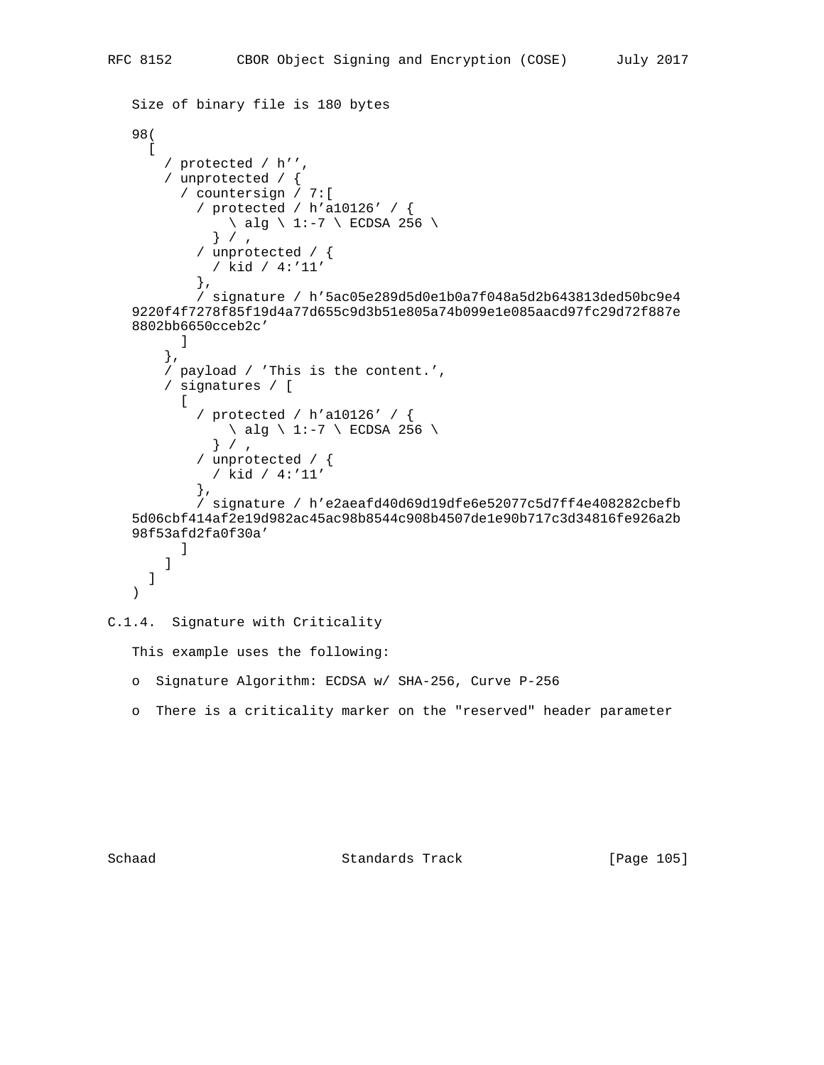Size of binary file is 180 bytes

```
98(
  [
    / protected / h'',
    / unprotected / {
      / countersign / 7:[
        / protected / h'a10126' / {
            \ alg \ 1:-7 \ ECDSA 256 \
          } / ,
        / unprotected / {
          / kid / 4:'11'
        },
        / signature / h'5ac05e289d5d0e1b0a7f048a5d2b643813ded50bc9e4
9220f4f7278f85f19d4a77d655c9d3b51e805a74b099e1e085aacd97fc29d72f887e
8802bb6650cceb2c'
      ]
    },
    / payload / 'This is the content.',
    / signatures / [
      [
        / protected / h'a10126' / {
            \ alg \ 1:-7 \ ECDSA 256 \
          } / ,
        / unprotected / {
          / kid / 4:'11'
        },
        / signature / h'e2aeafd40d69d19dfe6e52077c5d7ff4e408282cbefb
5d06cbf414af2e19d982ac45ac98b8544c908b4507de1e90b717c3d34816fe926a2b
98f53afd2fa0f30a'
      ]
    ]
  ]
)
```

### C.1.4. Signature with Criticality

This example uses the following:

- Signature Algorithm: ECDSA w/ SHA-256, Curve P-256
- There is a criticality marker on the "reserved" header parameter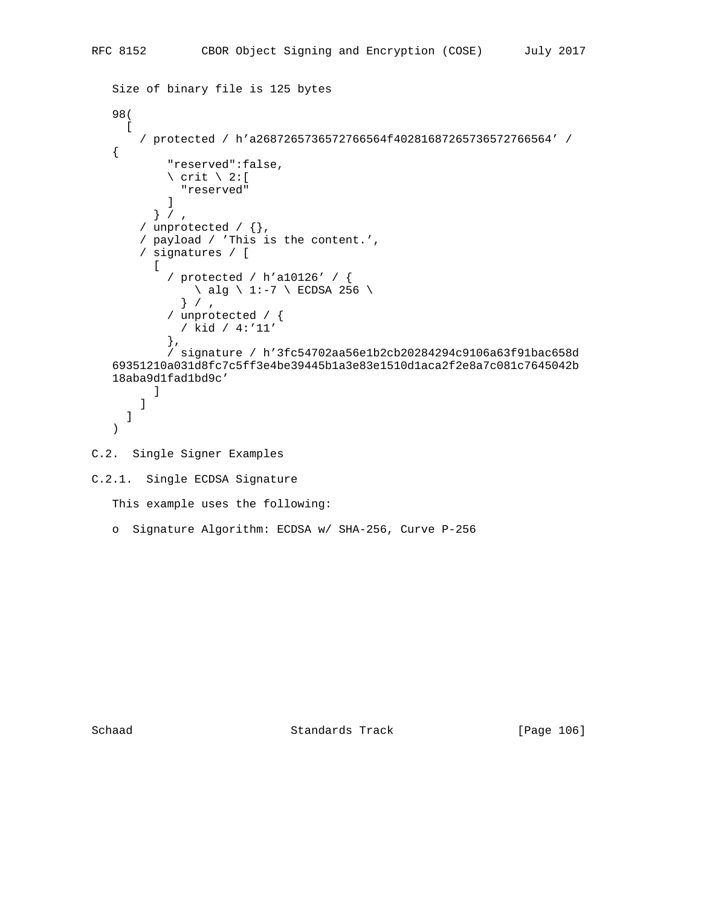Size of binary file is 125 bytes

```
98(
  [
    / protected / h'a2687265736572766564f40281687265736572766564' /
{
        "reserved":false,
        \ crit \ 2:[
          "reserved"
        ]
      } / ,
    / unprotected / {},
    / payload / 'This is the content.',
    / signatures / [
      [
        / protected / h'a10126' / {
            \ alg \ 1:-7 \ ECDSA 256 \
          } / ,
        / unprotected / {
          / kid / 4:'11'
        },
        / signature / h'3fc54702aa56e1b2cb20284294c9106a63f91bac658d
69351210a031d8fc7c5ff3e4be39445b1a3e83e1510d1aca2f2e8a7c081c7645042b
18aba9d1fad1bd9c'
      ]
    ]
  ]
)
```

## C.2. Single Signer Examples

### C.2.1. Single ECDSA Signature

This example uses the following:

- o Signature Algorithm: ECDSA w/ SHA-256, Curve P-256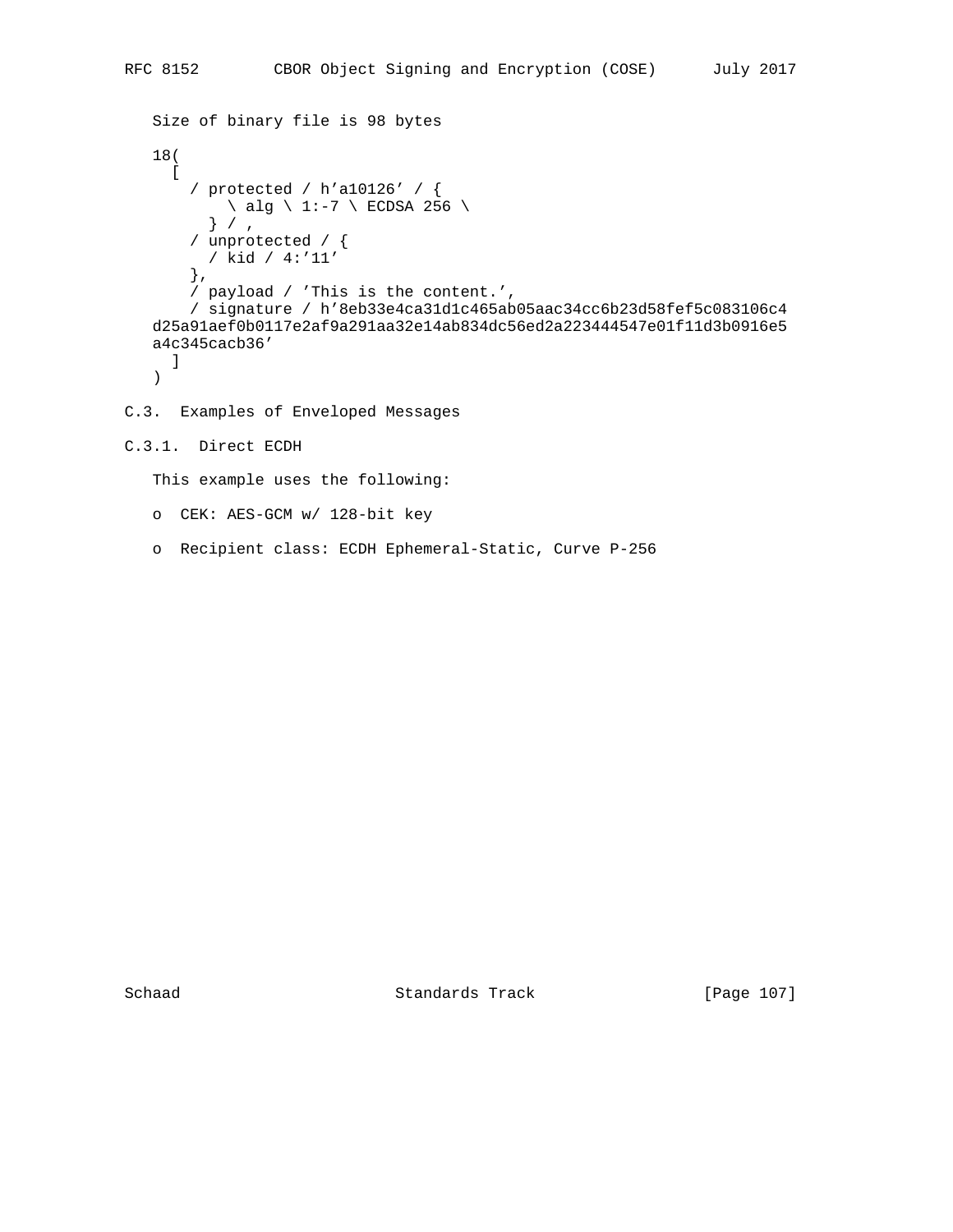Size of binary file is 98 bytes

```
18(
  [
    / protected / h'a10126' / {
        \ alg \ 1:-7 \ ECDSA 256 \
      } / ,
    / unprotected / {
      / kid / 4:'11'
    },
    / payload / 'This is the content.',
    / signature / h'8eb33e4ca31d1c465ab05aac34cc6b23d58fef5c083106c4
d25a91aef0b0117e2af9a291aa32e14ab834dc56ed2a223444547e01f11d3b0916e5
a4c345cacb36'
  ]
)
```

### C.3. Examples of Enveloped Messages

#### C.3.1. Direct ECDH

This example uses the following:

- CEK: AES-GCM w/ 128-bit key
- Recipient class: ECDH Ephemeral-Static, Curve P-256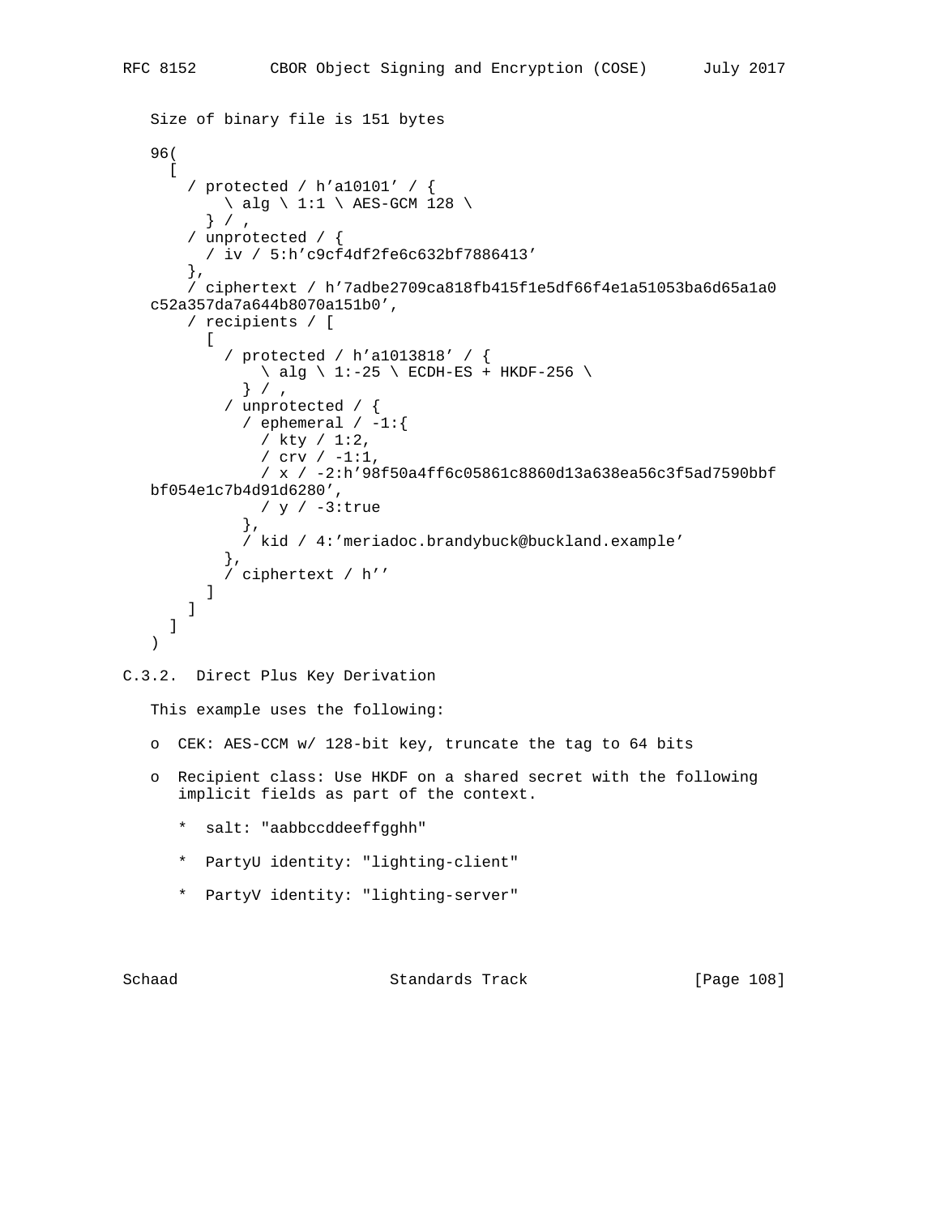Size of binary file is 151 bytes

```
96(
  [
    / protected / h'a10101' / {
        \ alg \ 1:1 \ AES-GCM 128 \
      } / ,
    / unprotected / {
      / iv / 5:h'c9cf4df2fe6c632bf7886413'
    },
    / ciphertext / h'7adbe2709ca818fb415f1e5df66f4e1a51053ba6d65a1a0
c52a357da7a644b8070a151b0',
    / recipients / [
      [
        / protected / h'a1013818' / {
            \ alg \ 1:-25 \ ECDH-ES + HKDF-256 \
          } / ,
        / unprotected / {
          / ephemeral / -1:{
            / kty / 1:2,
            / crv / -1:1,
            / x / -2:h'98f50a4ff6c05861c8860d13a638ea56c3f5ad7590bbf
bf054e1c7b4d91d6280',
            / y / -3:true
          },
          / kid / 4:'meriadoc.brandybuck@buckland.example'
        },
        / ciphertext / h''
      ]
    ]
  ]
)
```

## C.3.2. Direct Plus Key Derivation

This example uses the following:

- CEK: AES-CCM w/ 128-bit key, truncate the tag to 64 bits
- Recipient class: Use HKDF on a shared secret with the following implicit fields as part of the context.
  - salt: "aabbccddeeffgghh"
  - PartyU identity: "lighting-client"
  - PartyV identity: "lighting-server"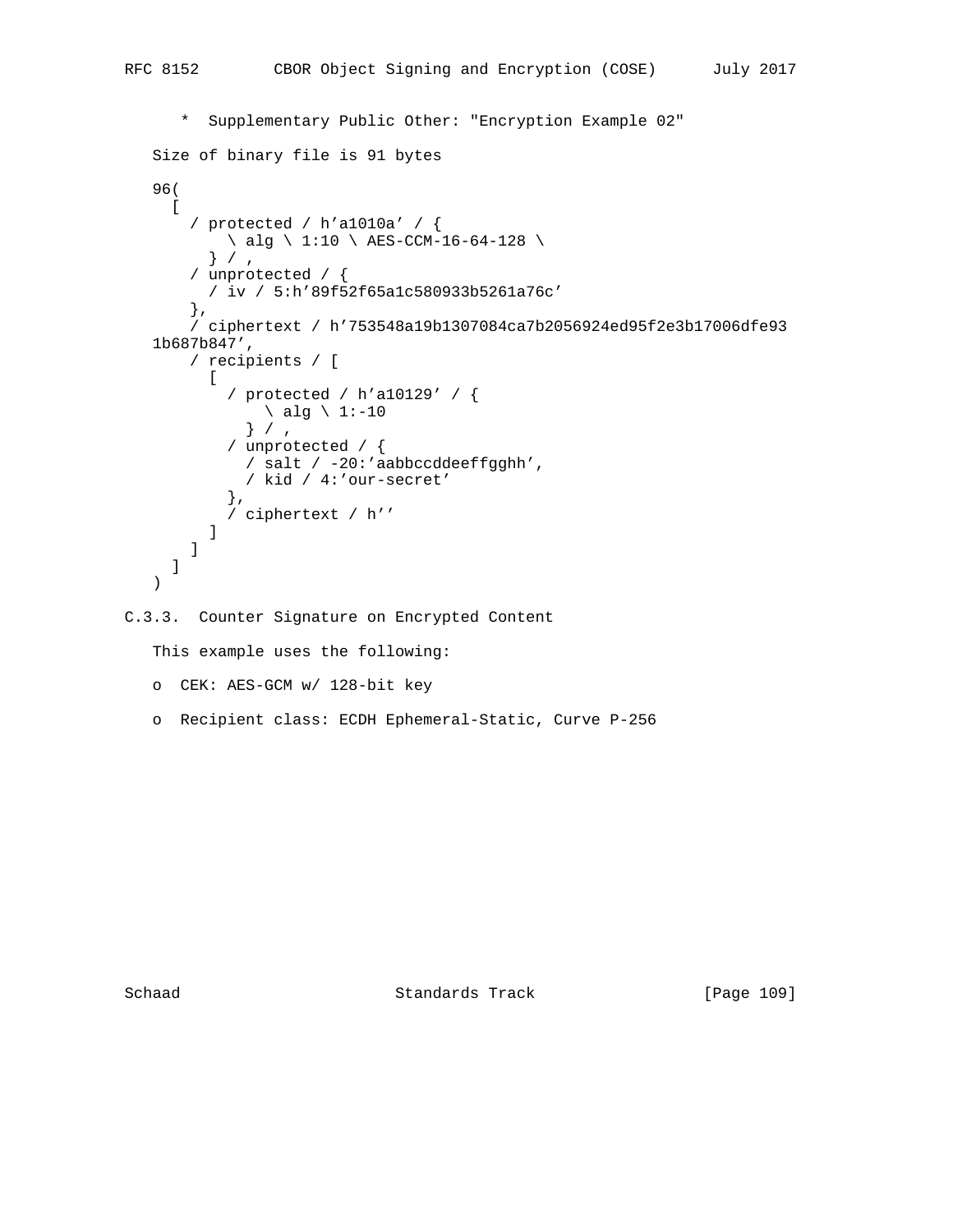* Supplementary Public Other: "Encryption Example 02"

Size of binary file is 91 bytes

```
96(
  [
    / protected / h'a1010a' / {
        \ alg \ 1:10 \ AES-CCM-16-64-128 \
      } / ,
    / unprotected / {
      / iv / 5:h'89f52f65a1c580933b5261a76c'
    },
    / ciphertext / h'753548a19b1307084ca7b2056924ed95f2e3b17006dfe93
1b687b847',
    / recipients / [
      [
        / protected / h'a10129' / {
            \ alg \ 1:-10
          } / ,
        / unprotected / {
          / salt / -20:'aabbccddeeffgghh',
          / kid / 4:'our-secret'
        },
        / ciphertext / h''
      ]
    ]
  ]
)
```

### C.3.3. Counter Signature on Encrypted Content

This example uses the following:

- CEK: AES-GCM w/ 128-bit key
- Recipient class: ECDH Ephemeral-Static, Curve P-256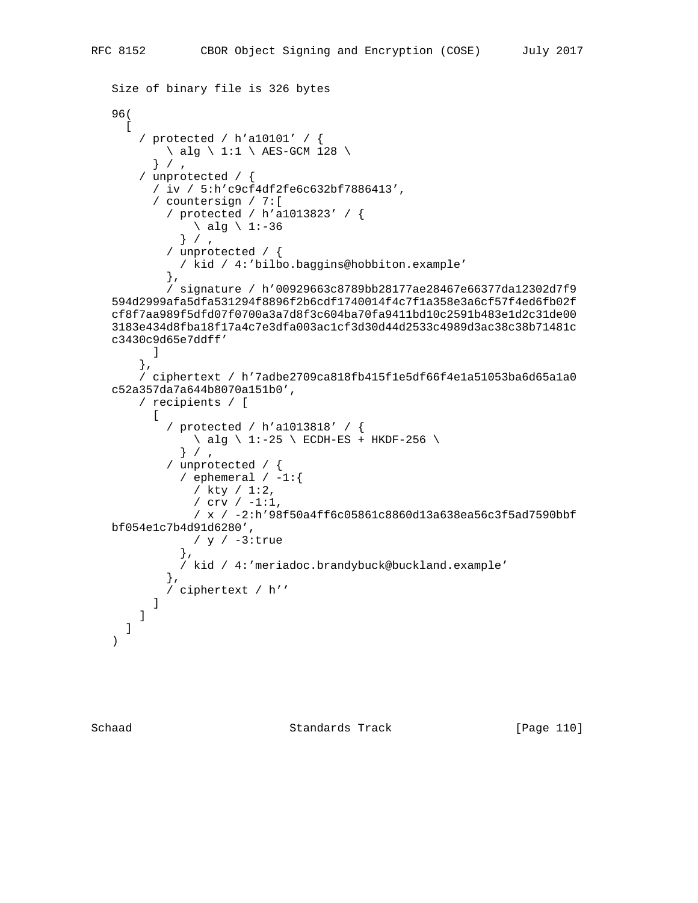Size of binary file is 326 bytes

```
96(
  [
    / protected / h'a10101' / {
        \ alg \ 1:1 \ AES-GCM 128 \
      } / ,
    / unprotected / {
      / iv / 5:h'c9cf4df2fe6c632bf7886413',
      / countersign / 7:[
        / protected / h'a1013823' / {
            \ alg \ 1:-36
          } / ,
        / unprotected / {
          / kid / 4:'bilbo.baggins@hobbiton.example'
        },
        / signature / h'00929663c8789bb28177ae28467e66377da12302d7f9
594d2999afa5dfa531294f8896f2b6cdf1740014f4c7f1a358e3a6cf57f4ed6fb02f
cf8f7aa989f5dfd07f0700a3a7d8f3c604ba70fa9411bd10c2591b483e1d2c31de00
3183e434d8fba18f17a4c7e3dfa003ac1cf3d30d44d2533c4989d3ac38c38b71481c
c3430c9d65e7ddff'
      ]
    },
    / ciphertext / h'7adbe2709ca818fb415f1e5df66f4e1a51053ba6d65a1a0
c52a357da7a644b8070a151b0',
    / recipients / [
      [
        / protected / h'a1013818' / {
            \ alg \ 1:-25 \ ECDH-ES + HKDF-256 \
          } / ,
        / unprotected / {
          / ephemeral / -1:{
            / kty / 1:2,
            / crv / -1:1,
            / x / -2:h'98f50a4ff6c05861c8860d13a638ea56c3f5ad7590bbf
bf054e1c7b4d91d6280',
            / y / -3:true
          },
          / kid / 4:'meriadoc.brandybuck@buckland.example'
        },
        / ciphertext / h''
      ]
    ]
  ]
)
```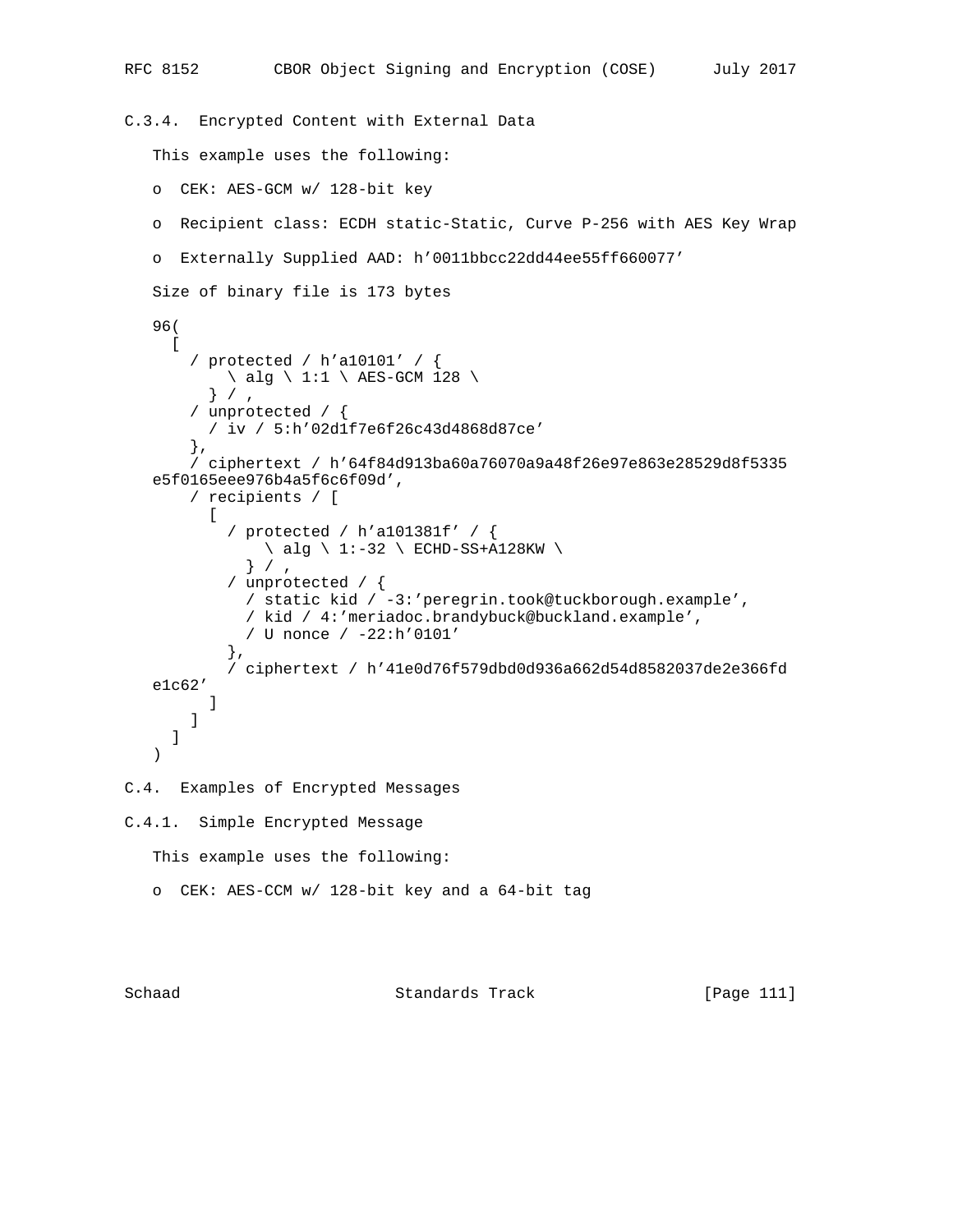### C.3.4. Encrypted Content with External Data

This example uses the following:

- CEK: AES-GCM w/ 128-bit key
- Recipient class: ECDH static-Static, Curve P-256 with AES Key Wrap
- Externally Supplied AAD: h'0011bbcc22dd44ee55ff660077'

Size of binary file is 173 bytes

```
96(
  [
    / protected / h'a10101' / {
        \ alg \ 1:1 \ AES-GCM 128 \
      } / ,
    / unprotected / {
      / iv / 5:h'02d1f7e6f26c43d4868d87ce'
    },
    / ciphertext / h'64f84d913ba60a76070a9a48f26e97e863e28529d8f5335
e5f0165eee976b4a5f6c6f09d',
    / recipients / [
      [
        / protected / h'a101381f' / {
            \ alg \ 1:-32 \ ECHD-SS+A128KW \
          } / ,
        / unprotected / {
          / static kid / -3:'peregrin.took@tuckborough.example',
          / kid / 4:'meriadoc.brandybuck@buckland.example',
          / U nonce / -22:h'0101'
        },
        / ciphertext / h'41e0d76f579dbd0d936a662d54d8582037de2e366fd
e1c62'
      ]
    ]
  ]
)
```

## C.4. Examples of Encrypted Messages

### C.4.1. Simple Encrypted Message

This example uses the following:

- CEK: AES-CCM w/ 128-bit key and a 64-bit tag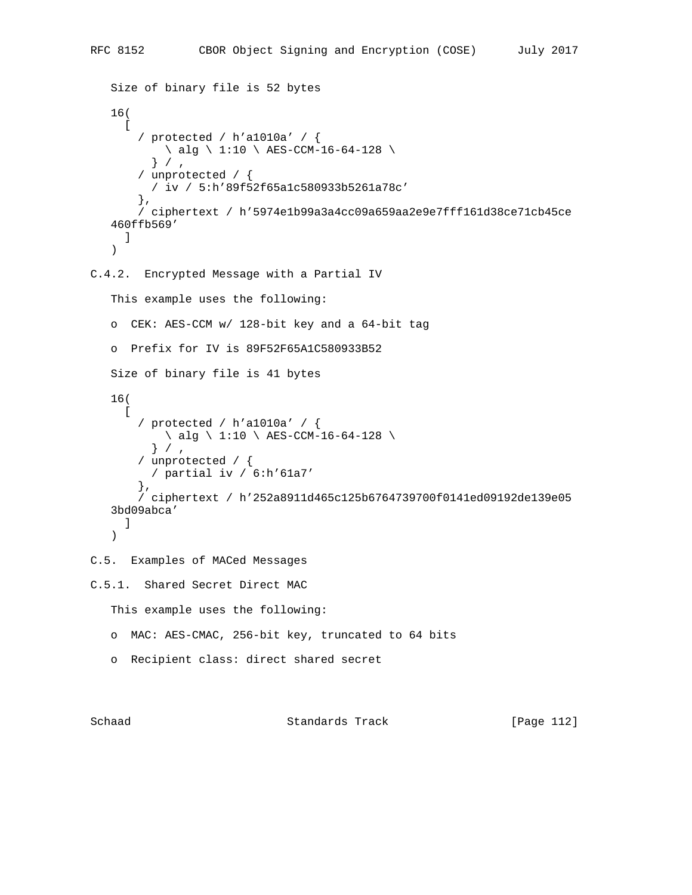Size of binary file is 52 bytes

```
16(
  [
    / protected / h'a1010a' / {
        \ alg \ 1:10 \ AES-CCM-16-64-128 \
      } / ,
    / unprotected / {
      / iv / 5:h'89f52f65a1c580933b5261a78c'
    },
    / ciphertext / h'5974e1b99a3a4cc09a659aa2e9e7fff161d38ce71cb45ce
460ffb569'
  ]
)
```

### C.4.2. Encrypted Message with a Partial IV

This example uses the following:

- CEK: AES-CCM w/ 128-bit key and a 64-bit tag
- Prefix for IV is 89F52F65A1C580933B52

Size of binary file is 41 bytes

```
16(
  [
    / protected / h'a1010a' / {
        \ alg \ 1:10 \ AES-CCM-16-64-128 \
      } / ,
    / unprotected / {
      / partial iv / 6:h'61a7'
    },
    / ciphertext / h'252a8911d465c125b6764739700f0141ed09192de139e05
3bd09abca'
  ]
)
```

## C.5. Examples of MACed Messages

### C.5.1. Shared Secret Direct MAC

This example uses the following:

- MAC: AES-CMAC, 256-bit key, truncated to 64 bits
- Recipient class: direct shared secret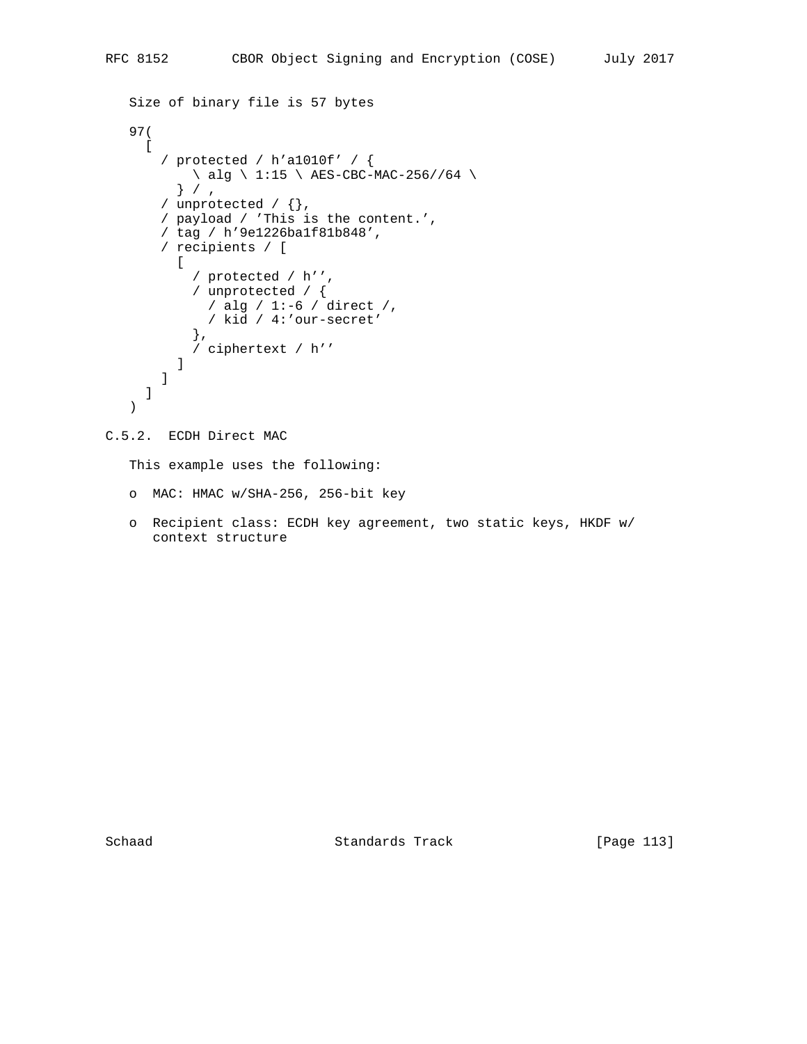Size of binary file is 57 bytes

```
97(
  [
    / protected / h'a1010f' / {
        \ alg \ 1:15 \ AES-CBC-MAC-256//64 \
      } / ,
    / unprotected / {},
    / payload / 'This is the content.',
    / tag / h'9e1226ba1f81b848',
    / recipients / [
      [
        / protected / h'',
        / unprotected / {
          / alg / 1:-6 / direct /,
          / kid / 4:'our-secret'
        },
        / ciphertext / h''
      ]
    ]
  ]
)
```

### C.5.2. ECDH Direct MAC

This example uses the following:

- MAC: HMAC w/SHA-256, 256-bit key
- Recipient class: ECDH key agreement, two static keys, HKDF w/ context structure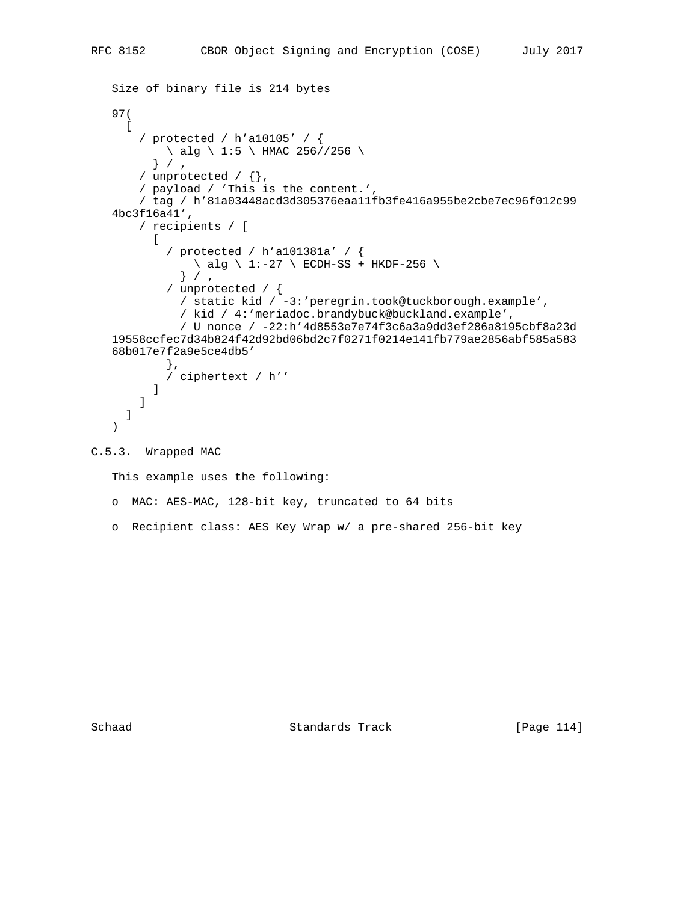Size of binary file is 214 bytes

```
97(
  [
    / protected / h'a10105' / {
        \ alg \ 1:5 \ HMAC 256//256 \
      } / ,
    / unprotected / {},
    / payload / 'This is the content.',
    / tag / h'81a03448acd3d305376eaa11fb3fe416a955be2cbe7ec96f012c99
4bc3f16a41',
    / recipients / [
      [
        / protected / h'a101381a' / {
            \ alg \ 1:-27 \ ECDH-SS + HKDF-256 \
          } / ,
        / unprotected / {
          / static kid / -3:'peregrin.took@tuckborough.example',
          / kid / 4:'meriadoc.brandybuck@buckland.example',
          / U nonce / -22:h'4d8553e7e74f3c6a3a9dd3ef286a8195cbf8a23d
19558ccfec7d34b824f42d92bd06bd2c7f0271f0214e141fb779ae2856abf585a583
68b017e7f2a9e5ce4db5'
        },
        / ciphertext / h''
      ]
    ]
  ]
)
```

### C.5.3. Wrapped MAC

This example uses the following:

- MAC: AES-MAC, 128-bit key, truncated to 64 bits
- Recipient class: AES Key Wrap w/ a pre-shared 256-bit key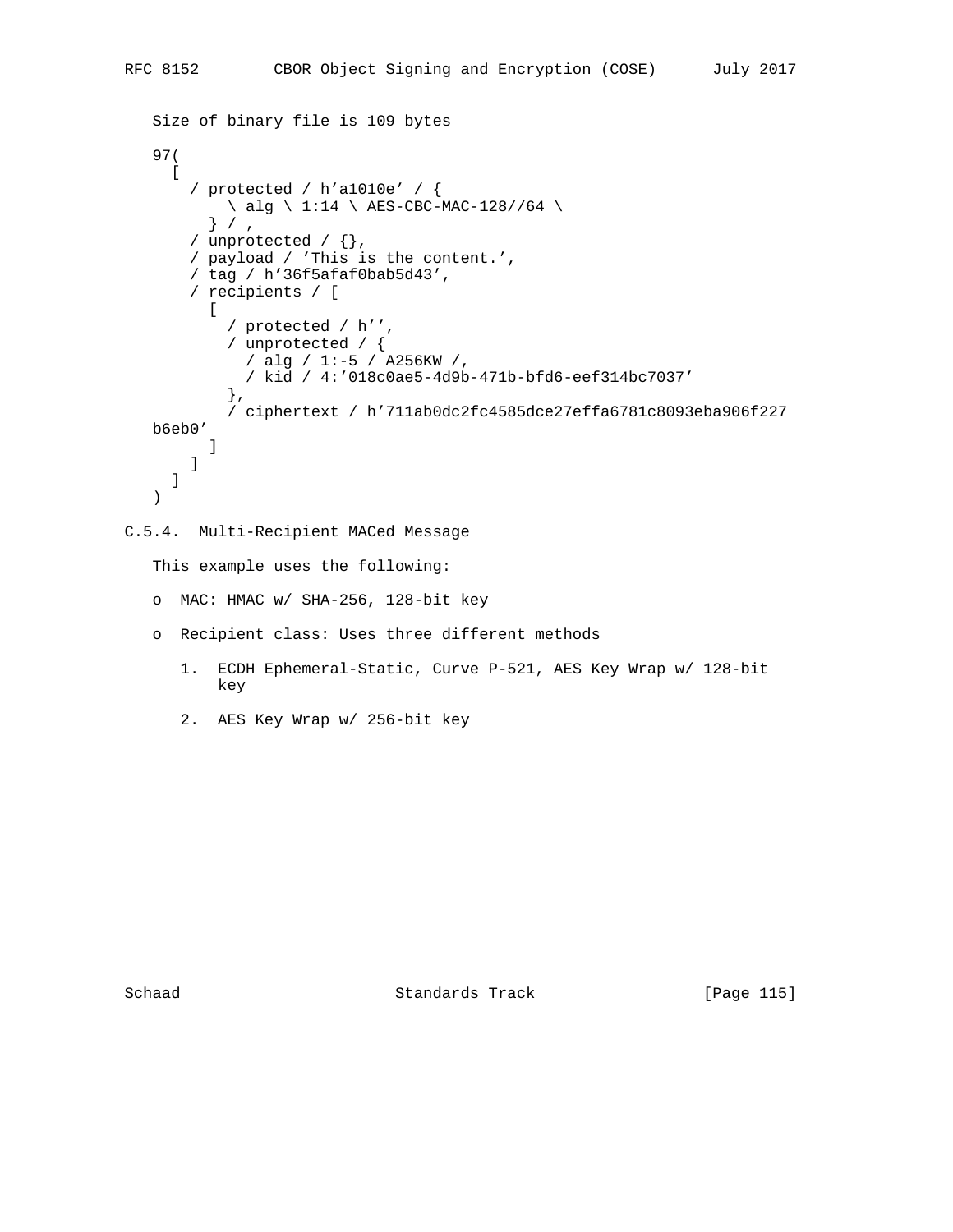Size of binary file is 109 bytes

```
97(
  [
    / protected / h'a1010e' / {
        \ alg \ 1:14 \ AES-CBC-MAC-128//64 \
      } / ,
    / unprotected / {},
    / payload / 'This is the content.',
    / tag / h'36f5afaf0bab5d43',
    / recipients / [
      [
        / protected / h'',
        / unprotected / {
          / alg / 1:-5 / A256KW /,
          / kid / 4:'018c0ae5-4d9b-471b-bfd6-eef314bc7037'
        },
        / ciphertext / h'711ab0dc2fc4585dce27effa6781c8093eba906f227
b6eb0'
      ]
    ]
  ]
)
```

### C.5.4. Multi-Recipient MACed Message

This example uses the following:

- MAC: HMAC w/ SHA-256, 128-bit key
- Recipient class: Uses three different methods
  1. ECDH Ephemeral-Static, Curve P-521, AES Key Wrap w/ 128-bit key
  2. AES Key Wrap w/ 256-bit key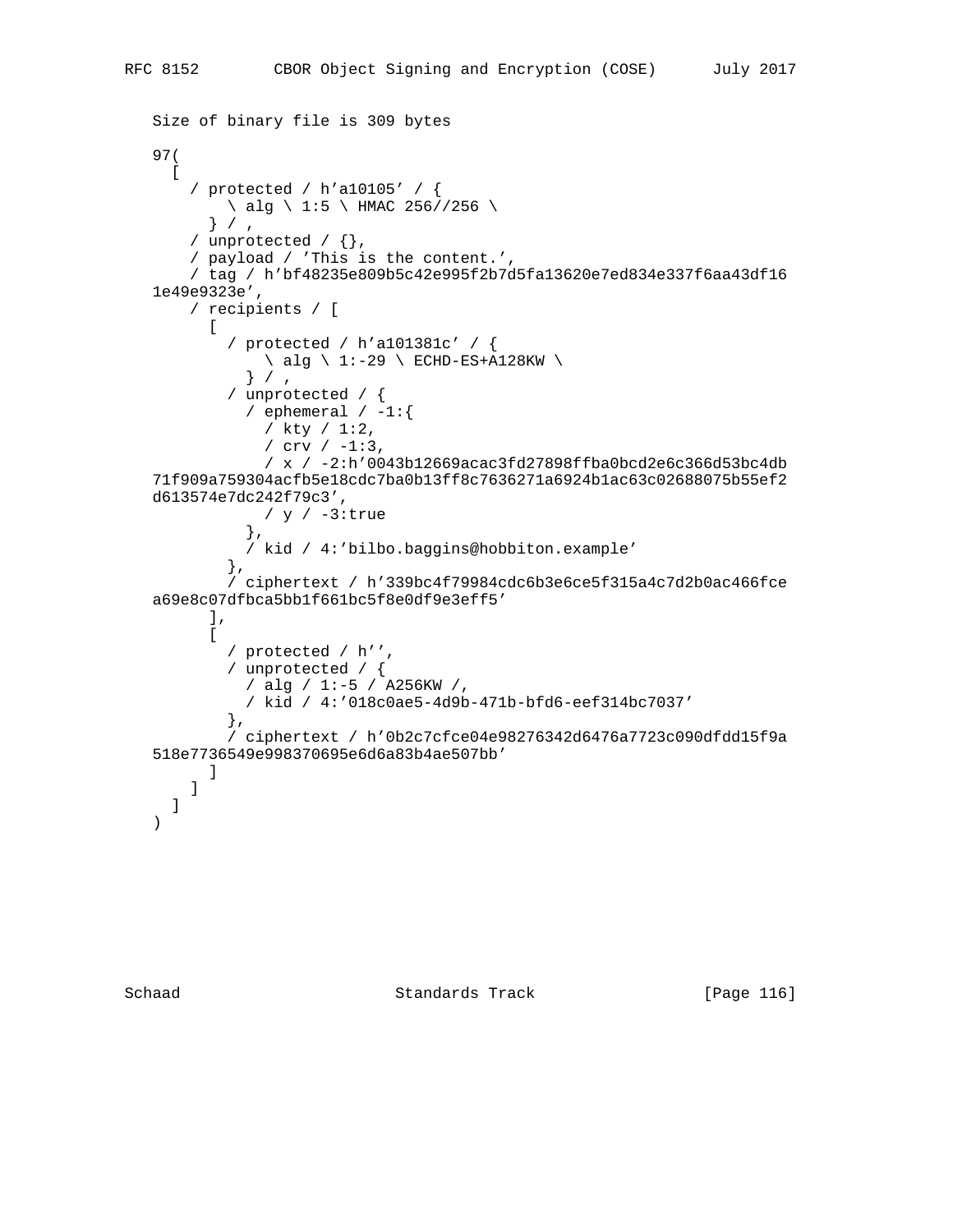Size of binary file is 309 bytes

```
97(
  [
    / protected / h'a10105' / {
        \ alg \ 1:5 \ HMAC 256//256 \
      } / ,
    / unprotected / {},
    / payload / 'This is the content.',
    / tag / h'bf48235e809b5c42e995f2b7d5fa13620e7ed834e337f6aa43df16
1e49e9323e',
    / recipients / [
      [
        / protected / h'a101381c' / {
            \ alg \ 1:-29 \ ECHD-ES+A128KW \
          } / ,
        / unprotected / {
          / ephemeral / -1:{
            / kty / 1:2,
            / crv / -1:3,
            / x / -2:h'0043b12669acac3fd27898ffba0bcd2e6c366d53bc4db
71f909a759304acfb5e18cdc7ba0b13ff8c7636271a6924b1ac63c02688075b55ef2
d613574e7dc242f79c3',
            / y / -3:true
          },
          / kid / 4:'bilbo.baggins@hobbiton.example'
        },
        / ciphertext / h'339bc4f79984cdc6b3e6ce5f315a4c7d2b0ac466fce
a69e8c07dfbca5bb1f661bc5f8e0df9e3eff5'
      ],
      [
        / protected / h'',
        / unprotected / {
          / alg / 1:-5 / A256KW /,
          / kid / 4:'018c0ae5-4d9b-471b-bfd6-eef314bc7037'
        },
        / ciphertext / h'0b2c7cfce04e98276342d6476a7723c090dfdd15f9a
518e7736549e998370695e6d6a83b4ae507bb'
      ]
    ]
  ]
)
```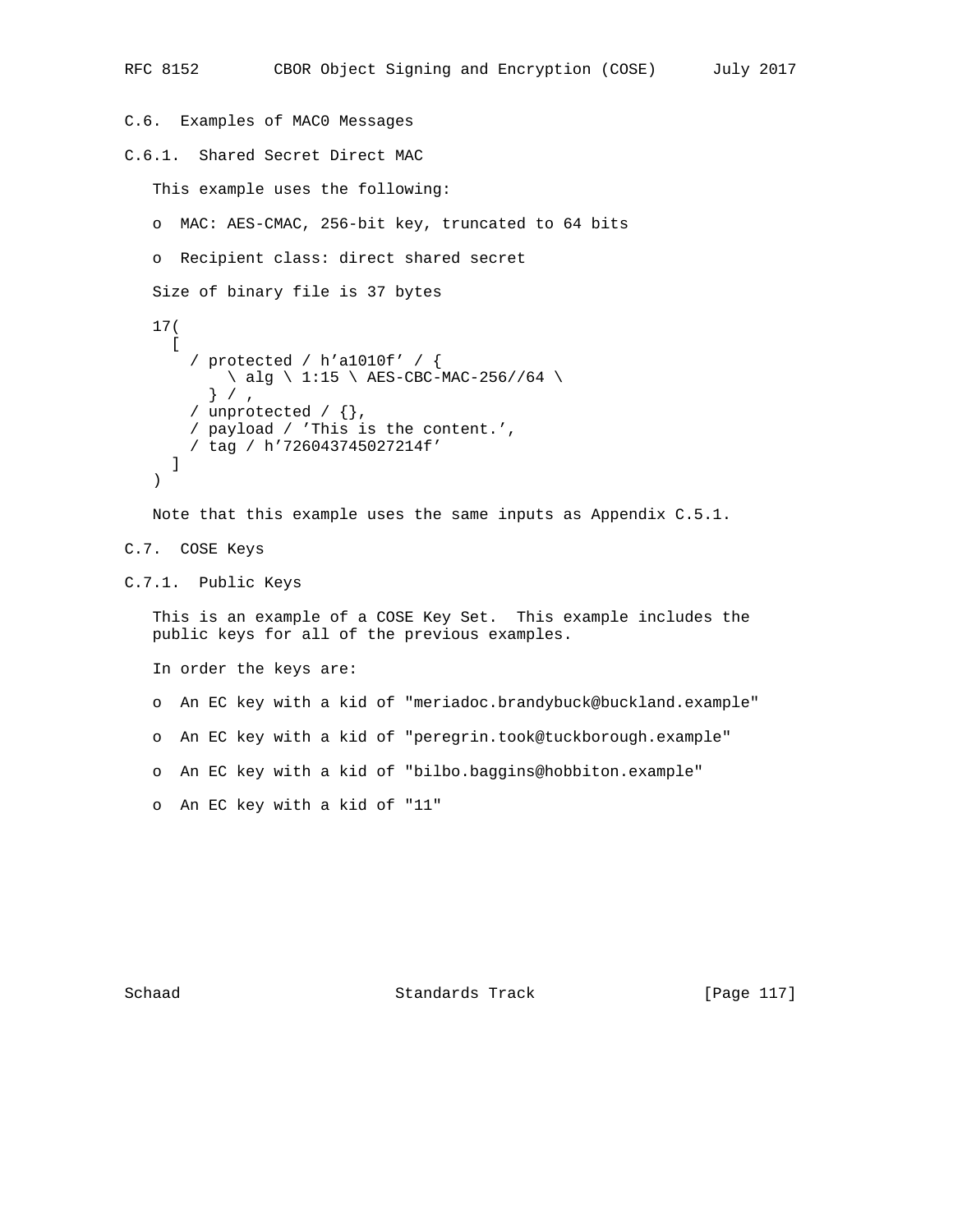### C.6. Examples of MAC0 Messages

#### C.6.1. Shared Secret Direct MAC

This example uses the following:

- MAC: AES-CMAC, 256-bit key, truncated to 64 bits
- Recipient class: direct shared secret

Size of binary file is 37 bytes

```
17(
  [
    / protected / h'a1010f' / {
        \ alg \ 1:15 \ AES-CBC-MAC-256//64 \
      } / ,
    / unprotected / {},
    / payload / 'This is the content.',
    / tag / h'726043745027214f'
  ]
)
```

Note that this example uses the same inputs as Appendix C.5.1.

### C.7. COSE Keys

#### C.7.1. Public Keys

This is an example of a COSE Key Set. This example includes the public keys for all of the previous examples.

In order the keys are:

- An EC key with a kid of "meriadoc.brandybuck@buckland.example"
- An EC key with a kid of "peregrin.took@tuckborough.example"
- An EC key with a kid of "bilbo.baggins@hobbiton.example"
- An EC key with a kid of "11"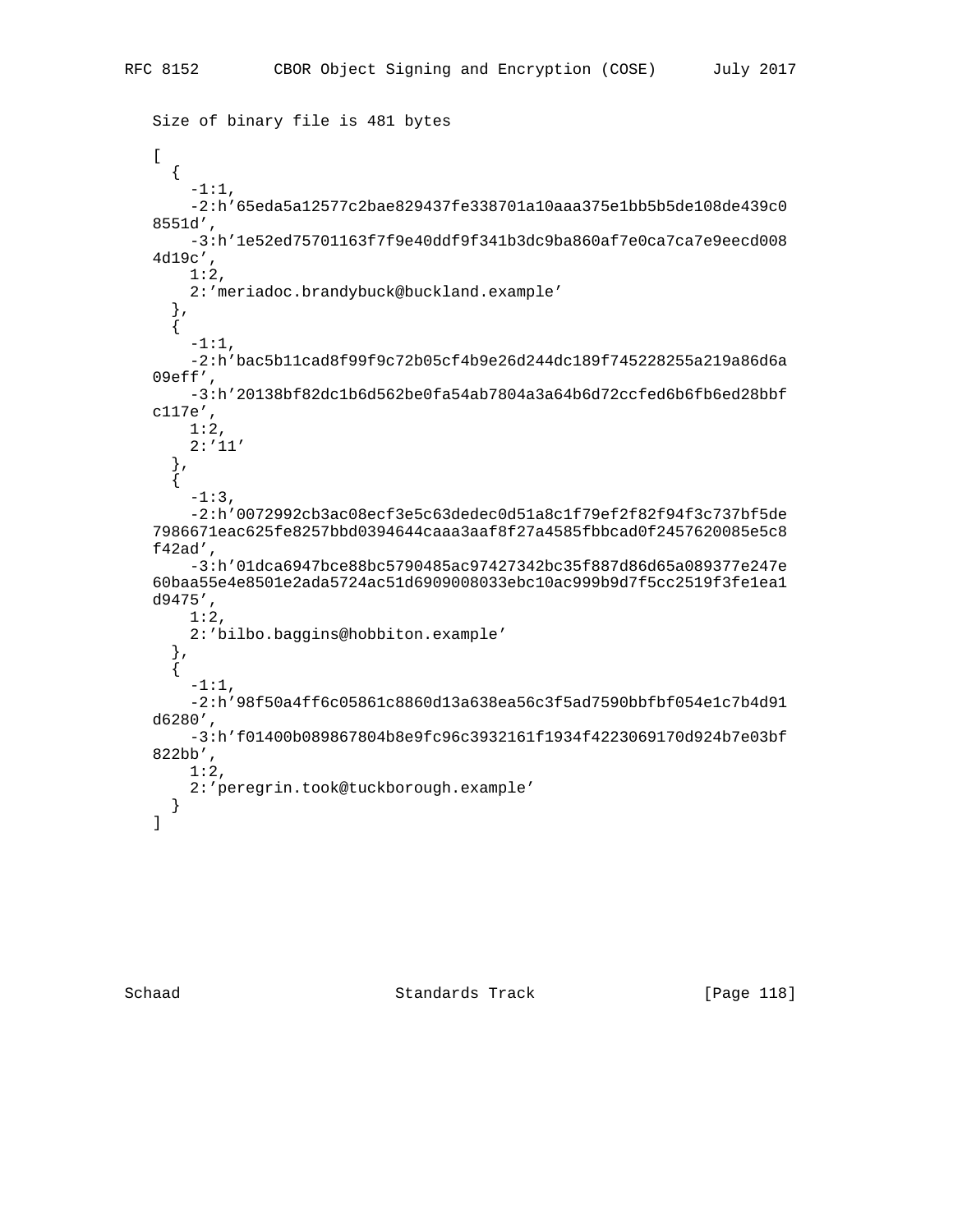Size of binary file is 481 bytes

```
[
  {
    -1:1,
    -2:h'65eda5a12577c2bae829437fe338701a10aaa375e1bb5b5de108de439c0
8551d',
    -3:h'1e52ed75701163f7f9e40ddf9f341b3dc9ba860af7e0ca7ca7e9eecd008
4d19c',
    1:2,
    2:'meriadoc.brandybuck@buckland.example'
  },
  {
    -1:1,
    -2:h'bac5b11cad8f99f9c72b05cf4b9e26d244dc189f745228255a219a86d6a
09eff',
    -3:h'20138bf82dc1b6d562be0fa54ab7804a3a64b6d72ccfed6b6fb6ed28bbf
c117e',
    1:2,
    2:'11'
  },
  {
    -1:3,
    -2:h'0072992cb3ac08ecf3e5c63dedec0d51a8c1f79ef2f82f94f3c737bf5de
7986671eac625fe8257bbd0394644caaa3aaf8f27a4585fbbcad0f2457620085e5c8
f42ad',
    -3:h'01dca6947bce88bc5790485ac97427342bc35f887d86d65a089377e247e
60baa55e4e8501e2ada5724ac51d6909008033ebc10ac999b9d7f5cc2519f3fe1ea1
d9475',
    1:2,
    2:'bilbo.baggins@hobbiton.example'
  },
  {
    -1:1,
    -2:h'98f50a4ff6c05861c8860d13a638ea56c3f5ad7590bbfbf054e1c7b4d91
d6280',
    -3:h'f01400b089867804b8e9fc96c3932161f1934f4223069170d924b7e03bf
822bb',
    1:2,
    2:'peregrin.took@tuckborough.example'
  }
]
```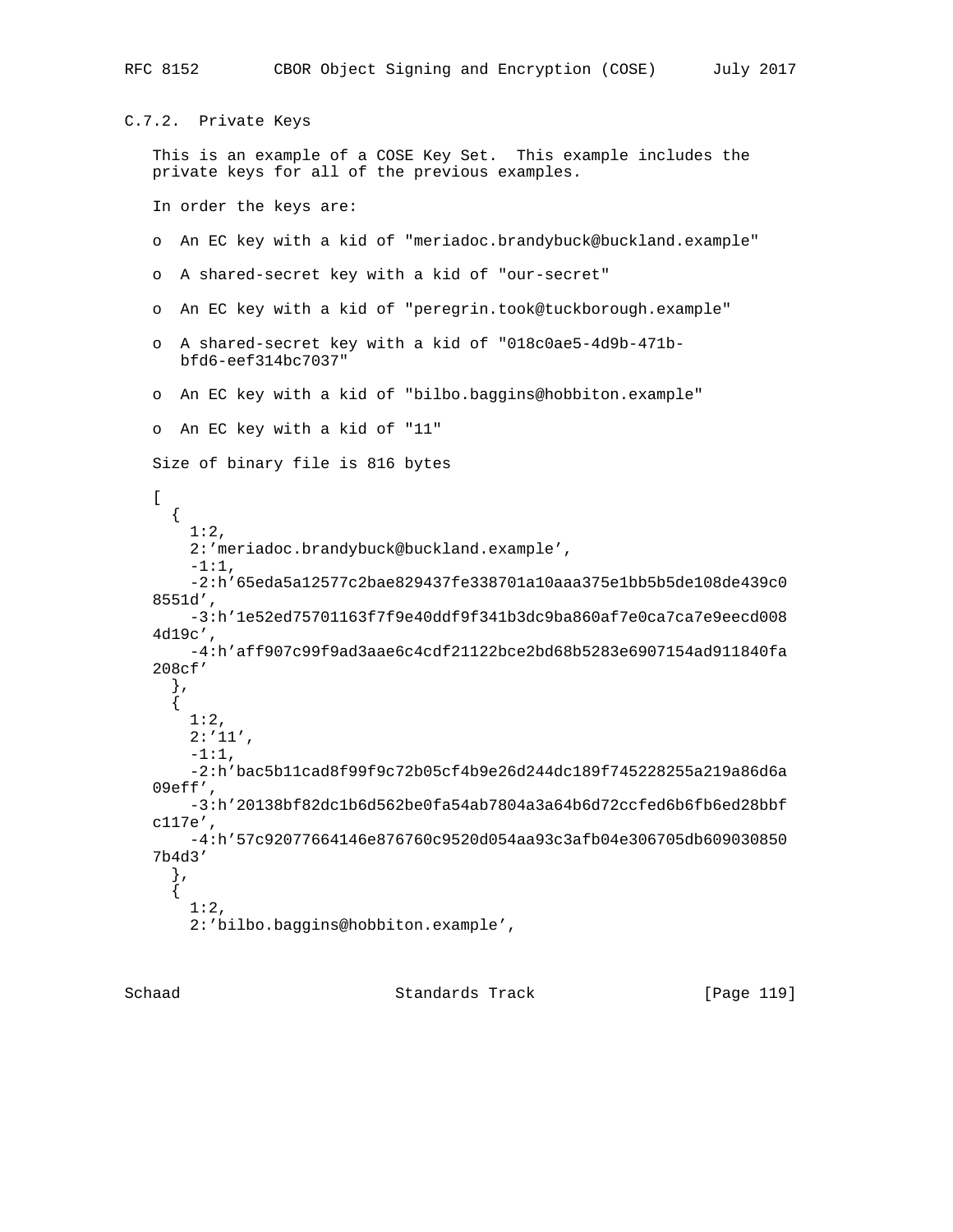### C.7.2. Private Keys

This is an example of a COSE Key Set. This example includes the private keys for all of the previous examples.

In order the keys are:

- An EC key with a kid of "meriadoc.brandybuck@buckland.example"
- A shared-secret key with a kid of "our-secret"
- An EC key with a kid of "peregrin.took@tuckborough.example"
- A shared-secret key with a kid of "018c0ae5-4d9b-471b-bfd6-eef314bc7037"
- An EC key with a kid of "bilbo.baggins@hobbiton.example"
- An EC key with a kid of "11"

Size of binary file is 816 bytes

```
[
  {
    1:2,
    2:'meriadoc.brandybuck@buckland.example',
    -1:1,
    -2:h'65eda5a12577c2bae829437fe338701a10aaa375e1bb5b5de108de439c0
8551d',
    -3:h'1e52ed75701163f7f9e40ddf9f341b3dc9ba860af7e0ca7ca7e9eecd008
4d19c',
    -4:h'aff907c99f9ad3aae6c4cdf21122bce2bd68b5283e6907154ad911840fa
208cf'
  },
  {
    1:2,
    2:'11',
    -1:1,
    -2:h'bac5b11cad8f99f9c72b05cf4b9e26d244dc189f745228255a219a86d6a
09eff',
    -3:h'20138bf82dc1b6d562be0fa54ab7804a3a64b6d72ccfed6b6fb6ed28bbf
c117e',
    -4:h'57c92077664146e876760c9520d054aa93c3afb04e306705db609030850
7b4d3'
  },
  {
    1:2,
    2:'bilbo.baggins@hobbiton.example',
```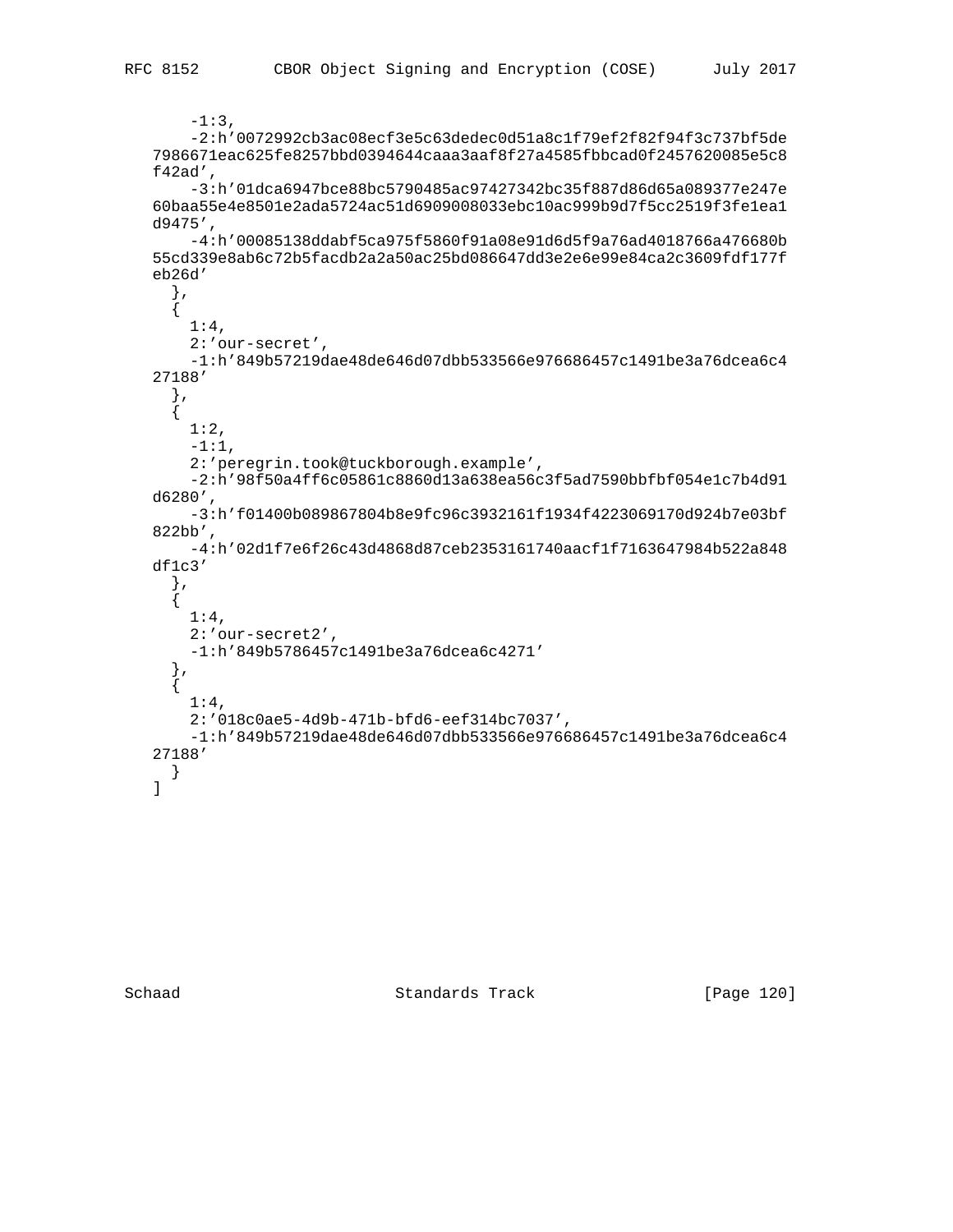```
      -1:3,
      -2:h'0072992cb3ac08ecf3e5c63dedec0d51a8c1f79ef2f82f94f3c737bf5de
   7986671eac625fe8257bbd0394644caaa3aaf8f27a4585fbbcad0f2457620085e5c8
   f42ad',
      -3:h'01dca6947bce88bc5790485ac97427342bc35f887d86d65a089377e247e
   60baa55e4e8501e2ada5724ac51d6909008033ebc10ac999b9d7f5cc2519f3fe1ea1
   d9475',
      -4:h'00085138ddabf5ca975f5860f91a08e91d6d5f9a76ad4018766a476680b
   55cd339e8ab6c72b5facdb2a2a50ac25bd086647dd3e2e6e99e84ca2c3609fdf177f
   eb26d'
     },
     {
       1:4,
       2:'our-secret',
       -1:h'849b57219dae48de646d07dbb533566e976686457c1491be3a76dcea6c4
   27188'
     },
     {
       1:2,
       -1:1,
       2:'peregrin.took@tuckborough.example',
       -2:h'98f50a4ff6c05861c8860d13a638ea56c3f5ad7590bbfbf054e1c7b4d91
   d6280',
       -3:h'f01400b089867804b8e9fc96c3932161f1934f4223069170d924b7e03bf
   822bb',
       -4:h'02d1f7e6f26c43d4868d87ceb2353161740aacf1f7163647984b522a848
   df1c3'
     },
     {
       1:4,
       2:'our-secret2',
       -1:h'849b5786457c1491be3a76dcea6c4271'
     },
     {
       1:4,
       2:'018c0ae5-4d9b-471b-bfd6-eef314bc7037',
       -1:h'849b57219dae48de646d07dbb533566e976686457c1491be3a76dcea6c4
   27188'
     }
   ]
```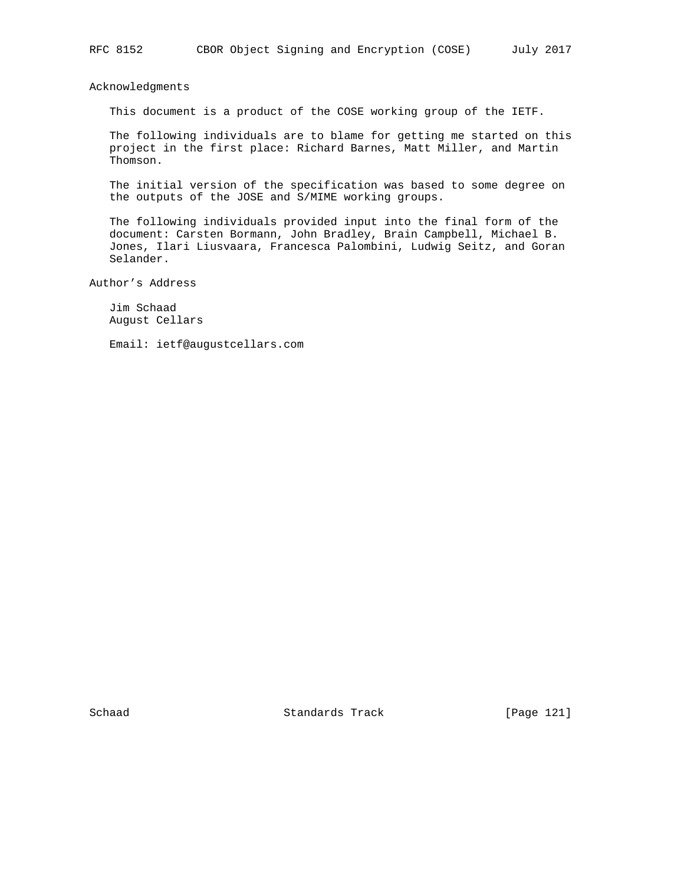## Acknowledgments

This document is a product of the COSE working group of the IETF.

The following individuals are to blame for getting me started on this project in the first place: Richard Barnes, Matt Miller, and Martin Thomson.

The initial version of the specification was based to some degree on the outputs of the JOSE and S/MIME working groups.

The following individuals provided input into the final form of the document: Carsten Bormann, John Bradley, Brain Campbell, Michael B. Jones, Ilari Liusvaara, Francesca Palombini, Ludwig Seitz, and Goran Selander.

## Author's Address

Jim Schaad
August Cellars

Email: ietf@augustcellars.com